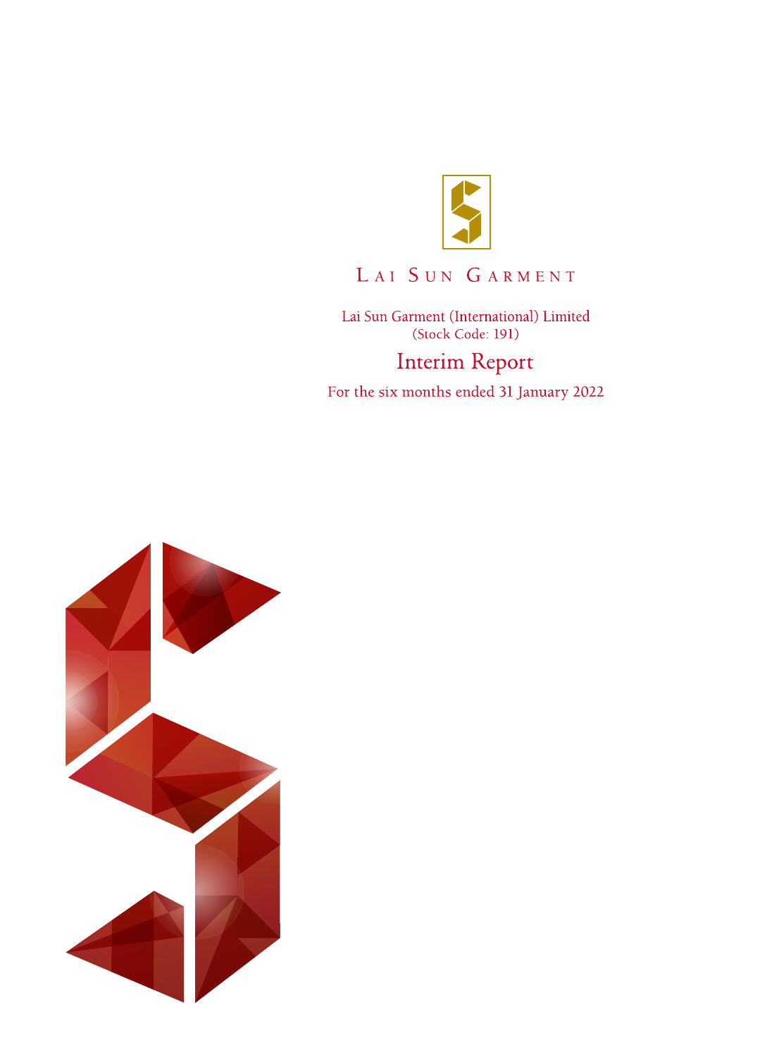LAI SUN GARMENT

Lai Sun Garment (International) Limited
(Stock Code: 191)

# Interim Report

For the six months ended 31 January 2022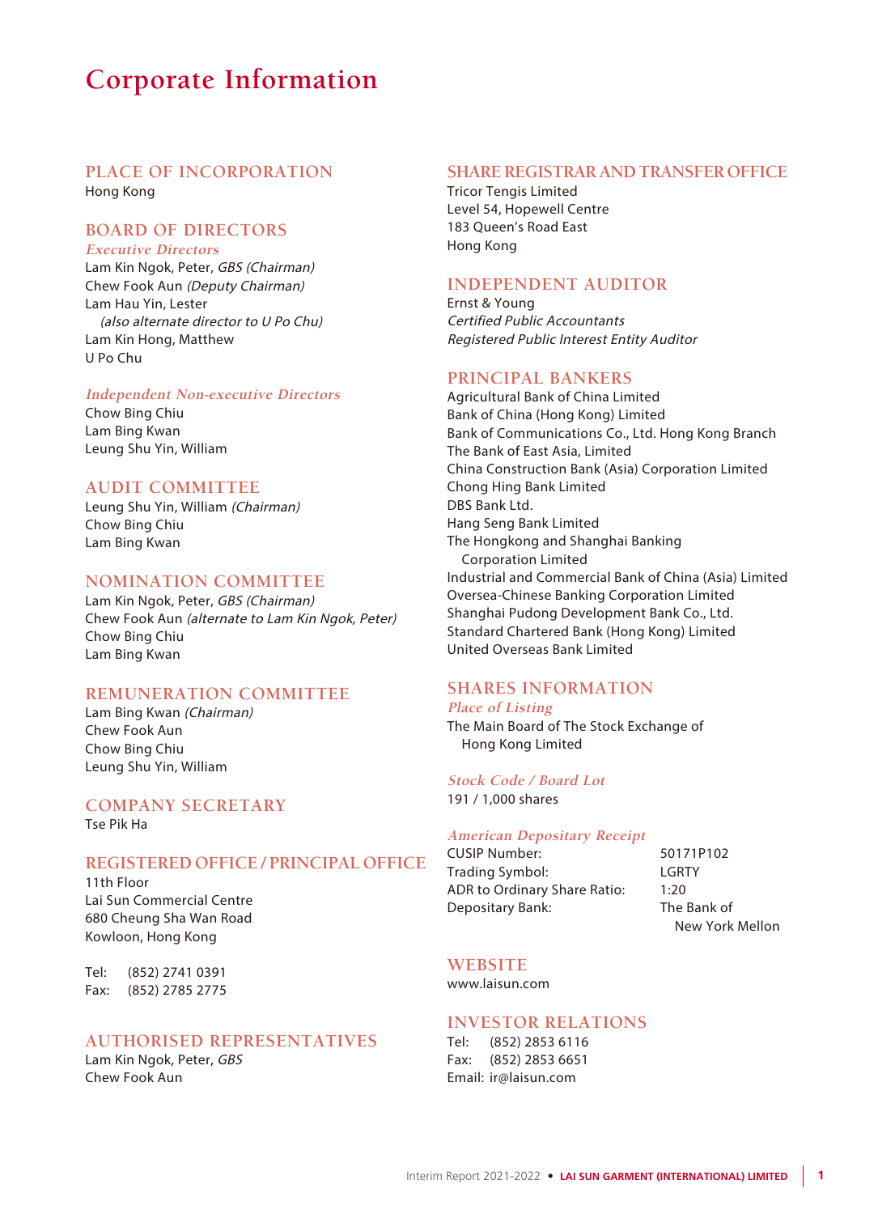# Corporate Information

## PLACE OF INCORPORATION

Hong Kong

## BOARD OF DIRECTORS

### *Executive Directors*

Lam Kin Ngok, Peter, *GBS (Chairman)*
Chew Fook Aun *(Deputy Chairman)*
Lam Hau Yin, Lester
*(also alternate director to U Po Chu)*
Lam Kin Hong, Matthew
U Po Chu

### *Independent Non-executive Directors*

Chow Bing Chiu
Lam Bing Kwan
Leung Shu Yin, William

## AUDIT COMMITTEE

Leung Shu Yin, William *(Chairman)*
Chow Bing Chiu
Lam Bing Kwan

## NOMINATION COMMITTEE

Lam Kin Ngok, Peter, *GBS (Chairman)*
Chew Fook Aun *(alternate to Lam Kin Ngok, Peter)*
Chow Bing Chiu
Lam Bing Kwan

## REMUNERATION COMMITTEE

Lam Bing Kwan *(Chairman)*
Chew Fook Aun
Chow Bing Chiu
Leung Shu Yin, William

## COMPANY SECRETARY

Tse Pik Ha

## REGISTERED OFFICE / PRINCIPAL OFFICE

11th Floor
Lai Sun Commercial Centre
680 Cheung Sha Wan Road
Kowloon, Hong Kong

Tel: (852) 2741 0391
Fax: (852) 2785 2775

## AUTHORISED REPRESENTATIVES

Lam Kin Ngok, Peter, *GBS*
Chew Fook Aun

## SHARE REGISTRAR AND TRANSFER OFFICE

Tricor Tengis Limited
Level 54, Hopewell Centre
183 Queen's Road East
Hong Kong

## INDEPENDENT AUDITOR

Ernst & Young
*Certified Public Accountants*
*Registered Public Interest Entity Auditor*

## PRINCIPAL BANKERS

Agricultural Bank of China Limited
Bank of China (Hong Kong) Limited
Bank of Communications Co., Ltd. Hong Kong Branch
The Bank of East Asia, Limited
China Construction Bank (Asia) Corporation Limited
Chong Hing Bank Limited
DBS Bank Ltd.
Hang Seng Bank Limited
The Hongkong and Shanghai Banking Corporation Limited
Industrial and Commercial Bank of China (Asia) Limited
Oversea-Chinese Banking Corporation Limited
Shanghai Pudong Development Bank Co., Ltd.
Standard Chartered Bank (Hong Kong) Limited
United Overseas Bank Limited

## SHARES INFORMATION

### *Place of Listing*

The Main Board of The Stock Exchange of Hong Kong Limited

### *Stock Code / Board Lot*

191 / 1,000 shares

### *American Depositary Receipt*

| | |
|---|---|
| CUSIP Number: | 50171P102 |
| Trading Symbol: | LGRTY |
| ADR to Ordinary Share Ratio: | 1:20 |
| Depositary Bank: | The Bank of New York Mellon |

## WEBSITE

www.laisun.com

## INVESTOR RELATIONS

Tel: (852) 2853 6116
Fax: (852) 2853 6651
Email: ir@laisun.com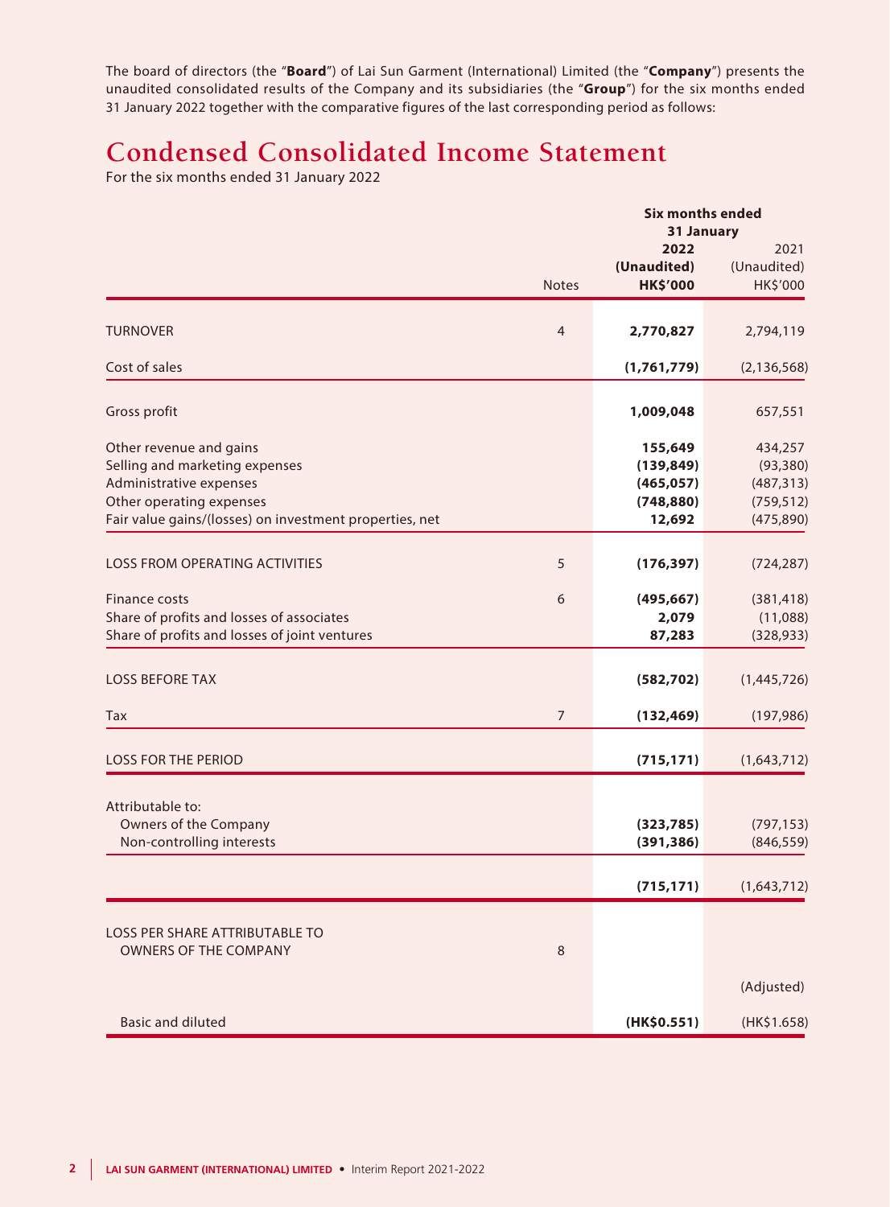The board of directors (the "**Board**") of Lai Sun Garment (International) Limited (the "**Company**") presents the unaudited consolidated results of the Company and its subsidiaries (the "**Group**") for the six months ended 31 January 2022 together with the comparative figures of the last corresponding period as follows:

# Condensed Consolidated Income Statement

For the six months ended 31 January 2022

| | Notes | Six months ended 31 January 2022 (Unaudited) HK$'000 | Six months ended 31 January 2021 (Unaudited) HK$'000 |
|---|---|---|---|
| TURNOVER | 4 | **2,770,827** | 2,794,119 |
| Cost of sales | | **(1,761,779)** | (2,136,568) |
| Gross profit | | **1,009,048** | 657,551 |
| Other revenue and gains | | **155,649** | 434,257 |
| Selling and marketing expenses | | **(139,849)** | (93,380) |
| Administrative expenses | | **(465,057)** | (487,313) |
| Other operating expenses | | **(748,880)** | (759,512) |
| Fair value gains/(losses) on investment properties, net | | **12,692** | (475,890) |
| LOSS FROM OPERATING ACTIVITIES | 5 | **(176,397)** | (724,287) |
| Finance costs | 6 | **(495,667)** | (381,418) |
| Share of profits and losses of associates | | **2,079** | (11,088) |
| Share of profits and losses of joint ventures | | **87,283** | (328,933) |
| LOSS BEFORE TAX | | **(582,702)** | (1,445,726) |
| Tax | 7 | **(132,469)** | (197,986) |
| LOSS FOR THE PERIOD | | **(715,171)** | (1,643,712) |
| Attributable to: | | | |
| Owners of the Company | | **(323,785)** | (797,153) |
| Non-controlling interests | | **(391,386)** | (846,559) |
| | | **(715,171)** | (1,643,712) |
| LOSS PER SHARE ATTRIBUTABLE TO OWNERS OF THE COMPANY | 8 | | |
| | | | (Adjusted) |
| Basic and diluted | | **(HK$0.551)** | (HK$1.658) |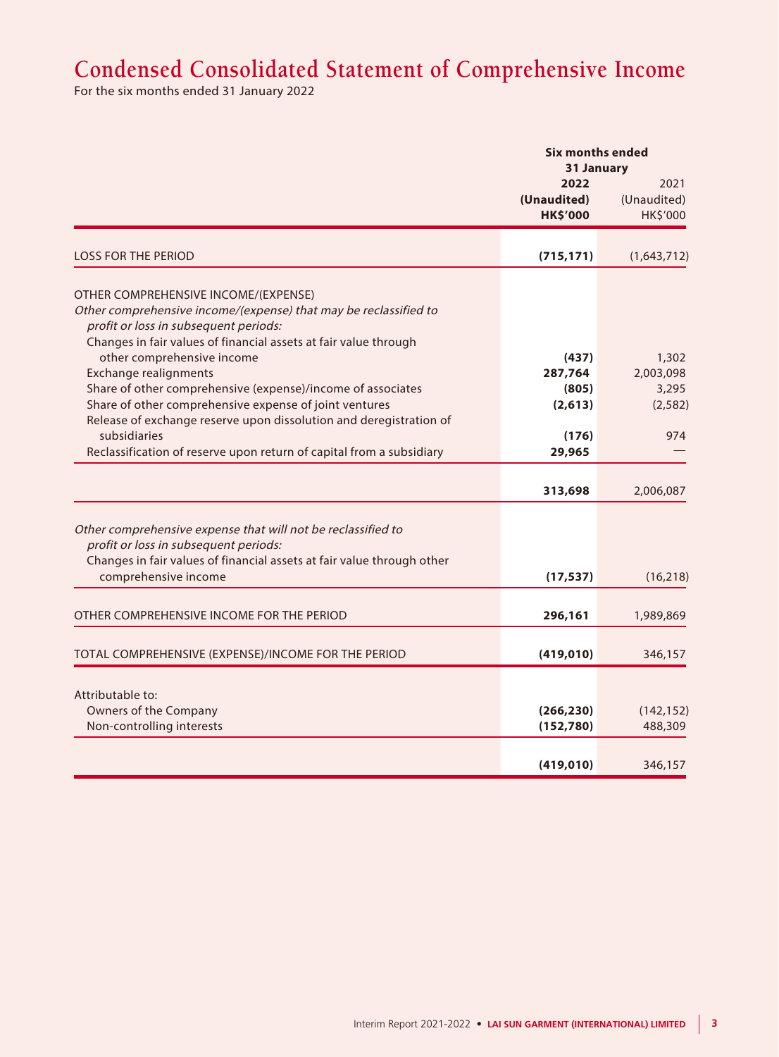# Condensed Consolidated Statement of Comprehensive Income

For the six months ended 31 January 2022

| | Six months ended 31 January | |
|---|---|---|
| | **2022** | 2021 |
| | **(Unaudited)** | (Unaudited) |
| | **HK$'000** | HK$'000 |
| LOSS FOR THE PERIOD | **(715,171)** | (1,643,712) |
| OTHER COMPREHENSIVE INCOME/(EXPENSE) | | |
| *Other comprehensive income/(expense) that may be reclassified to profit or loss in subsequent periods:* | | |
| Changes in fair values of financial assets at fair value through other comprehensive income | **(437)** | 1,302 |
| Exchange realignments | **287,764** | 2,003,098 |
| Share of other comprehensive (expense)/income of associates | **(805)** | 3,295 |
| Share of other comprehensive expense of joint ventures | **(2,613)** | (2,582) |
| Release of exchange reserve upon dissolution and deregistration of subsidiaries | **(176)** | 974 |
| Reclassification of reserve upon return of capital from a subsidiary | **29,965** | — |
| | **313,698** | 2,006,087 |
| *Other comprehensive expense that will not be reclassified to profit or loss in subsequent periods:* | | |
| Changes in fair values of financial assets at fair value through other comprehensive income | **(17,537)** | (16,218) |
| OTHER COMPREHENSIVE INCOME FOR THE PERIOD | **296,161** | 1,989,869 |
| TOTAL COMPREHENSIVE (EXPENSE)/INCOME FOR THE PERIOD | **(419,010)** | 346,157 |
| Attributable to: | | |
| Owners of the Company | **(266,230)** | (142,152) |
| Non-controlling interests | **(152,780)** | 488,309 |
| | **(419,010)** | 346,157 |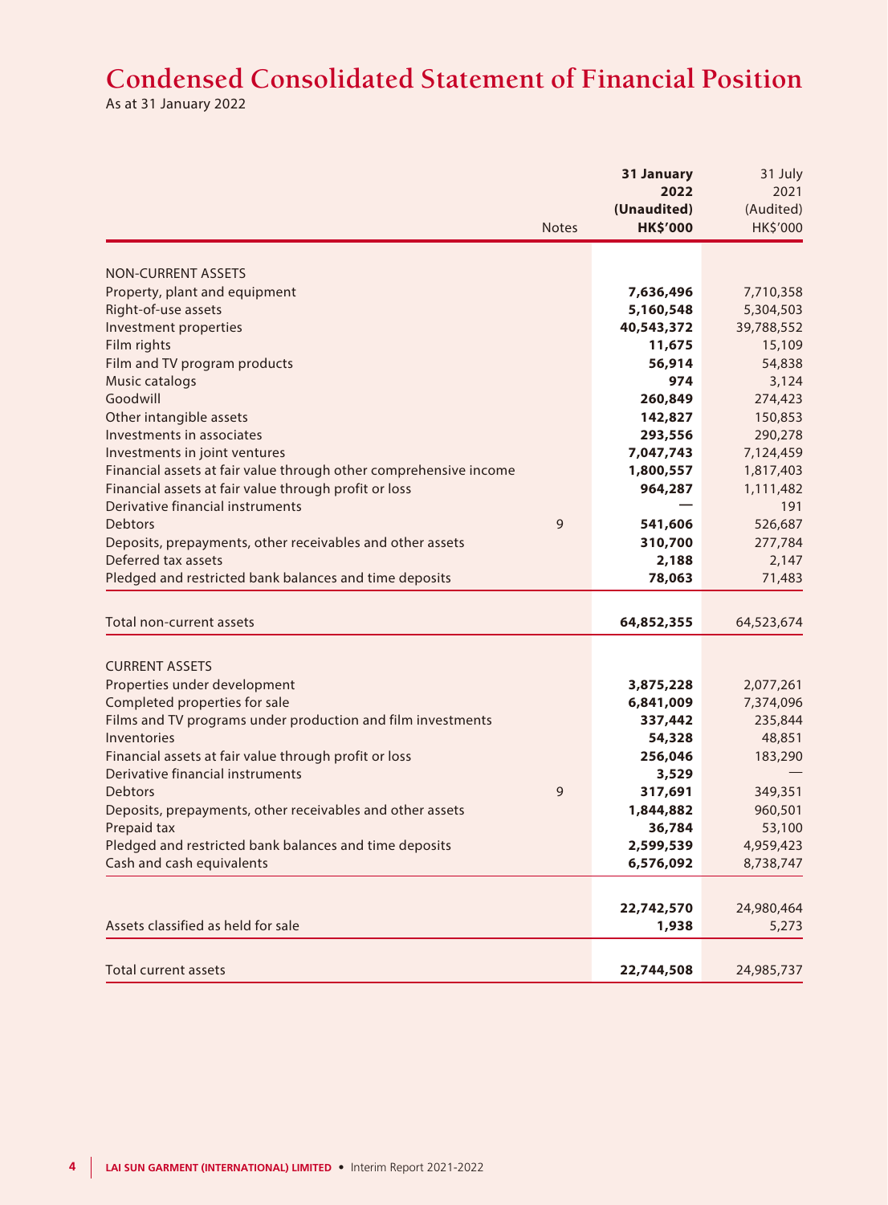# Condensed Consolidated Statement of Financial Position

As at 31 January 2022

| | Notes | 31 January 2022 (Unaudited) HK$'000 | 31 July 2021 (Audited) HK$'000 |
|---|---|---|---|
| NON-CURRENT ASSETS | | | |
| Property, plant and equipment | | **7,636,496** | 7,710,358 |
| Right-of-use assets | | **5,160,548** | 5,304,503 |
| Investment properties | | **40,543,372** | 39,788,552 |
| Film rights | | **11,675** | 15,109 |
| Film and TV program products | | **56,914** | 54,838 |
| Music catalogs | | **974** | 3,124 |
| Goodwill | | **260,849** | 274,423 |
| Other intangible assets | | **142,827** | 150,853 |
| Investments in associates | | **293,556** | 290,278 |
| Investments in joint ventures | | **7,047,743** | 7,124,459 |
| Financial assets at fair value through other comprehensive income | | **1,800,557** | 1,817,403 |
| Financial assets at fair value through profit or loss | | **964,287** | 1,111,482 |
| Derivative financial instruments | | **—** | 191 |
| Debtors | 9 | **541,606** | 526,687 |
| Deposits, prepayments, other receivables and other assets | | **310,700** | 277,784 |
| Deferred tax assets | | **2,188** | 2,147 |
| Pledged and restricted bank balances and time deposits | | **78,063** | 71,483 |
| Total non-current assets | | **64,852,355** | 64,523,674 |
| CURRENT ASSETS | | | |
| Properties under development | | **3,875,228** | 2,077,261 |
| Completed properties for sale | | **6,841,009** | 7,374,096 |
| Films and TV programs under production and film investments | | **337,442** | 235,844 |
| Inventories | | **54,328** | 48,851 |
| Financial assets at fair value through profit or loss | | **256,046** | 183,290 |
| Derivative financial instruments | | **3,529** | — |
| Debtors | 9 | **317,691** | 349,351 |
| Deposits, prepayments, other receivables and other assets | | **1,844,882** | 960,501 |
| Prepaid tax | | **36,784** | 53,100 |
| Pledged and restricted bank balances and time deposits | | **2,599,539** | 4,959,423 |
| Cash and cash equivalents | | **6,576,092** | 8,738,747 |
| | | **22,742,570** | 24,980,464 |
| Assets classified as held for sale | | **1,938** | 5,273 |
| Total current assets | | **22,744,508** | 24,985,737 |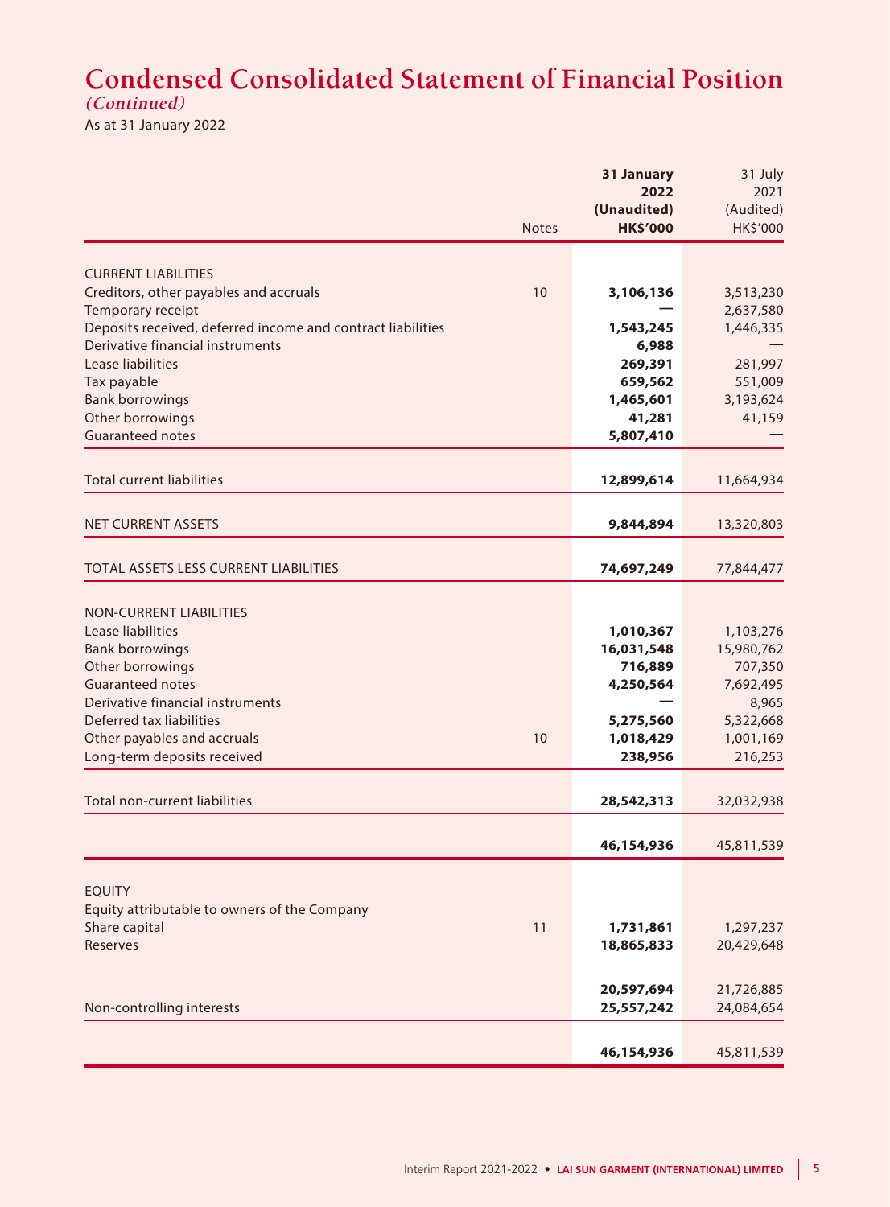# Condensed Consolidated Statement of Financial Position

*(Continued)*

As at 31 January 2022

| | Notes | **31 January 2022 (Unaudited) HK$'000** | 31 July 2021 (Audited) HK$'000 |
|---|---|---|---|
| CURRENT LIABILITIES | | | |
| Creditors, other payables and accruals | 10 | **3,106,136** | 3,513,230 |
| Temporary receipt | | **—** | 2,637,580 |
| Deposits received, deferred income and contract liabilities | | **1,543,245** | 1,446,335 |
| Derivative financial instruments | | **6,988** | — |
| Lease liabilities | | **269,391** | 281,997 |
| Tax payable | | **659,562** | 551,009 |
| Bank borrowings | | **1,465,601** | 3,193,624 |
| Other borrowings | | **41,281** | 41,159 |
| Guaranteed notes | | **5,807,410** | — |
| Total current liabilities | | **12,899,614** | 11,664,934 |
| NET CURRENT ASSETS | | **9,844,894** | 13,320,803 |
| TOTAL ASSETS LESS CURRENT LIABILITIES | | **74,697,249** | 77,844,477 |
| NON-CURRENT LIABILITIES | | | |
| Lease liabilities | | **1,010,367** | 1,103,276 |
| Bank borrowings | | **16,031,548** | 15,980,762 |
| Other borrowings | | **716,889** | 707,350 |
| Guaranteed notes | | **4,250,564** | 7,692,495 |
| Derivative financial instruments | | **—** | 8,965 |
| Deferred tax liabilities | | **5,275,560** | 5,322,668 |
| Other payables and accruals | 10 | **1,018,429** | 1,001,169 |
| Long-term deposits received | | **238,956** | 216,253 |
| Total non-current liabilities | | **28,542,313** | 32,032,938 |
| | | **46,154,936** | 45,811,539 |
| EQUITY | | | |
| Equity attributable to owners of the Company | | | |
| Share capital | 11 | **1,731,861** | 1,297,237 |
| Reserves | | **18,865,833** | 20,429,648 |
| | | **20,597,694** | 21,726,885 |
| Non-controlling interests | | **25,557,242** | 24,084,654 |
| | | **46,154,936** | 45,811,539 |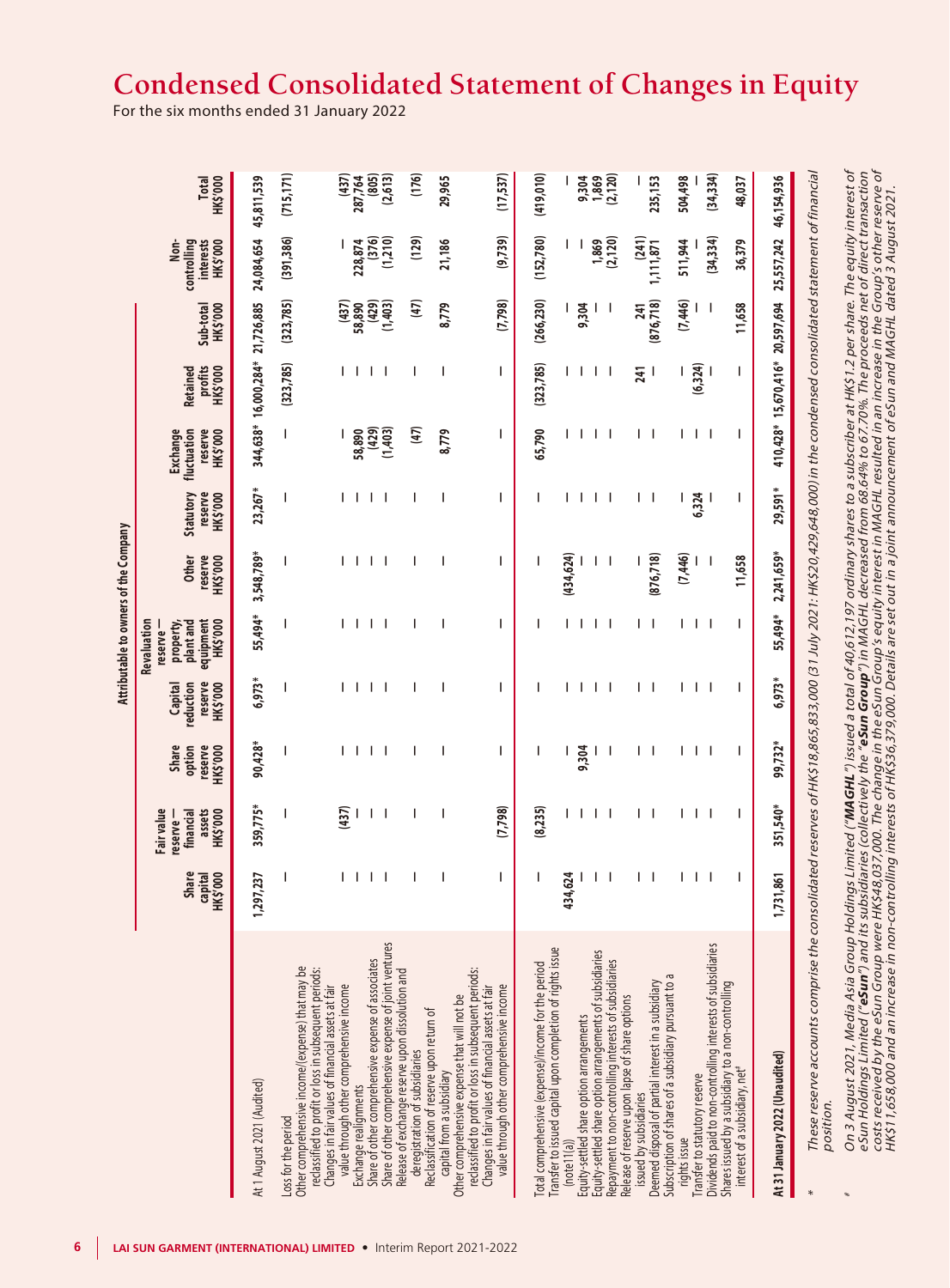# Condensed Consolidated Statement of Changes in Equity

For the six months ended 31 January 2022

| | Attributable to owners of the Company | | | | | | | | | | | | |
|---|---|---|---|---|---|---|---|---|---|---|---|---|---|
| | Share capital HK$'000 | Fair value reserve — financial assets HK$'000 | Share option reserve HK$'000 | Capital reduction reserve HK$'000 | Revaluation reserve — property, plant and equipment HK$'000 | Other reserve HK$'000 | Statutory reserve HK$'000 | Exchange fluctuation reserve HK$'000 | Retained profits HK$'000 | Sub-total HK$'000 | Non-controlling interests HK$'000 | Total HK$'000 |
| At 1 August 2021 (Audited) | 1,297,237 | 359,775* | 90,428* | 6,973* | 55,494* | 3,548,789* | 23,267* | 344,638* | 16,000,284* | 21,726,885 | 24,084,654 | 45,811,539 |
| Loss for the period | – | – | – | – | – | – | – | – | (323,785) | (323,785) | (391,386) | (715,171) |
| Other comprehensive income/(expense) that may be reclassified to profit or loss in subsequent periods: | | | | | | | | | | | | |
| Changes in fair values of financial assets at fair value through other comprehensive income | – | (437) | – | – | – | – | – | – | – | (437) | – | (437) |
| Exchange realignments | – | – | – | – | – | – | – | 58,890 | – | 58,890 | 228,874 | 287,764 |
| Share of other comprehensive expense of associates | – | – | – | – | – | – | – | (429) | – | (429) | (376) | (805) |
| Share of other comprehensive expense of joint ventures | – | – | – | – | – | – | – | (1,403) | – | (1,403) | (1,210) | (2,613) |
| Release of exchange reserve upon dissolution and deregistration of subsidiaries | – | – | – | – | – | – | – | (47) | – | (47) | (129) | (176) |
| Reclassification of reserve upon return of capital from a subsidiary | – | – | – | – | – | – | – | 8,779 | – | 8,779 | 21,186 | 29,965 |
| Other comprehensive expense that will not be reclassified to profit or loss in subsequent periods: | | | | | | | | | | | | |
| Changes in fair values of financial assets at fair value through other comprehensive income | – | (7,798) | – | – | – | – | – | – | – | (7,798) | (9,739) | (17,537) |
| Total comprehensive (expense)/income for the period | – | (8,235) | – | – | – | – | – | 65,790 | (323,785) | (266,230) | (152,780) | (419,010) |
| Transfer to issued capital upon completion of rights issue (note 11(a)) | 434,624 | – | – | – | – | (434,624) | – | – | – | – | – | – |
| Equity-settled share option arrangements | – | – | 9,304 | – | – | – | – | – | – | 9,304 | – | 9,304 |
| Equity-settled share option arrangements of subsidiaries | – | – | – | – | – | – | – | – | – | – | 1,869 | 1,869 |
| Repayment to non-controlling interests of subsidiaries | – | – | – | – | – | – | – | – | – | – | (2,120) | (2,120) |
| Release of reserve upon lapse of share options issued by subsidiaries | – | – | – | – | – | – | – | – | 241 | 241 | (241) | – |
| Deemed disposal of partial interest in a subsidiary | – | – | – | – | – | (876,718) | – | – | – | (876,718) | 1,111,871 | 235,153 |
| Subscription of shares of a subsidiary pursuant to a rights issue | – | – | – | – | – | (7,446) | – | – | – | (7,446) | 511,944 | 504,498 |
| Transfer to statutory reserve | – | – | – | – | – | – | 6,324 | – | (6,324) | – | – | – |
| Dividends paid to non-controlling interests of subsidiaries | – | – | – | – | – | – | – | – | – | – | (34,334) | (34,334) |
| Shares issued by a subsidiary to a non-controlling interest of a subsidiary, net# | – | – | – | – | – | 11,658 | – | – | – | 11,658 | 36,379 | 48,037 |
| **At 31 January 2022 (Unaudited)** | 1,731,861 | 351,540* | 99,732* | 6,973* | 55,494* | 2,241,659* | 29,591* | 410,428* | 15,670,416* | 20,597,694 | 25,557,242 | 46,154,936 |

\* These reserve accounts comprise the consolidated reserves of HK$18,865,833,000 (31 July 2021: HK$20,429,648,000) in the condensed consolidated statement of financial position.

\# On 3 August 2021, Media Asia Group Holdings Limited ("**MAGHL**") issued a total of 40,612,197 ordinary shares to a subscriber at HK$1.2 per share. The equity interest of eSun Holdings Limited ("**eSun**") and its subsidiaries (collectively the "**eSun Group**") in MAGHL decreased from 68.64% to 67.70%. The proceeds net of direct transaction costs received by the eSun Group were HK$48,037,000. The change in the eSun Group's equity interest in MAGHL resulted in an increase in the Group's other reserve of HK$11,658,000 and an increase in non-controlling interests of HK$36,379,000. Details are set out in a joint announcement of eSun and MAGHL dated 3 August 2021.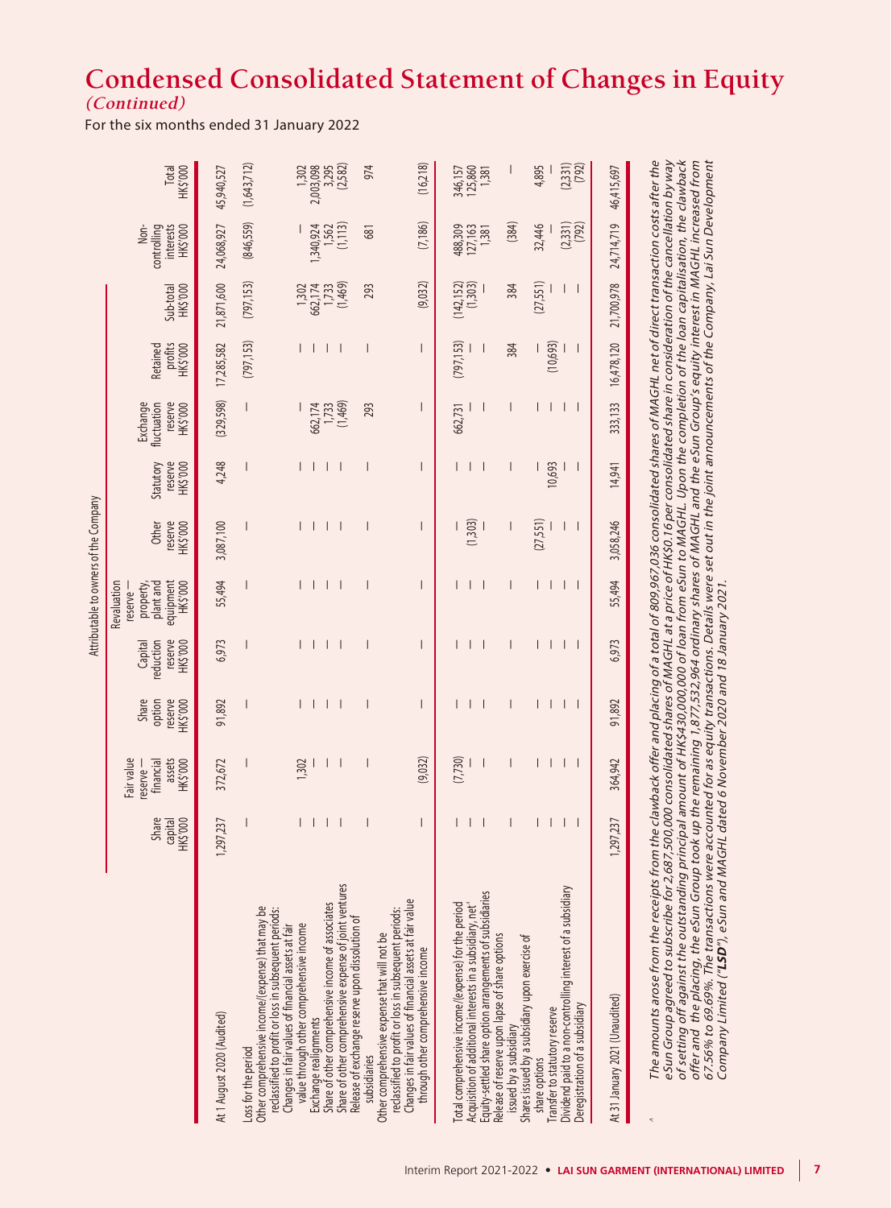# Condensed Consolidated Statement of Changes in Equity

*(Continued)*

For the six months ended 31 January 2022

| | Attributable to owners of the Company | | | | | | | | | | | | |
|---|---|---|---|---|---|---|---|---|---|---|---|---|---|
| | Share capital HK$'000 | Fair value reserve — financial assets HK$'000 | Share option reserve HK$'000 | Capital reduction reserve HK$'000 | Revaluation reserve — property, plant and equipment HK$'000 | Other reserve HK$'000 | Statutory reserve HK$'000 | Exchange fluctuation reserve HK$'000 | Retained profits HK$'000 | Sub-total HK$'000 | Non-controlling interests HK$'000 | Total HK$'000 |
| At 1 August 2020 (Audited) | 1,297,237 | 372,672 | 91,892 | 6,973 | 55,494 | 3,087,100 | 4,248 | (329,598) | 17,285,582 | 21,871,600 | 24,068,927 | 45,940,527 |
| Loss for the period | — | — | — | — | — | — | — | — | (797,153) | (797,153) | (846,559) | (1,643,712) |
| Other comprehensive income/(expense) that may be reclassified to profit or loss in subsequent periods: | | | | | | | | | | | | |
| Changes in fair values of financial assets at fair value through other comprehensive income | — | 1,302 | — | — | — | — | — | — | — | 1,302 | — | 1,302 |
| Exchange realignments | — | — | — | — | — | — | — | 662,174 | — | 662,174 | 1,340,924 | 2,003,098 |
| Share of other comprehensive income of associates | — | — | — | — | — | — | — | 1,733 | — | 1,733 | 1,562 | 3,295 |
| Share of other comprehensive expense of joint ventures | — | — | — | — | — | — | — | (1,469) | — | (1,469) | (1,113) | (2,582) |
| Release of exchange reserve upon dissolution of subsidiaries | — | — | — | — | — | — | — | 293 | — | 293 | 681 | 974 |
| Other comprehensive expense that will not be reclassified to profit or loss in subsequent periods: | | | | | | | | | | | | |
| Changes in fair values of financial assets at fair value through other comprehensive income | — | (9,032) | — | — | — | — | — | — | — | (9,032) | (7,186) | (16,218) |
| Total comprehensive income/(expense) for the period | — | (7,730) | — | — | — | — | — | 662,731 | (797,153) | (142,152) | 488,309 | 346,157 |
| Acquisition of additional interests in a subsidiary, net^ | — | — | — | — | — | (1,303) | — | — | — | (1,303) | 127,163 | 125,860 |
| Equity-settled share option arrangements of subsidiaries | — | — | — | — | — | — | — | — | — | — | 1,381 | 1,381 |
| Release of reserve upon lapse of share options issued by a subsidiary | — | — | — | — | — | — | — | — | 384 | 384 | (384) | — |
| Shares issued by a subsidiary upon exercise of share options | — | — | — | — | — | (27,551) | — | — | — | (27,551) | 32,446 | 4,895 |
| Transfer to statutory reserve | — | — | — | — | — | — | 10,693 | — | (10,693) | — | — | — |
| Dividend paid to a non-controlling interest of a subsidiary | — | — | — | — | — | — | — | — | — | — | (2,331) | (2,331) |
| Deregistration of a subsidiary | — | — | — | — | — | — | — | — | — | — | (792) | (792) |
| At 31 January 2021 (Unaudited) | 1,297,237 | 364,942 | 91,892 | 6,973 | 55,494 | 3,058,246 | 14,941 | 333,133 | 16,478,120 | 21,700,978 | 24,714,719 | 46,415,697 |

^ *The amounts arose from the receipts from the clawback offer and placing of a total of 809,967,036 consolidated shares of MAGHL net of direct transaction costs after the eSun Group agreed to subscribe for 2,687,500,000 consolidated shares of MAGHL at a price of HK$0.16 per consolidated share in consideration of the cancellation by way of setting off against the outstanding principal amount of HK$430,000,000 of loan from eSun to MAGHL. Upon the completion of the loan capitalisation, the clawback offer and the placing, the eSun Group took up the remaining 1,877,532,964 ordinary shares of MAGHL and the eSun Group's equity interest in MAGHL increased from 67.56% to 69.69%. The transactions were accounted for as equity transactions. Details were set out in the joint announcements of the Company, Lai Sun Development Company Limited ("**LSD**"), eSun and MAGHL dated 6 November 2020 and 18 January 2021.*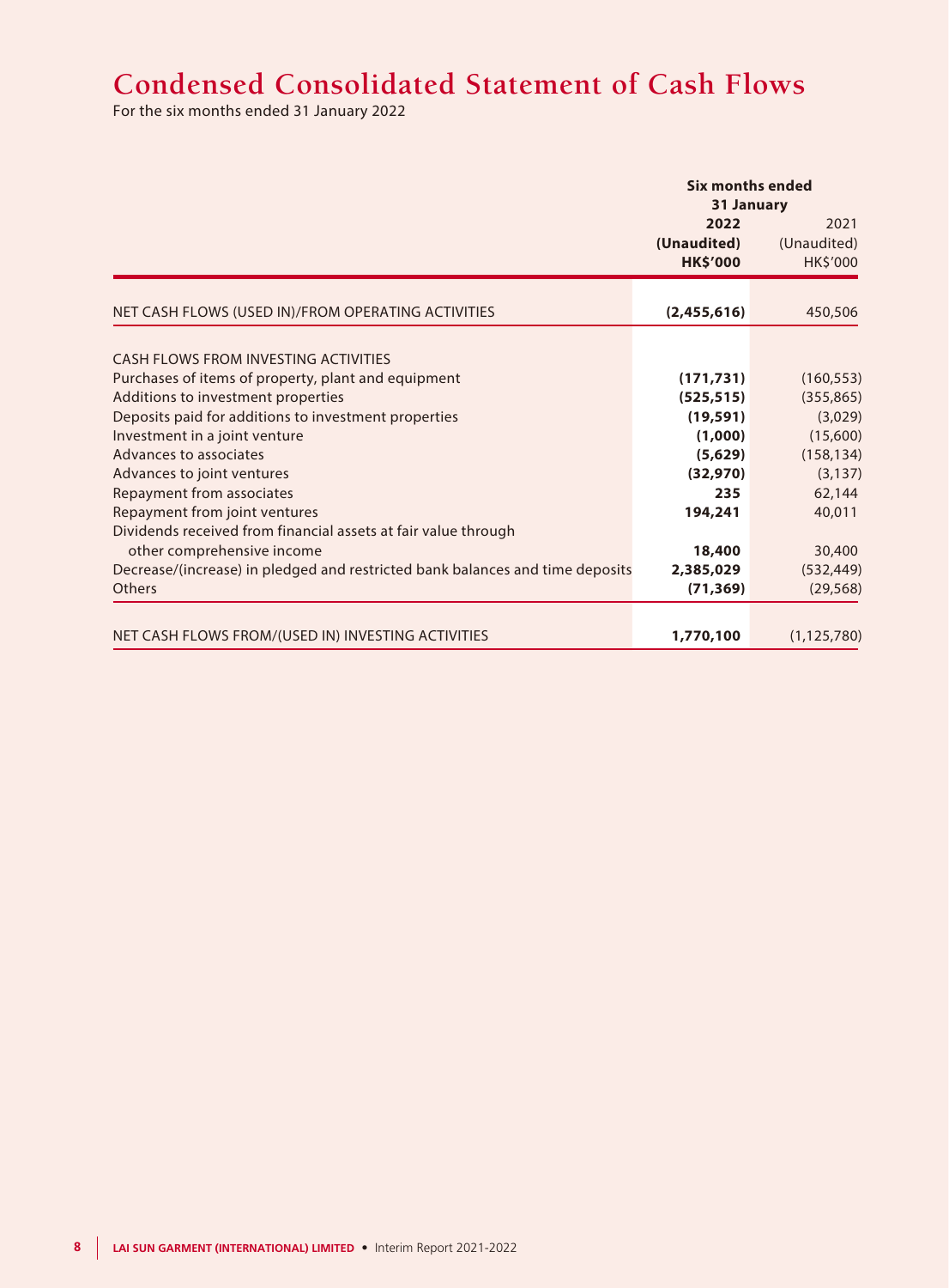# Condensed Consolidated Statement of Cash Flows

For the six months ended 31 January 2022

| | Six months ended 31 January | |
|---|---|---|
| | **2022** | 2021 |
| | **(Unaudited)** | (Unaudited) |
| | **HK$'000** | HK$'000 |
| NET CASH FLOWS (USED IN)/FROM OPERATING ACTIVITIES | **(2,455,616)** | 450,506 |
| CASH FLOWS FROM INVESTING ACTIVITIES | | |
| Purchases of items of property, plant and equipment | **(171,731)** | (160,553) |
| Additions to investment properties | **(525,515)** | (355,865) |
| Deposits paid for additions to investment properties | **(19,591)** | (3,029) |
| Investment in a joint venture | **(1,000)** | (15,600) |
| Advances to associates | **(5,629)** | (158,134) |
| Advances to joint ventures | **(32,970)** | (3,137) |
| Repayment from associates | **235** | 62,144 |
| Repayment from joint ventures | **194,241** | 40,011 |
| Dividends received from financial assets at fair value through other comprehensive income | **18,400** | 30,400 |
| Decrease/(increase) in pledged and restricted bank balances and time deposits | **2,385,029** | (532,449) |
| Others | **(71,369)** | (29,568) |
| NET CASH FLOWS FROM/(USED IN) INVESTING ACTIVITIES | **1,770,100** | (1,125,780) |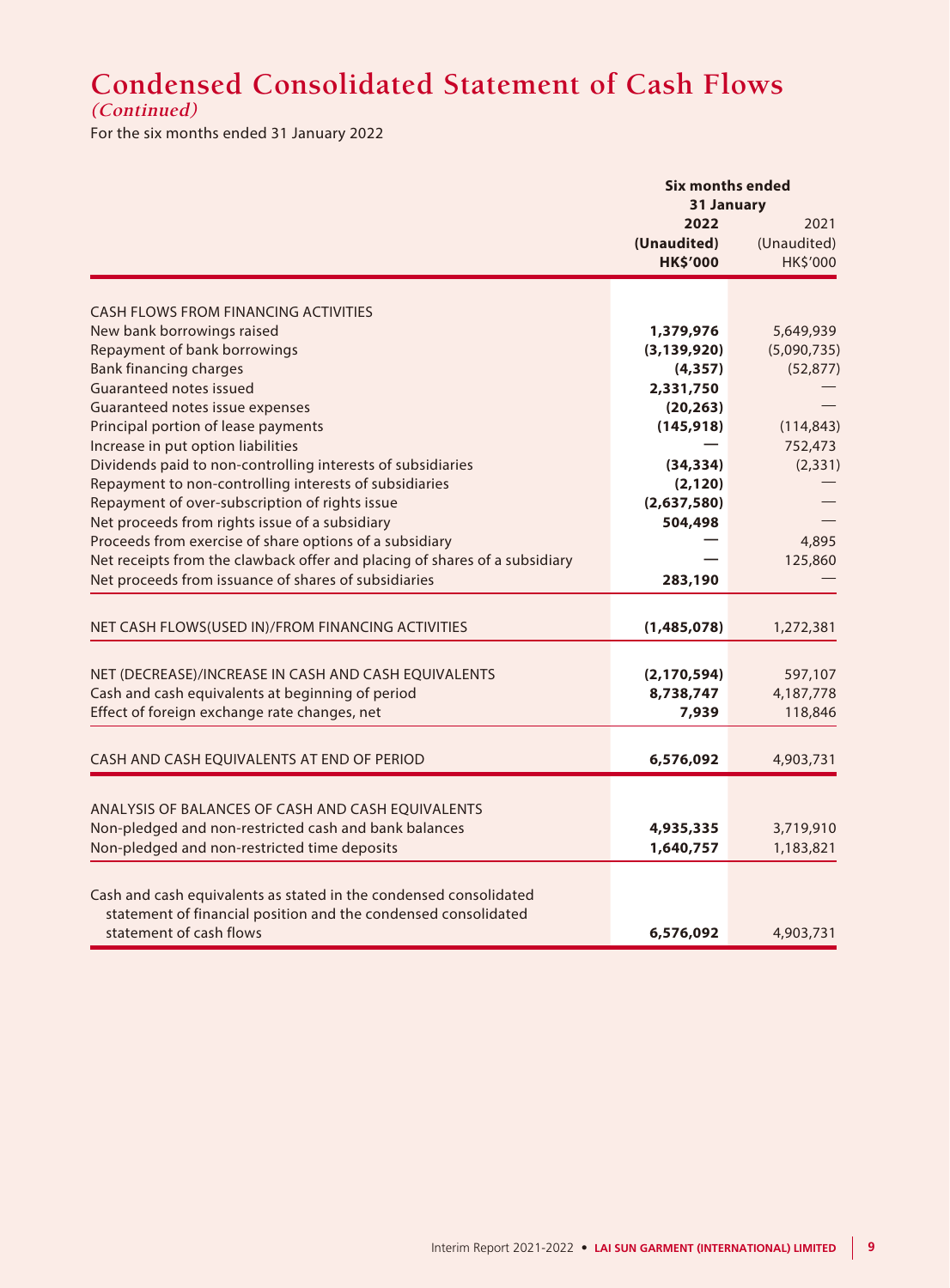# Condensed Consolidated Statement of Cash Flows

*(Continued)*

For the six months ended 31 January 2022

| | Six months ended 31 January | |
|---|---|---|
| | **2022** | 2021 |
| | **(Unaudited)** | (Unaudited) |
| | **HK$'000** | HK$'000 |
| CASH FLOWS FROM FINANCING ACTIVITIES | | |
| New bank borrowings raised | **1,379,976** | 5,649,939 |
| Repayment of bank borrowings | **(3,139,920)** | (5,090,735) |
| Bank financing charges | **(4,357)** | (52,877) |
| Guaranteed notes issued | **2,331,750** | — |
| Guaranteed notes issue expenses | **(20,263)** | — |
| Principal portion of lease payments | **(145,918)** | (114,843) |
| Increase in put option liabilities | **—** | 752,473 |
| Dividends paid to non-controlling interests of subsidiaries | **(34,334)** | (2,331) |
| Repayment to non-controlling interests of subsidiaries | **(2,120)** | — |
| Repayment of over-subscription of rights issue | **(2,637,580)** | — |
| Net proceeds from rights issue of a subsidiary | **504,498** | — |
| Proceeds from exercise of share options of a subsidiary | **—** | 4,895 |
| Net receipts from the clawback offer and placing of shares of a subsidiary | **—** | 125,860 |
| Net proceeds from issuance of shares of subsidiaries | **283,190** | — |
| NET CASH FLOWS(USED IN)/FROM FINANCING ACTIVITIES | **(1,485,078)** | 1,272,381 |
| NET (DECREASE)/INCREASE IN CASH AND CASH EQUIVALENTS | **(2,170,594)** | 597,107 |
| Cash and cash equivalents at beginning of period | **8,738,747** | 4,187,778 |
| Effect of foreign exchange rate changes, net | **7,939** | 118,846 |
| CASH AND CASH EQUIVALENTS AT END OF PERIOD | **6,576,092** | 4,903,731 |
| ANALYSIS OF BALANCES OF CASH AND CASH EQUIVALENTS | | |
| Non-pledged and non-restricted cash and bank balances | **4,935,335** | 3,719,910 |
| Non-pledged and non-restricted time deposits | **1,640,757** | 1,183,821 |
| Cash and cash equivalents as stated in the condensed consolidated statement of financial position and the condensed consolidated statement of cash flows | **6,576,092** | 4,903,731 |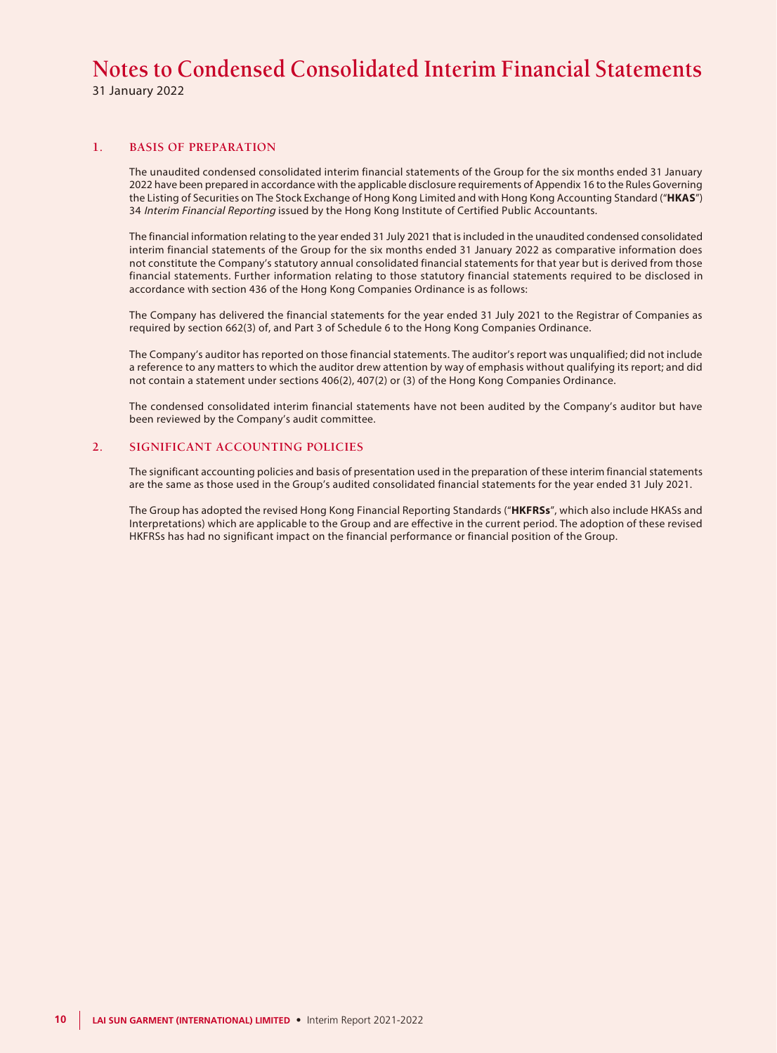# Notes to Condensed Consolidated Interim Financial Statements

31 January 2022

## 1. BASIS OF PREPARATION

The unaudited condensed consolidated interim financial statements of the Group for the six months ended 31 January 2022 have been prepared in accordance with the applicable disclosure requirements of Appendix 16 to the Rules Governing the Listing of Securities on The Stock Exchange of Hong Kong Limited and with Hong Kong Accounting Standard ("**HKAS**") 34 *Interim Financial Reporting* issued by the Hong Kong Institute of Certified Public Accountants.

The financial information relating to the year ended 31 July 2021 that is included in the unaudited condensed consolidated interim financial statements of the Group for the six months ended 31 January 2022 as comparative information does not constitute the Company's statutory annual consolidated financial statements for that year but is derived from those financial statements. Further information relating to those statutory financial statements required to be disclosed in accordance with section 436 of the Hong Kong Companies Ordinance is as follows:

The Company has delivered the financial statements for the year ended 31 July 2021 to the Registrar of Companies as required by section 662(3) of, and Part 3 of Schedule 6 to the Hong Kong Companies Ordinance.

The Company's auditor has reported on those financial statements. The auditor's report was unqualified; did not include a reference to any matters to which the auditor drew attention by way of emphasis without qualifying its report; and did not contain a statement under sections 406(2), 407(2) or (3) of the Hong Kong Companies Ordinance.

The condensed consolidated interim financial statements have not been audited by the Company's auditor but have been reviewed by the Company's audit committee.

## 2. SIGNIFICANT ACCOUNTING POLICIES

The significant accounting policies and basis of presentation used in the preparation of these interim financial statements are the same as those used in the Group's audited consolidated financial statements for the year ended 31 July 2021.

The Group has adopted the revised Hong Kong Financial Reporting Standards ("**HKFRSs**", which also include HKASs and Interpretations) which are applicable to the Group and are effective in the current period. The adoption of these revised HKFRSs has had no significant impact on the financial performance or financial position of the Group.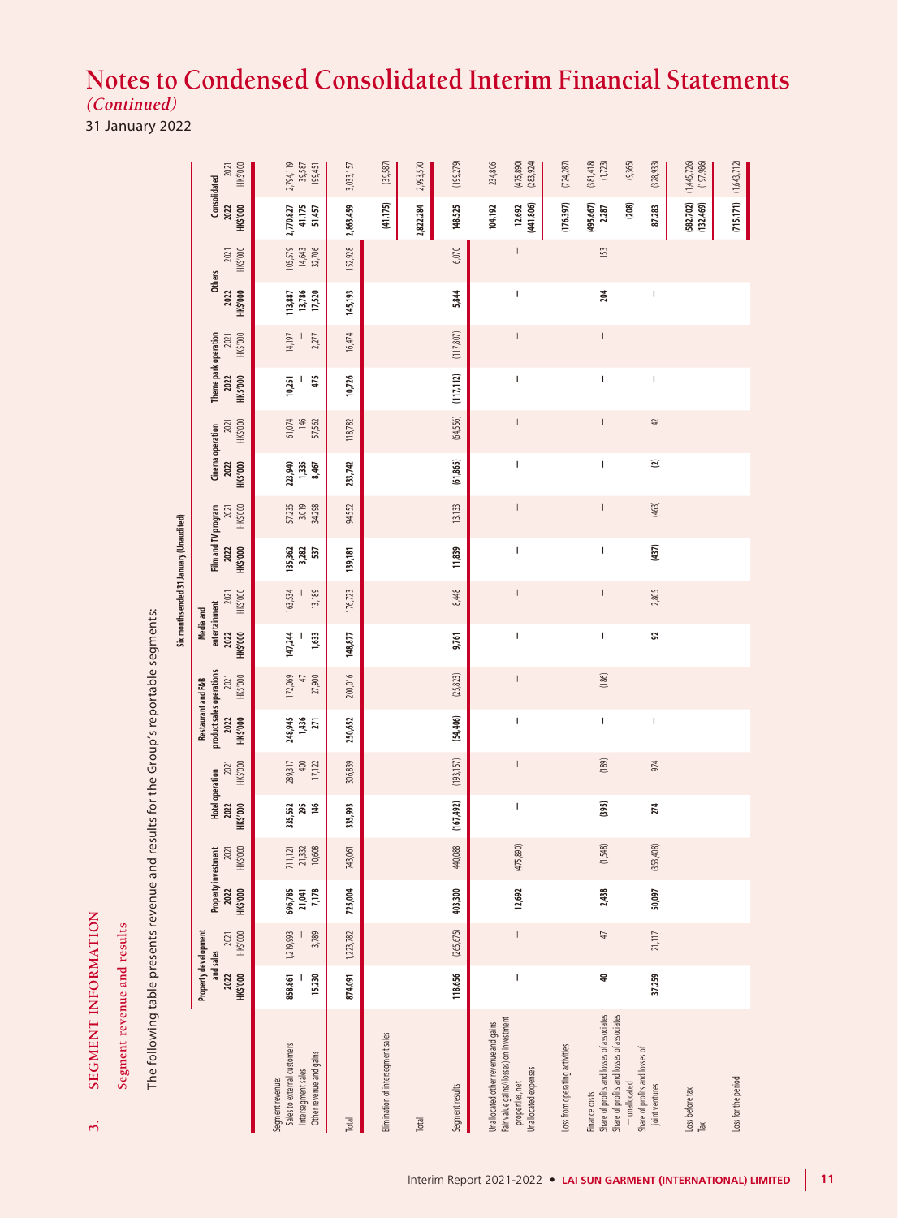# Notes to Condensed Consolidated Interim Financial Statements

*(Continued)*

31 January 2022

## 3. SEGMENT INFORMATION

### Segment revenue and results

The following table presents revenue and results for the Group's reportable segments:

Six months ended 31 January (Unaudited)

| | Property development and sales | | Property investment | | Hotel operation | | Restaurant and F&B product sales operations | | Media and entertainment | | Film and TV program | | Cinema operation | | Theme park operation | | Others | | Consolidated | |
|---|---|---|---|---|---|---|---|---|---|---|---|---|---|---|---|---|---|---|---|---|
| | **2022** | 2021 | **2022** | 2021 | **2022** | 2021 | **2022** | 2021 | **2022** | 2021 | **2022** | 2021 | **2022** | 2021 | **2022** | 2021 | **2022** | 2021 | **2022** | 2021 |
| | **HK$'000** | HK$'000 | **HK$'000** | HK$'000 | **HK$'000** | HK$'000 | **HK$'000** | HK$'000 | **HK$'000** | HK$'000 | **HK$'000** | HK$'000 | **HK$'000** | HK$'000 | **HK$'000** | HK$'000 | **HK$'000** | HK$'000 | **HK$'000** | HK$'000 |
| Segment revenue: | | | | | | | | | | | | | | | | | | | | |
| Sales to external customers | **858,861** | 1,219,993 | **696,785** | 711,121 | **335,552** | 289,317 | **248,945** | 172,069 | **147,244** | 163,534 | **135,362** | 57,235 | **223,940** | 61,074 | **10,251** | 14,197 | **113,887** | 105,579 | **2,770,827** | 2,794,119 |
| Intersegment sales | **—** | — | **21,041** | 21,332 | **295** | 400 | **1,436** | 47 | **—** | — | **3,282** | 3,019 | **1,335** | 146 | **—** | — | **13,786** | 14,643 | **41,175** | 39,587 |
| Other revenue and gains | **15,230** | 3,789 | **7,178** | 10,608 | **146** | 17,122 | **271** | 27,900 | **1,633** | 13,189 | **537** | 34,298 | **8,467** | 57,562 | **475** | 2,277 | **17,520** | 32,706 | **51,457** | 199,451 |
| Total | **874,091** | 1,223,782 | **725,004** | 743,061 | **335,993** | 306,839 | **250,652** | 200,016 | **148,877** | 176,723 | **139,181** | 94,552 | **233,742** | 118,782 | **10,726** | 16,474 | **145,193** | 152,928 | **2,863,459** | 3,033,157 |
| Elimination of intersegment sales | | | | | | | | | | | | | | | | | | | **(41,175)** | (39,587) |
| Total | | | | | | | | | | | | | | | | | | | **2,822,284** | 2,993,570 |
| Segment results | **118,656** | (265,675) | **403,300** | 440,088 | **(167,492)** | (193,157) | **(54,406)** | (25,823) | **9,761** | 8,448 | **11,839** | 13,133 | **(61,865)** | (64,556) | **(117,112)** | (117,807) | **5,844** | 6,070 | **148,525** | (199,279) |
| Unallocated other revenue and gains | | | | | | | | | | | | | | | | | | | **104,192** | 234,806 |
| Fair value gains/(losses) on investment properties, net | **—** | — | **12,692** | (475,890) | **—** | — | **—** | — | **—** | — | **—** | — | **—** | — | **—** | — | **—** | — | **12,692** | (475,890) |
| Unallocated expenses | | | | | | | | | | | | | | | | | | | **(441,806)** | (283,924) |
| Loss from operating activities | | | | | | | | | | | | | | | | | | | **(176,397)** | (724,287) |
| Finance costs | | | | | | | | | | | | | | | | | | | **(495,667)** | (381,418) |
| Share of profits and losses of associates | **40** | 47 | **2,438** | (1,548) | **(395)** | (189) | **—** | (186) | **—** | — | **—** | — | **—** | — | **—** | — | **204** | 153 | **2,287** | (1,723) |
| Share of profits and losses of associates — unallocated | | | | | | | | | | | | | | | | | | | **(208)** | (9,365) |
| Share of profits and losses of joint ventures | **37,259** | 21,117 | **50,097** | (353,408) | **274** | 974 | **—** | — | **92** | 2,805 | **(437)** | (463) | **(2)** | 42 | **—** | — | **—** | — | **87,283** | (328,933) |
| Loss before tax | | | | | | | | | | | | | | | | | | | **(582,702)** | (1,445,726) |
| Tax | | | | | | | | | | | | | | | | | | | **(132,469)** | (197,986) |
| Loss for the period | | | | | | | | | | | | | | | | | | | **(715,171)** | (1,643,712) |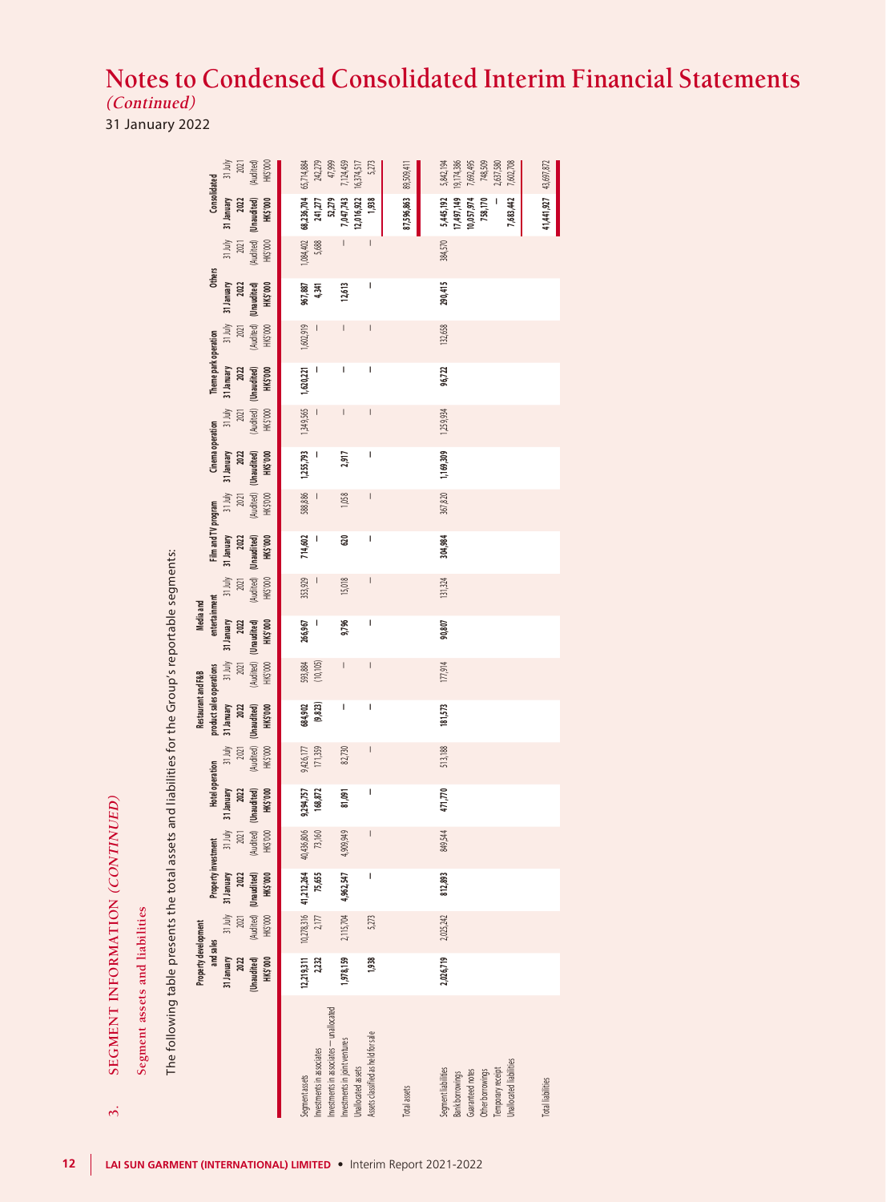# Notes to Condensed Consolidated Interim Financial Statements
*(Continued)*

31 January 2022

## 3. SEGMENT INFORMATION *(CONTINUED)*

### Segment assets and liabilities

The following table presents the total assets and liabilities for the Group's reportable segments:

| | Property development and sales | | Property investment | | Hotel operation | | Restaurant and F&B product sales operations | | Media and entertainment | | Film and TV program | | Cinema operation | | Theme park operation | | Others | | Consolidated | |
|---|---|---|---|---|---|---|---|---|---|---|---|---|---|---|---|---|---|---|---|---|
| | 31 January 2022 (Unaudited) HK$'000 | 31 July 2021 (Audited) HK$'000 | 31 January 2022 (Unaudited) HK$'000 | 31 July 2021 (Audited) HK$'000 | 31 January 2022 (Unaudited) HK$'000 | 31 July 2021 (Audited) HK$'000 | 31 January 2022 (Unaudited) HK$'000 | 31 July 2021 (Audited) HK$'000 | 31 January 2022 (Unaudited) HK$'000 | 31 July 2021 (Audited) HK$'000 | 31 January 2022 (Unaudited) HK$'000 | 31 July 2021 (Audited) HK$'000 | 31 January 2022 (Unaudited) HK$'000 | 31 July 2021 (Audited) HK$'000 | 31 January 2022 (Unaudited) HK$'000 | 31 July 2021 (Audited) HK$'000 | 31 January 2022 (Unaudited) HK$'000 | 31 July 2021 (Audited) HK$'000 | 31 January 2022 (Unaudited) HK$'000 | 31 July 2021 (Audited) HK$'000 |
| Segment assets | 12,219,311 | 10,278,316 | 41,212,264 | 40,436,806 | 9,294,757 | 9,426,177 | 684,902 | 593,884 | 266,967 | 353,929 | 714,602 | 588,886 | 1,255,793 | 1,349,565 | 1,620,221 | 1,602,919 | 967,887 | 1,084,402 | 68,236,704 | 65,714,884 |
| Investments in associates | 2,232 | 2,177 | 75,655 | 73,160 | 168,872 | 171,359 | (9,823) | (10,105) | — | — | — | — | — | — | — | — | 4,341 | 5,688 | 241,277 | 242,279 |
| Investments in associates — unallocated | | | | | | | | | | | | | | | | | | | 52,279 | 47,999 |
| Investments in joint ventures | 1,978,159 | 2,115,704 | 4,962,547 | 4,909,949 | 81,091 | 82,730 | — | — | 9,796 | 15,018 | 620 | 1,058 | 2,917 | — | — | — | 12,613 | — | 7,047,743 | 7,124,459 |
| Unallocated assets | | | | | | | | | | | | | | | | | | | 12,016,922 | 16,374,517 |
| Assets classified as held for sale | 1,938 | 5,273 | — | — | — | — | — | — | — | — | — | — | — | — | — | — | — | — | 1,938 | 5,273 |
| Total assets | | | | | | | | | | | | | | | | | | | 87,596,863 | 89,509,411 |
| Segment liabilities | 2,026,719 | 2,025,242 | 812,893 | 849,544 | 471,770 | 513,188 | 181,573 | 177,914 | 90,807 | 131,324 | 304,984 | 367,820 | 1,169,309 | 1,259,934 | 96,722 | 132,658 | 290,415 | 384,570 | 5,445,192 | 5,842,194 |
| Bank borrowings | | | | | | | | | | | | | | | | | | | 17,497,149 | 19,174,386 |
| Guaranteed notes | | | | | | | | | | | | | | | | | | | 10,057,974 | 7,692,495 |
| Other borrowings | | | | | | | | | | | | | | | | | | | 758,170 | 748,509 |
| Temporary receipt | | | | | | | | | | | | | | | | | | | — | 2,637,580 |
| Unallocated liabilities | | | | | | | | | | | | | | | | | | | 7,683,442 | 7,602,708 |
| Total liabilities | | | | | | | | | | | | | | | | | | | 41,441,927 | 43,697,872 |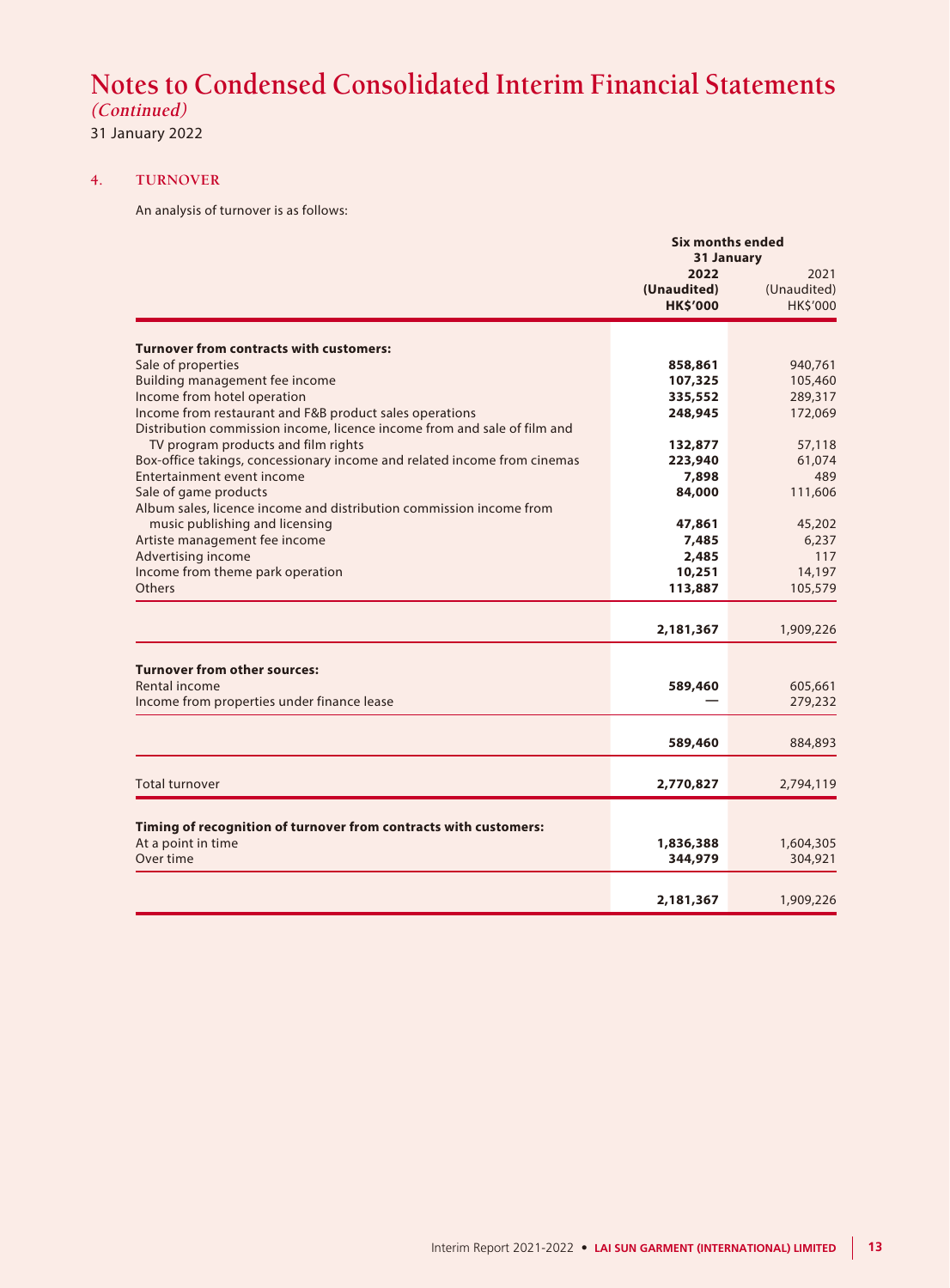# Notes to Condensed Consolidated Interim Financial Statements

*(Continued)*

31 January 2022

## 4. TURNOVER

An analysis of turnover is as follows:

| | Six months ended 31 January | |
|---|---|---|
| | **2022** | 2021 |
| | **(Unaudited)** | (Unaudited) |
| | **HK$'000** | HK$'000 |
| **Turnover from contracts with customers:** | | |
| Sale of properties | **858,861** | 940,761 |
| Building management fee income | **107,325** | 105,460 |
| Income from hotel operation | **335,552** | 289,317 |
| Income from restaurant and F&B product sales operations | **248,945** | 172,069 |
| Distribution commission income, licence income from and sale of film and TV program products and film rights | **132,877** | 57,118 |
| Box-office takings, concessionary income and related income from cinemas | **223,940** | 61,074 |
| Entertainment event income | **7,898** | 489 |
| Sale of game products | **84,000** | 111,606 |
| Album sales, licence income and distribution commission income from music publishing and licensing | **47,861** | 45,202 |
| Artiste management fee income | **7,485** | 6,237 |
| Advertising income | **2,485** | 117 |
| Income from theme park operation | **10,251** | 14,197 |
| Others | **113,887** | 105,579 |
| | **2,181,367** | 1,909,226 |
| **Turnover from other sources:** | | |
| Rental income | **589,460** | 605,661 |
| Income from properties under finance lease | **—** | 279,232 |
| | **589,460** | 884,893 |
| Total turnover | **2,770,827** | 2,794,119 |
| **Timing of recognition of turnover from contracts with customers:** | | |
| At a point in time | **1,836,388** | 1,604,305 |
| Over time | **344,979** | 304,921 |
| | **2,181,367** | 1,909,226 |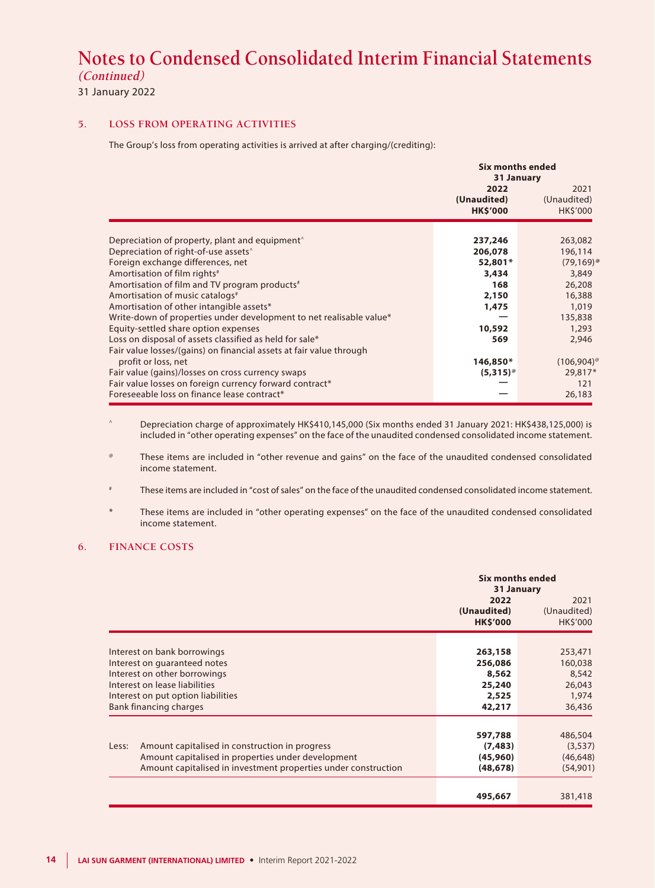# Notes to Condensed Consolidated Interim Financial Statements

*(Continued)*

31 January 2022

## 5. LOSS FROM OPERATING ACTIVITIES

The Group's loss from operating activities is arrived at after charging/(crediting):

| | Six months ended 31 January | |
|---|---|---|
| | **2022** | 2021 |
| | **(Unaudited)** | (Unaudited) |
| | **HK$'000** | HK$'000 |
| Depreciation of property, plant and equipment^ | **237,246** | 263,082 |
| Depreciation of right-of-use assets^ | **206,078** | 196,114 |
| Foreign exchange differences, net | **52,801*** | (79,169)@ |
| Amortisation of film rights# | **3,434** | 3,849 |
| Amortisation of film and TV program products# | **168** | 26,208 |
| Amortisation of music catalogs# | **2,150** | 16,388 |
| Amortisation of other intangible assets* | **1,475** | 1,019 |
| Write-down of properties under development to net realisable value* | **—** | 135,838 |
| Equity-settled share option expenses | **10,592** | 1,293 |
| Loss on disposal of assets classified as held for sale* | **569** | 2,946 |
| Fair value losses/(gains) on financial assets at fair value through profit or loss, net | **146,850*** | (106,904)@ |
| Fair value (gains)/losses on cross currency swaps | **(5,315)@** | 29,817* |
| Fair value losses on foreign currency forward contract* | **—** | 121 |
| Foreseeable loss on finance lease contract* | **—** | 26,183 |

^ Depreciation charge of approximately HK$410,145,000 (Six months ended 31 January 2021: HK$438,125,000) is included in "other operating expenses" on the face of the unaudited condensed consolidated income statement.

@ These items are included in "other revenue and gains" on the face of the unaudited condensed consolidated income statement.

# These items are included in "cost of sales" on the face of the unaudited condensed consolidated income statement.

* These items are included in "other operating expenses" on the face of the unaudited condensed consolidated income statement.

## 6. FINANCE COSTS

| | Six months ended 31 January | |
|---|---|---|
| | **2022** | 2021 |
| | **(Unaudited)** | (Unaudited) |
| | **HK$'000** | HK$'000 |
| Interest on bank borrowings | **263,158** | 253,471 |
| Interest on guaranteed notes | **256,086** | 160,038 |
| Interest on other borrowings | **8,562** | 8,542 |
| Interest on lease liabilities | **25,240** | 26,043 |
| Interest on put option liabilities | **2,525** | 1,974 |
| Bank financing charges | **42,217** | 36,436 |
| | **597,788** | 486,504 |
| Less: Amount capitalised in construction in progress | **(7,483)** | (3,537) |
| Amount capitalised in properties under development | **(45,960)** | (46,648) |
| Amount capitalised in investment properties under construction | **(48,678)** | (54,901) |
| | **495,667** | 381,418 |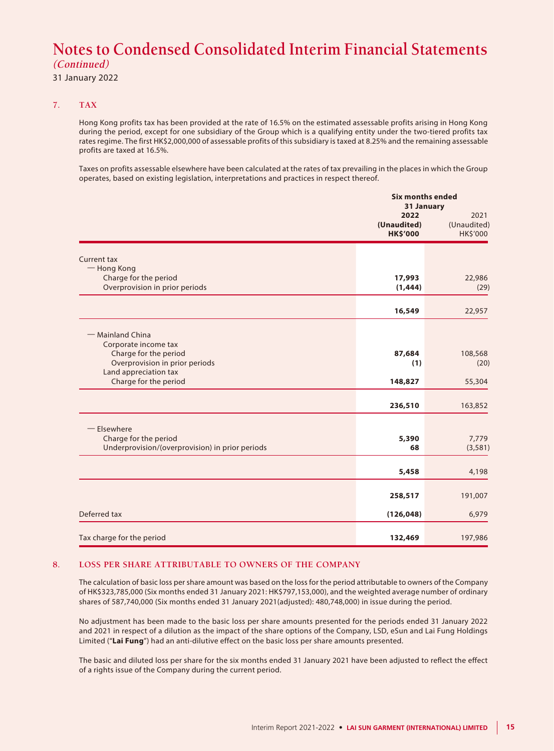# Notes to Condensed Consolidated Interim Financial Statements

*(Continued)*

31 January 2022

## 7. TAX

Hong Kong profits tax has been provided at the rate of 16.5% on the estimated assessable profits arising in Hong Kong during the period, except for one subsidiary of the Group which is a qualifying entity under the two-tiered profits tax rates regime. The first HK$2,000,000 of assessable profits of this subsidiary is taxed at 8.25% and the remaining assessable profits are taxed at 16.5%.

Taxes on profits assessable elsewhere have been calculated at the rates of tax prevailing in the places in which the Group operates, based on existing legislation, interpretations and practices in respect thereof.

| | Six months ended 31 January | |
|---|---|---|
| | **2022** | 2021 |
| | **(Unaudited)** | (Unaudited) |
| | **HK$'000** | HK$'000 |
| Current tax | | |
| — Hong Kong | | |
| Charge for the period | **17,993** | 22,986 |
| Overprovision in prior periods | **(1,444)** | (29) |
| | **16,549** | 22,957 |
| — Mainland China | | |
| Corporate income tax | | |
| Charge for the period | **87,684** | 108,568 |
| Overprovision in prior periods | **(1)** | (20) |
| Land appreciation tax | | |
| Charge for the period | **148,827** | 55,304 |
| | **236,510** | 163,852 |
| — Elsewhere | | |
| Charge for the period | **5,390** | 7,779 |
| Underprovision/(overprovision) in prior periods | **68** | (3,581) |
| | **5,458** | 4,198 |
| | **258,517** | 191,007 |
| Deferred tax | **(126,048)** | 6,979 |
| Tax charge for the period | **132,469** | 197,986 |

## 8. LOSS PER SHARE ATTRIBUTABLE TO OWNERS OF THE COMPANY

The calculation of basic loss per share amount was based on the loss for the period attributable to owners of the Company of HK$323,785,000 (Six months ended 31 January 2021: HK$797,153,000), and the weighted average number of ordinary shares of 587,740,000 (Six months ended 31 January 2021(adjusted): 480,748,000) in issue during the period.

No adjustment has been made to the basic loss per share amounts presented for the periods ended 31 January 2022 and 2021 in respect of a dilution as the impact of the share options of the Company, LSD, eSun and Lai Fung Holdings Limited ("**Lai Fung**") had an anti-dilutive effect on the basic loss per share amounts presented.

The basic and diluted loss per share for the six months ended 31 January 2021 have been adjusted to reflect the effect of a rights issue of the Company during the current period.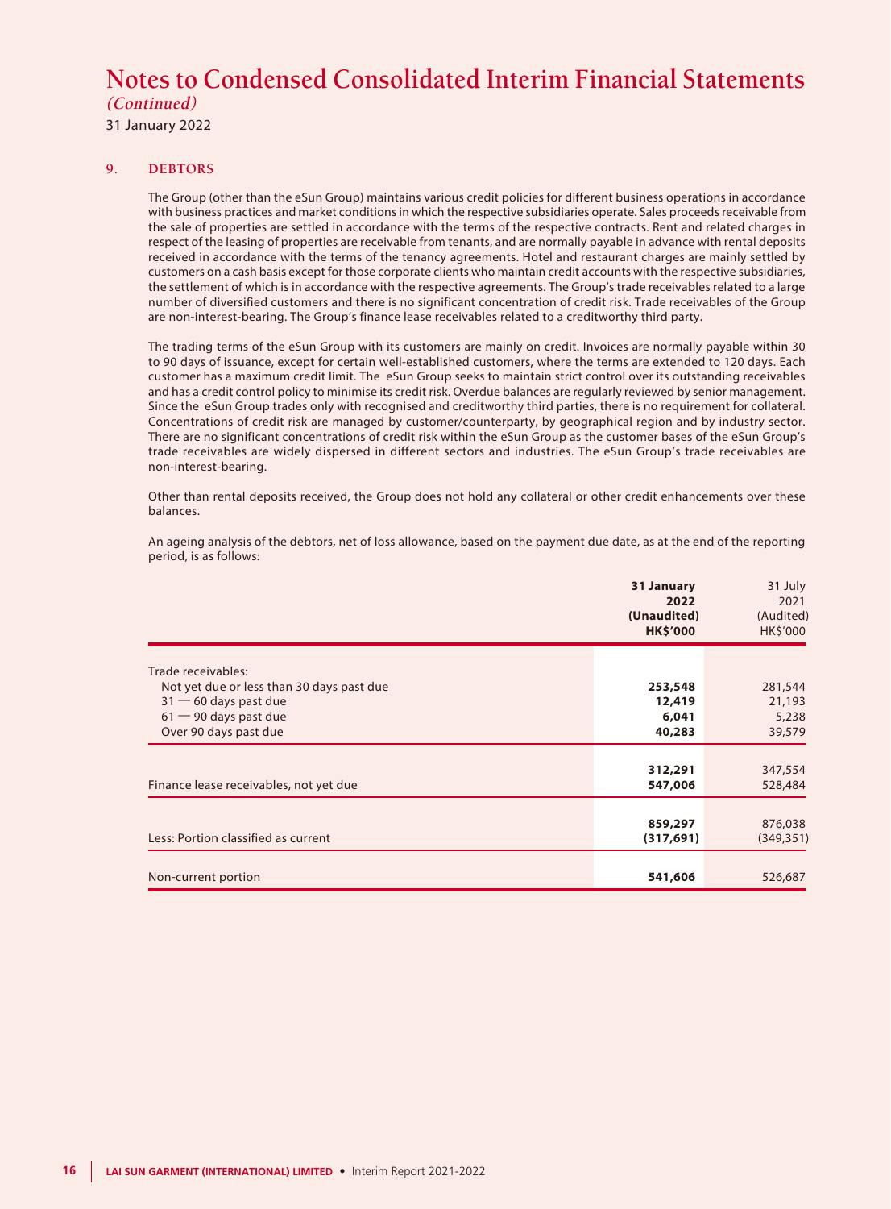# Notes to Condensed Consolidated Interim Financial Statements

*(Continued)*

31 January 2022

## 9. DEBTORS

The Group (other than the eSun Group) maintains various credit policies for different business operations in accordance with business practices and market conditions in which the respective subsidiaries operate. Sales proceeds receivable from the sale of properties are settled in accordance with the terms of the respective contracts. Rent and related charges in respect of the leasing of properties are receivable from tenants, and are normally payable in advance with rental deposits received in accordance with the terms of the tenancy agreements. Hotel and restaurant charges are mainly settled by customers on a cash basis except for those corporate clients who maintain credit accounts with the respective subsidiaries, the settlement of which is in accordance with the respective agreements. The Group's trade receivables related to a large number of diversified customers and there is no significant concentration of credit risk. Trade receivables of the Group are non-interest-bearing. The Group's finance lease receivables related to a creditworthy third party.

The trading terms of the eSun Group with its customers are mainly on credit. Invoices are normally payable within 30 to 90 days of issuance, except for certain well-established customers, where the terms are extended to 120 days. Each customer has a maximum credit limit. The eSun Group seeks to maintain strict control over its outstanding receivables and has a credit control policy to minimise its credit risk. Overdue balances are regularly reviewed by senior management. Since the eSun Group trades only with recognised and creditworthy third parties, there is no requirement for collateral. Concentrations of credit risk are managed by customer/counterparty, by geographical region and by industry sector. There are no significant concentrations of credit risk within the eSun Group as the customer bases of the eSun Group's trade receivables are widely dispersed in different sectors and industries. The eSun Group's trade receivables are non-interest-bearing.

Other than rental deposits received, the Group does not hold any collateral or other credit enhancements over these balances.

An ageing analysis of the debtors, net of loss allowance, based on the payment due date, as at the end of the reporting period, is as follows:

| | **31 January 2022 (Unaudited) HK$'000** | 31 July 2021 (Audited) HK$'000 |
|---|---|---|
| Trade receivables: | | |
| Not yet due or less than 30 days past due | **253,548** | 281,544 |
| 31 — 60 days past due | **12,419** | 21,193 |
| 61 — 90 days past due | **6,041** | 5,238 |
| Over 90 days past due | **40,283** | 39,579 |
| | **312,291** | 347,554 |
| Finance lease receivables, not yet due | **547,006** | 528,484 |
| | **859,297** | 876,038 |
| Less: Portion classified as current | **(317,691)** | (349,351) |
| Non-current portion | **541,606** | 526,687 |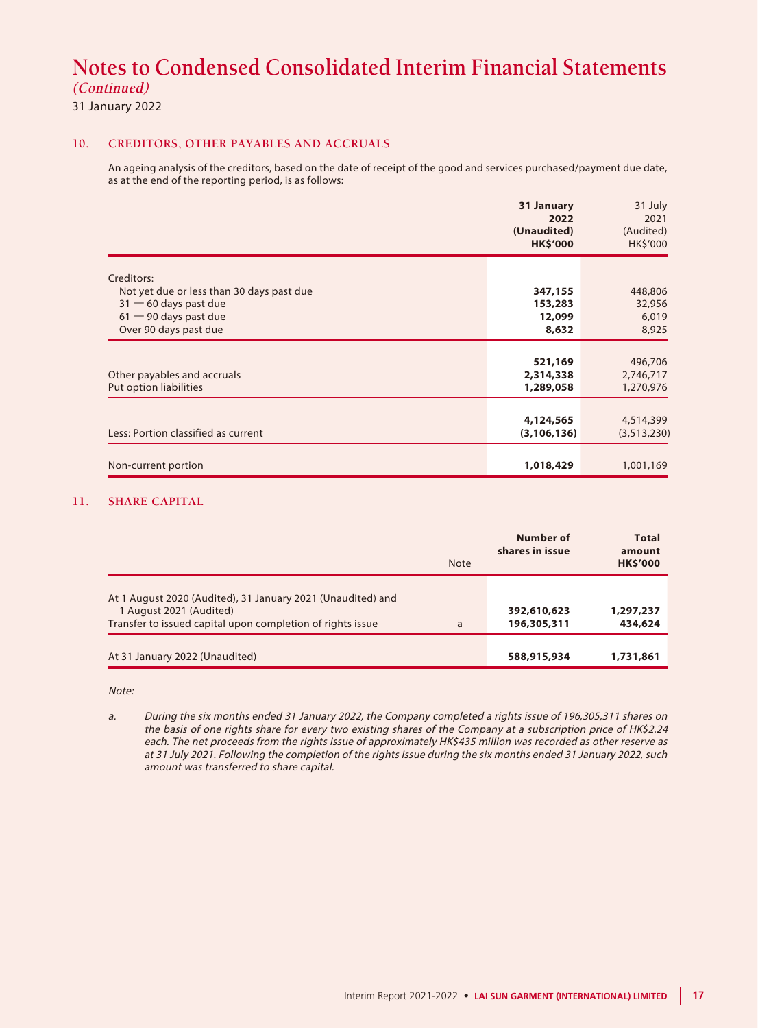# Notes to Condensed Consolidated Interim Financial Statements
*(Continued)*

31 January 2022

## 10. CREDITORS, OTHER PAYABLES AND ACCRUALS

An ageing analysis of the creditors, based on the date of receipt of the good and services purchased/payment due date, as at the end of the reporting period, is as follows:

| | **31 January 2022 (Unaudited) HK$'000** | 31 July 2021 (Audited) HK$'000 |
|---|---|---|
| Creditors: | | |
| Not yet due or less than 30 days past due | **347,155** | 448,806 |
| 31 — 60 days past due | **153,283** | 32,956 |
| 61 — 90 days past due | **12,099** | 6,019 |
| Over 90 days past due | **8,632** | 8,925 |
| | **521,169** | 496,706 |
| Other payables and accruals | **2,314,338** | 2,746,717 |
| Put option liabilities | **1,289,058** | 1,270,976 |
| | **4,124,565** | 4,514,399 |
| Less: Portion classified as current | **(3,106,136)** | (3,513,230) |
| Non-current portion | **1,018,429** | 1,001,169 |

## 11. SHARE CAPITAL

| | Note | **Number of shares in issue** | **Total amount HK$'000** |
|---|---|---|---|
| At 1 August 2020 (Audited), 31 January 2021 (Unaudited) and 1 August 2021 (Audited) | | **392,610,623** | **1,297,237** |
| Transfer to issued capital upon completion of rights issue | a | **196,305,311** | **434,624** |
| At 31 January 2022 (Unaudited) | | **588,915,934** | **1,731,861** |

*Note:*

a. *During the six months ended 31 January 2022, the Company completed a rights issue of 196,305,311 shares on the basis of one rights share for every two existing shares of the Company at a subscription price of HK$2.24 each. The net proceeds from the rights issue of approximately HK$435 million was recorded as other reserve as at 31 July 2021. Following the completion of the rights issue during the six months ended 31 January 2022, such amount was transferred to share capital.*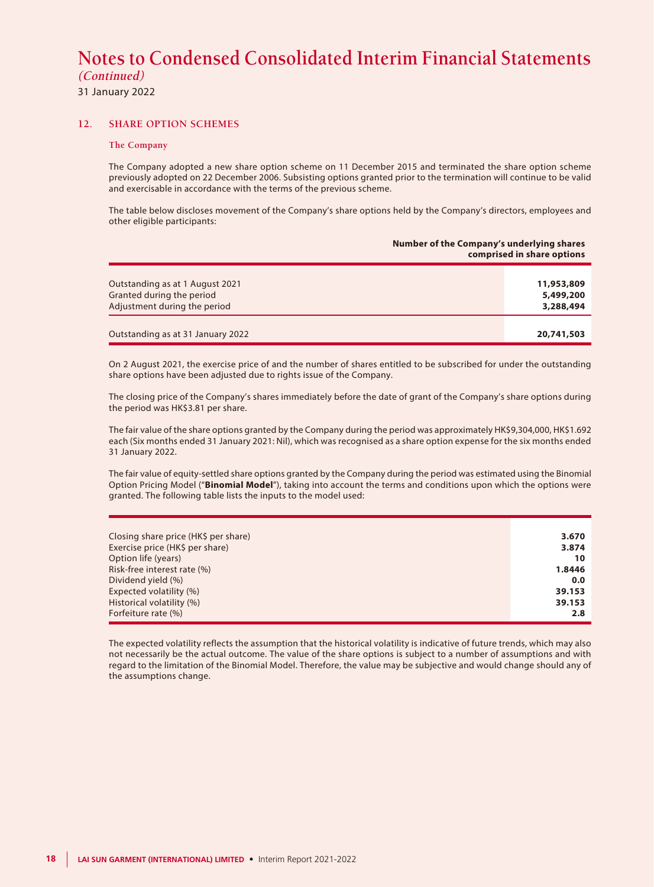# Notes to Condensed Consolidated Interim Financial Statements

*(Continued)*

31 January 2022

## 12. SHARE OPTION SCHEMES

### The Company

The Company adopted a new share option scheme on 11 December 2015 and terminated the share option scheme previously adopted on 22 December 2006. Subsisting options granted prior to the termination will continue to be valid and exercisable in accordance with the terms of the previous scheme.

The table below discloses movement of the Company's share options held by the Company's directors, employees and other eligible participants:

| | Number of the Company's underlying shares comprised in share options |
|---|---|
| Outstanding as at 1 August 2021 | **11,953,809** |
| Granted during the period | **5,499,200** |
| Adjustment during the period | **3,288,494** |
| Outstanding as at 31 January 2022 | **20,741,503** |

On 2 August 2021, the exercise price of and the number of shares entitled to be subscribed for under the outstanding share options have been adjusted due to rights issue of the Company.

The closing price of the Company's shares immediately before the date of grant of the Company's share options during the period was HK$3.81 per share.

The fair value of the share options granted by the Company during the period was approximately HK$9,304,000, HK$1.692 each (Six months ended 31 January 2021: Nil), which was recognised as a share option expense for the six months ended 31 January 2022.

The fair value of equity-settled share options granted by the Company during the period was estimated using the Binomial Option Pricing Model ("**Binomial Model**"), taking into account the terms and conditions upon which the options were granted. The following table lists the inputs to the model used:

| | |
|---|---|
| Closing share price (HK$ per share) | **3.670** |
| Exercise price (HK$ per share) | **3.874** |
| Option life (years) | **10** |
| Risk-free interest rate (%) | **1.8446** |
| Dividend yield (%) | **0.0** |
| Expected volatility (%) | **39.153** |
| Historical volatility (%) | **39.153** |
| Forfeiture rate (%) | **2.8** |

The expected volatility reflects the assumption that the historical volatility is indicative of future trends, which may also not necessarily be the actual outcome. The value of the share options is subject to a number of assumptions and with regard to the limitation of the Binomial Model. Therefore, the value may be subjective and would change should any of the assumptions change.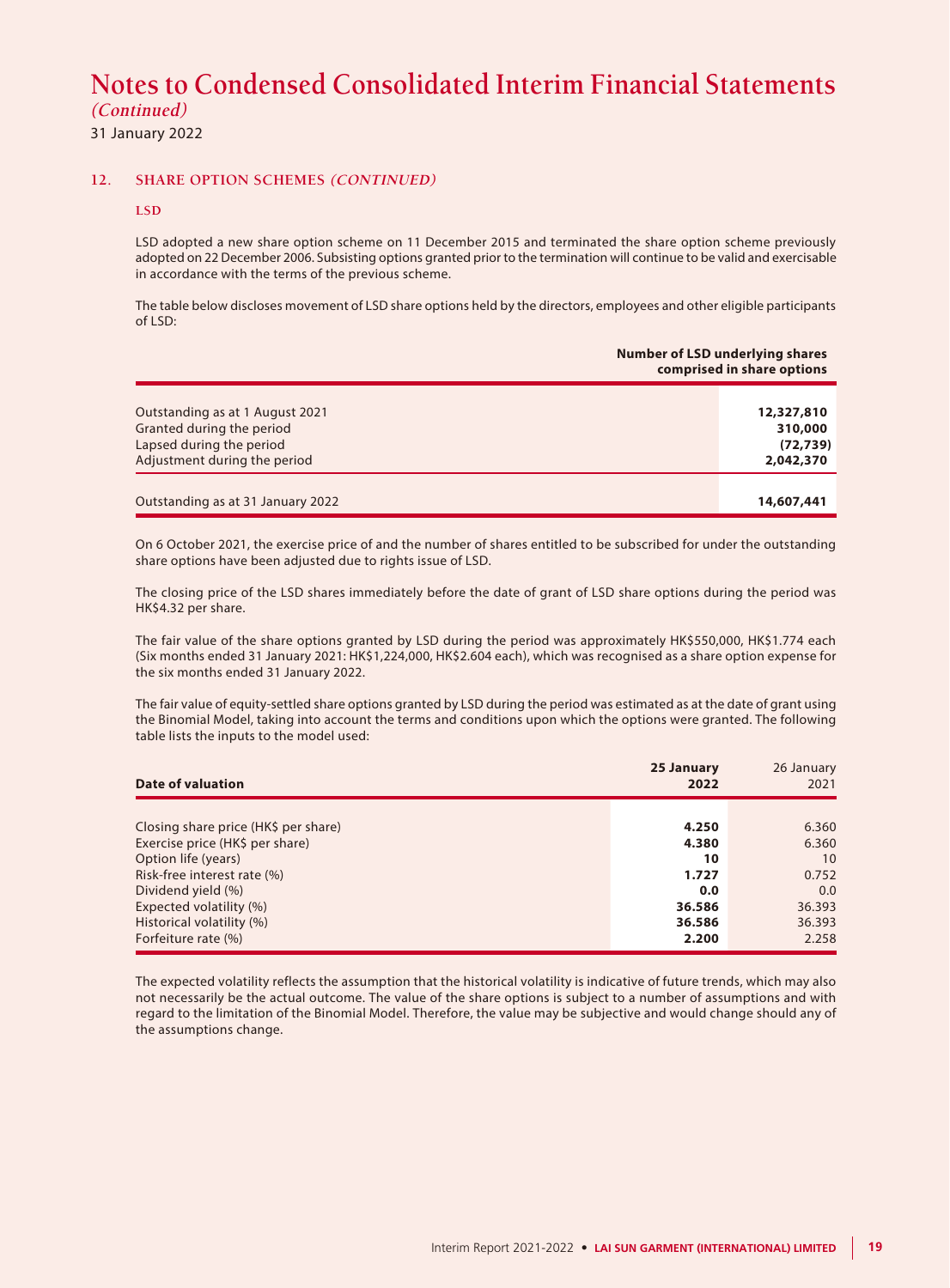# Notes to Condensed Consolidated Interim Financial Statements

*(Continued)*

31 January 2022

## 12. SHARE OPTION SCHEMES *(CONTINUED)*

### LSD

LSD adopted a new share option scheme on 11 December 2015 and terminated the share option scheme previously adopted on 22 December 2006. Subsisting options granted prior to the termination will continue to be valid and exercisable in accordance with the terms of the previous scheme.

The table below discloses movement of LSD share options held by the directors, employees and other eligible participants of LSD:

| | Number of LSD underlying shares comprised in share options |
|---|---|
| Outstanding as at 1 August 2021 | **12,327,810** |
| Granted during the period | **310,000** |
| Lapsed during the period | **(72,739)** |
| Adjustment during the period | **2,042,370** |
| Outstanding as at 31 January 2022 | **14,607,441** |

On 6 October 2021, the exercise price of and the number of shares entitled to be subscribed for under the outstanding share options have been adjusted due to rights issue of LSD.

The closing price of the LSD shares immediately before the date of grant of LSD share options during the period was HK$4.32 per share.

The fair value of the share options granted by LSD during the period was approximately HK$550,000, HK$1.774 each (Six months ended 31 January 2021: HK$1,224,000, HK$2.604 each), which was recognised as a share option expense for the six months ended 31 January 2022.

The fair value of equity-settled share options granted by LSD during the period was estimated as at the date of grant using the Binomial Model, taking into account the terms and conditions upon which the options were granted. The following table lists the inputs to the model used:

| Date of valuation | **25 January 2022** | 26 January 2021 |
|---|---|---|
| Closing share price (HK$ per share) | **4.250** | 6.360 |
| Exercise price (HK$ per share) | **4.380** | 6.360 |
| Option life (years) | **10** | 10 |
| Risk-free interest rate (%) | **1.727** | 0.752 |
| Dividend yield (%) | **0.0** | 0.0 |
| Expected volatility (%) | **36.586** | 36.393 |
| Historical volatility (%) | **36.586** | 36.393 |
| Forfeiture rate (%) | **2.200** | 2.258 |

The expected volatility reflects the assumption that the historical volatility is indicative of future trends, which may also not necessarily be the actual outcome. The value of the share options is subject to a number of assumptions and with regard to the limitation of the Binomial Model. Therefore, the value may be subjective and would change should any of the assumptions change.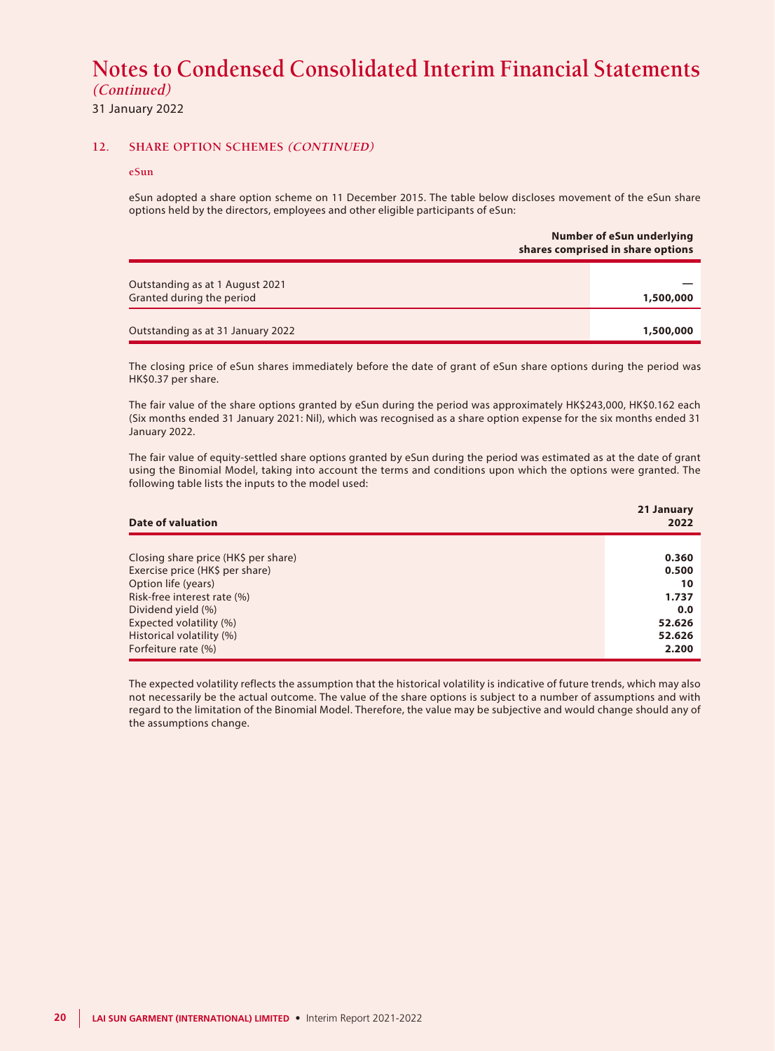# Notes to Condensed Consolidated Interim Financial Statements

*(Continued)*

31 January 2022

## 12. SHARE OPTION SCHEMES *(CONTINUED)*

### eSun

eSun adopted a share option scheme on 11 December 2015. The table below discloses movement of the eSun share options held by the directors, employees and other eligible participants of eSun:

| | Number of eSun underlying shares comprised in share options |
|---|---|
| Outstanding as at 1 August 2021 | — |
| Granted during the period | **1,500,000** |
| Outstanding as at 31 January 2022 | **1,500,000** |

The closing price of eSun shares immediately before the date of grant of eSun share options during the period was HK$0.37 per share.

The fair value of the share options granted by eSun during the period was approximately HK$243,000, HK$0.162 each (Six months ended 31 January 2021: Nil), which was recognised as a share option expense for the six months ended 31 January 2022.

The fair value of equity-settled share options granted by eSun during the period was estimated as at the date of grant using the Binomial Model, taking into account the terms and conditions upon which the options were granted. The following table lists the inputs to the model used:

| Date of valuation | 21 January 2022 |
|---|---|
| Closing share price (HK$ per share) | **0.360** |
| Exercise price (HK$ per share) | **0.500** |
| Option life (years) | **10** |
| Risk-free interest rate (%) | **1.737** |
| Dividend yield (%) | **0.0** |
| Expected volatility (%) | **52.626** |
| Historical volatility (%) | **52.626** |
| Forfeiture rate (%) | **2.200** |

The expected volatility reflects the assumption that the historical volatility is indicative of future trends, which may also not necessarily be the actual outcome. The value of the share options is subject to a number of assumptions and with regard to the limitation of the Binomial Model. Therefore, the value may be subjective and would change should any of the assumptions change.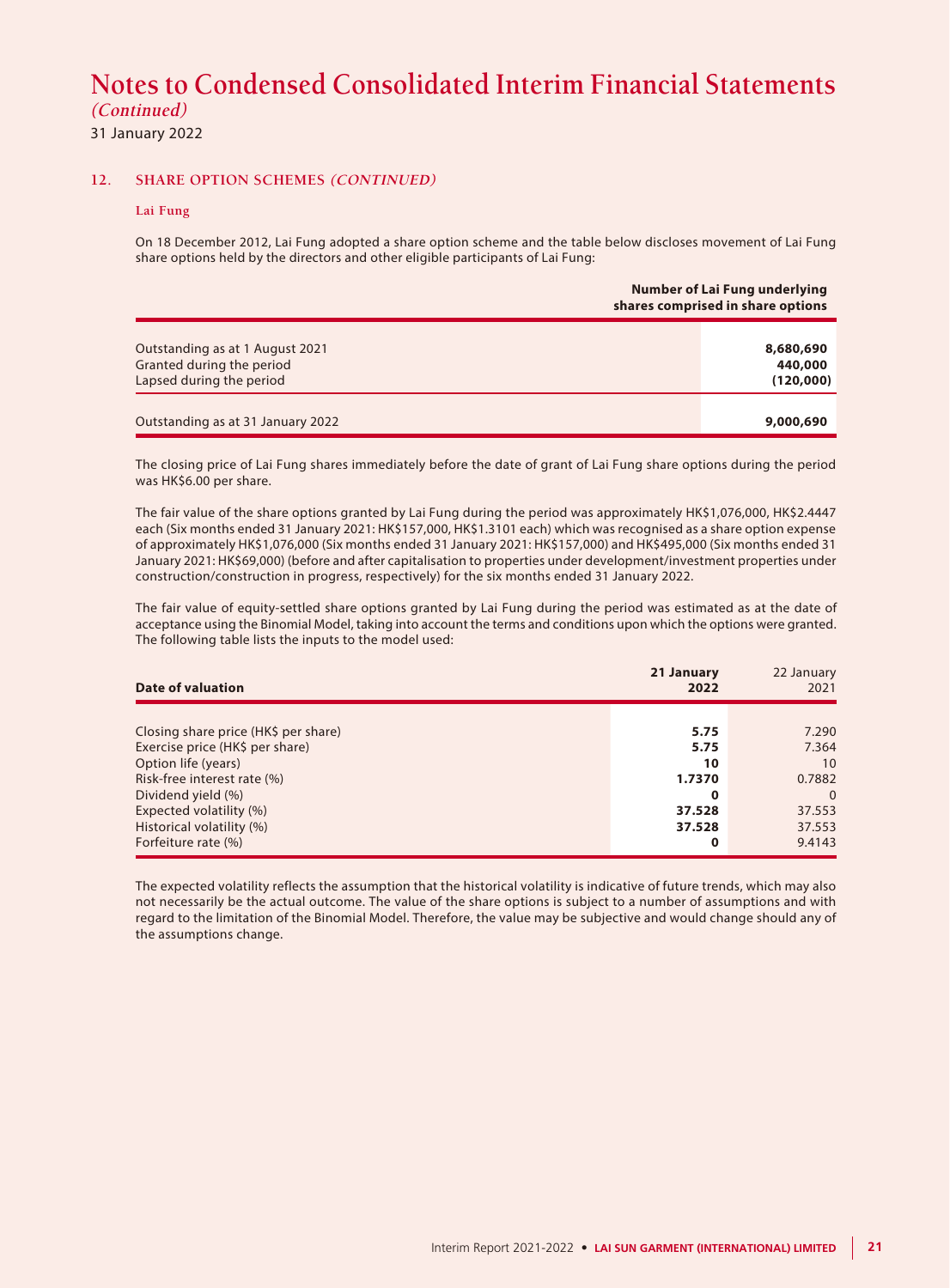# Notes to Condensed Consolidated Interim Financial Statements

*(Continued)*

31 January 2022

## 12. SHARE OPTION SCHEMES *(CONTINUED)*

### Lai Fung

On 18 December 2012, Lai Fung adopted a share option scheme and the table below discloses movement of Lai Fung share options held by the directors and other eligible participants of Lai Fung:

| | **Number of Lai Fung underlying shares comprised in share options** |
|---|---|
| Outstanding as at 1 August 2021 | **8,680,690** |
| Granted during the period | **440,000** |
| Lapsed during the period | **(120,000)** |
| Outstanding as at 31 January 2022 | **9,000,690** |

The closing price of Lai Fung shares immediately before the date of grant of Lai Fung share options during the period was HK$6.00 per share.

The fair value of the share options granted by Lai Fung during the period was approximately HK$1,076,000, HK$2.4447 each (Six months ended 31 January 2021: HK$157,000, HK$1.3101 each) which was recognised as a share option expense of approximately HK$1,076,000 (Six months ended 31 January 2021: HK$157,000) and HK$495,000 (Six months ended 31 January 2021: HK$69,000) (before and after capitalisation to properties under development/investment properties under construction/construction in progress, respectively) for the six months ended 31 January 2022.

The fair value of equity-settled share options granted by Lai Fung during the period was estimated as at the date of acceptance using the Binomial Model, taking into account the terms and conditions upon which the options were granted. The following table lists the inputs to the model used:

| **Date of valuation** | **21 January 2022** | 22 January 2021 |
|---|---|---|
| Closing share price (HK$ per share) | **5.75** | 7.290 |
| Exercise price (HK$ per share) | **5.75** | 7.364 |
| Option life (years) | **10** | 10 |
| Risk-free interest rate (%) | **1.7370** | 0.7882 |
| Dividend yield (%) | **0** | 0 |
| Expected volatility (%) | **37.528** | 37.553 |
| Historical volatility (%) | **37.528** | 37.553 |
| Forfeiture rate (%) | **0** | 9.4143 |

The expected volatility reflects the assumption that the historical volatility is indicative of future trends, which may also not necessarily be the actual outcome. The value of the share options is subject to a number of assumptions and with regard to the limitation of the Binomial Model. Therefore, the value may be subjective and would change should any of the assumptions change.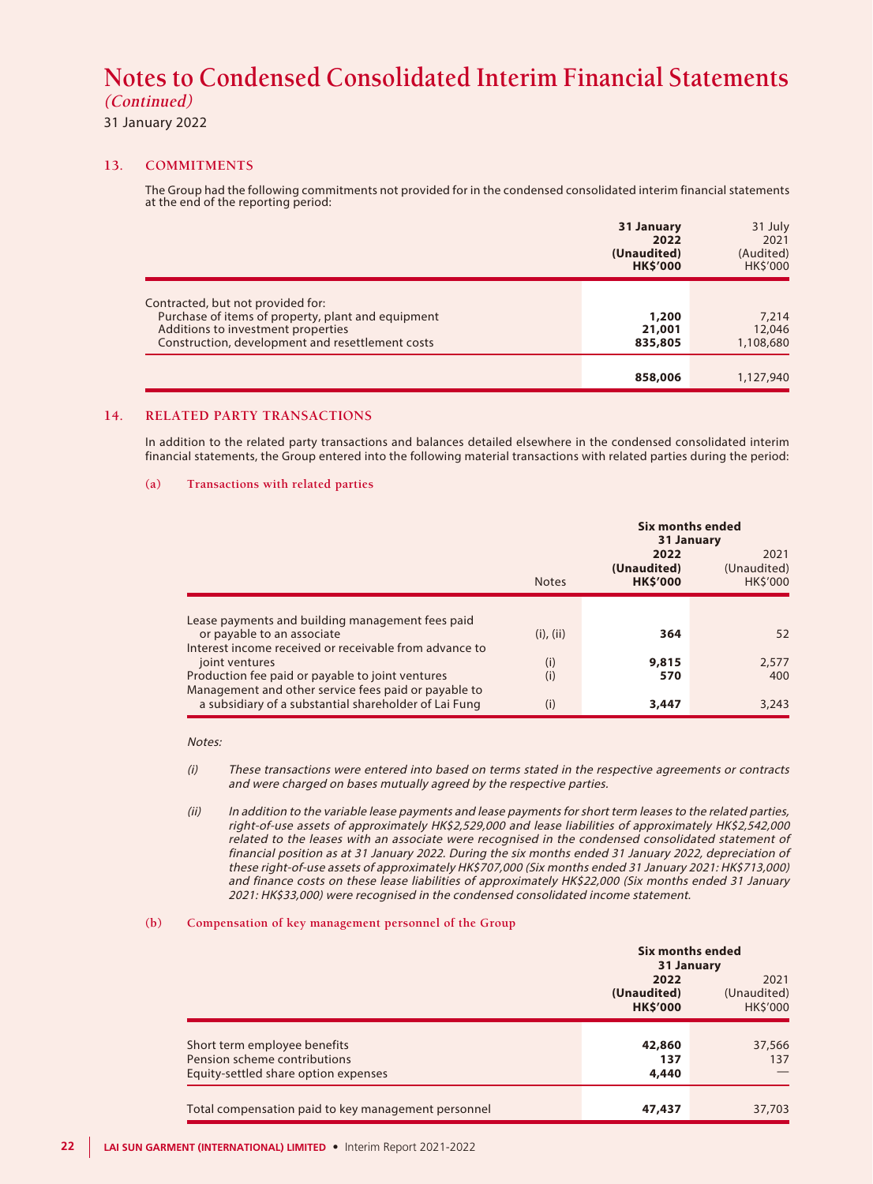# Notes to Condensed Consolidated Interim Financial Statements
*(Continued)*

31 January 2022

## 13. COMMITMENTS

The Group had the following commitments not provided for in the condensed consolidated interim financial statements at the end of the reporting period:

| | **31 January 2022 (Unaudited) HK$'000** | 31 July 2021 (Audited) HK$'000 |
|---|---|---|
| Contracted, but not provided for: | | |
| Purchase of items of property, plant and equipment | **1,200** | 7,214 |
| Additions to investment properties | **21,001** | 12,046 |
| Construction, development and resettlement costs | **835,805** | 1,108,680 |
| | **858,006** | 1,127,940 |

## 14. RELATED PARTY TRANSACTIONS

In addition to the related party transactions and balances detailed elsewhere in the condensed consolidated interim financial statements, the Group entered into the following material transactions with related parties during the period:

### (a) Transactions with related parties

| | Notes | **Six months ended 31 January** | |
|---|---|---|---|
| | | **2022 (Unaudited) HK$'000** | 2021 (Unaudited) HK$'000 |
| Lease payments and building management fees paid or payable to an associate | (i), (ii) | **364** | 52 |
| Interest income received or receivable from advance to joint ventures | (i) | **9,815** | 2,577 |
| Production fee paid or payable to joint ventures | (i) | **570** | 400 |
| Management and other service fees paid or payable to a subsidiary of a substantial shareholder of Lai Fung | (i) | **3,447** | 3,243 |

*Notes:*

*(i) These transactions were entered into based on terms stated in the respective agreements or contracts and were charged on bases mutually agreed by the respective parties.*

*(ii) In addition to the variable lease payments and lease payments for short term leases to the related parties, right-of-use assets of approximately HK$2,529,000 and lease liabilities of approximately HK$2,542,000 related to the leases with an associate were recognised in the condensed consolidated statement of financial position as at 31 January 2022. During the six months ended 31 January 2022, depreciation of these right-of-use assets of approximately HK$707,000 (Six months ended 31 January 2021: HK$713,000) and finance costs on these lease liabilities of approximately HK$22,000 (Six months ended 31 January 2021: HK$33,000) were recognised in the condensed consolidated income statement.*

### (b) Compensation of key management personnel of the Group

| | **Six months ended 31 January** | |
|---|---|---|
| | **2022 (Unaudited) HK$'000** | 2021 (Unaudited) HK$'000 |
| Short term employee benefits | **42,860** | 37,566 |
| Pension scheme contributions | **137** | 137 |
| Equity-settled share option expenses | **4,440** | — |
| Total compensation paid to key management personnel | **47,437** | 37,703 |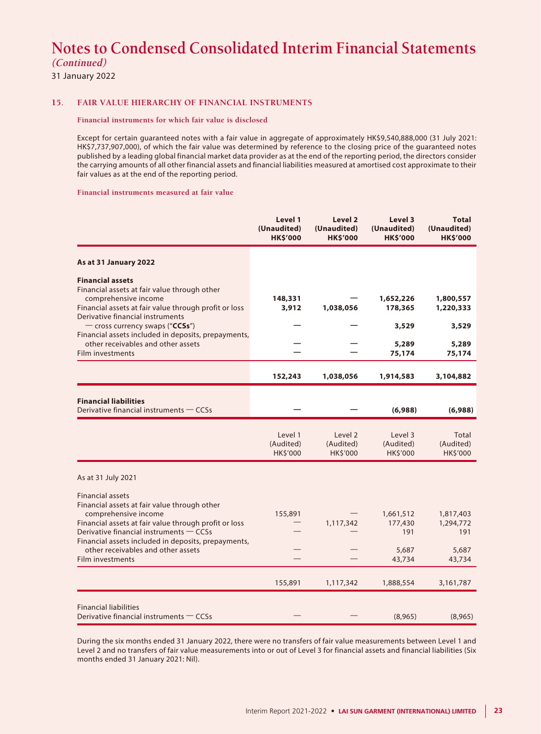# Notes to Condensed Consolidated Interim Financial Statements

*(Continued)*

31 January 2022

## 15. FAIR VALUE HIERARCHY OF FINANCIAL INSTRUMENTS

### Financial instruments for which fair value is disclosed

Except for certain guaranteed notes with a fair value in aggregate of approximately HK$9,540,888,000 (31 July 2021: HK$7,737,907,000), of which the fair value was determined by reference to the closing price of the guaranteed notes published by a leading global financial market data provider as at the end of the reporting period, the directors consider the carrying amounts of all other financial assets and financial liabilities measured at amortised cost approximate to their fair values as at the end of the reporting period.

### Financial instruments measured at fair value

| | **Level 1 (Unaudited) HK$'000** | **Level 2 (Unaudited) HK$'000** | **Level 3 (Unaudited) HK$'000** | **Total (Unaudited) HK$'000** |
|---|---|---|---|---|
| **As at 31 January 2022** | | | | |
| **Financial assets** | | | | |
| Financial assets at fair value through other comprehensive income | **148,331** | **—** | **1,652,226** | **1,800,557** |
| Financial assets at fair value through profit or loss | **3,912** | **1,038,056** | **178,365** | **1,220,333** |
| Derivative financial instruments — cross currency swaps ("**CCSs**") | **—** | **—** | **3,529** | **3,529** |
| Financial assets included in deposits, prepayments, other receivables and other assets | **—** | **—** | **5,289** | **5,289** |
| Film investments | **—** | **—** | **75,174** | **75,174** |
| | **152,243** | **1,038,056** | **1,914,583** | **3,104,882** |
| **Financial liabilities** | | | | |
| Derivative financial instruments — CCSs | **—** | **—** | **(6,988)** | **(6,988)** |

| | Level 1 (Audited) HK$'000 | Level 2 (Audited) HK$'000 | Level 3 (Audited) HK$'000 | Total (Audited) HK$'000 |
|---|---|---|---|---|
| As at 31 July 2021 | | | | |
| Financial assets | | | | |
| Financial assets at fair value through other comprehensive income | 155,891 | — | 1,661,512 | 1,817,403 |
| Financial assets at fair value through profit or loss | — | 1,117,342 | 177,430 | 1,294,772 |
| Derivative financial instruments — CCSs | — | — | 191 | 191 |
| Financial assets included in deposits, prepayments, other receivables and other assets | — | — | 5,687 | 5,687 |
| Film investments | — | — | 43,734 | 43,734 |
| | 155,891 | 1,117,342 | 1,888,554 | 3,161,787 |
| Financial liabilities | | | | |
| Derivative financial instruments — CCSs | — | — | (8,965) | (8,965) |

During the six months ended 31 January 2022, there were no transfers of fair value measurements between Level 1 and Level 2 and no transfers of fair value measurements into or out of Level 3 for financial assets and financial liabilities (Six months ended 31 January 2021: Nil).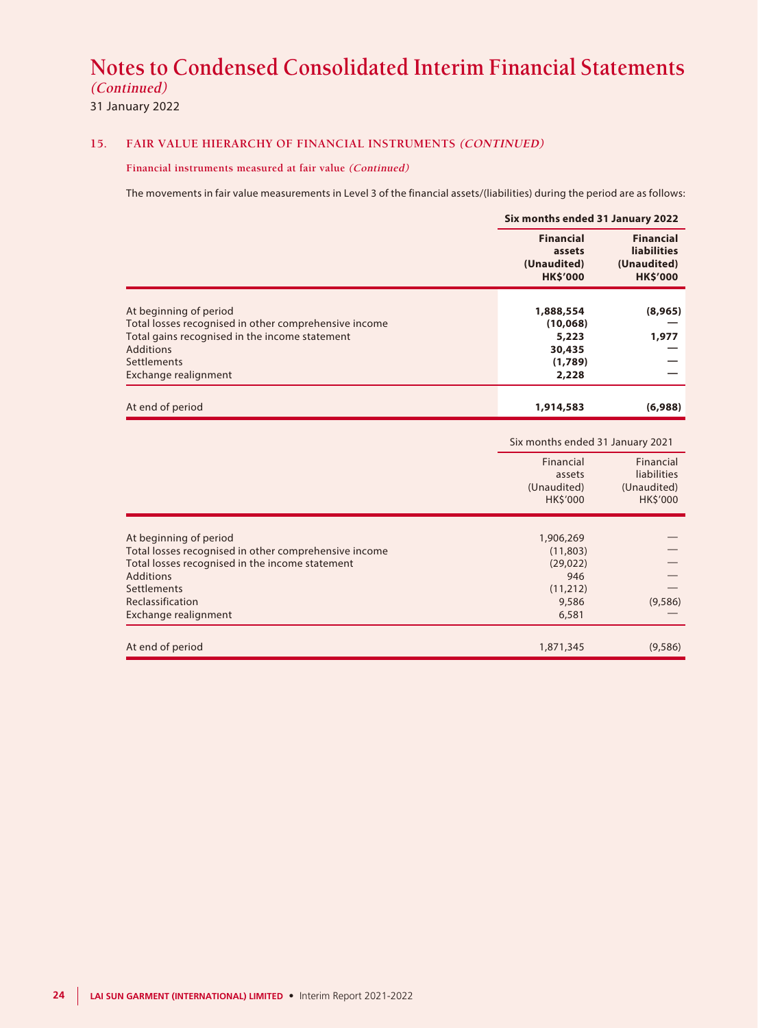# Notes to Condensed Consolidated Interim Financial Statements

*(Continued)*

31 January 2022

## 15. FAIR VALUE HIERARCHY OF FINANCIAL INSTRUMENTS *(CONTINUED)*

### Financial instruments measured at fair value *(Continued)*

The movements in fair value measurements in Level 3 of the financial assets/(liabilities) during the period are as follows:

| | **Six months ended 31 January 2022** | |
|---|---|---|
| | **Financial assets (Unaudited) HK$'000** | **Financial liabilities (Unaudited) HK$'000** |
| At beginning of period | **1,888,554** | **(8,965)** |
| Total losses recognised in other comprehensive income | **(10,068)** | **—** |
| Total gains recognised in the income statement | **5,223** | **1,977** |
| Additions | **30,435** | **—** |
| Settlements | **(1,789)** | **—** |
| Exchange realignment | **2,228** | **—** |
| At end of period | **1,914,583** | **(6,988)** |

| | Six months ended 31 January 2021 | |
|---|---|---|
| | Financial assets (Unaudited) HK$'000 | Financial liabilities (Unaudited) HK$'000 |
| At beginning of period | 1,906,269 | — |
| Total losses recognised in other comprehensive income | (11,803) | — |
| Total losses recognised in the income statement | (29,022) | — |
| Additions | 946 | — |
| Settlements | (11,212) | — |
| Reclassification | 9,586 | (9,586) |
| Exchange realignment | 6,581 | — |
| At end of period | 1,871,345 | (9,586) |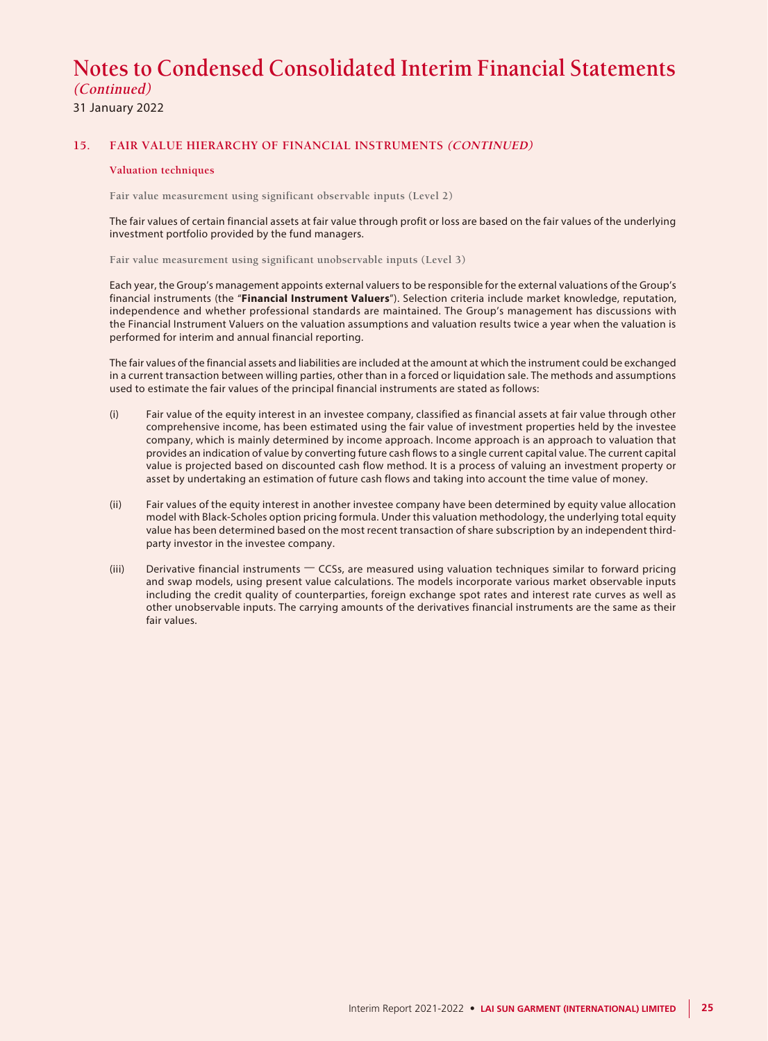# Notes to Condensed Consolidated Interim Financial Statements

*(Continued)*

31 January 2022

## 15. FAIR VALUE HIERARCHY OF FINANCIAL INSTRUMENTS *(CONTINUED)*

### Valuation techniques

#### Fair value measurement using significant observable inputs (Level 2)

The fair values of certain financial assets at fair value through profit or loss are based on the fair values of the underlying investment portfolio provided by the fund managers.

#### Fair value measurement using significant unobservable inputs (Level 3)

Each year, the Group's management appoints external valuers to be responsible for the external valuations of the Group's financial instruments (the "**Financial Instrument Valuers**"). Selection criteria include market knowledge, reputation, independence and whether professional standards are maintained. The Group's management has discussions with the Financial Instrument Valuers on the valuation assumptions and valuation results twice a year when the valuation is performed for interim and annual financial reporting.

The fair values of the financial assets and liabilities are included at the amount at which the instrument could be exchanged in a current transaction between willing parties, other than in a forced or liquidation sale. The methods and assumptions used to estimate the fair values of the principal financial instruments are stated as follows:

(i) Fair value of the equity interest in an investee company, classified as financial assets at fair value through other comprehensive income, has been estimated using the fair value of investment properties held by the investee company, which is mainly determined by income approach. Income approach is an approach to valuation that provides an indication of value by converting future cash flows to a single current capital value. The current capital value is projected based on discounted cash flow method. It is a process of valuing an investment property or asset by undertaking an estimation of future cash flows and taking into account the time value of money.

(ii) Fair values of the equity interest in another investee company have been determined by equity value allocation model with Black-Scholes option pricing formula. Under this valuation methodology, the underlying total equity value has been determined based on the most recent transaction of share subscription by an independent third-party investor in the investee company.

(iii) Derivative financial instruments — CCSs, are measured using valuation techniques similar to forward pricing and swap models, using present value calculations. The models incorporate various market observable inputs including the credit quality of counterparties, foreign exchange spot rates and interest rate curves as well as other unobservable inputs. The carrying amounts of the derivatives financial instruments are the same as their fair values.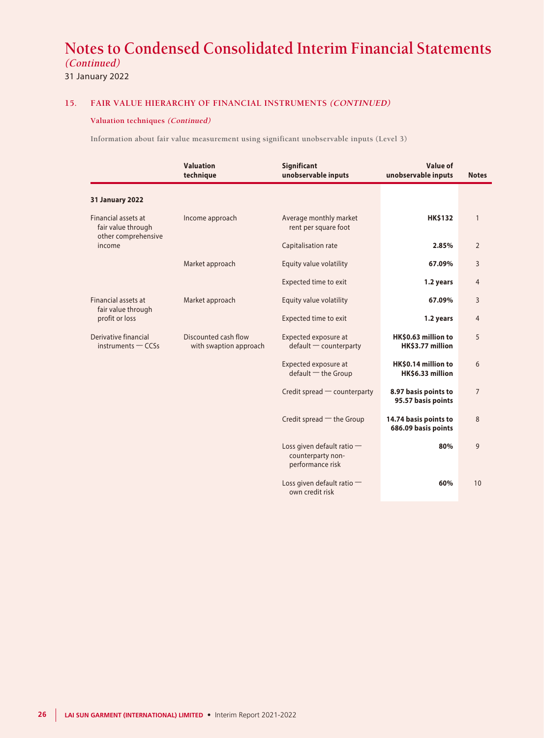# Notes to Condensed Consolidated Interim Financial Statements

*(Continued)*

31 January 2022

## 15. FAIR VALUE HIERARCHY OF FINANCIAL INSTRUMENTS *(CONTINUED)*

### Valuation techniques *(Continued)*

Information about fair value measurement using significant unobservable inputs (Level 3)

| | Valuation technique | Significant unobservable inputs | Value of unobservable inputs | Notes |
|---|---|---|---|---|
| **31 January 2022** | | | | |
| Financial assets at fair value through other comprehensive income | Income approach | Average monthly market rent per square foot | **HK$132** | 1 |
| | | Capitalisation rate | **2.85%** | 2 |
| | Market approach | Equity value volatility | **67.09%** | 3 |
| | | Expected time to exit | **1.2 years** | 4 |
| Financial assets at fair value through profit or loss | Market approach | Equity value volatility | **67.09%** | 3 |
| | | Expected time to exit | **1.2 years** | 4 |
| Derivative financial instruments — CCSs | Discounted cash flow with swaption approach | Expected exposure at default — counterparty | **HK$0.63 million to HK$3.77 million** | 5 |
| | | Expected exposure at default — the Group | **HK$0.14 million to HK$6.33 million** | 6 |
| | | Credit spread — counterparty | **8.97 basis points to 95.57 basis points** | 7 |
| | | Credit spread — the Group | **14.74 basis points to 686.09 basis points** | 8 |
| | | Loss given default ratio — counterparty non-performance risk | **80%** | 9 |
| | | Loss given default ratio — own credit risk | **60%** | 10 |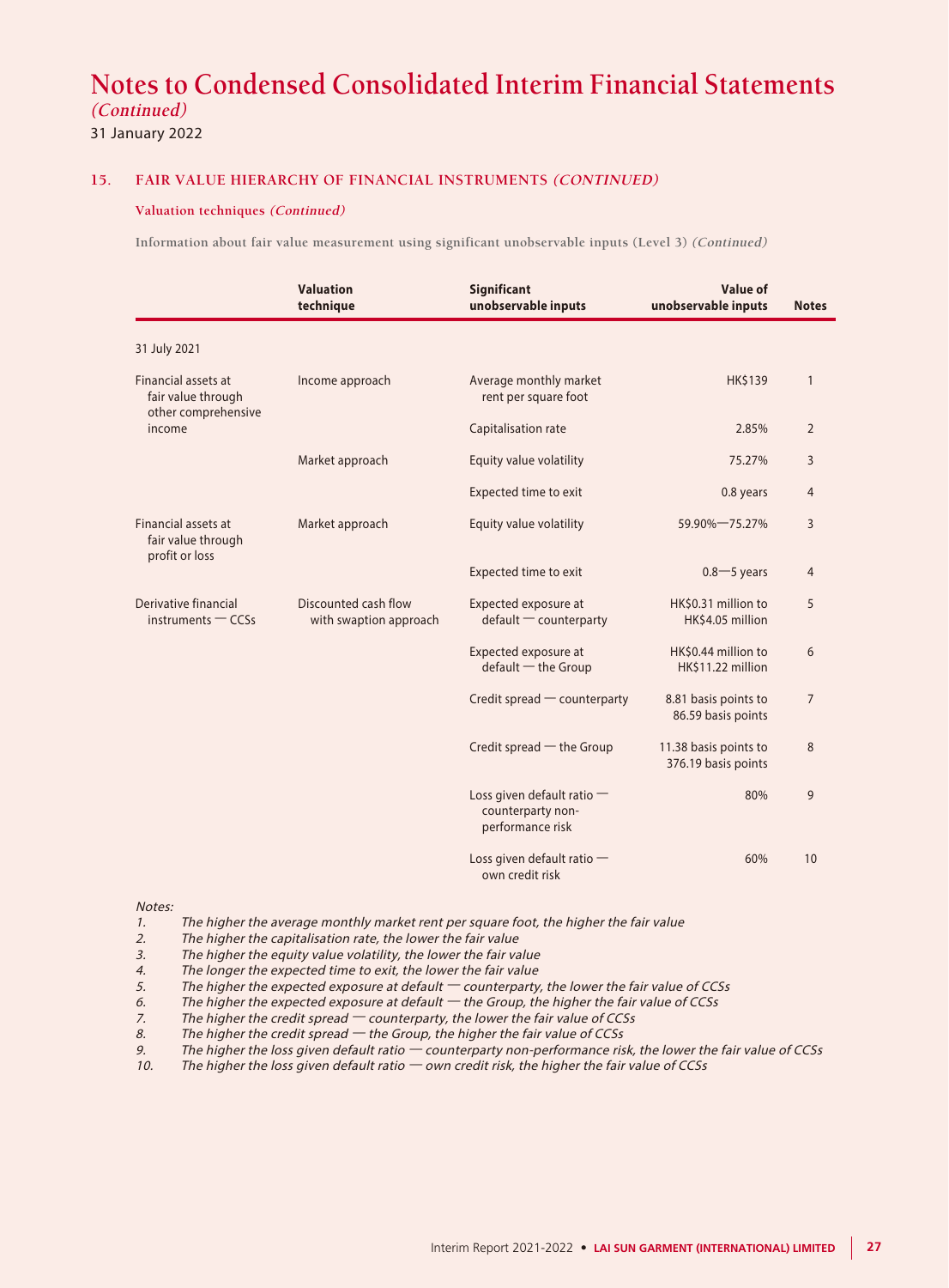# Notes to Condensed Consolidated Interim Financial Statements

*(Continued)*

31 January 2022

## 15. FAIR VALUE HIERARCHY OF FINANCIAL INSTRUMENTS *(CONTINUED)*

### Valuation techniques *(Continued)*

**Information about fair value measurement using significant unobservable inputs (Level 3)** *(Continued)*

| | Valuation technique | Significant unobservable inputs | Value of unobservable inputs | Notes |
|---|---|---|---|---|
| 31 July 2021 | | | | |
| Financial assets at fair value through other comprehensive income | Income approach | Average monthly market rent per square foot | HK$139 | 1 |
| | | Capitalisation rate | 2.85% | 2 |
| | Market approach | Equity value volatility | 75.27% | 3 |
| | | Expected time to exit | 0.8 years | 4 |
| Financial assets at fair value through profit or loss | Market approach | Equity value volatility | 59.90%—75.27% | 3 |
| | | Expected time to exit | 0.8—5 years | 4 |
| Derivative financial instruments — CCSs | Discounted cash flow with swaption approach | Expected exposure at default — counterparty | HK$0.31 million to HK$4.05 million | 5 |
| | | Expected exposure at default — the Group | HK$0.44 million to HK$11.22 million | 6 |
| | | Credit spread — counterparty | 8.81 basis points to 86.59 basis points | 7 |
| | | Credit spread — the Group | 11.38 basis points to 376.19 basis points | 8 |
| | | Loss given default ratio — counterparty non-performance risk | 80% | 9 |
| | | Loss given default ratio — own credit risk | 60% | 10 |

*Notes:*

1. *The higher the average monthly market rent per square foot, the higher the fair value*
2. *The higher the capitalisation rate, the lower the fair value*
3. *The higher the equity value volatility, the lower the fair value*
4. *The longer the expected time to exit, the lower the fair value*
5. *The higher the expected exposure at default — counterparty, the lower the fair value of CCSs*
6. *The higher the expected exposure at default — the Group, the higher the fair value of CCSs*
7. *The higher the credit spread — counterparty, the lower the fair value of CCSs*
8. *The higher the credit spread — the Group, the higher the fair value of CCSs*
9. *The higher the loss given default ratio — counterparty non-performance risk, the lower the fair value of CCSs*
10. *The higher the loss given default ratio — own credit risk, the higher the fair value of CCSs*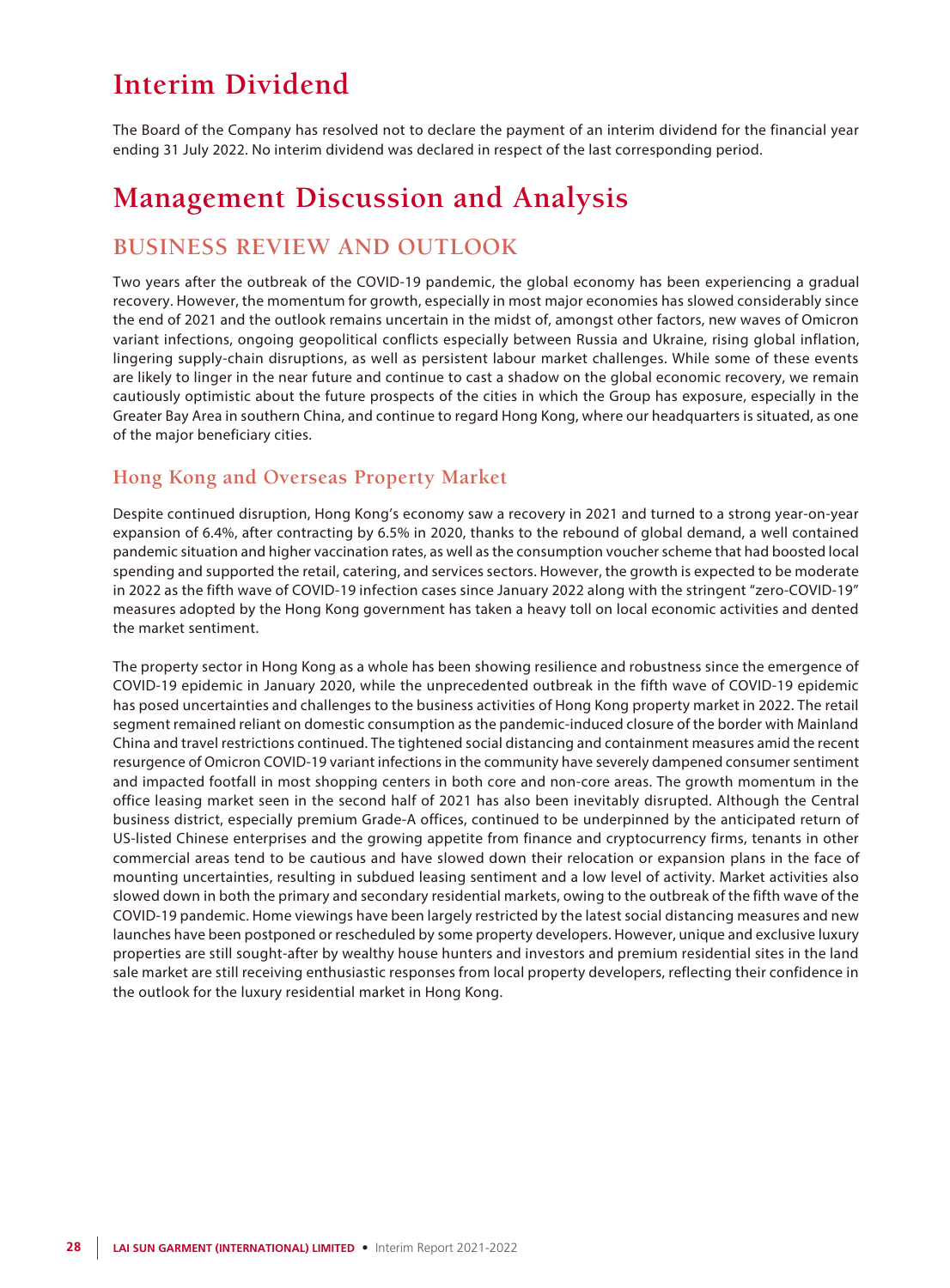# Interim Dividend

The Board of the Company has resolved not to declare the payment of an interim dividend for the financial year ending 31 July 2022. No interim dividend was declared in respect of the last corresponding period.

# Management Discussion and Analysis

## BUSINESS REVIEW AND OUTLOOK

Two years after the outbreak of the COVID-19 pandemic, the global economy has been experiencing a gradual recovery. However, the momentum for growth, especially in most major economies has slowed considerably since the end of 2021 and the outlook remains uncertain in the midst of, amongst other factors, new waves of Omicron variant infections, ongoing geopolitical conflicts especially between Russia and Ukraine, rising global inflation, lingering supply-chain disruptions, as well as persistent labour market challenges. While some of these events are likely to linger in the near future and continue to cast a shadow on the global economic recovery, we remain cautiously optimistic about the future prospects of the cities in which the Group has exposure, especially in the Greater Bay Area in southern China, and continue to regard Hong Kong, where our headquarters is situated, as one of the major beneficiary cities.

### Hong Kong and Overseas Property Market

Despite continued disruption, Hong Kong's economy saw a recovery in 2021 and turned to a strong year-on-year expansion of 6.4%, after contracting by 6.5% in 2020, thanks to the rebound of global demand, a well contained pandemic situation and higher vaccination rates, as well as the consumption voucher scheme that had boosted local spending and supported the retail, catering, and services sectors. However, the growth is expected to be moderate in 2022 as the fifth wave of COVID-19 infection cases since January 2022 along with the stringent "zero-COVID-19" measures adopted by the Hong Kong government has taken a heavy toll on local economic activities and dented the market sentiment.

The property sector in Hong Kong as a whole has been showing resilience and robustness since the emergence of COVID-19 epidemic in January 2020, while the unprecedented outbreak in the fifth wave of COVID-19 epidemic has posed uncertainties and challenges to the business activities of Hong Kong property market in 2022. The retail segment remained reliant on domestic consumption as the pandemic-induced closure of the border with Mainland China and travel restrictions continued. The tightened social distancing and containment measures amid the recent resurgence of Omicron COVID-19 variant infections in the community have severely dampened consumer sentiment and impacted footfall in most shopping centers in both core and non-core areas. The growth momentum in the office leasing market seen in the second half of 2021 has also been inevitably disrupted. Although the Central business district, especially premium Grade-A offices, continued to be underpinned by the anticipated return of US-listed Chinese enterprises and the growing appetite from finance and cryptocurrency firms, tenants in other commercial areas tend to be cautious and have slowed down their relocation or expansion plans in the face of mounting uncertainties, resulting in subdued leasing sentiment and a low level of activity. Market activities also slowed down in both the primary and secondary residential markets, owing to the outbreak of the fifth wave of the COVID-19 pandemic. Home viewings have been largely restricted by the latest social distancing measures and new launches have been postponed or rescheduled by some property developers. However, unique and exclusive luxury properties are still sought-after by wealthy house hunters and investors and premium residential sites in the land sale market are still receiving enthusiastic responses from local property developers, reflecting their confidence in the outlook for the luxury residential market in Hong Kong.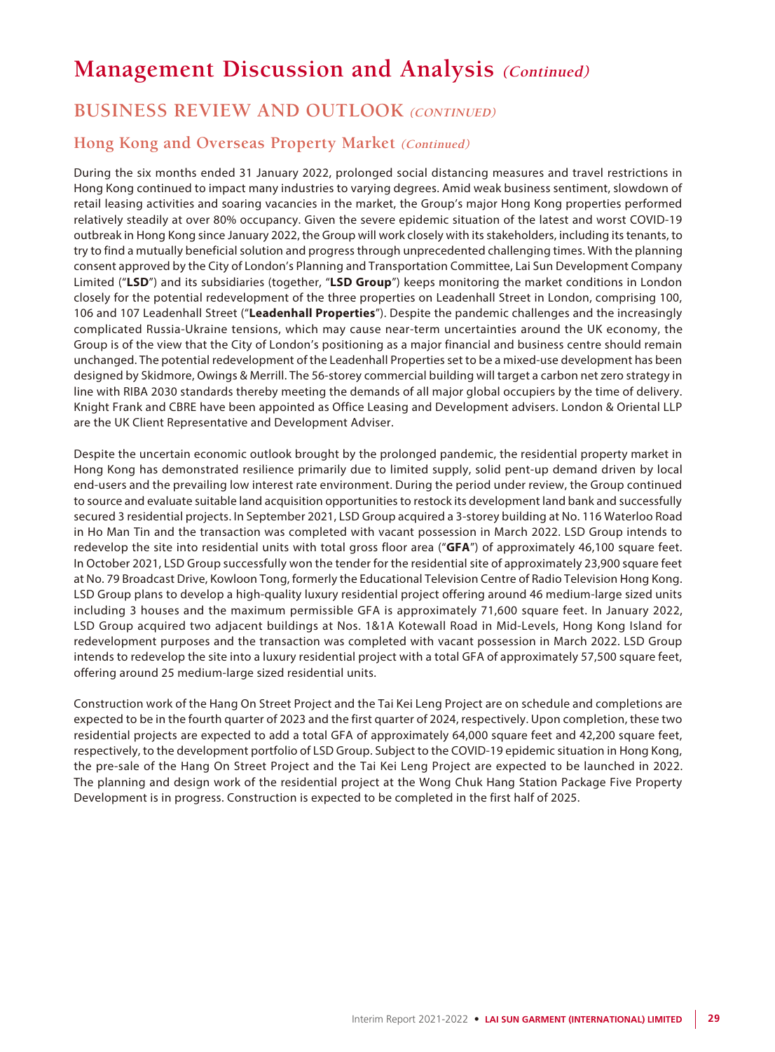# Management Discussion and Analysis *(Continued)*

## BUSINESS REVIEW AND OUTLOOK *(CONTINUED)*

### Hong Kong and Overseas Property Market *(Continued)*

During the six months ended 31 January 2022, prolonged social distancing measures and travel restrictions in Hong Kong continued to impact many industries to varying degrees. Amid weak business sentiment, slowdown of retail leasing activities and soaring vacancies in the market, the Group's major Hong Kong properties performed relatively steadily at over 80% occupancy. Given the severe epidemic situation of the latest and worst COVID-19 outbreak in Hong Kong since January 2022, the Group will work closely with its stakeholders, including its tenants, to try to find a mutually beneficial solution and progress through unprecedented challenging times. With the planning consent approved by the City of London's Planning and Transportation Committee, Lai Sun Development Company Limited ("**LSD**") and its subsidiaries (together, "**LSD Group**") keeps monitoring the market conditions in London closely for the potential redevelopment of the three properties on Leadenhall Street in London, comprising 100, 106 and 107 Leadenhall Street ("**Leadenhall Properties**"). Despite the pandemic challenges and the increasingly complicated Russia-Ukraine tensions, which may cause near-term uncertainties around the UK economy, the Group is of the view that the City of London's positioning as a major financial and business centre should remain unchanged. The potential redevelopment of the Leadenhall Properties set to be a mixed-use development has been designed by Skidmore, Owings & Merrill. The 56-storey commercial building will target a carbon net zero strategy in line with RIBA 2030 standards thereby meeting the demands of all major global occupiers by the time of delivery. Knight Frank and CBRE have been appointed as Office Leasing and Development advisers. London & Oriental LLP are the UK Client Representative and Development Adviser.

Despite the uncertain economic outlook brought by the prolonged pandemic, the residential property market in Hong Kong has demonstrated resilience primarily due to limited supply, solid pent-up demand driven by local end-users and the prevailing low interest rate environment. During the period under review, the Group continued to source and evaluate suitable land acquisition opportunities to restock its development land bank and successfully secured 3 residential projects. In September 2021, LSD Group acquired a 3-storey building at No. 116 Waterloo Road in Ho Man Tin and the transaction was completed with vacant possession in March 2022. LSD Group intends to redevelop the site into residential units with total gross floor area ("**GFA**") of approximately 46,100 square feet. In October 2021, LSD Group successfully won the tender for the residential site of approximately 23,900 square feet at No. 79 Broadcast Drive, Kowloon Tong, formerly the Educational Television Centre of Radio Television Hong Kong. LSD Group plans to develop a high-quality luxury residential project offering around 46 medium-large sized units including 3 houses and the maximum permissible GFA is approximately 71,600 square feet. In January 2022, LSD Group acquired two adjacent buildings at Nos. 1&1A Kotewall Road in Mid-Levels, Hong Kong Island for redevelopment purposes and the transaction was completed with vacant possession in March 2022. LSD Group intends to redevelop the site into a luxury residential project with a total GFA of approximately 57,500 square feet, offering around 25 medium-large sized residential units.

Construction work of the Hang On Street Project and the Tai Kei Leng Project are on schedule and completions are expected to be in the fourth quarter of 2023 and the first quarter of 2024, respectively. Upon completion, these two residential projects are expected to add a total GFA of approximately 64,000 square feet and 42,200 square feet, respectively, to the development portfolio of LSD Group. Subject to the COVID-19 epidemic situation in Hong Kong, the pre-sale of the Hang On Street Project and the Tai Kei Leng Project are expected to be launched in 2022. The planning and design work of the residential project at the Wong Chuk Hang Station Package Five Property Development is in progress. Construction is expected to be completed in the first half of 2025.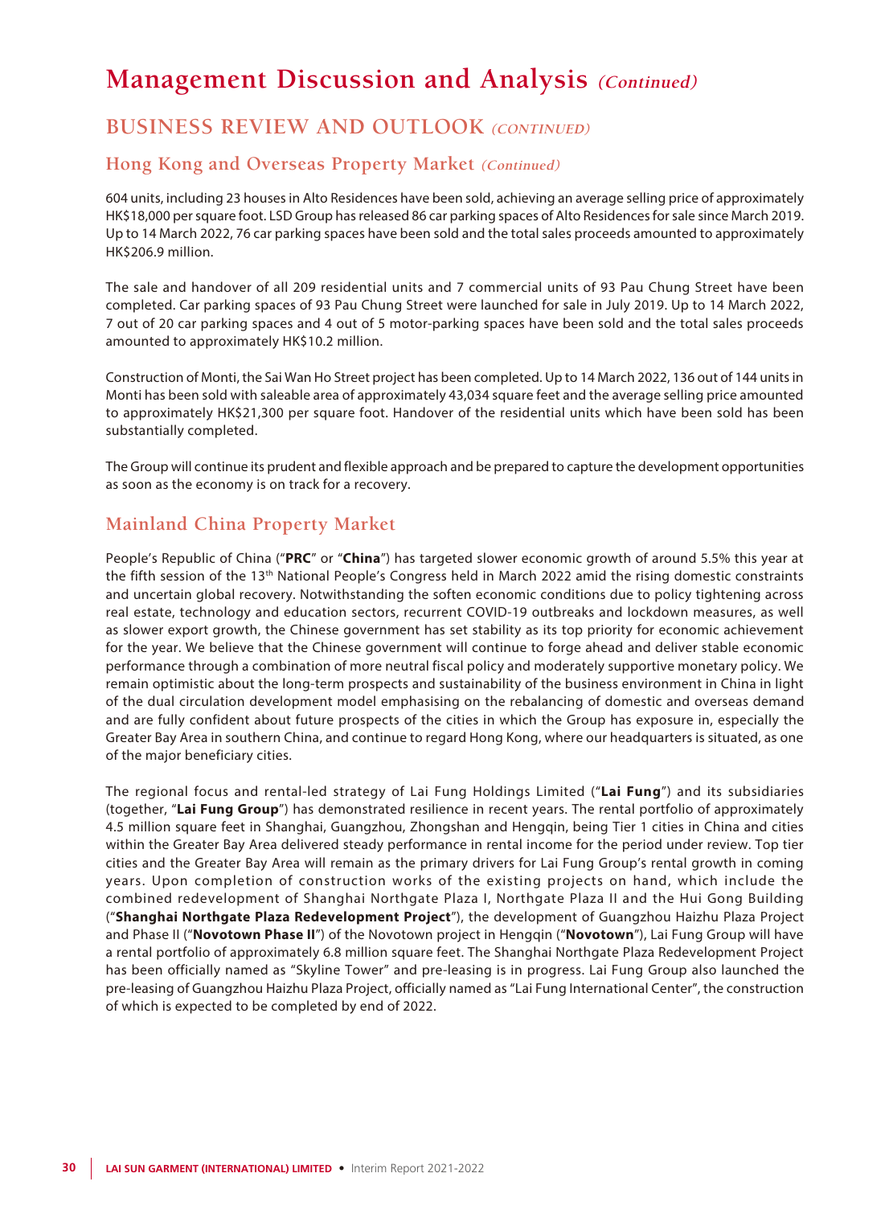# Management Discussion and Analysis *(Continued)*

## BUSINESS REVIEW AND OUTLOOK *(CONTINUED)*

### Hong Kong and Overseas Property Market *(Continued)*

604 units, including 23 houses in Alto Residences have been sold, achieving an average selling price of approximately HK$18,000 per square foot. LSD Group has released 86 car parking spaces of Alto Residences for sale since March 2019. Up to 14 March 2022, 76 car parking spaces have been sold and the total sales proceeds amounted to approximately HK$206.9 million.

The sale and handover of all 209 residential units and 7 commercial units of 93 Pau Chung Street have been completed. Car parking spaces of 93 Pau Chung Street were launched for sale in July 2019. Up to 14 March 2022, 7 out of 20 car parking spaces and 4 out of 5 motor-parking spaces have been sold and the total sales proceeds amounted to approximately HK$10.2 million.

Construction of Monti, the Sai Wan Ho Street project has been completed. Up to 14 March 2022, 136 out of 144 units in Monti has been sold with saleable area of approximately 43,034 square feet and the average selling price amounted to approximately HK$21,300 per square foot. Handover of the residential units which have been sold has been substantially completed.

The Group will continue its prudent and flexible approach and be prepared to capture the development opportunities as soon as the economy is on track for a recovery.

### Mainland China Property Market

People's Republic of China ("**PRC**" or "**China**") has targeted slower economic growth of around 5.5% this year at the fifth session of the 13th National People's Congress held in March 2022 amid the rising domestic constraints and uncertain global recovery. Notwithstanding the soften economic conditions due to policy tightening across real estate, technology and education sectors, recurrent COVID-19 outbreaks and lockdown measures, as well as slower export growth, the Chinese government has set stability as its top priority for economic achievement for the year. We believe that the Chinese government will continue to forge ahead and deliver stable economic performance through a combination of more neutral fiscal policy and moderately supportive monetary policy. We remain optimistic about the long-term prospects and sustainability of the business environment in China in light of the dual circulation development model emphasising on the rebalancing of domestic and overseas demand and are fully confident about future prospects of the cities in which the Group has exposure in, especially the Greater Bay Area in southern China, and continue to regard Hong Kong, where our headquarters is situated, as one of the major beneficiary cities.

The regional focus and rental-led strategy of Lai Fung Holdings Limited ("**Lai Fung**") and its subsidiaries (together, "**Lai Fung Group**") has demonstrated resilience in recent years. The rental portfolio of approximately 4.5 million square feet in Shanghai, Guangzhou, Zhongshan and Hengqin, being Tier 1 cities in China and cities within the Greater Bay Area delivered steady performance in rental income for the period under review. Top tier cities and the Greater Bay Area will remain as the primary drivers for Lai Fung Group's rental growth in coming years. Upon completion of construction works of the existing projects on hand, which include the combined redevelopment of Shanghai Northgate Plaza I, Northgate Plaza II and the Hui Gong Building ("**Shanghai Northgate Plaza Redevelopment Project**"), the development of Guangzhou Haizhu Plaza Project and Phase II ("**Novotown Phase II**") of the Novotown project in Hengqin ("**Novotown**"), Lai Fung Group will have a rental portfolio of approximately 6.8 million square feet. The Shanghai Northgate Plaza Redevelopment Project has been officially named as "Skyline Tower" and pre-leasing is in progress. Lai Fung Group also launched the pre-leasing of Guangzhou Haizhu Plaza Project, officially named as "Lai Fung International Center", the construction of which is expected to be completed by end of 2022.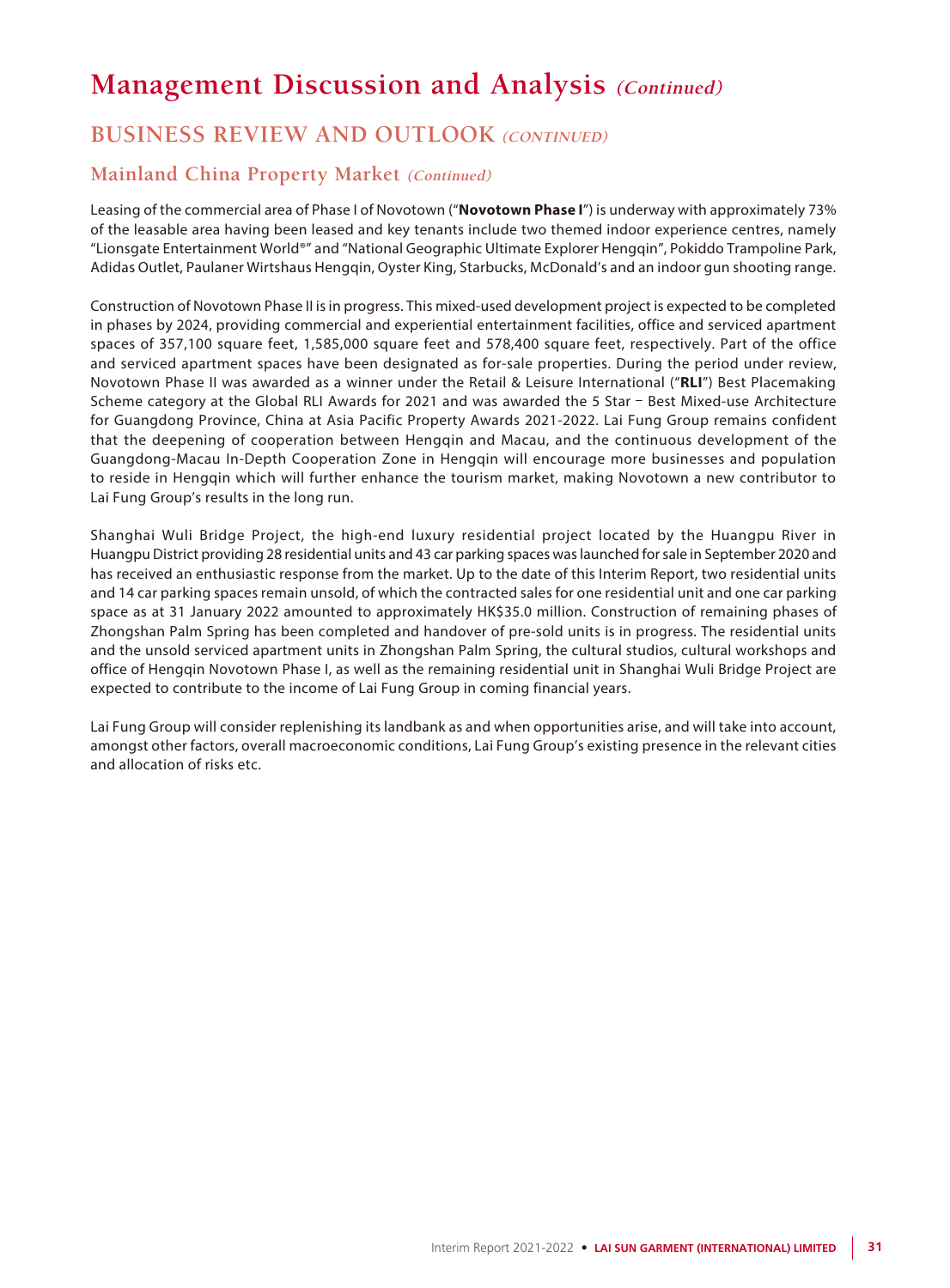# Management Discussion and Analysis *(Continued)*

## BUSINESS REVIEW AND OUTLOOK *(CONTINUED)*

### Mainland China Property Market *(Continued)*

Leasing of the commercial area of Phase I of Novotown ("**Novotown Phase I**") is underway with approximately 73% of the leasable area having been leased and key tenants include two themed indoor experience centres, namely "Lionsgate Entertainment World®" and "National Geographic Ultimate Explorer Hengqin", Pokiddo Trampoline Park, Adidas Outlet, Paulaner Wirtshaus Hengqin, Oyster King, Starbucks, McDonald's and an indoor gun shooting range.

Construction of Novotown Phase II is in progress. This mixed-used development project is expected to be completed in phases by 2024, providing commercial and experiential entertainment facilities, office and serviced apartment spaces of 357,100 square feet, 1,585,000 square feet and 578,400 square feet, respectively. Part of the office and serviced apartment spaces have been designated as for-sale properties. During the period under review, Novotown Phase II was awarded as a winner under the Retail & Leisure International ("**RLI**") Best Placemaking Scheme category at the Global RLI Awards for 2021 and was awarded the 5 Star – Best Mixed-use Architecture for Guangdong Province, China at Asia Pacific Property Awards 2021-2022. Lai Fung Group remains confident that the deepening of cooperation between Hengqin and Macau, and the continuous development of the Guangdong-Macau In-Depth Cooperation Zone in Hengqin will encourage more businesses and population to reside in Hengqin which will further enhance the tourism market, making Novotown a new contributor to Lai Fung Group's results in the long run.

Shanghai Wuli Bridge Project, the high-end luxury residential project located by the Huangpu River in Huangpu District providing 28 residential units and 43 car parking spaces was launched for sale in September 2020 and has received an enthusiastic response from the market. Up to the date of this Interim Report, two residential units and 14 car parking spaces remain unsold, of which the contracted sales for one residential unit and one car parking space as at 31 January 2022 amounted to approximately HK$35.0 million. Construction of remaining phases of Zhongshan Palm Spring has been completed and handover of pre-sold units is in progress. The residential units and the unsold serviced apartment units in Zhongshan Palm Spring, the cultural studios, cultural workshops and office of Hengqin Novotown Phase I, as well as the remaining residential unit in Shanghai Wuli Bridge Project are expected to contribute to the income of Lai Fung Group in coming financial years.

Lai Fung Group will consider replenishing its landbank as and when opportunities arise, and will take into account, amongst other factors, overall macroeconomic conditions, Lai Fung Group's existing presence in the relevant cities and allocation of risks etc.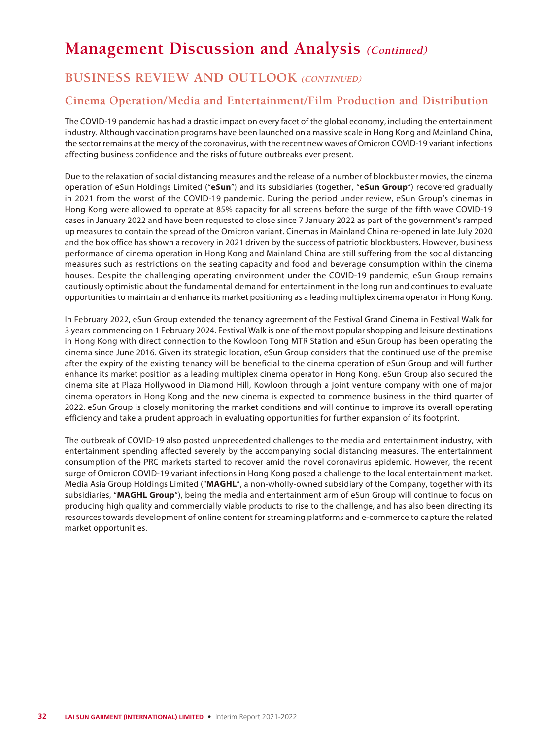# Management Discussion and Analysis *(Continued)*

## BUSINESS REVIEW AND OUTLOOK *(CONTINUED)*

### Cinema Operation/Media and Entertainment/Film Production and Distribution

The COVID-19 pandemic has had a drastic impact on every facet of the global economy, including the entertainment industry. Although vaccination programs have been launched on a massive scale in Hong Kong and Mainland China, the sector remains at the mercy of the coronavirus, with the recent new waves of Omicron COVID-19 variant infections affecting business confidence and the risks of future outbreaks ever present.

Due to the relaxation of social distancing measures and the release of a number of blockbuster movies, the cinema operation of eSun Holdings Limited ("**eSun**") and its subsidiaries (together, "**eSun Group**") recovered gradually in 2021 from the worst of the COVID-19 pandemic. During the period under review, eSun Group's cinemas in Hong Kong were allowed to operate at 85% capacity for all screens before the surge of the fifth wave COVID-19 cases in January 2022 and have been requested to close since 7 January 2022 as part of the government's ramped up measures to contain the spread of the Omicron variant. Cinemas in Mainland China re-opened in late July 2020 and the box office has shown a recovery in 2021 driven by the success of patriotic blockbusters. However, business performance of cinema operation in Hong Kong and Mainland China are still suffering from the social distancing measures such as restrictions on the seating capacity and food and beverage consumption within the cinema houses. Despite the challenging operating environment under the COVID-19 pandemic, eSun Group remains cautiously optimistic about the fundamental demand for entertainment in the long run and continues to evaluate opportunities to maintain and enhance its market positioning as a leading multiplex cinema operator in Hong Kong.

In February 2022, eSun Group extended the tenancy agreement of the Festival Grand Cinema in Festival Walk for 3 years commencing on 1 February 2024. Festival Walk is one of the most popular shopping and leisure destinations in Hong Kong with direct connection to the Kowloon Tong MTR Station and eSun Group has been operating the cinema since June 2016. Given its strategic location, eSun Group considers that the continued use of the premise after the expiry of the existing tenancy will be beneficial to the cinema operation of eSun Group and will further enhance its market position as a leading multiplex cinema operator in Hong Kong. eSun Group also secured the cinema site at Plaza Hollywood in Diamond Hill, Kowloon through a joint venture company with one of major cinema operators in Hong Kong and the new cinema is expected to commence business in the third quarter of 2022. eSun Group is closely monitoring the market conditions and will continue to improve its overall operating efficiency and take a prudent approach in evaluating opportunities for further expansion of its footprint.

The outbreak of COVID-19 also posted unprecedented challenges to the media and entertainment industry, with entertainment spending affected severely by the accompanying social distancing measures. The entertainment consumption of the PRC markets started to recover amid the novel coronavirus epidemic. However, the recent surge of Omicron COVID-19 variant infections in Hong Kong posed a challenge to the local entertainment market. Media Asia Group Holdings Limited ("**MAGHL**", a non-wholly-owned subsidiary of the Company, together with its subsidiaries, "**MAGHL Group**"), being the media and entertainment arm of eSun Group will continue to focus on producing high quality and commercially viable products to rise to the challenge, and has also been directing its resources towards development of online content for streaming platforms and e-commerce to capture the related market opportunities.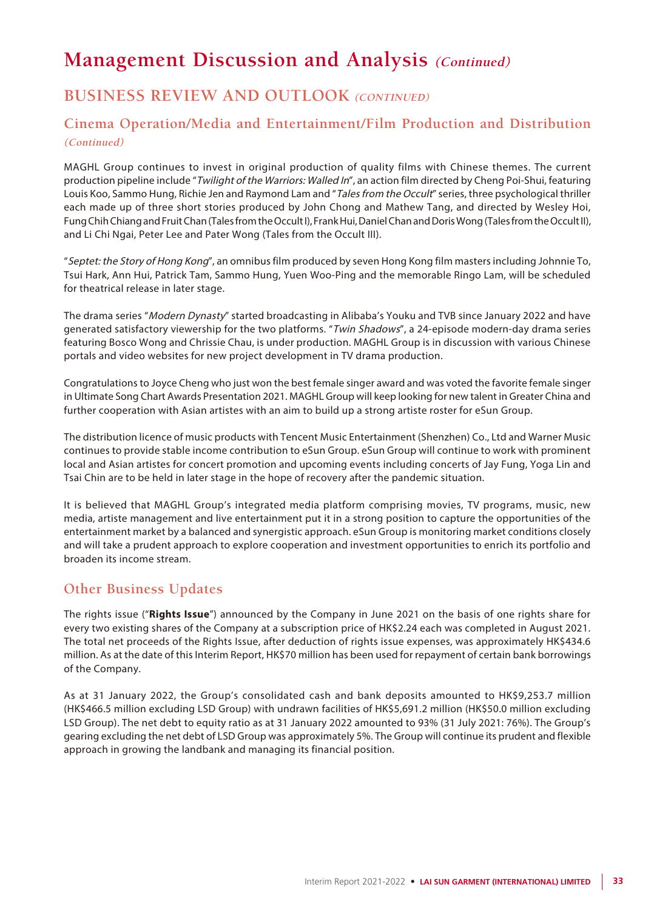# Management Discussion and Analysis *(Continued)*

## BUSINESS REVIEW AND OUTLOOK *(CONTINUED)*

### Cinema Operation/Media and Entertainment/Film Production and Distribution *(Continued)*

MAGHL Group continues to invest in original production of quality films with Chinese themes. The current production pipeline include "*Twilight of the Warriors: Walled In*", an action film directed by Cheng Poi-Shui, featuring Louis Koo, Sammo Hung, Richie Jen and Raymond Lam and "*Tales from the Occult*" series, three psychological thriller each made up of three short stories produced by John Chong and Mathew Tang, and directed by Wesley Hoi, Fung Chih Chiang and Fruit Chan (Tales from the Occult I), Frank Hui, Daniel Chan and Doris Wong (Tales from the Occult II), and Li Chi Ngai, Peter Lee and Pater Wong (Tales from the Occult III).

"*Septet: the Story of Hong Kong*", an omnibus film produced by seven Hong Kong film masters including Johnnie To, Tsui Hark, Ann Hui, Patrick Tam, Sammo Hung, Yuen Woo-Ping and the memorable Ringo Lam, will be scheduled for theatrical release in later stage.

The drama series "*Modern Dynasty*" started broadcasting in Alibaba's Youku and TVB since January 2022 and have generated satisfactory viewership for the two platforms. "*Twin Shadows*", a 24-episode modern-day drama series featuring Bosco Wong and Chrissie Chau, is under production. MAGHL Group is in discussion with various Chinese portals and video websites for new project development in TV drama production.

Congratulations to Joyce Cheng who just won the best female singer award and was voted the favorite female singer in Ultimate Song Chart Awards Presentation 2021. MAGHL Group will keep looking for new talent in Greater China and further cooperation with Asian artistes with an aim to build up a strong artiste roster for eSun Group.

The distribution licence of music products with Tencent Music Entertainment (Shenzhen) Co., Ltd and Warner Music continues to provide stable income contribution to eSun Group. eSun Group will continue to work with prominent local and Asian artistes for concert promotion and upcoming events including concerts of Jay Fung, Yoga Lin and Tsai Chin are to be held in later stage in the hope of recovery after the pandemic situation.

It is believed that MAGHL Group's integrated media platform comprising movies, TV programs, music, new media, artiste management and live entertainment put it in a strong position to capture the opportunities of the entertainment market by a balanced and synergistic approach. eSun Group is monitoring market conditions closely and will take a prudent approach to explore cooperation and investment opportunities to enrich its portfolio and broaden its income stream.

### Other Business Updates

The rights issue ("**Rights Issue**") announced by the Company in June 2021 on the basis of one rights share for every two existing shares of the Company at a subscription price of HK$2.24 each was completed in August 2021. The total net proceeds of the Rights Issue, after deduction of rights issue expenses, was approximately HK$434.6 million. As at the date of this Interim Report, HK$70 million has been used for repayment of certain bank borrowings of the Company.

As at 31 January 2022, the Group's consolidated cash and bank deposits amounted to HK$9,253.7 million (HK$466.5 million excluding LSD Group) with undrawn facilities of HK$5,691.2 million (HK$50.0 million excluding LSD Group). The net debt to equity ratio as at 31 January 2022 amounted to 93% (31 July 2021: 76%). The Group's gearing excluding the net debt of LSD Group was approximately 5%. The Group will continue its prudent and flexible approach in growing the landbank and managing its financial position.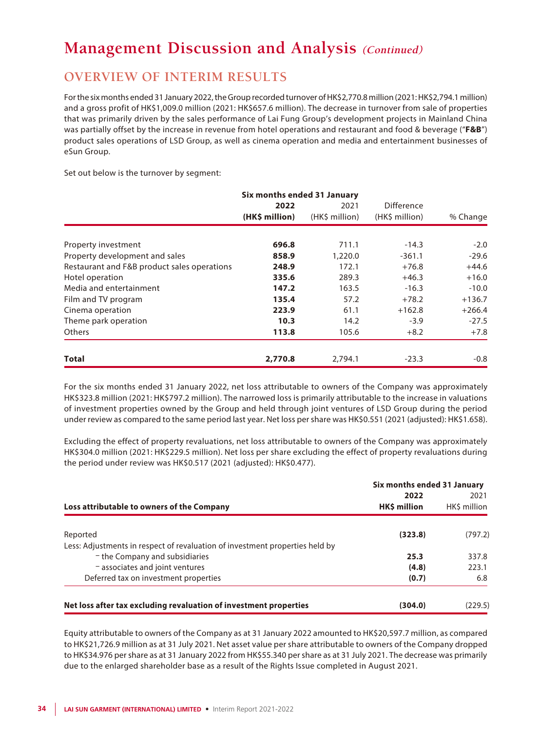# Management Discussion and Analysis *(Continued)*

## OVERVIEW OF INTERIM RESULTS

For the six months ended 31 January 2022, the Group recorded turnover of HK$2,770.8 million (2021: HK$2,794.1 million) and a gross profit of HK$1,009.0 million (2021: HK$657.6 million). The decrease in turnover from sale of properties that was primarily driven by the sales performance of Lai Fung Group's development projects in Mainland China was partially offset by the increase in revenue from hotel operations and restaurant and food & beverage ("**F&B**") product sales operations of LSD Group, as well as cinema operation and media and entertainment businesses of eSun Group.

Set out below is the turnover by segment:

| | Six months ended 31 January | | | |
|---|---|---|---|---|
| | **2022** | 2021 | Difference | |
| | **(HK$ million)** | (HK$ million) | (HK$ million) | % Change |
| Property investment | **696.8** | 711.1 | -14.3 | -2.0 |
| Property development and sales | **858.9** | 1,220.0 | -361.1 | -29.6 |
| Restaurant and F&B product sales operations | **248.9** | 172.1 | +76.8 | +44.6 |
| Hotel operation | **335.6** | 289.3 | +46.3 | +16.0 |
| Media and entertainment | **147.2** | 163.5 | -16.3 | -10.0 |
| Film and TV program | **135.4** | 57.2 | +78.2 | +136.7 |
| Cinema operation | **223.9** | 61.1 | +162.8 | +266.4 |
| Theme park operation | **10.3** | 14.2 | -3.9 | -27.5 |
| Others | **113.8** | 105.6 | +8.2 | +7.8 |
| **Total** | **2,770.8** | 2,794.1 | -23.3 | -0.8 |

For the six months ended 31 January 2022, net loss attributable to owners of the Company was approximately HK$323.8 million (2021: HK$797.2 million). The narrowed loss is primarily attributable to the increase in valuations of investment properties owned by the Group and held through joint ventures of LSD Group during the period under review as compared to the same period last year. Net loss per share was HK$0.551 (2021 (adjusted): HK$1.658).

Excluding the effect of property revaluations, net loss attributable to owners of the Company was approximately HK$304.0 million (2021: HK$229.5 million). Net loss per share excluding the effect of property revaluations during the period under review was HK$0.517 (2021 (adjusted): HK$0.477).

| | Six months ended 31 January | |
|---|---|---|
| | **2022** | 2021 |
| **Loss attributable to owners of the Company** | **HK$ million** | HK$ million |
| Reported | **(323.8)** | (797.2) |
| Less: Adjustments in respect of revaluation of investment properties held by | | |
| – the Company and subsidiaries | **25.3** | 337.8 |
| – associates and joint ventures | **(4.8)** | 223.1 |
| Deferred tax on investment properties | **(0.7)** | 6.8 |
| **Net loss after tax excluding revaluation of investment properties** | **(304.0)** | (229.5) |

Equity attributable to owners of the Company as at 31 January 2022 amounted to HK$20,597.7 million, as compared to HK$21,726.9 million as at 31 July 2021. Net asset value per share attributable to owners of the Company dropped to HK$34.976 per share as at 31 January 2022 from HK$55.340 per share as at 31 July 2021. The decrease was primarily due to the enlarged shareholder base as a result of the Rights Issue completed in August 2021.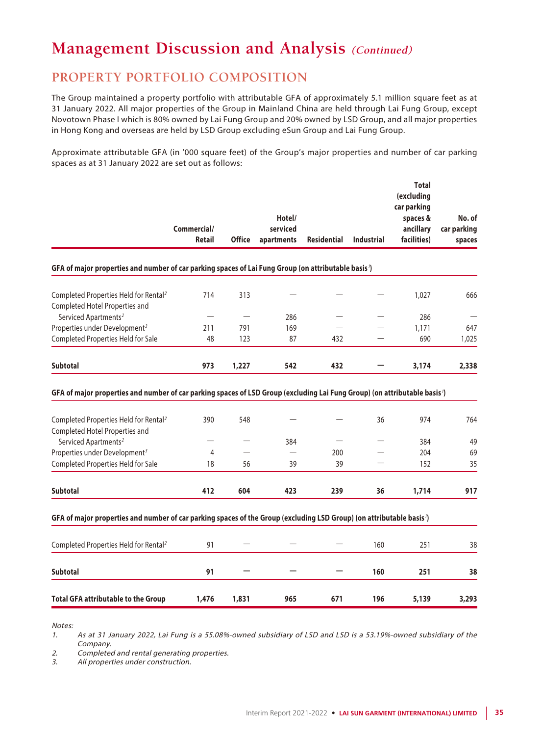# Management Discussion and Analysis *(Continued)*

## PROPERTY PORTFOLIO COMPOSITION

The Group maintained a property portfolio with attributable GFA of approximately 5.1 million square feet as at 31 January 2022. All major properties of the Group in Mainland China are held through Lai Fung Group, except Novotown Phase I which is 80% owned by Lai Fung Group and 20% owned by LSD Group, and all major properties in Hong Kong and overseas are held by LSD Group excluding eSun Group and Lai Fung Group.

Approximate attributable GFA (in '000 square feet) of the Group's major properties and number of car parking spaces as at 31 January 2022 are set out as follows:

| | Commercial/ Retail | Office | Hotel/ serviced apartments | Residential | Industrial | Total (excluding car parking spaces & ancillary facilities) | No. of car parking spaces |
|---|---|---|---|---|---|---|---|
| **GFA of major properties and number of car parking spaces of Lai Fung Group (on attributable basis[1])** | | | | | | | |
| Completed Properties Held for Rental[2] | 714 | 313 | — | — | — | 1,027 | 666 |
| Completed Hotel Properties and Serviced Apartments[2] | — | — | 286 | — | — | 286 | — |
| Properties under Development[3] | 211 | 791 | 169 | — | — | 1,171 | 647 |
| Completed Properties Held for Sale | 48 | 123 | 87 | 432 | — | 690 | 1,025 |
| **Subtotal** | **973** | **1,227** | **542** | **432** | **—** | **3,174** | **2,338** |
| **GFA of major properties and number of car parking spaces of LSD Group (excluding Lai Fung Group) (on attributable basis[1])** | | | | | | | |
| Completed Properties Held for Rental[2] | 390 | 548 | — | — | 36 | 974 | 764 |
| Completed Hotel Properties and Serviced Apartments[2] | — | — | 384 | — | — | 384 | 49 |
| Properties under Development[3] | 4 | — | — | 200 | — | 204 | 69 |
| Completed Properties Held for Sale | 18 | 56 | 39 | 39 | — | 152 | 35 |
| **Subtotal** | **412** | **604** | **423** | **239** | **36** | **1,714** | **917** |
| **GFA of major properties and number of car parking spaces of the Group (excluding LSD Group) (on attributable basis[1])** | | | | | | | |
| Completed Properties Held for Rental[2] | 91 | — | — | — | 160 | 251 | 38 |
| **Subtotal** | **91** | **—** | **—** | **—** | **160** | **251** | **38** |
| **Total GFA attributable to the Group** | **1,476** | **1,831** | **965** | **671** | **196** | **5,139** | **3,293** |

*Notes:*

1. *As at 31 January 2022, Lai Fung is a 55.08%-owned subsidiary of LSD and LSD is a 53.19%-owned subsidiary of the Company.*
2. *Completed and rental generating properties.*
3. *All properties under construction.*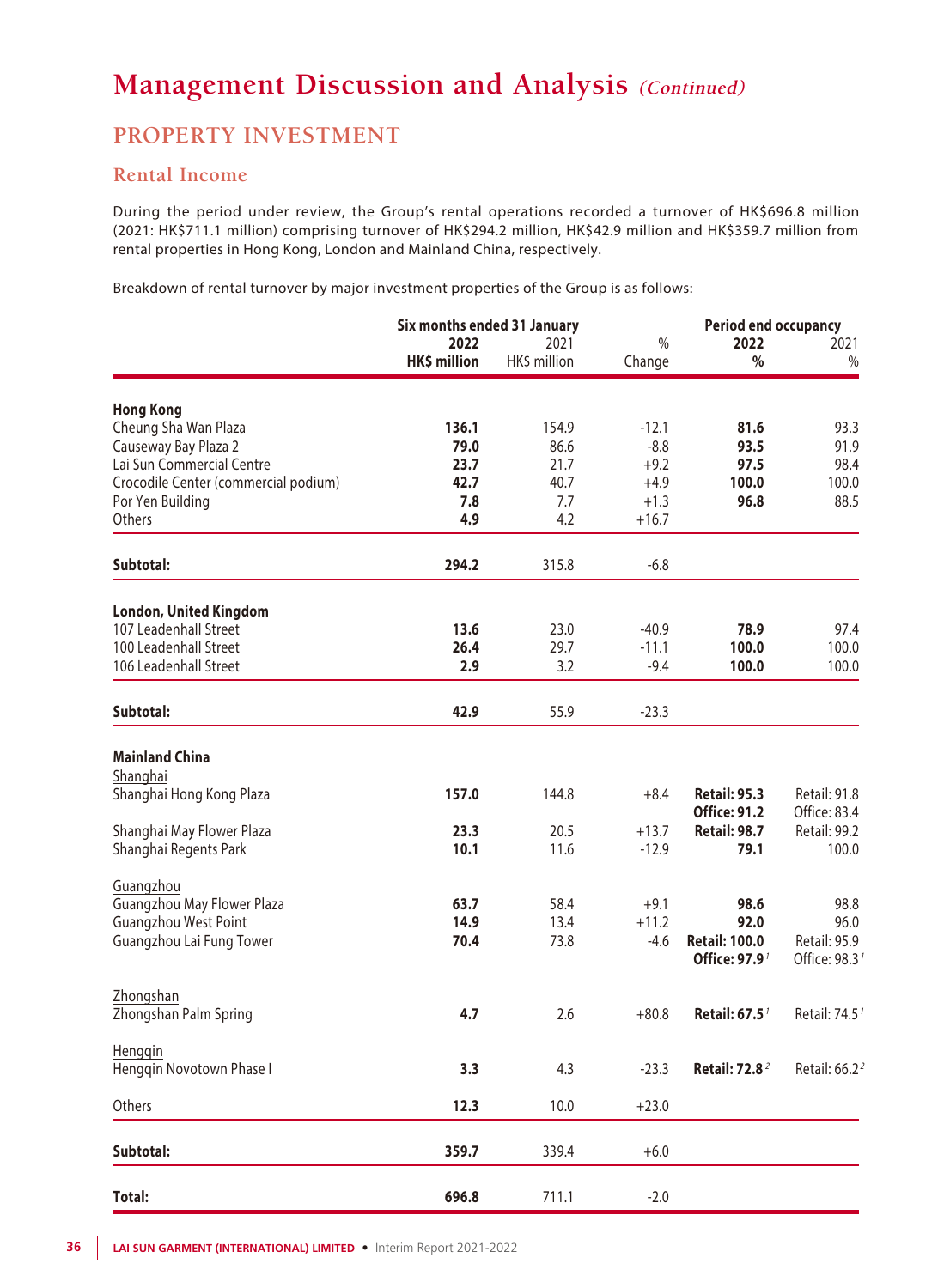# Management Discussion and Analysis *(Continued)*

## PROPERTY INVESTMENT

### Rental Income

During the period under review, the Group's rental operations recorded a turnover of HK$696.8 million (2021: HK$711.1 million) comprising turnover of HK$294.2 million, HK$42.9 million and HK$359.7 million from rental properties in Hong Kong, London and Mainland China, respectively.

Breakdown of rental turnover by major investment properties of the Group is as follows:

| | Six months ended 31 January | | | Period end occupancy | |
|---|---|---|---|---|---|
| | **2022** | 2021 | % | **2022** | 2021 |
| | **HK$ million** | HK$ million | Change | **%** | % |
| **Hong Kong** | | | | | |
| Cheung Sha Wan Plaza | **136.1** | 154.9 | -12.1 | **81.6** | 93.3 |
| Causeway Bay Plaza 2 | **79.0** | 86.6 | -8.8 | **93.5** | 91.9 |
| Lai Sun Commercial Centre | **23.7** | 21.7 | +9.2 | **97.5** | 98.4 |
| Crocodile Center (commercial podium) | **42.7** | 40.7 | +4.9 | **100.0** | 100.0 |
| Por Yen Building | **7.8** | 7.7 | +1.3 | **96.8** | 88.5 |
| Others | **4.9** | 4.2 | +16.7 | | |
| **Subtotal:** | **294.2** | 315.8 | -6.8 | | |
| **London, United Kingdom** | | | | | |
| 107 Leadenhall Street | **13.6** | 23.0 | -40.9 | **78.9** | 97.4 |
| 100 Leadenhall Street | **26.4** | 29.7 | -11.1 | **100.0** | 100.0 |
| 106 Leadenhall Street | **2.9** | 3.2 | -9.4 | **100.0** | 100.0 |
| **Subtotal:** | **42.9** | 55.9 | -23.3 | | |
| **Mainland China** | | | | | |
| Shanghai | | | | | |
| Shanghai Hong Kong Plaza | **157.0** | 144.8 | +8.4 | **Retail: 95.3**<br>**Office: 91.2** | Retail: 91.8<br>Office: 83.4 |
| Shanghai May Flower Plaza | **23.3** | 20.5 | +13.7 | **Retail: 98.7** | Retail: 99.2 |
| Shanghai Regents Park | **10.1** | 11.6 | -12.9 | **79.1** | 100.0 |
| Guangzhou | | | | | |
| Guangzhou May Flower Plaza | **63.7** | 58.4 | +9.1 | **98.6** | 98.8 |
| Guangzhou West Point | **14.9** | 13.4 | +11.2 | **92.0** | 96.0 |
| Guangzhou Lai Fung Tower | **70.4** | 73.8 | -4.6 | **Retail: 100.0**<br>**Office: 97.9**[1] | Retail: 95.9<br>Office: 98.3[1] |
| Zhongshan | | | | | |
| Zhongshan Palm Spring | **4.7** | 2.6 | +80.8 | **Retail: 67.5**[1] | Retail: 74.5[1] |
| Hengqin | | | | | |
| Hengqin Novotown Phase I | **3.3** | 4.3 | -23.3 | **Retail: 72.8**[2] | Retail: 66.2[2] |
| Others | **12.3** | 10.0 | +23.0 | | |
| **Subtotal:** | **359.7** | 339.4 | +6.0 | | |
| **Total:** | **696.8** | 711.1 | -2.0 | | |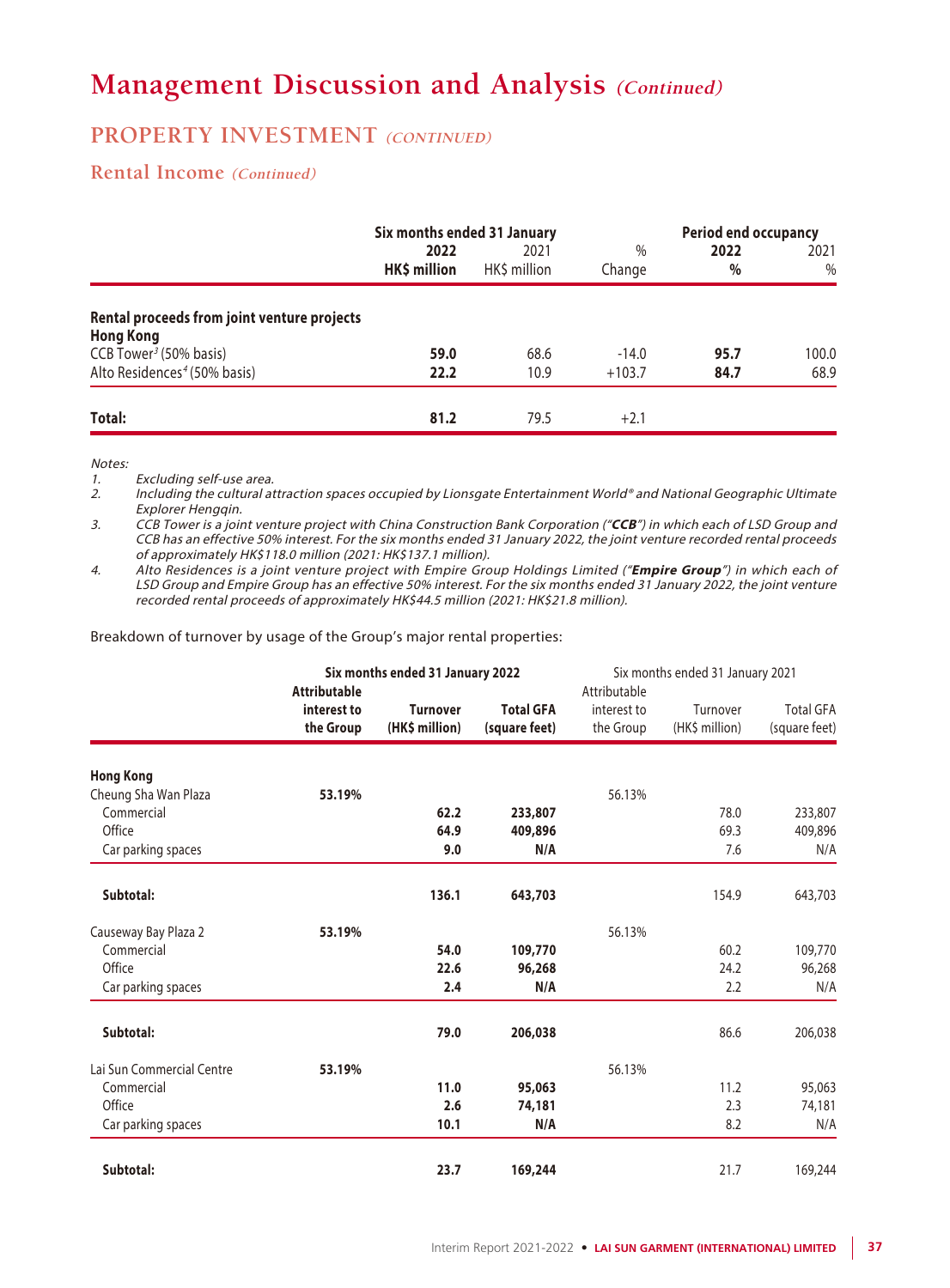# Management Discussion and Analysis *(Continued)*

## PROPERTY INVESTMENT *(CONTINUED)*

### Rental Income *(Continued)*

| | Six months ended 31 January | | | Period end occupancy | |
|---|---|---|---|---|---|
| | **2022** | 2021 | % | **2022** | 2021 |
| | **HK$ million** | HK$ million | Change | **%** | % |
| **Rental proceeds from joint venture projects** | | | | | |
| **Hong Kong** | | | | | |
| CCB Tower[3] (50% basis) | **59.0** | 68.6 | -14.0 | **95.7** | 100.0 |
| Alto Residences[4] (50% basis) | **22.2** | 10.9 | +103.7 | **84.7** | 68.9 |
| **Total:** | **81.2** | 79.5 | +2.1 | | |

*Notes:*

1. *Excluding self-use area.*
2. *Including the cultural attraction spaces occupied by Lionsgate Entertainment World® and National Geographic Ultimate Explorer Hengqin.*
3. *CCB Tower is a joint venture project with China Construction Bank Corporation ("**CCB**") in which each of LSD Group and CCB has an effective 50% interest. For the six months ended 31 January 2022, the joint venture recorded rental proceeds of approximately HK$118.0 million (2021: HK$137.1 million).*
4. *Alto Residences is a joint venture project with Empire Group Holdings Limited ("**Empire Group**") in which each of LSD Group and Empire Group has an effective 50% interest. For the six months ended 31 January 2022, the joint venture recorded rental proceeds of approximately HK$44.5 million (2021: HK$21.8 million).*

Breakdown of turnover by usage of the Group's major rental properties:

| | Six months ended 31 January 2022 | | | Six months ended 31 January 2021 | | |
|---|---|---|---|---|---|---|
| | **Attributable interest to the Group** | **Turnover (HK$ million)** | **Total GFA (square feet)** | Attributable interest to the Group | Turnover (HK$ million) | Total GFA (square feet) |
| **Hong Kong** | | | | | | |
| Cheung Sha Wan Plaza | **53.19%** | | | 56.13% | | |
| Commercial | | **62.2** | **233,807** | | 78.0 | 233,807 |
| Office | | **64.9** | **409,896** | | 69.3 | 409,896 |
| Car parking spaces | | **9.0** | **N/A** | | 7.6 | N/A |
| **Subtotal:** | | **136.1** | **643,703** | | 154.9 | 643,703 |
| Causeway Bay Plaza 2 | **53.19%** | | | 56.13% | | |
| Commercial | | **54.0** | **109,770** | | 60.2 | 109,770 |
| Office | | **22.6** | **96,268** | | 24.2 | 96,268 |
| Car parking spaces | | **2.4** | **N/A** | | 2.2 | N/A |
| **Subtotal:** | | **79.0** | **206,038** | | 86.6 | 206,038 |
| Lai Sun Commercial Centre | **53.19%** | | | 56.13% | | |
| Commercial | | **11.0** | **95,063** | | 11.2 | 95,063 |
| Office | | **2.6** | **74,181** | | 2.3 | 74,181 |
| Car parking spaces | | **10.1** | **N/A** | | 8.2 | N/A |
| **Subtotal:** | | **23.7** | **169,244** | | 21.7 | 169,244 |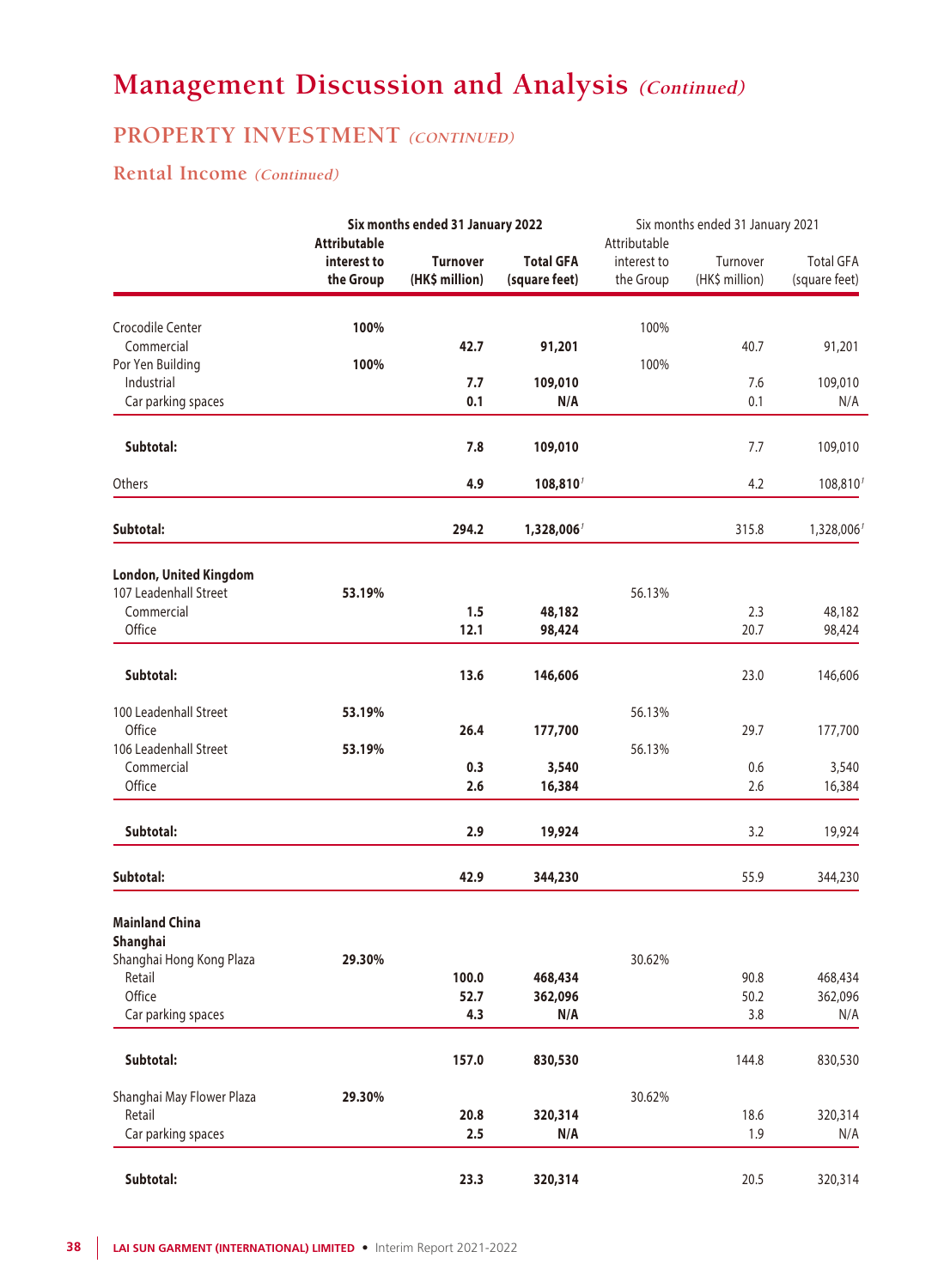# Management Discussion and Analysis *(Continued)*

## PROPERTY INVESTMENT *(CONTINUED)*

### Rental Income *(Continued)*

| | Six months ended 31 January 2022 | | | Six months ended 31 January 2021 | | |
|---|---|---|---|---|---|---|
| | **Attributable interest to the Group** | **Turnover (HK$ million)** | **Total GFA (square feet)** | Attributable interest to the Group | Turnover (HK$ million) | Total GFA (square feet) |
| Crocodile Center | **100%** | | | 100% | | |
| Commercial | | **42.7** | **91,201** | | 40.7 | 91,201 |
| Por Yen Building | **100%** | | | 100% | | |
| Industrial | | **7.7** | **109,010** | | 7.6 | 109,010 |
| Car parking spaces | | **0.1** | **N/A** | | 0.1 | N/A |
| **Subtotal:** | | **7.8** | **109,010** | | 7.7 | 109,010 |
| Others | | **4.9** | **108,810**[f] | | 4.2 | 108,810[f] |
| **Subtotal:** | | **294.2** | **1,328,006**[f] | | 315.8 | 1,328,006[f] |
| **London, United Kingdom** | | | | | | |
| 107 Leadenhall Street | **53.19%** | | | 56.13% | | |
| Commercial | | **1.5** | **48,182** | | 2.3 | 48,182 |
| Office | | **12.1** | **98,424** | | 20.7 | 98,424 |
| **Subtotal:** | | **13.6** | **146,606** | | 23.0 | 146,606 |
| 100 Leadenhall Street | **53.19%** | | | 56.13% | | |
| Office | | **26.4** | **177,700** | | 29.7 | 177,700 |
| 106 Leadenhall Street | **53.19%** | | | 56.13% | | |
| Commercial | | **0.3** | **3,540** | | 0.6 | 3,540 |
| Office | | **2.6** | **16,384** | | 2.6 | 16,384 |
| **Subtotal:** | | **2.9** | **19,924** | | 3.2 | 19,924 |
| **Subtotal:** | | **42.9** | **344,230** | | 55.9 | 344,230 |
| **Mainland China** | | | | | | |
| **Shanghai** | | | | | | |
| Shanghai Hong Kong Plaza | **29.30%** | | | 30.62% | | |
| Retail | | **100.0** | **468,434** | | 90.8 | 468,434 |
| Office | | **52.7** | **362,096** | | 50.2 | 362,096 |
| Car parking spaces | | **4.3** | **N/A** | | 3.8 | N/A |
| **Subtotal:** | | **157.0** | **830,530** | | 144.8 | 830,530 |
| Shanghai May Flower Plaza | **29.30%** | | | 30.62% | | |
| Retail | | **20.8** | **320,314** | | 18.6 | 320,314 |
| Car parking spaces | | **2.5** | **N/A** | | 1.9 | N/A |
| **Subtotal:** | | **23.3** | **320,314** | | 20.5 | 320,314 |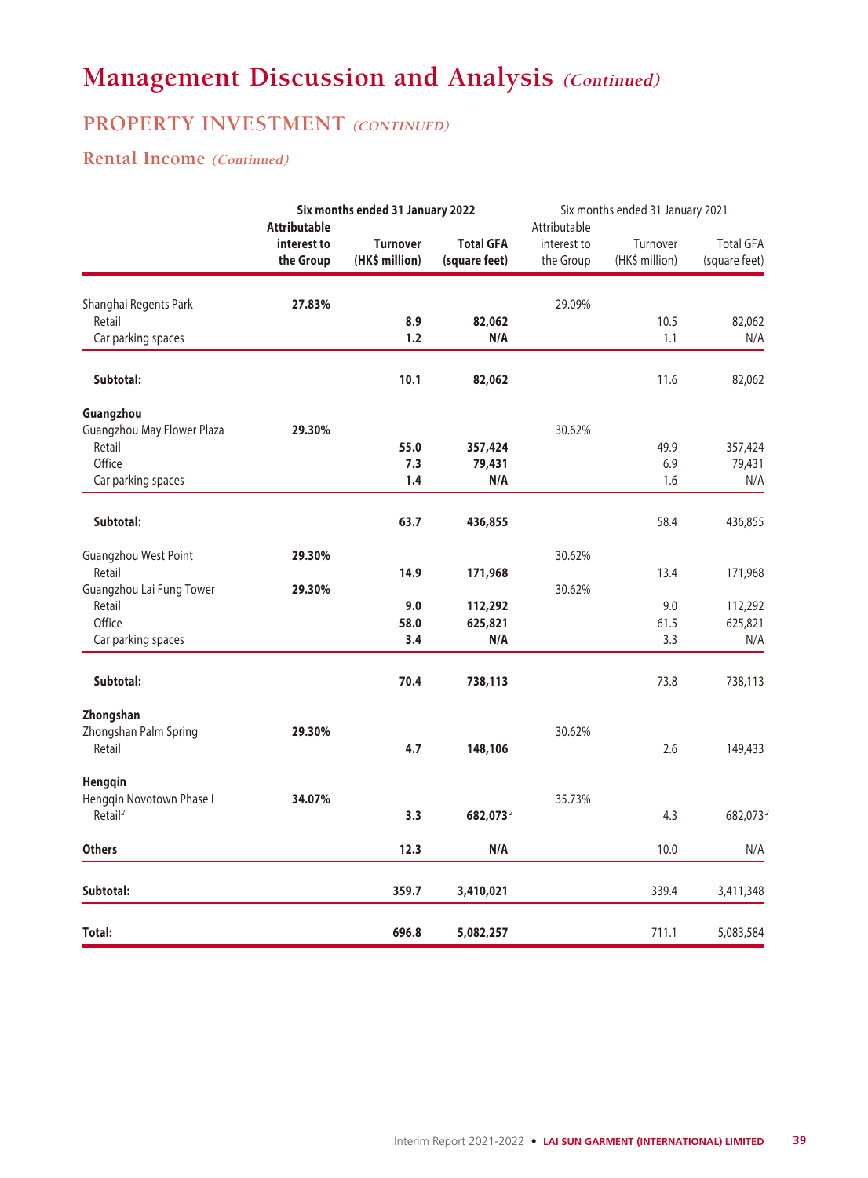# Management Discussion and Analysis *(Continued)*

## PROPERTY INVESTMENT *(CONTINUED)*

### Rental Income *(Continued)*

| | **Six months ended 31 January 2022** | | | Six months ended 31 January 2021 | | |
|---|---|---|---|---|---|---|
| | **Attributable interest to the Group** | **Turnover (HK$ million)** | **Total GFA (square feet)** | Attributable interest to the Group | Turnover (HK$ million) | Total GFA (square feet) |
| Shanghai Regents Park | **27.83%** | | | 29.09% | | |
| Retail | | **8.9** | **82,062** | | 10.5 | 82,062 |
| Car parking spaces | | **1.2** | **N/A** | | 1.1 | N/A |
| **Subtotal:** | | **10.1** | **82,062** | | 11.6 | 82,062 |
| **Guangzhou** | | | | | | |
| Guangzhou May Flower Plaza | **29.30%** | | | 30.62% | | |
| Retail | | **55.0** | **357,424** | | 49.9 | 357,424 |
| Office | | **7.3** | **79,431** | | 6.9 | 79,431 |
| Car parking spaces | | **1.4** | **N/A** | | 1.6 | N/A |
| **Subtotal:** | | **63.7** | **436,855** | | 58.4 | 436,855 |
| Guangzhou West Point | **29.30%** | | | 30.62% | | |
| Retail | | **14.9** | **171,968** | | 13.4 | 171,968 |
| Guangzhou Lai Fung Tower | **29.30%** | | | 30.62% | | |
| Retail | | **9.0** | **112,292** | | 9.0 | 112,292 |
| Office | | **58.0** | **625,821** | | 61.5 | 625,821 |
| Car parking spaces | | **3.4** | **N/A** | | 3.3 | N/A |
| **Subtotal:** | | **70.4** | **738,113** | | 73.8 | 738,113 |
| **Zhongshan** | | | | | | |
| Zhongshan Palm Spring | **29.30%** | | | 30.62% | | |
| Retail | | **4.7** | **148,106** | | 2.6 | 149,433 |
| **Hengqin** | | | | | | |
| Hengqin Novotown Phase I | **34.07%** | | | 35.73% | | |
| Retail[2] | | **3.3** | **682,073[2]** | | 4.3 | 682,073[2] |
| **Others** | | **12.3** | **N/A** | | 10.0 | N/A |
| **Subtotal:** | | **359.7** | **3,410,021** | | 339.4 | 3,411,348 |
| **Total:** | | **696.8** | **5,082,257** | | 711.1 | 5,083,584 |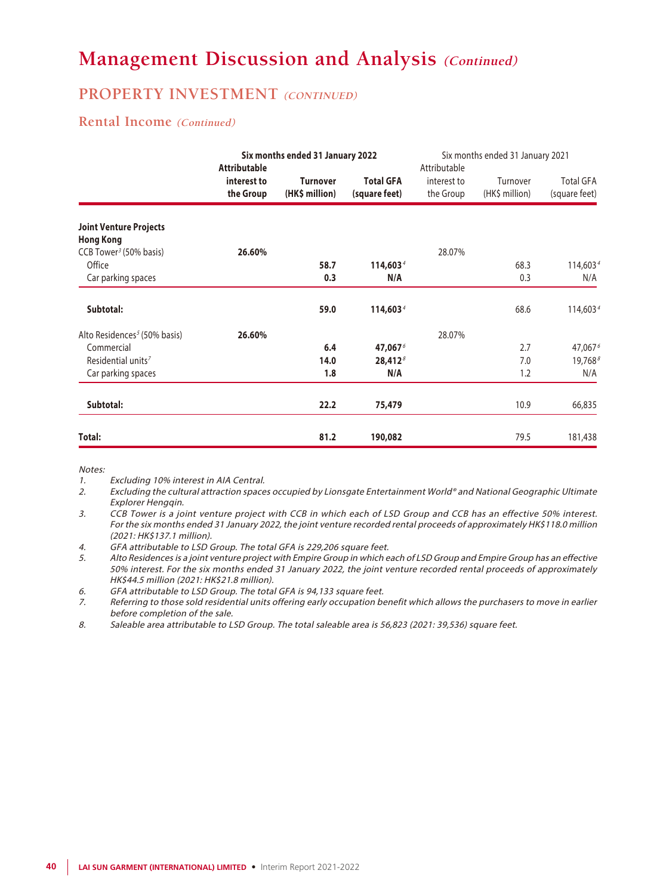# Management Discussion and Analysis *(Continued)*

## PROPERTY INVESTMENT *(CONTINUED)*

### Rental Income *(Continued)*

| | **Six months ended 31 January 2022** | | | Six months ended 31 January 2021 | | |
|---|---|---|---|---|---|---|
| | **Attributable interest to the Group** | **Turnover (HK$ million)** | **Total GFA (square feet)** | Attributable interest to the Group | Turnover (HK$ million) | Total GFA (square feet) |
| **Joint Venture Projects** | | | | | | |
| **Hong Kong** | | | | | | |
| CCB Tower[3] (50% basis) | **26.60%** | | | 28.07% | | |
| Office | | **58.7** | **114,603**[4] | | 68.3 | 114,603[4] |
| Car parking spaces | | **0.3** | **N/A** | | 0.3 | N/A |
| **Subtotal:** | | **59.0** | **114,603**[4] | | 68.6 | 114,603[4] |
| Alto Residences[5] (50% basis) | **26.60%** | | | 28.07% | | |
| Commercial | | **6.4** | **47,067**[6] | | 2.7 | 47,067[6] |
| Residential units[7] | | **14.0** | **28,412**[8] | | 7.0 | 19,768[8] |
| Car parking spaces | | **1.8** | **N/A** | | 1.2 | N/A |
| **Subtotal:** | | **22.2** | **75,479** | | 10.9 | 66,835 |
| **Total:** | | **81.2** | **190,082** | | 79.5 | 181,438 |

*Notes:*

1. *Excluding 10% interest in AIA Central.*
2. *Excluding the cultural attraction spaces occupied by Lionsgate Entertainment World® and National Geographic Ultimate Explorer Hengqin.*
3. *CCB Tower is a joint venture project with CCB in which each of LSD Group and CCB has an effective 50% interest. For the six months ended 31 January 2022, the joint venture recorded rental proceeds of approximately HK$118.0 million (2021: HK$137.1 million).*
4. *GFA attributable to LSD Group. The total GFA is 229,206 square feet.*
5. *Alto Residences is a joint venture project with Empire Group in which each of LSD Group and Empire Group has an effective 50% interest. For the six months ended 31 January 2022, the joint venture recorded rental proceeds of approximately HK$44.5 million (2021: HK$21.8 million).*
6. *GFA attributable to LSD Group. The total GFA is 94,133 square feet.*
7. *Referring to those sold residential units offering early occupation benefit which allows the purchasers to move in earlier before completion of the sale.*
8. *Saleable area attributable to LSD Group. The total saleable area is 56,823 (2021: 39,536) square feet.*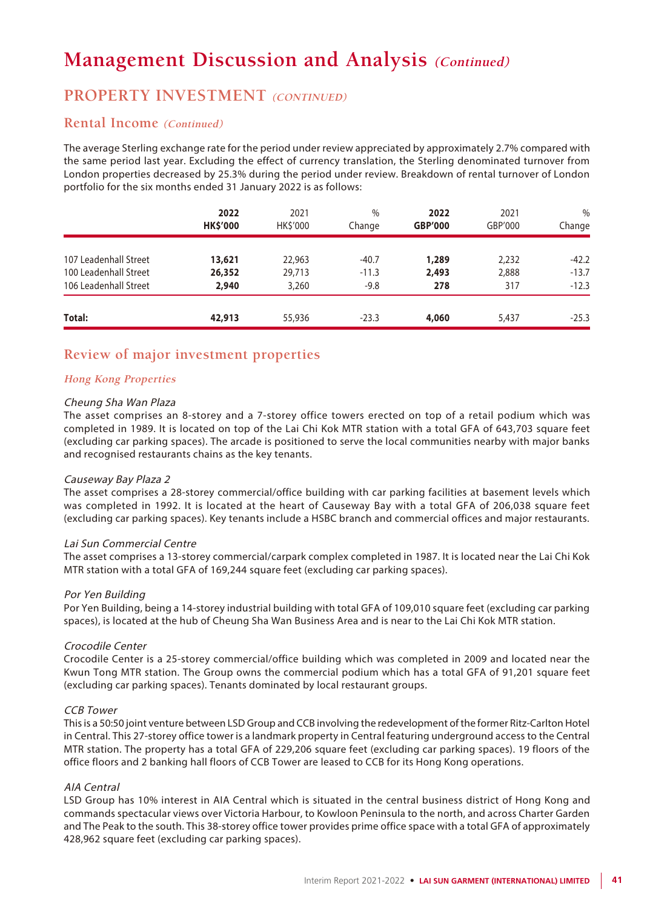# Management Discussion and Analysis *(Continued)*

## PROPERTY INVESTMENT *(CONTINUED)*

### Rental Income *(Continued)*

The average Sterling exchange rate for the period under review appreciated by approximately 2.7% compared with the same period last year. Excluding the effect of currency translation, the Sterling denominated turnover from London properties decreased by 25.3% during the period under review. Breakdown of rental turnover of London portfolio for the six months ended 31 January 2022 is as follows:

| | **2022** **HK$'000** | 2021 HK$'000 | % Change | **2022** **GBP'000** | 2021 GBP'000 | % Change |
|---|---|---|---|---|---|---|
| 107 Leadenhall Street | **13,621** | 22,963 | -40.7 | **1,289** | 2,232 | -42.2 |
| 100 Leadenhall Street | **26,352** | 29,713 | -11.3 | **2,493** | 2,888 | -13.7 |
| 106 Leadenhall Street | **2,940** | 3,260 | -9.8 | **278** | 317 | -12.3 |
| **Total:** | **42,913** | 55,936 | -23.3 | **4,060** | 5,437 | -25.3 |

## Review of major investment properties

### *Hong Kong Properties*

*Cheung Sha Wan Plaza*

The asset comprises an 8-storey and a 7-storey office towers erected on top of a retail podium which was completed in 1989. It is located on top of the Lai Chi Kok MTR station with a total GFA of 643,703 square feet (excluding car parking spaces). The arcade is positioned to serve the local communities nearby with major banks and recognised restaurants chains as the key tenants.

*Causeway Bay Plaza 2*

The asset comprises a 28-storey commercial/office building with car parking facilities at basement levels which was completed in 1992. It is located at the heart of Causeway Bay with a total GFA of 206,038 square feet (excluding car parking spaces). Key tenants include a HSBC branch and commercial offices and major restaurants.

*Lai Sun Commercial Centre*

The asset comprises a 13-storey commercial/carpark complex completed in 1987. It is located near the Lai Chi Kok MTR station with a total GFA of 169,244 square feet (excluding car parking spaces).

*Por Yen Building*

Por Yen Building, being a 14-storey industrial building with total GFA of 109,010 square feet (excluding car parking spaces), is located at the hub of Cheung Sha Wan Business Area and is near to the Lai Chi Kok MTR station.

*Crocodile Center*

Crocodile Center is a 25-storey commercial/office building which was completed in 2009 and located near the Kwun Tong MTR station. The Group owns the commercial podium which has a total GFA of 91,201 square feet (excluding car parking spaces). Tenants dominated by local restaurant groups.

*CCB Tower*

This is a 50:50 joint venture between LSD Group and CCB involving the redevelopment of the former Ritz-Carlton Hotel in Central. This 27-storey office tower is a landmark property in Central featuring underground access to the Central MTR station. The property has a total GFA of 229,206 square feet (excluding car parking spaces). 19 floors of the office floors and 2 banking hall floors of CCB Tower are leased to CCB for its Hong Kong operations.

*AIA Central*

LSD Group has 10% interest in AIA Central which is situated in the central business district of Hong Kong and commands spectacular views over Victoria Harbour, to Kowloon Peninsula to the north, and across Charter Garden and The Peak to the south. This 38-storey office tower provides prime office space with a total GFA of approximately 428,962 square feet (excluding car parking spaces).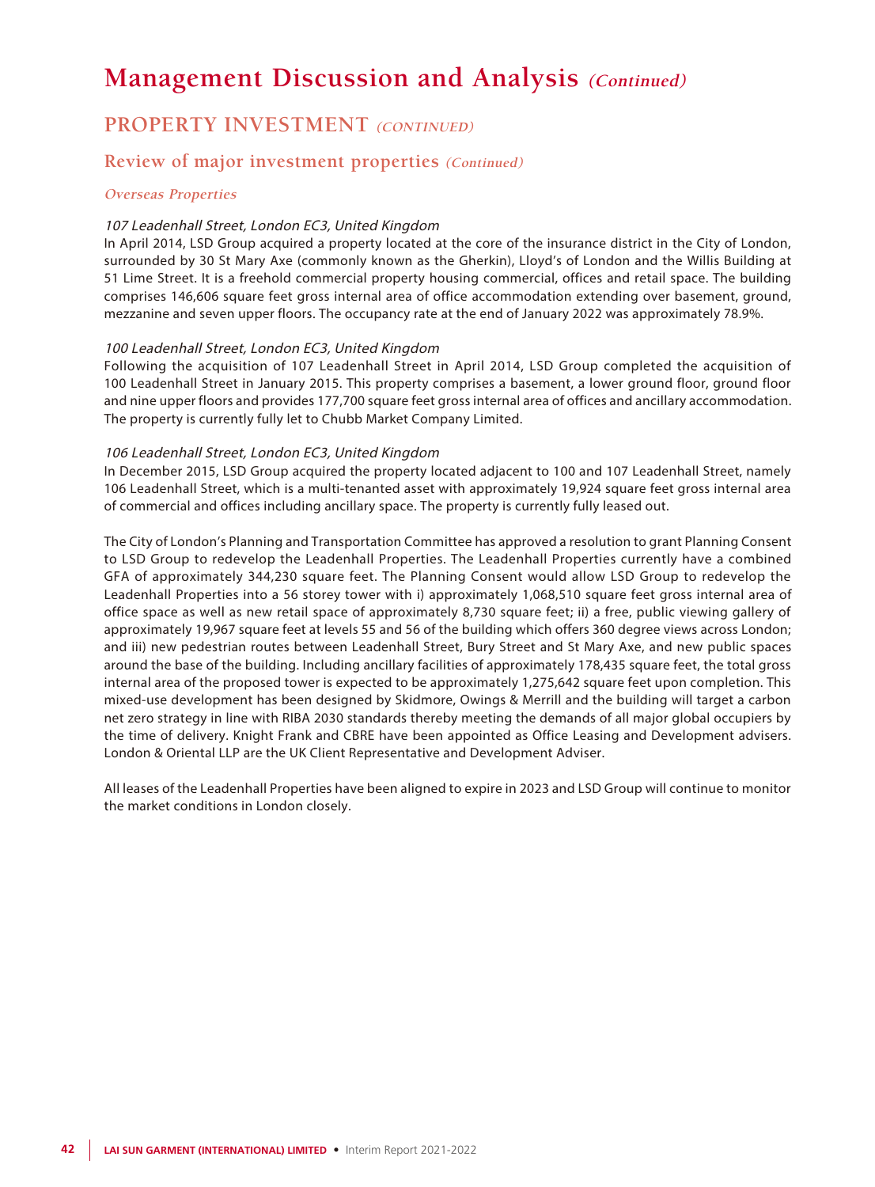# Management Discussion and Analysis *(Continued)*

## PROPERTY INVESTMENT *(CONTINUED)*

### Review of major investment properties *(Continued)*

#### *Overseas Properties*

*107 Leadenhall Street, London EC3, United Kingdom*

In April 2014, LSD Group acquired a property located at the core of the insurance district in the City of London, surrounded by 30 St Mary Axe (commonly known as the Gherkin), Lloyd's of London and the Willis Building at 51 Lime Street. It is a freehold commercial property housing commercial, offices and retail space. The building comprises 146,606 square feet gross internal area of office accommodation extending over basement, ground, mezzanine and seven upper floors. The occupancy rate at the end of January 2022 was approximately 78.9%.

*100 Leadenhall Street, London EC3, United Kingdom*

Following the acquisition of 107 Leadenhall Street in April 2014, LSD Group completed the acquisition of 100 Leadenhall Street in January 2015. This property comprises a basement, a lower ground floor, ground floor and nine upper floors and provides 177,700 square feet gross internal area of offices and ancillary accommodation. The property is currently fully let to Chubb Market Company Limited.

*106 Leadenhall Street, London EC3, United Kingdom*

In December 2015, LSD Group acquired the property located adjacent to 100 and 107 Leadenhall Street, namely 106 Leadenhall Street, which is a multi-tenanted asset with approximately 19,924 square feet gross internal area of commercial and offices including ancillary space. The property is currently fully leased out.

The City of London's Planning and Transportation Committee has approved a resolution to grant Planning Consent to LSD Group to redevelop the Leadenhall Properties. The Leadenhall Properties currently have a combined GFA of approximately 344,230 square feet. The Planning Consent would allow LSD Group to redevelop the Leadenhall Properties into a 56 storey tower with i) approximately 1,068,510 square feet gross internal area of office space as well as new retail space of approximately 8,730 square feet; ii) a free, public viewing gallery of approximately 19,967 square feet at levels 55 and 56 of the building which offers 360 degree views across London; and iii) new pedestrian routes between Leadenhall Street, Bury Street and St Mary Axe, and new public spaces around the base of the building. Including ancillary facilities of approximately 178,435 square feet, the total gross internal area of the proposed tower is expected to be approximately 1,275,642 square feet upon completion. This mixed-use development has been designed by Skidmore, Owings & Merrill and the building will target a carbon net zero strategy in line with RIBA 2030 standards thereby meeting the demands of all major global occupiers by the time of delivery. Knight Frank and CBRE have been appointed as Office Leasing and Development advisers. London & Oriental LLP are the UK Client Representative and Development Adviser.

All leases of the Leadenhall Properties have been aligned to expire in 2023 and LSD Group will continue to monitor the market conditions in London closely.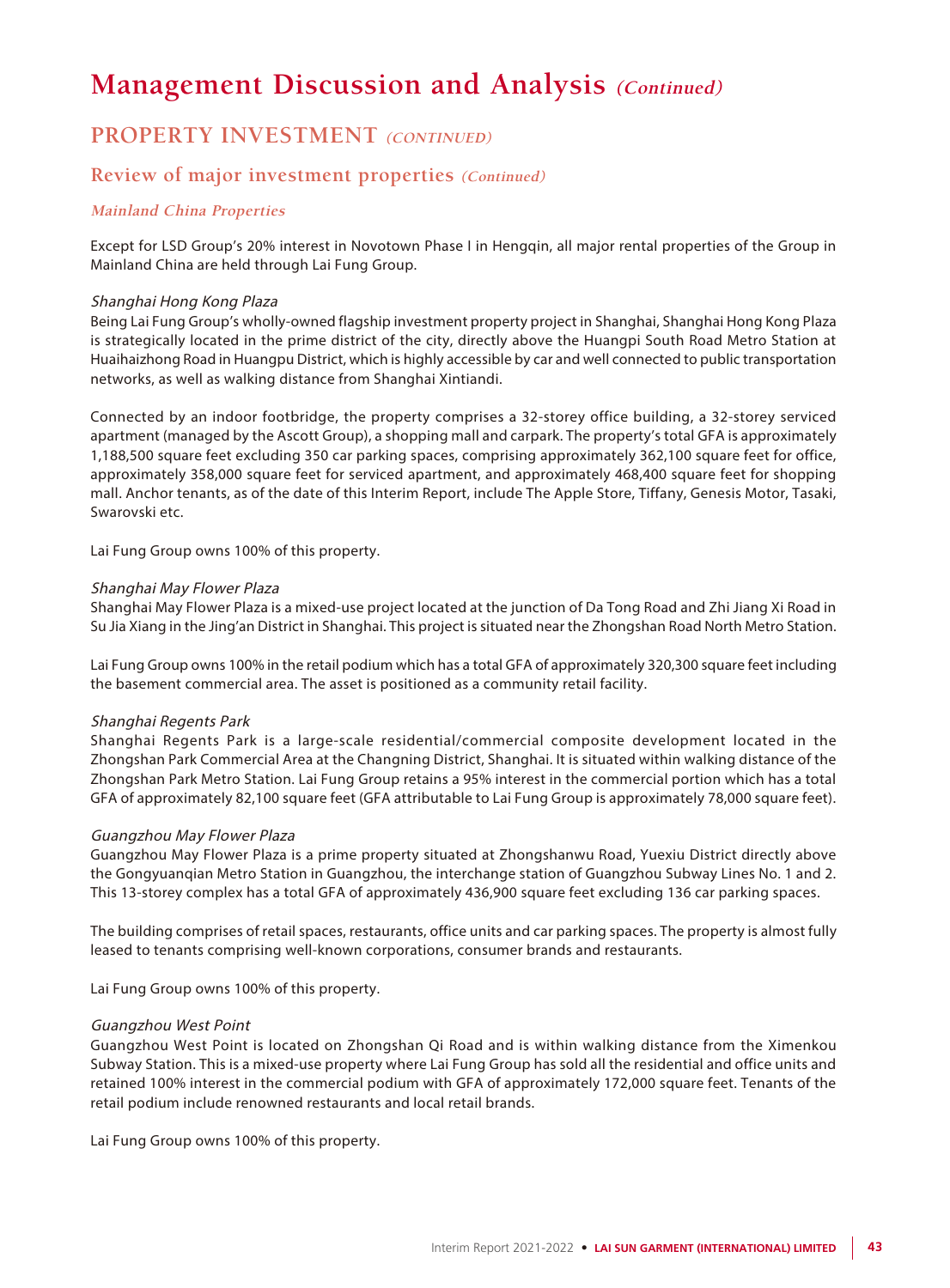# Management Discussion and Analysis *(Continued)*

## PROPERTY INVESTMENT *(CONTINUED)*

### Review of major investment properties *(Continued)*

#### *Mainland China Properties*

Except for LSD Group's 20% interest in Novotown Phase I in Hengqin, all major rental properties of the Group in Mainland China are held through Lai Fung Group.

*Shanghai Hong Kong Plaza*

Being Lai Fung Group's wholly-owned flagship investment property project in Shanghai, Shanghai Hong Kong Plaza is strategically located in the prime district of the city, directly above the Huangpi South Road Metro Station at Huaihaizhong Road in Huangpu District, which is highly accessible by car and well connected to public transportation networks, as well as walking distance from Shanghai Xintiandi.

Connected by an indoor footbridge, the property comprises a 32-storey office building, a 32-storey serviced apartment (managed by the Ascott Group), a shopping mall and carpark. The property's total GFA is approximately 1,188,500 square feet excluding 350 car parking spaces, comprising approximately 362,100 square feet for office, approximately 358,000 square feet for serviced apartment, and approximately 468,400 square feet for shopping mall. Anchor tenants, as of the date of this Interim Report, include The Apple Store, Tiffany, Genesis Motor, Tasaki, Swarovski etc.

Lai Fung Group owns 100% of this property.

*Shanghai May Flower Plaza*

Shanghai May Flower Plaza is a mixed-use project located at the junction of Da Tong Road and Zhi Jiang Xi Road in Su Jia Xiang in the Jing'an District in Shanghai. This project is situated near the Zhongshan Road North Metro Station.

Lai Fung Group owns 100% in the retail podium which has a total GFA of approximately 320,300 square feet including the basement commercial area. The asset is positioned as a community retail facility.

*Shanghai Regents Park*

Shanghai Regents Park is a large-scale residential/commercial composite development located in the Zhongshan Park Commercial Area at the Changning District, Shanghai. It is situated within walking distance of the Zhongshan Park Metro Station. Lai Fung Group retains a 95% interest in the commercial portion which has a total GFA of approximately 82,100 square feet (GFA attributable to Lai Fung Group is approximately 78,000 square feet).

*Guangzhou May Flower Plaza*

Guangzhou May Flower Plaza is a prime property situated at Zhongshanwu Road, Yuexiu District directly above the Gongyuanqian Metro Station in Guangzhou, the interchange station of Guangzhou Subway Lines No. 1 and 2. This 13-storey complex has a total GFA of approximately 436,900 square feet excluding 136 car parking spaces.

The building comprises of retail spaces, restaurants, office units and car parking spaces. The property is almost fully leased to tenants comprising well-known corporations, consumer brands and restaurants.

Lai Fung Group owns 100% of this property.

*Guangzhou West Point*

Guangzhou West Point is located on Zhongshan Qi Road and is within walking distance from the Ximenkou Subway Station. This is a mixed-use property where Lai Fung Group has sold all the residential and office units and retained 100% interest in the commercial podium with GFA of approximately 172,000 square feet. Tenants of the retail podium include renowned restaurants and local retail brands.

Lai Fung Group owns 100% of this property.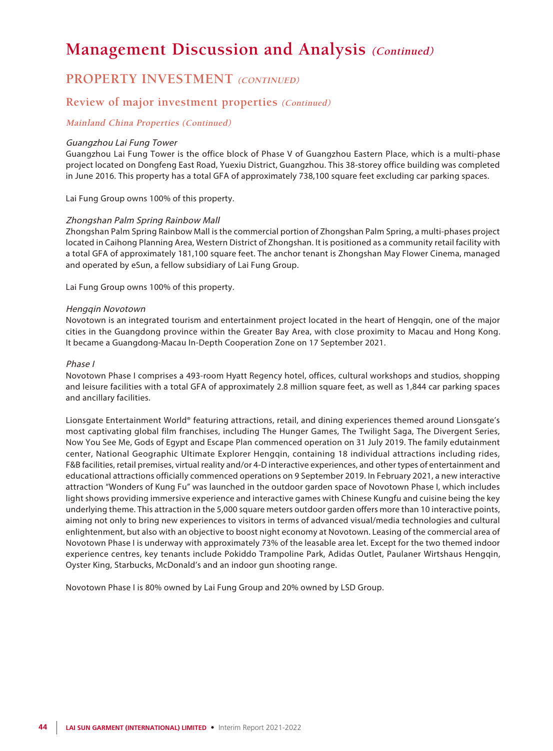# Management Discussion and Analysis *(Continued)*

## PROPERTY INVESTMENT *(CONTINUED)*

### Review of major investment properties *(Continued)*

#### *Mainland China Properties (Continued)*

*Guangzhou Lai Fung Tower*

Guangzhou Lai Fung Tower is the office block of Phase V of Guangzhou Eastern Place, which is a multi-phase project located on Dongfeng East Road, Yuexiu District, Guangzhou. This 38-storey office building was completed in June 2016. This property has a total GFA of approximately 738,100 square feet excluding car parking spaces.

Lai Fung Group owns 100% of this property.

*Zhongshan Palm Spring Rainbow Mall*

Zhongshan Palm Spring Rainbow Mall is the commercial portion of Zhongshan Palm Spring, a multi-phases project located in Caihong Planning Area, Western District of Zhongshan. It is positioned as a community retail facility with a total GFA of approximately 181,100 square feet. The anchor tenant is Zhongshan May Flower Cinema, managed and operated by eSun, a fellow subsidiary of Lai Fung Group.

Lai Fung Group owns 100% of this property.

*Hengqin Novotown*

Novotown is an integrated tourism and entertainment project located in the heart of Hengqin, one of the major cities in the Guangdong province within the Greater Bay Area, with close proximity to Macau and Hong Kong. It became a Guangdong-Macau In-Depth Cooperation Zone on 17 September 2021.

*Phase I*

Novotown Phase I comprises a 493-room Hyatt Regency hotel, offices, cultural workshops and studios, shopping and leisure facilities with a total GFA of approximately 2.8 million square feet, as well as 1,844 car parking spaces and ancillary facilities.

Lionsgate Entertainment World® featuring attractions, retail, and dining experiences themed around Lionsgate's most captivating global film franchises, including The Hunger Games, The Twilight Saga, The Divergent Series, Now You See Me, Gods of Egypt and Escape Plan commenced operation on 31 July 2019. The family edutainment center, National Geographic Ultimate Explorer Hengqin, containing 18 individual attractions including rides, F&B facilities, retail premises, virtual reality and/or 4-D interactive experiences, and other types of entertainment and educational attractions officially commenced operations on 9 September 2019. In February 2021, a new interactive attraction "Wonders of Kung Fu" was launched in the outdoor garden space of Novotown Phase I, which includes light shows providing immersive experience and interactive games with Chinese Kungfu and cuisine being the key underlying theme. This attraction in the 5,000 square meters outdoor garden offers more than 10 interactive points, aiming not only to bring new experiences to visitors in terms of advanced visual/media technologies and cultural enlightenment, but also with an objective to boost night economy at Novotown. Leasing of the commercial area of Novotown Phase I is underway with approximately 73% of the leasable area let. Except for the two themed indoor experience centres, key tenants include Pokiddo Trampoline Park, Adidas Outlet, Paulaner Wirtshaus Hengqin, Oyster King, Starbucks, McDonald's and an indoor gun shooting range.

Novotown Phase I is 80% owned by Lai Fung Group and 20% owned by LSD Group.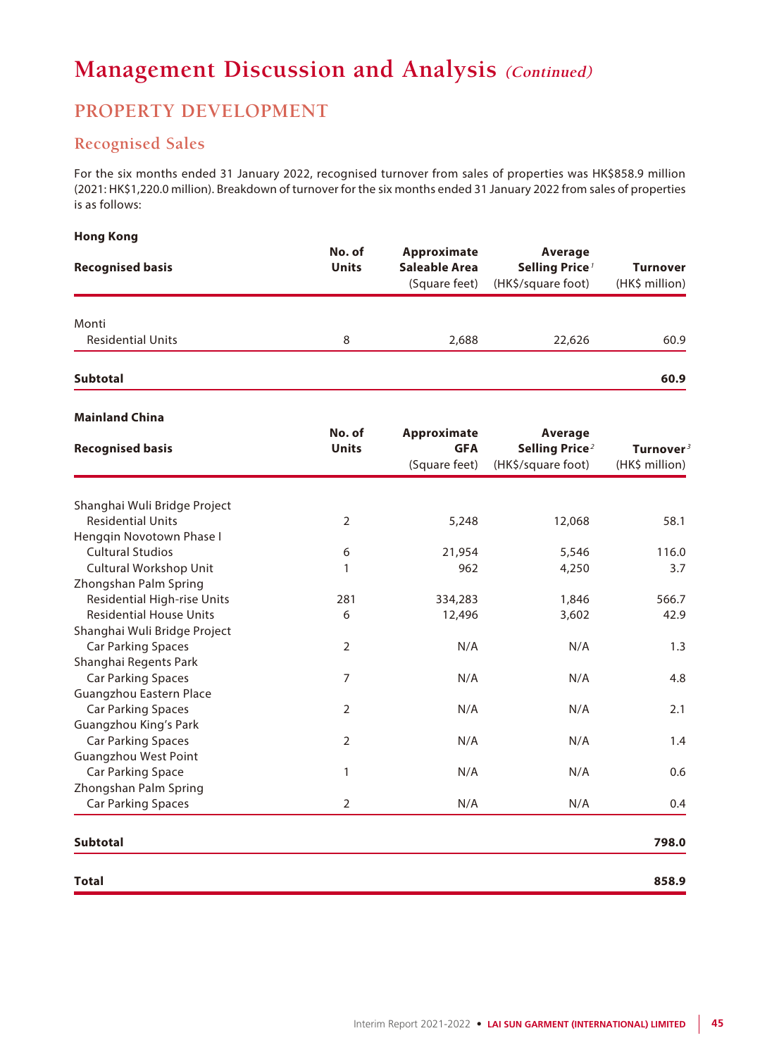# Management Discussion and Analysis *(Continued)*

## PROPERTY DEVELOPMENT

### Recognised Sales

For the six months ended 31 January 2022, recognised turnover from sales of properties was HK$858.9 million (2021: HK$1,220.0 million). Breakdown of turnover for the six months ended 31 January 2022 from sales of properties is as follows:

**Hong Kong**

| Recognised basis | No. of Units | Approximate Saleable Area (Square feet) | Average Selling Price[1] (HK$/square foot) | Turnover (HK$ million) |
|---|---|---|---|---|
| Monti | | | | |
| Residential Units | 8 | 2,688 | 22,626 | 60.9 |
| **Subtotal** | | | | **60.9** |

**Mainland China**

| Recognised basis | No. of Units | Approximate GFA (Square feet) | Average Selling Price[2] (HK$/square foot) | Turnover[3] (HK$ million) |
|---|---|---|---|---|
| Shanghai Wuli Bridge Project | | | | |
| Residential Units | 2 | 5,248 | 12,068 | 58.1 |
| Hengqin Novotown Phase I | | | | |
| Cultural Studios | 6 | 21,954 | 5,546 | 116.0 |
| Cultural Workshop Unit | 1 | 962 | 4,250 | 3.7 |
| Zhongshan Palm Spring | | | | |
| Residential High-rise Units | 281 | 334,283 | 1,846 | 566.7 |
| Residential House Units | 6 | 12,496 | 3,602 | 42.9 |
| Shanghai Wuli Bridge Project | | | | |
| Car Parking Spaces | 2 | N/A | N/A | 1.3 |
| Shanghai Regents Park | | | | |
| Car Parking Spaces | 7 | N/A | N/A | 4.8 |
| Guangzhou Eastern Place | | | | |
| Car Parking Spaces | 2 | N/A | N/A | 2.1 |
| Guangzhou King's Park | | | | |
| Car Parking Spaces | 2 | N/A | N/A | 1.4 |
| Guangzhou West Point | | | | |
| Car Parking Space | 1 | N/A | N/A | 0.6 |
| Zhongshan Palm Spring | | | | |
| Car Parking Spaces | 2 | N/A | N/A | 0.4 |
| **Subtotal** | | | | **798.0** |
| **Total** | | | | **858.9** |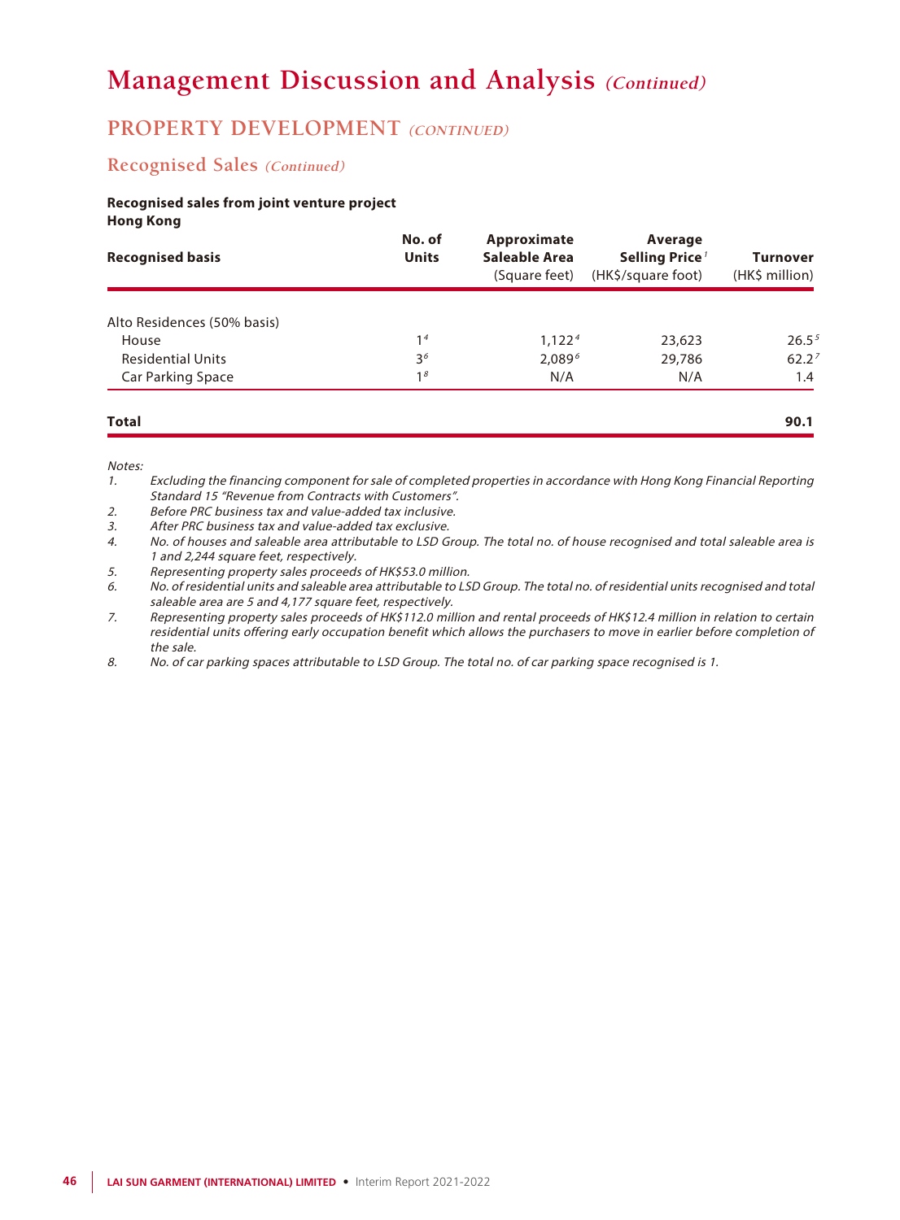# Management Discussion and Analysis *(Continued)*

## PROPERTY DEVELOPMENT *(CONTINUED)*

### Recognised Sales *(Continued)*

**Recognised sales from joint venture project**
**Hong Kong**

| Recognised basis | No. of Units | Approximate Saleable Area (Square feet) | Average Selling Price[1] (HK$/square foot) | Turnover (HK$ million) |
|---|---|---|---|---|
| Alto Residences (50% basis) | | | | |
| House | 1[4] | 1,122[4] | 23,623 | 26.5[5] |
| Residential Units | 3[6] | 2,089[6] | 29,786 | 62.2[7] |
| Car Parking Space | 1[8] | N/A | N/A | 1.4 |
| **Total** | | | | **90.1** |

*Notes:*

1. *Excluding the financing component for sale of completed properties in accordance with Hong Kong Financial Reporting Standard 15 "Revenue from Contracts with Customers".*
2. *Before PRC business tax and value-added tax inclusive.*
3. *After PRC business tax and value-added tax exclusive.*
4. *No. of houses and saleable area attributable to LSD Group. The total no. of house recognised and total saleable area is 1 and 2,244 square feet, respectively.*
5. *Representing property sales proceeds of HK$53.0 million.*
6. *No. of residential units and saleable area attributable to LSD Group. The total no. of residential units recognised and total saleable area are 5 and 4,177 square feet, respectively.*
7. *Representing property sales proceeds of HK$112.0 million and rental proceeds of HK$12.4 million in relation to certain residential units offering early occupation benefit which allows the purchasers to move in earlier before completion of the sale.*
8. *No. of car parking spaces attributable to LSD Group. The total no. of car parking space recognised is 1.*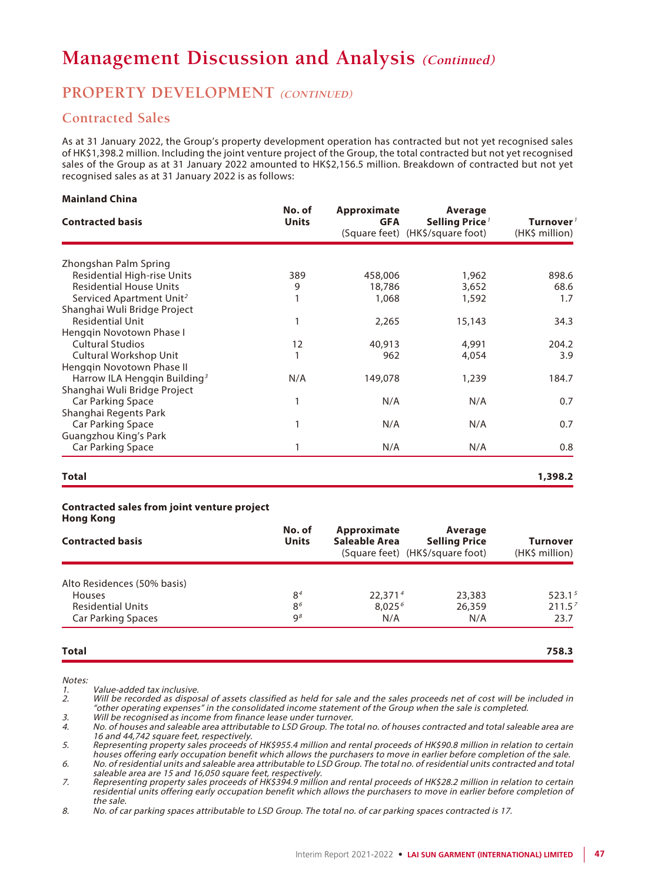// Management Discussion and Analysis *(Continued)*

## PROPERTY DEVELOPMENT *(CONTINUED)*

### Contracted Sales

As at 31 January 2022, the Group's property development operation has contracted but not yet recognised sales of HK$1,398.2 million. Including the joint venture project of the Group, the total contracted but not yet recognised sales of the Group as at 31 January 2022 amounted to HK$2,156.5 million. Breakdown of contracted but not yet recognised sales as at 31 January 2022 is as follows:

**Mainland China**

| Contracted basis | No. of Units | Approximate GFA (Square feet) | Average Selling Price[1] (HK$/square foot) | Turnover[1] (HK$ million) |
|---|---|---|---|---|
| Zhongshan Palm Spring | | | | |
| Residential High-rise Units | 389 | 458,006 | 1,962 | 898.6 |
| Residential House Units | 9 | 18,786 | 3,652 | 68.6 |
| Serviced Apartment Unit[2] | 1 | 1,068 | 1,592 | 1.7 |
| Shanghai Wuli Bridge Project | | | | |
| Residential Unit | 1 | 2,265 | 15,143 | 34.3 |
| Hengqin Novotown Phase I | | | | |
| Cultural Studios | 12 | 40,913 | 4,991 | 204.2 |
| Cultural Workshop Unit | 1 | 962 | 4,054 | 3.9 |
| Hengqin Novotown Phase II | | | | |
| Harrow ILA Hengqin Building[3] | N/A | 149,078 | 1,239 | 184.7 |
| Shanghai Wuli Bridge Project | | | | |
| Car Parking Space | 1 | N/A | N/A | 0.7 |
| Shanghai Regents Park | | | | |
| Car Parking Space | 1 | N/A | N/A | 0.7 |
| Guangzhou King's Park | | | | |
| Car Parking Space | 1 | N/A | N/A | 0.8 |
| **Total** | | | | **1,398.2** |

**Contracted sales from joint venture project**
**Hong Kong**

| Contracted basis | No. of Units | Approximate Saleable Area (Square feet) | Average Selling Price (HK$/square foot) | Turnover (HK$ million) |
|---|---|---|---|---|
| Alto Residences (50% basis) | | | | |
| Houses | 8[4] | 22,371[4] | 23,383 | 523.1[5] |
| Residential Units | 8[6] | 8,025[6] | 26,359 | 211.5[7] |
| Car Parking Spaces | 9[8] | N/A | N/A | 23.7 |
| **Total** | | | | **758.3** |

*Notes:*

1. *Value-added tax inclusive.*
2. *Will be recorded as disposal of assets classified as held for sale and the sales proceeds net of cost will be included in "other operating expenses" in the consolidated income statement of the Group when the sale is completed.*
3. *Will be recognised as income from finance lease under turnover.*
4. *No. of houses and saleable area attributable to LSD Group. The total no. of houses contracted and total saleable area are 16 and 44,742 square feet, respectively.*
5. *Representing property sales proceeds of HK$955.4 million and rental proceeds of HK$90.8 million in relation to certain houses offering early occupation benefit which allows the purchasers to move in earlier before completion of the sale.*
6. *No. of residential units and saleable area attributable to LSD Group. The total no. of residential units contracted and total saleable area are 15 and 16,050 square feet, respectively.*
7. *Representing property sales proceeds of HK$394.9 million and rental proceeds of HK$28.2 million in relation to certain residential units offering early occupation benefit which allows the purchasers to move in earlier before completion of the sale.*
8. *No. of car parking spaces attributable to LSD Group. The total no. of car parking spaces contracted is 17.*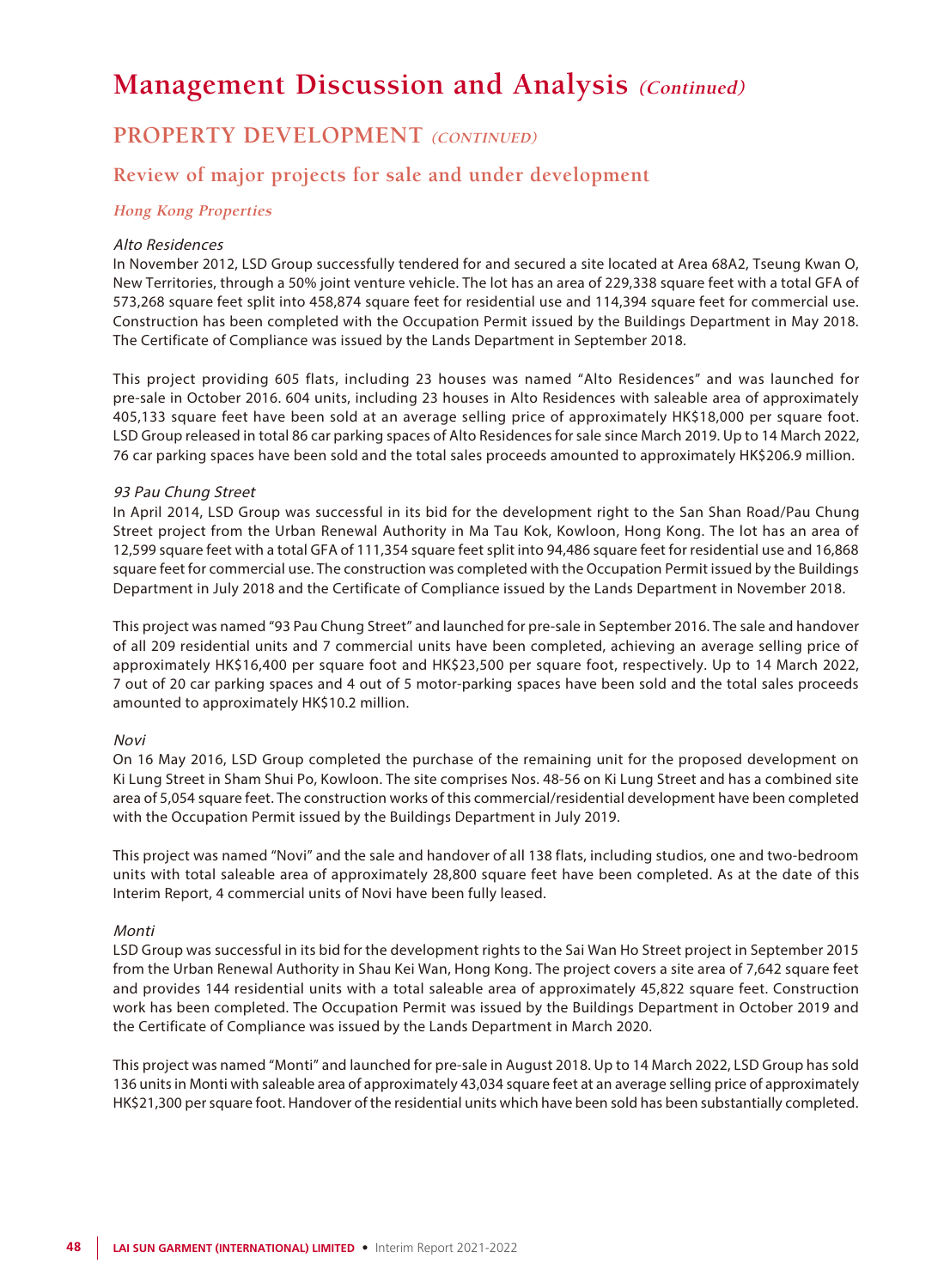# Management Discussion and Analysis *(Continued)*

## PROPERTY DEVELOPMENT *(CONTINUED)*

### Review of major projects for sale and under development

#### *Hong Kong Properties*

*Alto Residences*

In November 2012, LSD Group successfully tendered for and secured a site located at Area 68A2, Tseung Kwan O, New Territories, through a 50% joint venture vehicle. The lot has an area of 229,338 square feet with a total GFA of 573,268 square feet split into 458,874 square feet for residential use and 114,394 square feet for commercial use. Construction has been completed with the Occupation Permit issued by the Buildings Department in May 2018. The Certificate of Compliance was issued by the Lands Department in September 2018.

This project providing 605 flats, including 23 houses was named "Alto Residences" and was launched for pre-sale in October 2016. 604 units, including 23 houses in Alto Residences with saleable area of approximately 405,133 square feet have been sold at an average selling price of approximately HK$18,000 per square foot. LSD Group released in total 86 car parking spaces of Alto Residences for sale since March 2019. Up to 14 March 2022, 76 car parking spaces have been sold and the total sales proceeds amounted to approximately HK$206.9 million.

*93 Pau Chung Street*

In April 2014, LSD Group was successful in its bid for the development right to the San Shan Road/Pau Chung Street project from the Urban Renewal Authority in Ma Tau Kok, Kowloon, Hong Kong. The lot has an area of 12,599 square feet with a total GFA of 111,354 square feet split into 94,486 square feet for residential use and 16,868 square feet for commercial use. The construction was completed with the Occupation Permit issued by the Buildings Department in July 2018 and the Certificate of Compliance issued by the Lands Department in November 2018.

This project was named "93 Pau Chung Street" and launched for pre-sale in September 2016. The sale and handover of all 209 residential units and 7 commercial units have been completed, achieving an average selling price of approximately HK$16,400 per square foot and HK$23,500 per square foot, respectively. Up to 14 March 2022, 7 out of 20 car parking spaces and 4 out of 5 motor-parking spaces have been sold and the total sales proceeds amounted to approximately HK$10.2 million.

*Novi*

On 16 May 2016, LSD Group completed the purchase of the remaining unit for the proposed development on Ki Lung Street in Sham Shui Po, Kowloon. The site comprises Nos. 48-56 on Ki Lung Street and has a combined site area of 5,054 square feet. The construction works of this commercial/residential development have been completed with the Occupation Permit issued by the Buildings Department in July 2019.

This project was named "Novi" and the sale and handover of all 138 flats, including studios, one and two-bedroom units with total saleable area of approximately 28,800 square feet have been completed. As at the date of this Interim Report, 4 commercial units of Novi have been fully leased.

*Monti*

LSD Group was successful in its bid for the development rights to the Sai Wan Ho Street project in September 2015 from the Urban Renewal Authority in Shau Kei Wan, Hong Kong. The project covers a site area of 7,642 square feet and provides 144 residential units with a total saleable area of approximately 45,822 square feet. Construction work has been completed. The Occupation Permit was issued by the Buildings Department in October 2019 and the Certificate of Compliance was issued by the Lands Department in March 2020.

This project was named "Monti" and launched for pre-sale in August 2018. Up to 14 March 2022, LSD Group has sold 136 units in Monti with saleable area of approximately 43,034 square feet at an average selling price of approximately HK$21,300 per square foot. Handover of the residential units which have been sold has been substantially completed.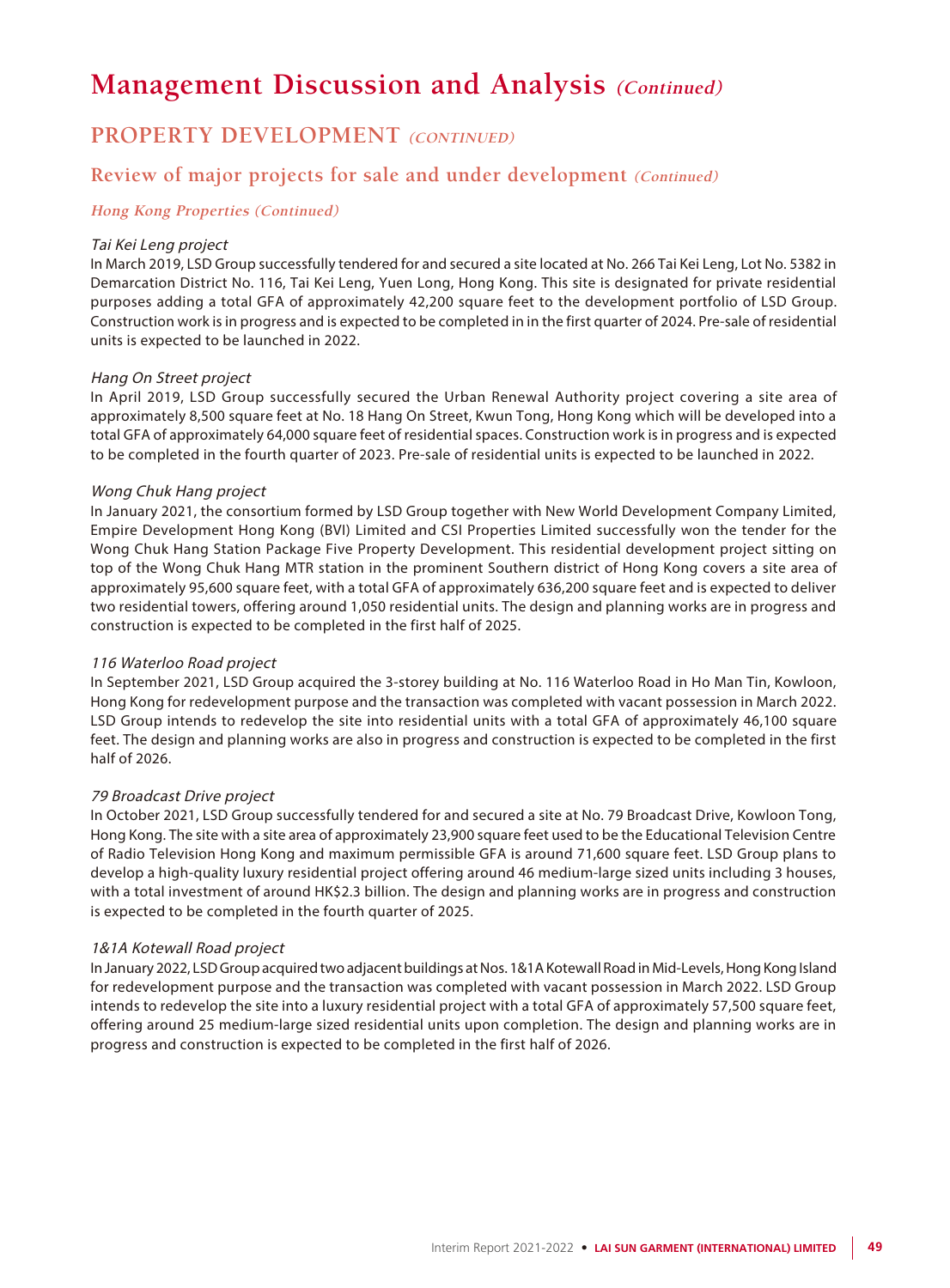# Management Discussion and Analysis *(Continued)*

## PROPERTY DEVELOPMENT *(CONTINUED)*

### Review of major projects for sale and under development *(Continued)*

#### *Hong Kong Properties (Continued)*

*Tai Kei Leng project*

In March 2019, LSD Group successfully tendered for and secured a site located at No. 266 Tai Kei Leng, Lot No. 5382 in Demarcation District No. 116, Tai Kei Leng, Yuen Long, Hong Kong. This site is designated for private residential purposes adding a total GFA of approximately 42,200 square feet to the development portfolio of LSD Group. Construction work is in progress and is expected to be completed in in the first quarter of 2024. Pre-sale of residential units is expected to be launched in 2022.

*Hang On Street project*

In April 2019, LSD Group successfully secured the Urban Renewal Authority project covering a site area of approximately 8,500 square feet at No. 18 Hang On Street, Kwun Tong, Hong Kong which will be developed into a total GFA of approximately 64,000 square feet of residential spaces. Construction work is in progress and is expected to be completed in the fourth quarter of 2023. Pre-sale of residential units is expected to be launched in 2022.

*Wong Chuk Hang project*

In January 2021, the consortium formed by LSD Group together with New World Development Company Limited, Empire Development Hong Kong (BVI) Limited and CSI Properties Limited successfully won the tender for the Wong Chuk Hang Station Package Five Property Development. This residential development project sitting on top of the Wong Chuk Hang MTR station in the prominent Southern district of Hong Kong covers a site area of approximately 95,600 square feet, with a total GFA of approximately 636,200 square feet and is expected to deliver two residential towers, offering around 1,050 residential units. The design and planning works are in progress and construction is expected to be completed in the first half of 2025.

*116 Waterloo Road project*

In September 2021, LSD Group acquired the 3-storey building at No. 116 Waterloo Road in Ho Man Tin, Kowloon, Hong Kong for redevelopment purpose and the transaction was completed with vacant possession in March 2022. LSD Group intends to redevelop the site into residential units with a total GFA of approximately 46,100 square feet. The design and planning works are also in progress and construction is expected to be completed in the first half of 2026.

*79 Broadcast Drive project*

In October 2021, LSD Group successfully tendered for and secured a site at No. 79 Broadcast Drive, Kowloon Tong, Hong Kong. The site with a site area of approximately 23,900 square feet used to be the Educational Television Centre of Radio Television Hong Kong and maximum permissible GFA is around 71,600 square feet. LSD Group plans to develop a high-quality luxury residential project offering around 46 medium-large sized units including 3 houses, with a total investment of around HK$2.3 billion. The design and planning works are in progress and construction is expected to be completed in the fourth quarter of 2025.

*1&1A Kotewall Road project*

In January 2022, LSD Group acquired two adjacent buildings at Nos. 1&1A Kotewall Road in Mid-Levels, Hong Kong Island for redevelopment purpose and the transaction was completed with vacant possession in March 2022. LSD Group intends to redevelop the site into a luxury residential project with a total GFA of approximately 57,500 square feet, offering around 25 medium-large sized residential units upon completion. The design and planning works are in progress and construction is expected to be completed in the first half of 2026.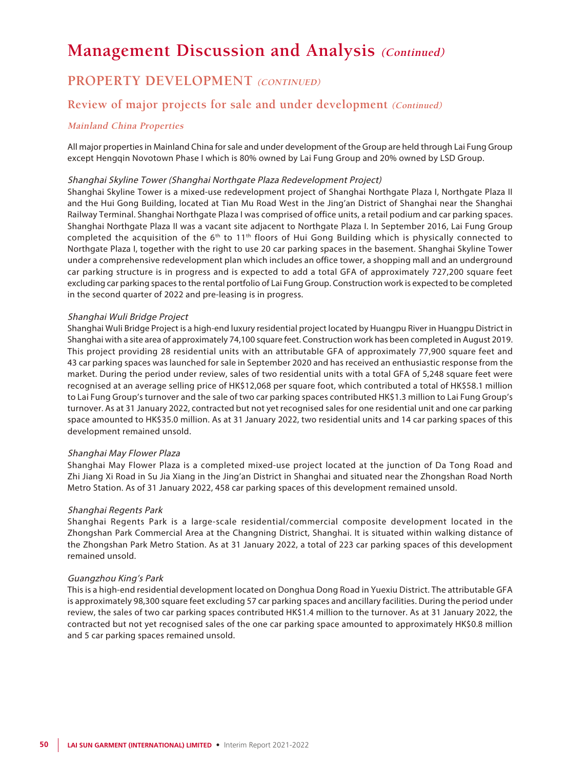# Management Discussion and Analysis *(Continued)*

## PROPERTY DEVELOPMENT *(CONTINUED)*

### Review of major projects for sale and under development *(Continued)*

#### *Mainland China Properties*

All major properties in Mainland China for sale and under development of the Group are held through Lai Fung Group except Hengqin Novotown Phase I which is 80% owned by Lai Fung Group and 20% owned by LSD Group.

*Shanghai Skyline Tower (Shanghai Northgate Plaza Redevelopment Project)*

Shanghai Skyline Tower is a mixed-use redevelopment project of Shanghai Northgate Plaza I, Northgate Plaza II and the Hui Gong Building, located at Tian Mu Road West in the Jing'an District of Shanghai near the Shanghai Railway Terminal. Shanghai Northgate Plaza I was comprised of office units, a retail podium and car parking spaces. Shanghai Northgate Plaza II was a vacant site adjacent to Northgate Plaza I. In September 2016, Lai Fung Group completed the acquisition of the 6th to 11th floors of Hui Gong Building which is physically connected to Northgate Plaza I, together with the right to use 20 car parking spaces in the basement. Shanghai Skyline Tower under a comprehensive redevelopment plan which includes an office tower, a shopping mall and an underground car parking structure is in progress and is expected to add a total GFA of approximately 727,200 square feet excluding car parking spaces to the rental portfolio of Lai Fung Group. Construction work is expected to be completed in the second quarter of 2022 and pre-leasing is in progress.

*Shanghai Wuli Bridge Project*

Shanghai Wuli Bridge Project is a high-end luxury residential project located by Huangpu River in Huangpu District in Shanghai with a site area of approximately 74,100 square feet. Construction work has been completed in August 2019. This project providing 28 residential units with an attributable GFA of approximately 77,900 square feet and 43 car parking spaces was launched for sale in September 2020 and has received an enthusiastic response from the market. During the period under review, sales of two residential units with a total GFA of 5,248 square feet were recognised at an average selling price of HK$12,068 per square foot, which contributed a total of HK$58.1 million to Lai Fung Group's turnover and the sale of two car parking spaces contributed HK$1.3 million to Lai Fung Group's turnover. As at 31 January 2022, contracted but not yet recognised sales for one residential unit and one car parking space amounted to HK$35.0 million. As at 31 January 2022, two residential units and 14 car parking spaces of this development remained unsold.

*Shanghai May Flower Plaza*

Shanghai May Flower Plaza is a completed mixed-use project located at the junction of Da Tong Road and Zhi Jiang Xi Road in Su Jia Xiang in the Jing'an District in Shanghai and situated near the Zhongshan Road North Metro Station. As of 31 January 2022, 458 car parking spaces of this development remained unsold.

*Shanghai Regents Park*

Shanghai Regents Park is a large-scale residential/commercial composite development located in the Zhongshan Park Commercial Area at the Changning District, Shanghai. It is situated within walking distance of the Zhongshan Park Metro Station. As at 31 January 2022, a total of 223 car parking spaces of this development remained unsold.

*Guangzhou King's Park*

This is a high-end residential development located on Donghua Dong Road in Yuexiu District. The attributable GFA is approximately 98,300 square feet excluding 57 car parking spaces and ancillary facilities. During the period under review, the sales of two car parking spaces contributed HK$1.4 million to the turnover. As at 31 January 2022, the contracted but not yet recognised sales of the one car parking space amounted to approximately HK$0.8 million and 5 car parking spaces remained unsold.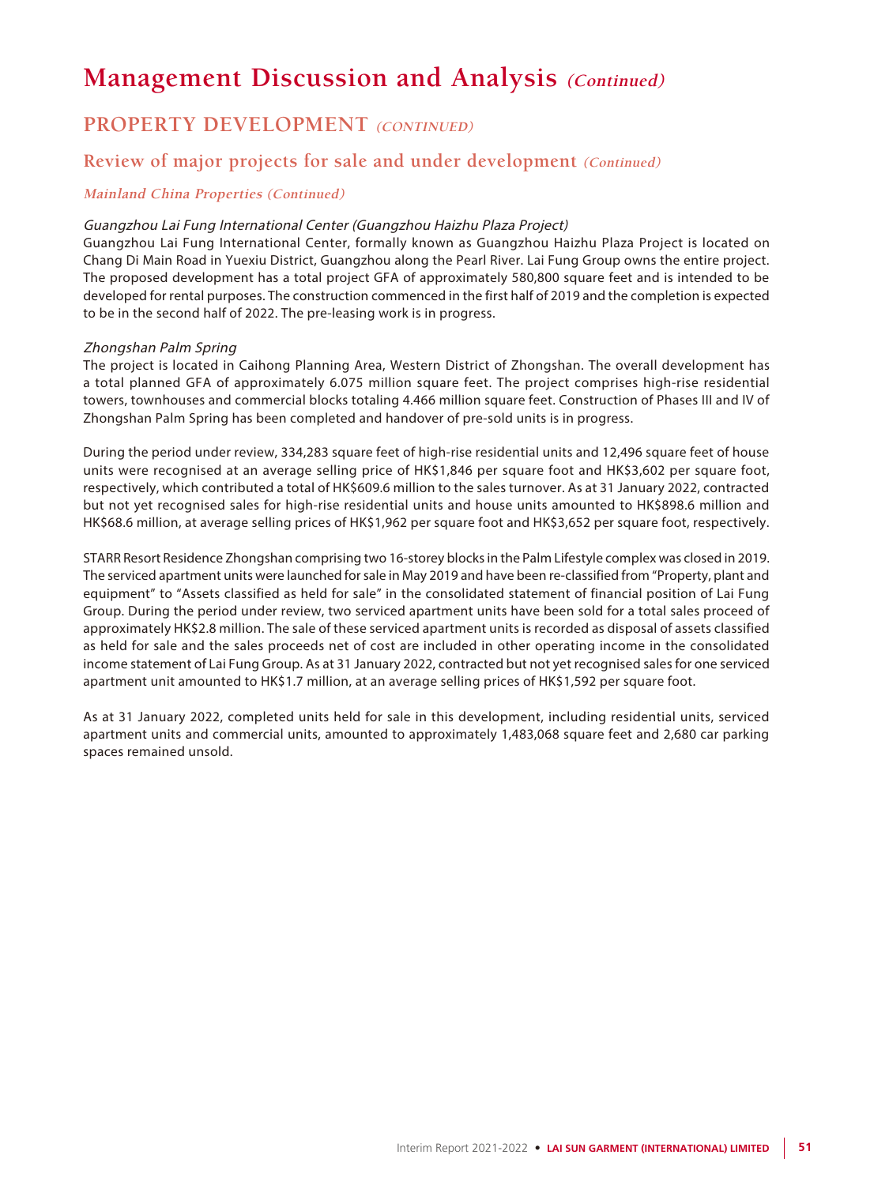# Management Discussion and Analysis *(Continued)*

## PROPERTY DEVELOPMENT *(CONTINUED)*

### Review of major projects for sale and under development *(Continued)*

#### *Mainland China Properties (Continued)*

*Guangzhou Lai Fung International Center (Guangzhou Haizhu Plaza Project)*

Guangzhou Lai Fung International Center, formally known as Guangzhou Haizhu Plaza Project is located on Chang Di Main Road in Yuexiu District, Guangzhou along the Pearl River. Lai Fung Group owns the entire project. The proposed development has a total project GFA of approximately 580,800 square feet and is intended to be developed for rental purposes. The construction commenced in the first half of 2019 and the completion is expected to be in the second half of 2022. The pre-leasing work is in progress.

*Zhongshan Palm Spring*

The project is located in Caihong Planning Area, Western District of Zhongshan. The overall development has a total planned GFA of approximately 6.075 million square feet. The project comprises high-rise residential towers, townhouses and commercial blocks totaling 4.466 million square feet. Construction of Phases III and IV of Zhongshan Palm Spring has been completed and handover of pre-sold units is in progress.

During the period under review, 334,283 square feet of high-rise residential units and 12,496 square feet of house units were recognised at an average selling price of HK$1,846 per square foot and HK$3,602 per square foot, respectively, which contributed a total of HK$609.6 million to the sales turnover. As at 31 January 2022, contracted but not yet recognised sales for high-rise residential units and house units amounted to HK$898.6 million and HK$68.6 million, at average selling prices of HK$1,962 per square foot and HK$3,652 per square foot, respectively.

STARR Resort Residence Zhongshan comprising two 16-storey blocks in the Palm Lifestyle complex was closed in 2019. The serviced apartment units were launched for sale in May 2019 and have been re-classified from "Property, plant and equipment" to "Assets classified as held for sale" in the consolidated statement of financial position of Lai Fung Group. During the period under review, two serviced apartment units have been sold for a total sales proceed of approximately HK$2.8 million. The sale of these serviced apartment units is recorded as disposal of assets classified as held for sale and the sales proceeds net of cost are included in other operating income in the consolidated income statement of Lai Fung Group. As at 31 January 2022, contracted but not yet recognised sales for one serviced apartment unit amounted to HK$1.7 million, at an average selling prices of HK$1,592 per square foot.

As at 31 January 2022, completed units held for sale in this development, including residential units, serviced apartment units and commercial units, amounted to approximately 1,483,068 square feet and 2,680 car parking spaces remained unsold.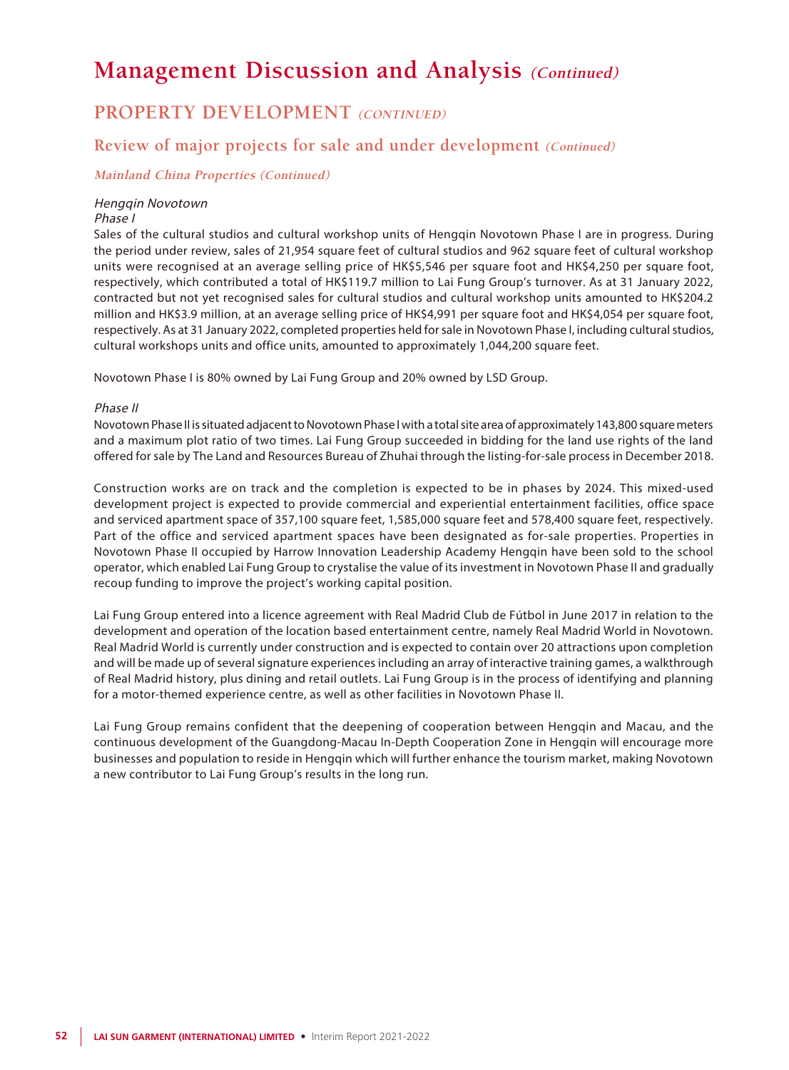# Management Discussion and Analysis *(Continued)*

## PROPERTY DEVELOPMENT *(CONTINUED)*

### Review of major projects for sale and under development *(Continued)*

#### *Mainland China Properties (Continued)*

*Hengqin Novotown*

*Phase I*

Sales of the cultural studios and cultural workshop units of Hengqin Novotown Phase I are in progress. During the period under review, sales of 21,954 square feet of cultural studios and 962 square feet of cultural workshop units were recognised at an average selling price of HK$5,546 per square foot and HK$4,250 per square foot, respectively, which contributed a total of HK$119.7 million to Lai Fung Group's turnover. As at 31 January 2022, contracted but not yet recognised sales for cultural studios and cultural workshop units amounted to HK$204.2 million and HK$3.9 million, at an average selling price of HK$4,991 per square foot and HK$4,054 per square foot, respectively. As at 31 January 2022, completed properties held for sale in Novotown Phase I, including cultural studios, cultural workshops units and office units, amounted to approximately 1,044,200 square feet.

Novotown Phase I is 80% owned by Lai Fung Group and 20% owned by LSD Group.

*Phase II*

Novotown Phase II is situated adjacent to Novotown Phase I with a total site area of approximately 143,800 square meters and a maximum plot ratio of two times. Lai Fung Group succeeded in bidding for the land use rights of the land offered for sale by The Land and Resources Bureau of Zhuhai through the listing-for-sale process in December 2018.

Construction works are on track and the completion is expected to be in phases by 2024. This mixed-used development project is expected to provide commercial and experiential entertainment facilities, office space and serviced apartment space of 357,100 square feet, 1,585,000 square feet and 578,400 square feet, respectively. Part of the office and serviced apartment spaces have been designated as for-sale properties. Properties in Novotown Phase II occupied by Harrow Innovation Leadership Academy Hengqin have been sold to the school operator, which enabled Lai Fung Group to crystalise the value of its investment in Novotown Phase II and gradually recoup funding to improve the project's working capital position.

Lai Fung Group entered into a licence agreement with Real Madrid Club de Fútbol in June 2017 in relation to the development and operation of the location based entertainment centre, namely Real Madrid World in Novotown. Real Madrid World is currently under construction and is expected to contain over 20 attractions upon completion and will be made up of several signature experiences including an array of interactive training games, a walkthrough of Real Madrid history, plus dining and retail outlets. Lai Fung Group is in the process of identifying and planning for a motor-themed experience centre, as well as other facilities in Novotown Phase II.

Lai Fung Group remains confident that the deepening of cooperation between Hengqin and Macau, and the continuous development of the Guangdong-Macau In-Depth Cooperation Zone in Hengqin will encourage more businesses and population to reside in Hengqin which will further enhance the tourism market, making Novotown a new contributor to Lai Fung Group's results in the long run.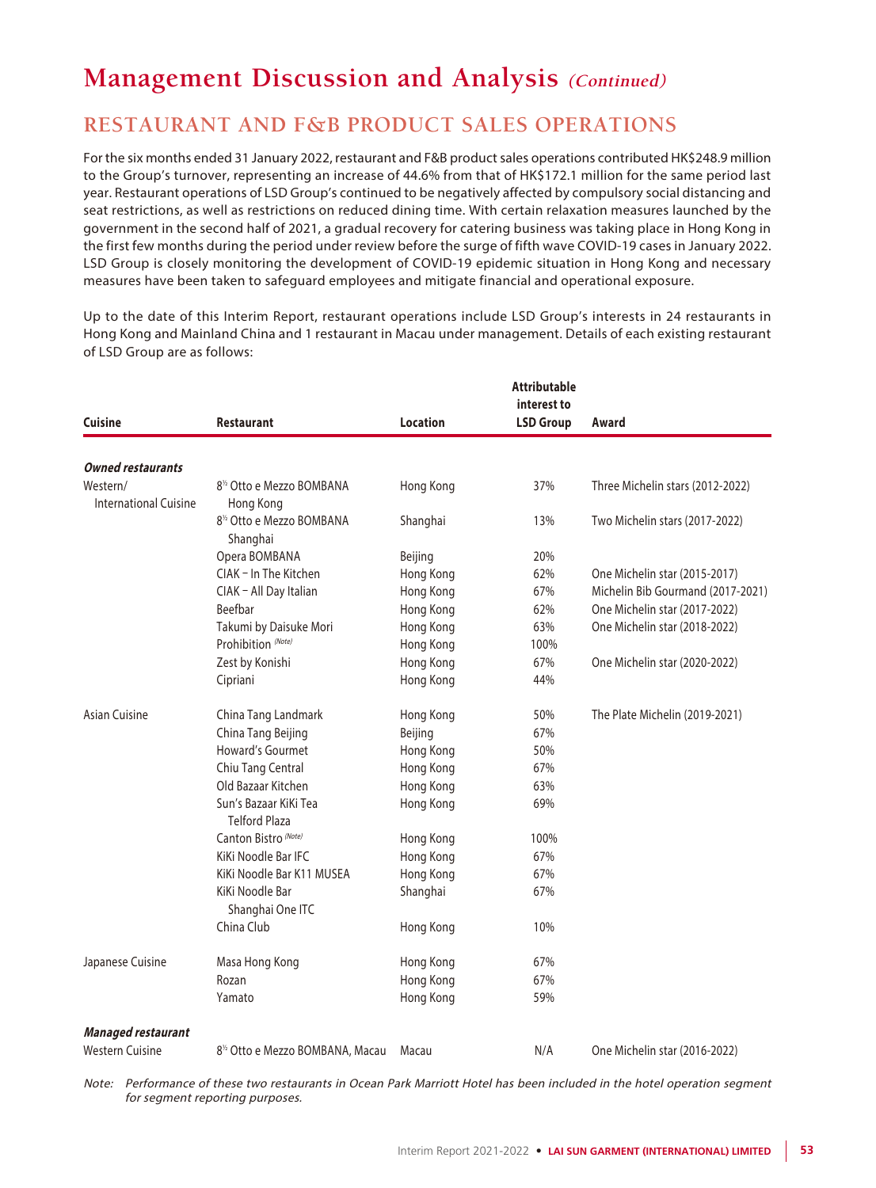# Management Discussion and Analysis *(Continued)*

## RESTAURANT AND F&B PRODUCT SALES OPERATIONS

For the six months ended 31 January 2022, restaurant and F&B product sales operations contributed HK$248.9 million to the Group's turnover, representing an increase of 44.6% from that of HK$172.1 million for the same period last year. Restaurant operations of LSD Group's continued to be negatively affected by compulsory social distancing and seat restrictions, as well as restrictions on reduced dining time. With certain relaxation measures launched by the government in the second half of 2021, a gradual recovery for catering business was taking place in Hong Kong in the first few months during the period under review before the surge of fifth wave COVID-19 cases in January 2022. LSD Group is closely monitoring the development of COVID-19 epidemic situation in Hong Kong and necessary measures have been taken to safeguard employees and mitigate financial and operational exposure.

Up to the date of this Interim Report, restaurant operations include LSD Group's interests in 24 restaurants in Hong Kong and Mainland China and 1 restaurant in Macau under management. Details of each existing restaurant of LSD Group are as follows:

| Cuisine | Restaurant | Location | Attributable interest to LSD Group | Award |
|---|---|---|---|---|
| ***Owned restaurants*** | | | | |
| Western/ International Cuisine | 8½ Otto e Mezzo BOMBANA Hong Kong | Hong Kong | 37% | Three Michelin stars (2012-2022) |
| | 8½ Otto e Mezzo BOMBANA Shanghai | Shanghai | 13% | Two Michelin stars (2017-2022) |
| | Opera BOMBANA | Beijing | 20% | |
| | CIAK – In The Kitchen | Hong Kong | 62% | One Michelin star (2015-2017) |
| | CIAK – All Day Italian | Hong Kong | 67% | Michelin Bib Gourmand (2017-2021) |
| | Beefbar | Hong Kong | 62% | One Michelin star (2017-2022) |
| | Takumi by Daisuke Mori | Hong Kong | 63% | One Michelin star (2018-2022) |
| | Prohibition *(Note)* | Hong Kong | 100% | |
| | Zest by Konishi | Hong Kong | 67% | One Michelin star (2020-2022) |
| | Cipriani | Hong Kong | 44% | |
| Asian Cuisine | China Tang Landmark | Hong Kong | 50% | The Plate Michelin (2019-2021) |
| | China Tang Beijing | Beijing | 67% | |
| | Howard's Gourmet | Hong Kong | 50% | |
| | Chiu Tang Central | Hong Kong | 67% | |
| | Old Bazaar Kitchen | Hong Kong | 63% | |
| | Sun's Bazaar KiKi Tea Telford Plaza | Hong Kong | 69% | |
| | Canton Bistro *(Note)* | Hong Kong | 100% | |
| | KiKi Noodle Bar IFC | Hong Kong | 67% | |
| | KiKi Noodle Bar K11 MUSEA | Hong Kong | 67% | |
| | KiKi Noodle Bar Shanghai One ITC | Shanghai | 67% | |
| | China Club | Hong Kong | 10% | |
| Japanese Cuisine | Masa Hong Kong | Hong Kong | 67% | |
| | Rozan | Hong Kong | 67% | |
| | Yamato | Hong Kong | 59% | |
| ***Managed restaurant*** | | | | |
| Western Cuisine | 8½ Otto e Mezzo BOMBANA, Macau | Macau | N/A | One Michelin star (2016-2022) |

*Note: Performance of these two restaurants in Ocean Park Marriott Hotel has been included in the hotel operation segment for segment reporting purposes.*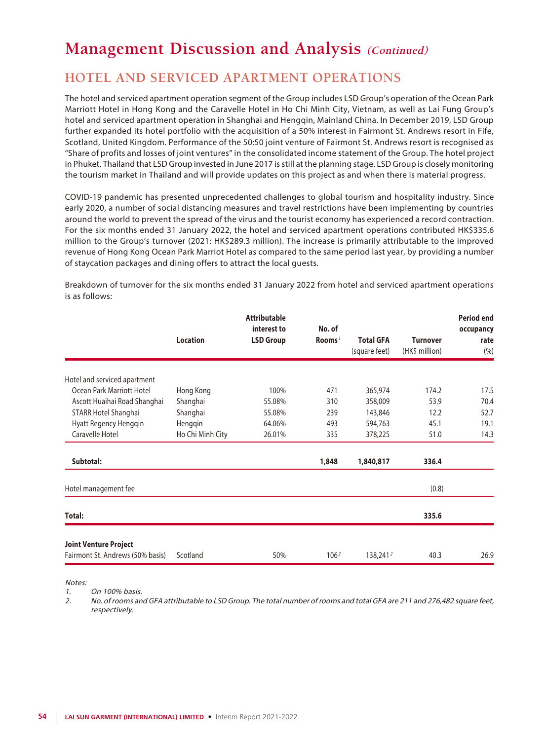# Management Discussion and Analysis *(Continued)*

## HOTEL AND SERVICED APARTMENT OPERATIONS

The hotel and serviced apartment operation segment of the Group includes LSD Group's operation of the Ocean Park Marriott Hotel in Hong Kong and the Caravelle Hotel in Ho Chi Minh City, Vietnam, as well as Lai Fung Group's hotel and serviced apartment operation in Shanghai and Hengqin, Mainland China. In December 2019, LSD Group further expanded its hotel portfolio with the acquisition of a 50% interest in Fairmont St. Andrews resort in Fife, Scotland, United Kingdom. Performance of the 50:50 joint venture of Fairmont St. Andrews resort is recognised as "Share of profits and losses of joint ventures" in the consolidated income statement of the Group. The hotel project in Phuket, Thailand that LSD Group invested in June 2017 is still at the planning stage. LSD Group is closely monitoring the tourism market in Thailand and will provide updates on this project as and when there is material progress.

COVID-19 pandemic has presented unprecedented challenges to global tourism and hospitality industry. Since early 2020, a number of social distancing measures and travel restrictions have been implementing by countries around the world to prevent the spread of the virus and the tourist economy has experienced a record contraction. For the six months ended 31 January 2022, the hotel and serviced apartment operations contributed HK$335.6 million to the Group's turnover (2021: HK$289.3 million). The increase is primarily attributable to the improved revenue of Hong Kong Ocean Park Marriott Hotel as compared to the same period last year, by providing a number of staycation packages and dining offers to attract the local guests.

Breakdown of turnover for the six months ended 31 January 2022 from hotel and serviced apartment operations is as follows:

| | Location | Attributable interest to LSD Group | No. of Rooms[1] | Total GFA (square feet) | Turnover (HK$ million) | Period end occupancy rate (%) |
|---|---|---|---|---|---|---|
| Hotel and serviced apartment | | | | | | |
| Ocean Park Marriott Hotel | Hong Kong | 100% | 471 | 365,974 | 174.2 | 17.5 |
| Ascott Huaihai Road Shanghai | Shanghai | 55.08% | 310 | 358,009 | 53.9 | 70.4 |
| STARR Hotel Shanghai | Shanghai | 55.08% | 239 | 143,846 | 12.2 | 52.7 |
| Hyatt Regency Hengqin | Hengqin | 64.06% | 493 | 594,763 | 45.1 | 19.1 |
| Caravelle Hotel | Ho Chi Minh City | 26.01% | 335 | 378,225 | 51.0 | 14.3 |
| **Subtotal:** | | | **1,848** | **1,840,817** | **336.4** | |
| Hotel management fee | | | | | (0.8) | |
| **Total:** | | | | | **335.6** | |
| **Joint Venture Project** | | | | | | |
| Fairmont St. Andrews (50% basis) | Scotland | 50% | 106[2] | 138,241[2] | 40.3 | 26.9 |

*Notes:*

1. *On 100% basis.*
2. *No. of rooms and GFA attributable to LSD Group. The total number of rooms and total GFA are 211 and 276,482 square feet, respectively.*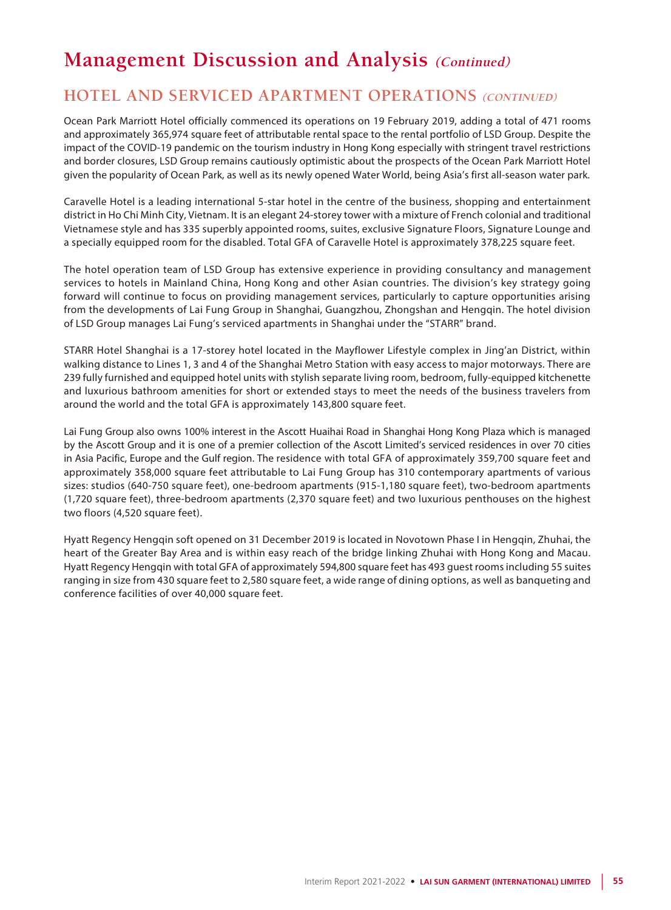# Management Discussion and Analysis *(Continued)*

## HOTEL AND SERVICED APARTMENT OPERATIONS *(CONTINUED)*

Ocean Park Marriott Hotel officially commenced its operations on 19 February 2019, adding a total of 471 rooms and approximately 365,974 square feet of attributable rental space to the rental portfolio of LSD Group. Despite the impact of the COVID-19 pandemic on the tourism industry in Hong Kong especially with stringent travel restrictions and border closures, LSD Group remains cautiously optimistic about the prospects of the Ocean Park Marriott Hotel given the popularity of Ocean Park, as well as its newly opened Water World, being Asia's first all-season water park.

Caravelle Hotel is a leading international 5-star hotel in the centre of the business, shopping and entertainment district in Ho Chi Minh City, Vietnam. It is an elegant 24-storey tower with a mixture of French colonial and traditional Vietnamese style and has 335 superbly appointed rooms, suites, exclusive Signature Floors, Signature Lounge and a specially equipped room for the disabled. Total GFA of Caravelle Hotel is approximately 378,225 square feet.

The hotel operation team of LSD Group has extensive experience in providing consultancy and management services to hotels in Mainland China, Hong Kong and other Asian countries. The division's key strategy going forward will continue to focus on providing management services, particularly to capture opportunities arising from the developments of Lai Fung Group in Shanghai, Guangzhou, Zhongshan and Hengqin. The hotel division of LSD Group manages Lai Fung's serviced apartments in Shanghai under the "STARR" brand.

STARR Hotel Shanghai is a 17-storey hotel located in the Mayflower Lifestyle complex in Jing'an District, within walking distance to Lines 1, 3 and 4 of the Shanghai Metro Station with easy access to major motorways. There are 239 fully furnished and equipped hotel units with stylish separate living room, bedroom, fully-equipped kitchenette and luxurious bathroom amenities for short or extended stays to meet the needs of the business travelers from around the world and the total GFA is approximately 143,800 square feet.

Lai Fung Group also owns 100% interest in the Ascott Huaihai Road in Shanghai Hong Kong Plaza which is managed by the Ascott Group and it is one of a premier collection of the Ascott Limited's serviced residences in over 70 cities in Asia Pacific, Europe and the Gulf region. The residence with total GFA of approximately 359,700 square feet and approximately 358,000 square feet attributable to Lai Fung Group has 310 contemporary apartments of various sizes: studios (640-750 square feet), one-bedroom apartments (915-1,180 square feet), two-bedroom apartments (1,720 square feet), three-bedroom apartments (2,370 square feet) and two luxurious penthouses on the highest two floors (4,520 square feet).

Hyatt Regency Hengqin soft opened on 31 December 2019 is located in Novotown Phase I in Hengqin, Zhuhai, the heart of the Greater Bay Area and is within easy reach of the bridge linking Zhuhai with Hong Kong and Macau. Hyatt Regency Hengqin with total GFA of approximately 594,800 square feet has 493 guest rooms including 55 suites ranging in size from 430 square feet to 2,580 square feet, a wide range of dining options, as well as banqueting and conference facilities of over 40,000 square feet.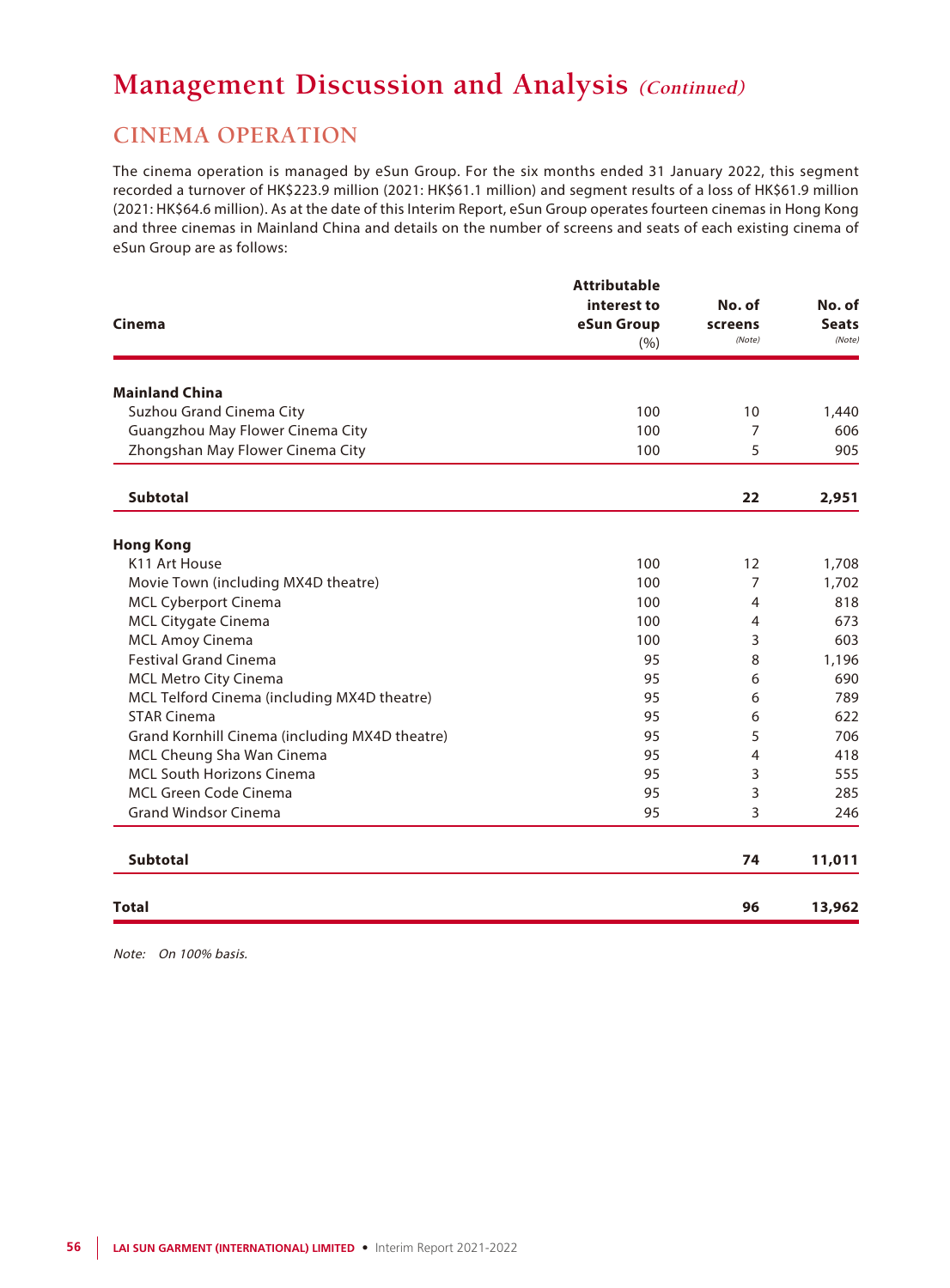# Management Discussion and Analysis *(Continued)*

## CINEMA OPERATION

The cinema operation is managed by eSun Group. For the six months ended 31 January 2022, this segment recorded a turnover of HK$223.9 million (2021: HK$61.1 million) and segment results of a loss of HK$61.9 million (2021: HK$64.6 million). As at the date of this Interim Report, eSun Group operates fourteen cinemas in Hong Kong and three cinemas in Mainland China and details on the number of screens and seats of each existing cinema of eSun Group are as follows:

| Cinema | Attributable interest to eSun Group (%) | No. of screens *(Note)* | No. of Seats *(Note)* |
|---|---|---|---|
| **Mainland China** | | | |
| Suzhou Grand Cinema City | 100 | 10 | 1,440 |
| Guangzhou May Flower Cinema City | 100 | 7 | 606 |
| Zhongshan May Flower Cinema City | 100 | 5 | 905 |
| **Subtotal** | | **22** | **2,951** |
| **Hong Kong** | | | |
| K11 Art House | 100 | 12 | 1,708 |
| Movie Town (including MX4D theatre) | 100 | 7 | 1,702 |
| MCL Cyberport Cinema | 100 | 4 | 818 |
| MCL Citygate Cinema | 100 | 4 | 673 |
| MCL Amoy Cinema | 100 | 3 | 603 |
| Festival Grand Cinema | 95 | 8 | 1,196 |
| MCL Metro City Cinema | 95 | 6 | 690 |
| MCL Telford Cinema (including MX4D theatre) | 95 | 6 | 789 |
| STAR Cinema | 95 | 6 | 622 |
| Grand Kornhill Cinema (including MX4D theatre) | 95 | 5 | 706 |
| MCL Cheung Sha Wan Cinema | 95 | 4 | 418 |
| MCL South Horizons Cinema | 95 | 3 | 555 |
| MCL Green Code Cinema | 95 | 3 | 285 |
| Grand Windsor Cinema | 95 | 3 | 246 |
| **Subtotal** | | **74** | **11,011** |
| **Total** | | **96** | **13,962** |

*Note: On 100% basis.*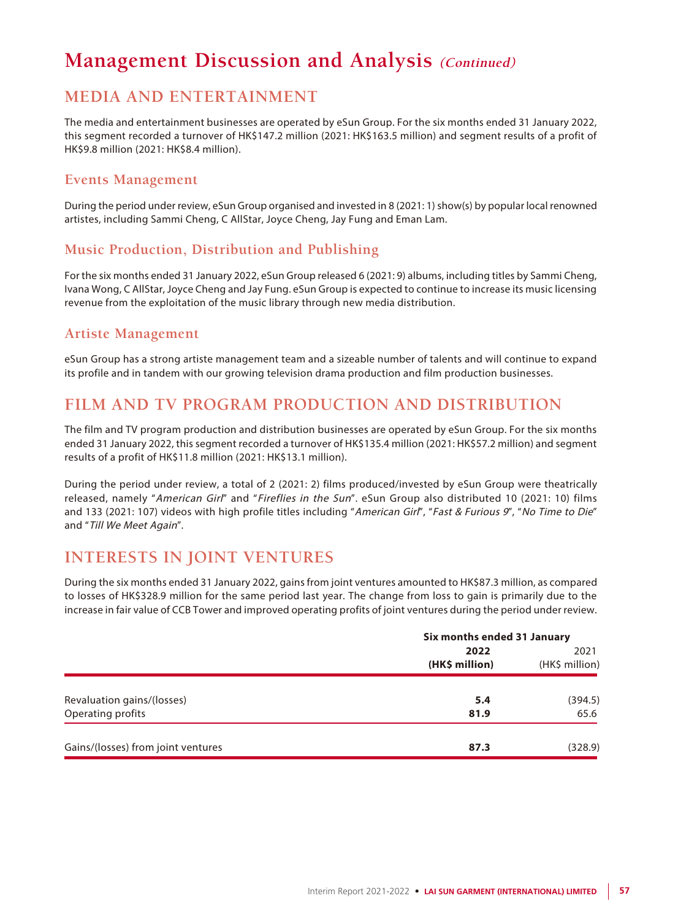# Management Discussion and Analysis *(Continued)*

## MEDIA AND ENTERTAINMENT

The media and entertainment businesses are operated by eSun Group. For the six months ended 31 January 2022, this segment recorded a turnover of HK$147.2 million (2021: HK$163.5 million) and segment results of a profit of HK$9.8 million (2021: HK$8.4 million).

### Events Management

During the period under review, eSun Group organised and invested in 8 (2021: 1) show(s) by popular local renowned artistes, including Sammi Cheng, C AllStar, Joyce Cheng, Jay Fung and Eman Lam.

### Music Production, Distribution and Publishing

For the six months ended 31 January 2022, eSun Group released 6 (2021: 9) albums, including titles by Sammi Cheng, Ivana Wong, C AllStar, Joyce Cheng and Jay Fung. eSun Group is expected to continue to increase its music licensing revenue from the exploitation of the music library through new media distribution.

### Artiste Management

eSun Group has a strong artiste management team and a sizeable number of talents and will continue to expand its profile and in tandem with our growing television drama production and film production businesses.

## FILM AND TV PROGRAM PRODUCTION AND DISTRIBUTION

The film and TV program production and distribution businesses are operated by eSun Group. For the six months ended 31 January 2022, this segment recorded a turnover of HK$135.4 million (2021: HK$57.2 million) and segment results of a profit of HK$11.8 million (2021: HK$13.1 million).

During the period under review, a total of 2 (2021: 2) films produced/invested by eSun Group were theatrically released, namely "*American Girl*" and "*Fireflies in the Sun*". eSun Group also distributed 10 (2021: 10) films and 133 (2021: 107) videos with high profile titles including "*American Girl*", "*Fast & Furious 9*", "*No Time to Die*" and "*Till We Meet Again*".

## INTERESTS IN JOINT VENTURES

During the six months ended 31 January 2022, gains from joint ventures amounted to HK$87.3 million, as compared to losses of HK$328.9 million for the same period last year. The change from loss to gain is primarily due to the increase in fair value of CCB Tower and improved operating profits of joint ventures during the period under review.

| | Six months ended 31 January | |
|---|---|---|
| | **2022** **(HK$ million)** | 2021 (HK$ million) |
| Revaluation gains/(losses) | **5.4** | (394.5) |
| Operating profits | **81.9** | 65.6 |
| Gains/(losses) from joint ventures | **87.3** | (328.9) |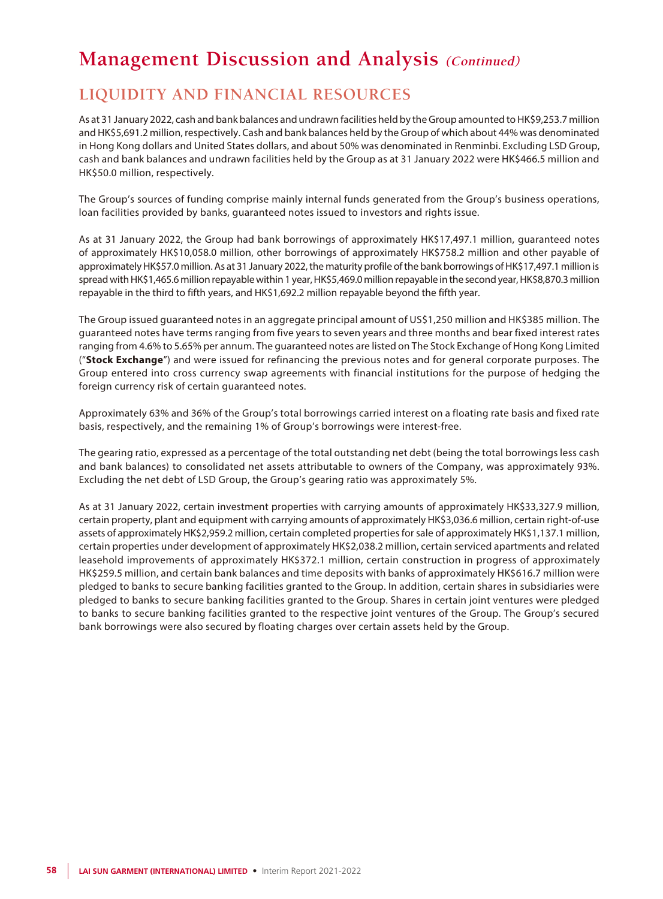# Management Discussion and Analysis *(Continued)*

## LIQUIDITY AND FINANCIAL RESOURCES

As at 31 January 2022, cash and bank balances and undrawn facilities held by the Group amounted to HK$9,253.7 million and HK$5,691.2 million, respectively. Cash and bank balances held by the Group of which about 44% was denominated in Hong Kong dollars and United States dollars, and about 50% was denominated in Renminbi. Excluding LSD Group, cash and bank balances and undrawn facilities held by the Group as at 31 January 2022 were HK$466.5 million and HK$50.0 million, respectively.

The Group's sources of funding comprise mainly internal funds generated from the Group's business operations, loan facilities provided by banks, guaranteed notes issued to investors and rights issue.

As at 31 January 2022, the Group had bank borrowings of approximately HK$17,497.1 million, guaranteed notes of approximately HK$10,058.0 million, other borrowings of approximately HK$758.2 million and other payable of approximately HK$57.0 million. As at 31 January 2022, the maturity profile of the bank borrowings of HK$17,497.1 million is spread with HK$1,465.6 million repayable within 1 year, HK$5,469.0 million repayable in the second year, HK$8,870.3 million repayable in the third to fifth years, and HK$1,692.2 million repayable beyond the fifth year.

The Group issued guaranteed notes in an aggregate principal amount of US$1,250 million and HK$385 million. The guaranteed notes have terms ranging from five years to seven years and three months and bear fixed interest rates ranging from 4.6% to 5.65% per annum. The guaranteed notes are listed on The Stock Exchange of Hong Kong Limited ("**Stock Exchange**") and were issued for refinancing the previous notes and for general corporate purposes. The Group entered into cross currency swap agreements with financial institutions for the purpose of hedging the foreign currency risk of certain guaranteed notes.

Approximately 63% and 36% of the Group's total borrowings carried interest on a floating rate basis and fixed rate basis, respectively, and the remaining 1% of Group's borrowings were interest-free.

The gearing ratio, expressed as a percentage of the total outstanding net debt (being the total borrowings less cash and bank balances) to consolidated net assets attributable to owners of the Company, was approximately 93%. Excluding the net debt of LSD Group, the Group's gearing ratio was approximately 5%.

As at 31 January 2022, certain investment properties with carrying amounts of approximately HK$33,327.9 million, certain property, plant and equipment with carrying amounts of approximately HK$3,036.6 million, certain right-of-use assets of approximately HK$2,959.2 million, certain completed properties for sale of approximately HK$1,137.1 million, certain properties under development of approximately HK$2,038.2 million, certain serviced apartments and related leasehold improvements of approximately HK$372.1 million, certain construction in progress of approximately HK$259.5 million, and certain bank balances and time deposits with banks of approximately HK$616.7 million were pledged to banks to secure banking facilities granted to the Group. In addition, certain shares in subsidiaries were pledged to banks to secure banking facilities granted to the Group. Shares in certain joint ventures were pledged to banks to secure banking facilities granted to the respective joint ventures of the Group. The Group's secured bank borrowings were also secured by floating charges over certain assets held by the Group.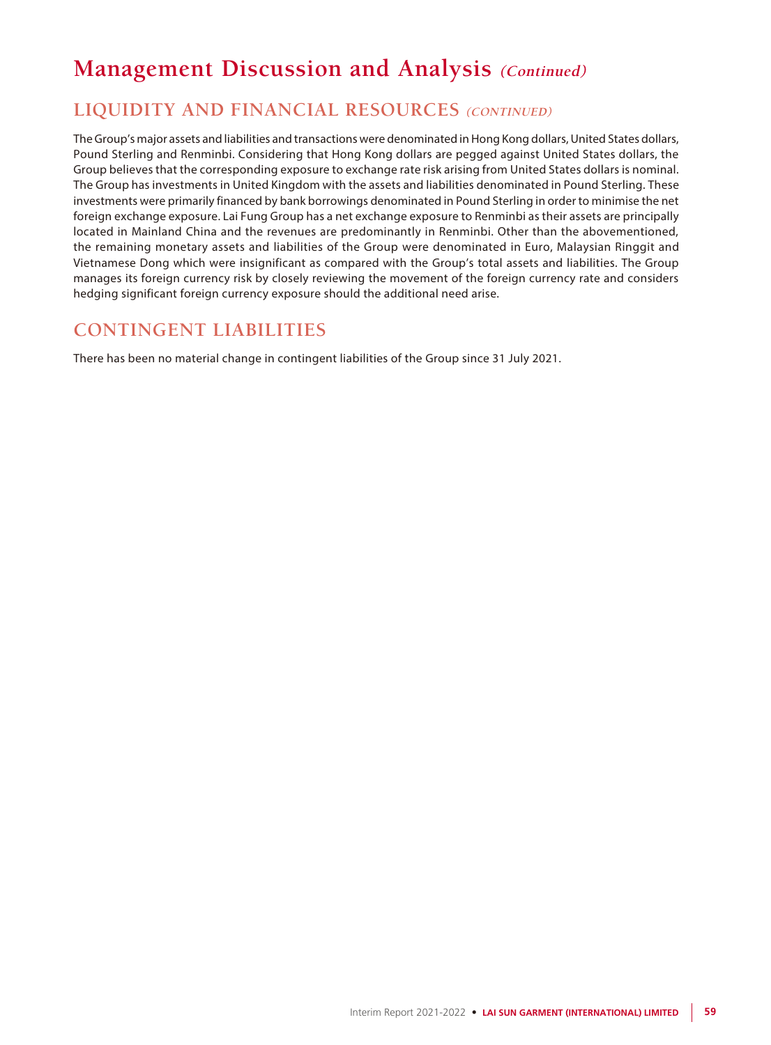# Management Discussion and Analysis *(Continued)*

## LIQUIDITY AND FINANCIAL RESOURCES *(CONTINUED)*

The Group's major assets and liabilities and transactions were denominated in Hong Kong dollars, United States dollars, Pound Sterling and Renminbi. Considering that Hong Kong dollars are pegged against United States dollars, the Group believes that the corresponding exposure to exchange rate risk arising from United States dollars is nominal. The Group has investments in United Kingdom with the assets and liabilities denominated in Pound Sterling. These investments were primarily financed by bank borrowings denominated in Pound Sterling in order to minimise the net foreign exchange exposure. Lai Fung Group has a net exchange exposure to Renminbi as their assets are principally located in Mainland China and the revenues are predominantly in Renminbi. Other than the abovementioned, the remaining monetary assets and liabilities of the Group were denominated in Euro, Malaysian Ringgit and Vietnamese Dong which were insignificant as compared with the Group's total assets and liabilities. The Group manages its foreign currency risk by closely reviewing the movement of the foreign currency rate and considers hedging significant foreign currency exposure should the additional need arise.

## CONTINGENT LIABILITIES

There has been no material change in contingent liabilities of the Group since 31 July 2021.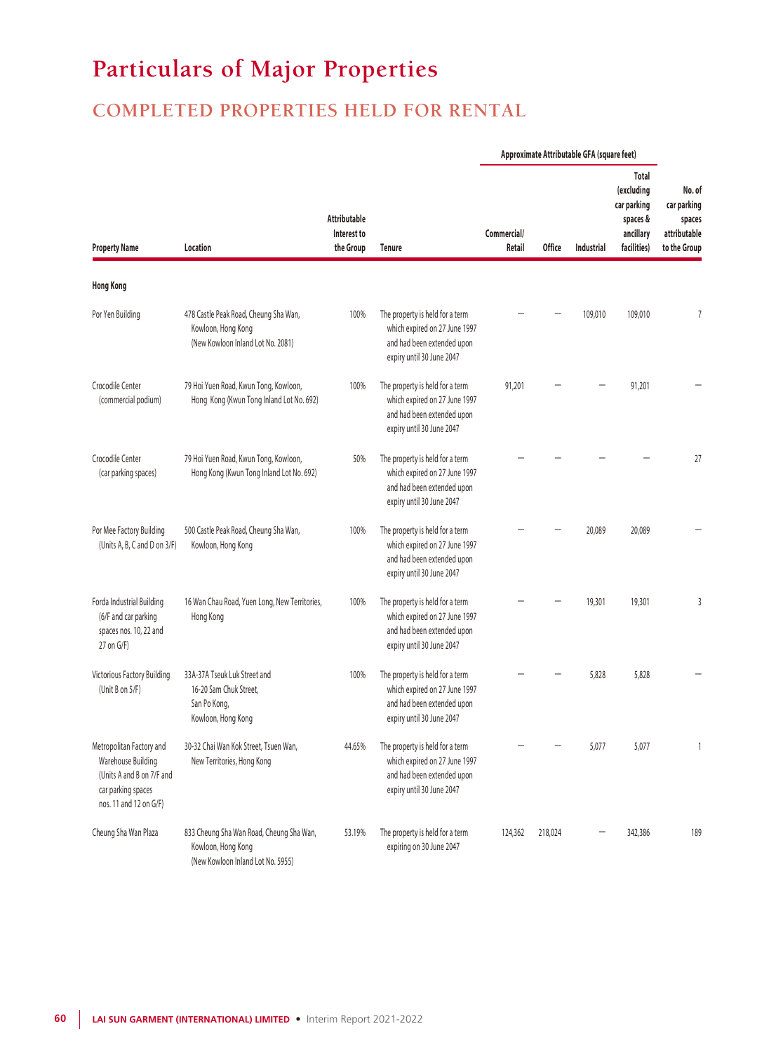# Particulars of Major Properties

## COMPLETED PROPERTIES HELD FOR RENTAL

| Property Name | Location | Attributable Interest to the Group | Tenure | Approximate Attributable GFA (square feet) | | | | No. of car parking spaces attributable to the Group |
|---|---|---|---|---|---|---|---|---|
| | | | | Commercial/ Retail | Office | Industrial | Total (excluding car parking spaces & ancillary facilities) | |
| **Hong Kong** | | | | | | | | |
| Por Yen Building | 478 Castle Peak Road, Cheung Sha Wan, Kowloon, Hong Kong (New Kowloon Inland Lot No. 2081) | 100% | The property is held for a term which expired on 27 June 1997 and had been extended upon expiry until 30 June 2047 | – | – | 109,010 | 109,010 | 7 |
| Crocodile Center (commercial podium) | 79 Hoi Yuen Road, Kwun Tong, Kowloon, Hong Kong (Kwun Tong Inland Lot No. 692) | 100% | The property is held for a term which expired on 27 June 1997 and had been extended upon expiry until 30 June 2047 | 91,201 | – | – | 91,201 | – |
| Crocodile Center (car parking spaces) | 79 Hoi Yuen Road, Kwun Tong, Kowloon, Hong Kong (Kwun Tong Inland Lot No. 692) | 50% | The property is held for a term which expired on 27 June 1997 and had been extended upon expiry until 30 June 2047 | – | – | – | – | 27 |
| Por Mee Factory Building (Units A, B, C and D on 3/F) | 500 Castle Peak Road, Cheung Sha Wan, Kowloon, Hong Kong | 100% | The property is held for a term which expired on 27 June 1997 and had been extended upon expiry until 30 June 2047 | – | – | 20,089 | 20,089 | – |
| Forda Industrial Building (6/F and car parking spaces nos. 10, 22 and 27 on G/F) | 16 Wan Chau Road, Yuen Long, New Territories, Hong Kong | 100% | The property is held for a term which expired on 27 June 1997 and had been extended upon expiry until 30 June 2047 | – | – | 19,301 | 19,301 | 3 |
| Victorious Factory Building (Unit B on 5/F) | 33A-37A Tseuk Luk Street and 16-20 Sam Chuk Street, San Po Kong, Kowloon, Hong Kong | 100% | The property is held for a term which expired on 27 June 1997 and had been extended upon expiry until 30 June 2047 | – | – | 5,828 | 5,828 | – |
| Metropolitan Factory and Warehouse Building (Units A and B on 7/F and car parking spaces nos. 11 and 12 on G/F) | 30-32 Chai Wan Kok Street, Tsuen Wan, New Territories, Hong Kong | 44.65% | The property is held for a term which expired on 27 June 1997 and had been extended upon expiry until 30 June 2047 | – | – | 5,077 | 5,077 | 1 |
| Cheung Sha Wan Plaza | 833 Cheung Sha Wan Road, Cheung Sha Wan, Kowloon, Hong Kong (New Kowloon Inland Lot No. 5955) | 53.19% | The property is held for a term expiring on 30 June 2047 | 124,362 | 218,024 | – | 342,386 | 189 |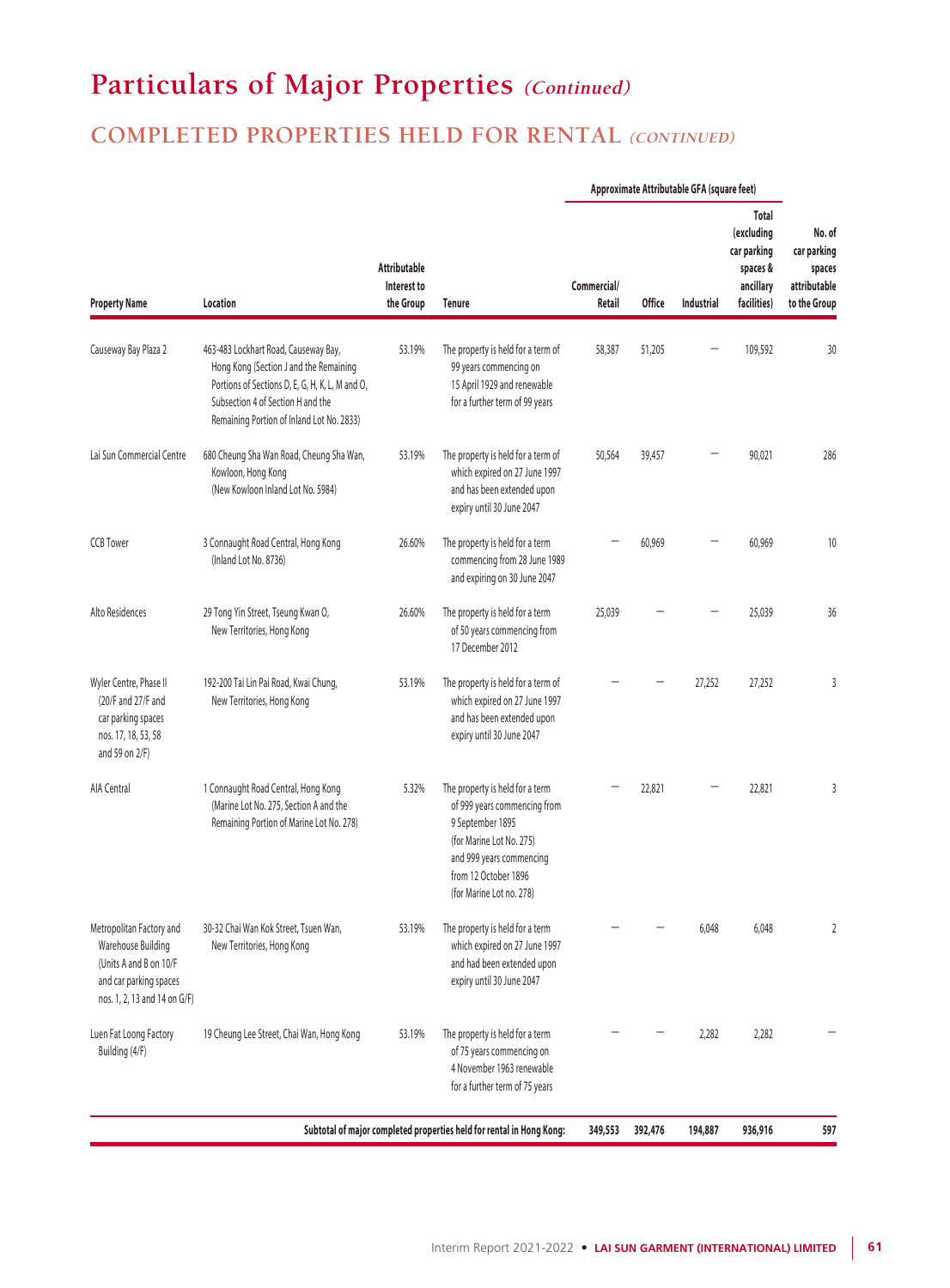# Particulars of Major Properties *(Continued)*

## COMPLETED PROPERTIES HELD FOR RENTAL *(CONTINUED)*

| Property Name | Location | Attributable Interest to the Group | Tenure | Approximate Attributable GFA (square feet) Commercial/ Retail | Office | Industrial | Total (excluding car parking spaces & ancillary facilities) | No. of car parking spaces attributable to the Group |
|---|---|---|---|---|---|---|---|---|
| Causeway Bay Plaza 2 | 463-483 Lockhart Road, Causeway Bay, Hong Kong (Section J and the Remaining Portions of Sections D, E, G, H, K, L, M and O, Subsection 4 of Section H and the Remaining Portion of Inland Lot No. 2833) | 53.19% | The property is held for a term of 99 years commencing on 15 April 1929 and renewable for a further term of 99 years | 58,387 | 51,205 | – | 109,592 | 30 |
| Lai Sun Commercial Centre | 680 Cheung Sha Wan Road, Cheung Sha Wan, Kowloon, Hong Kong (New Kowloon Inland Lot No. 5984) | 53.19% | The property is held for a term of which expired on 27 June 1997 and has been extended upon expiry until 30 June 2047 | 50,564 | 39,457 | – | 90,021 | 286 |
| CCB Tower | 3 Connaught Road Central, Hong Kong (Inland Lot No. 8736) | 26.60% | The property is held for a term commencing from 28 June 1989 and expiring on 30 June 2047 | – | 60,969 | – | 60,969 | 10 |
| Alto Residences | 29 Tong Yin Street, Tseung Kwan O, New Territories, Hong Kong | 26.60% | The property is held for a term of 50 years commencing from 17 December 2012 | 25,039 | – | – | 25,039 | 36 |
| Wyler Centre, Phase II (20/F and 27/F and car parking spaces nos. 17, 18, 53, 58 and 59 on 2/F) | 192-200 Tai Lin Pai Road, Kwai Chung, New Territories, Hong Kong | 53.19% | The property is held for a term of which expired on 27 June 1997 and has been extended upon expiry until 30 June 2047 | – | – | 27,252 | 27,252 | 3 |
| AIA Central | 1 Connaught Road Central, Hong Kong (Marine Lot No. 275, Section A and the Remaining Portion of Marine Lot No. 278) | 5.32% | The property is held for a term of 999 years commencing from 9 September 1895 (for Marine Lot No. 275) and 999 years commencing from 12 October 1896 (for Marine Lot no. 278) | – | 22,821 | – | 22,821 | 3 |
| Metropolitan Factory and Warehouse Building (Units A and B on 10/F and car parking spaces nos. 1, 2, 13 and 14 on G/F) | 30-32 Chai Wan Kok Street, Tsuen Wan, New Territories, Hong Kong | 53.19% | The property is held for a term which expired on 27 June 1997 and had been extended upon expiry until 30 June 2047 | – | – | 6,048 | 6,048 | 2 |
| Luen Fat Loong Factory Building (4/F) | 19 Cheung Lee Street, Chai Wan, Hong Kong | 53.19% | The property is held for a term of 75 years commencing on 4 November 1963 renewable for a further term of 75 years | – | – | 2,282 | 2,282 | – |
| | | | **Subtotal of major completed properties held for rental in Hong Kong:** | **349,553** | **392,476** | **194,887** | **936,916** | **597** |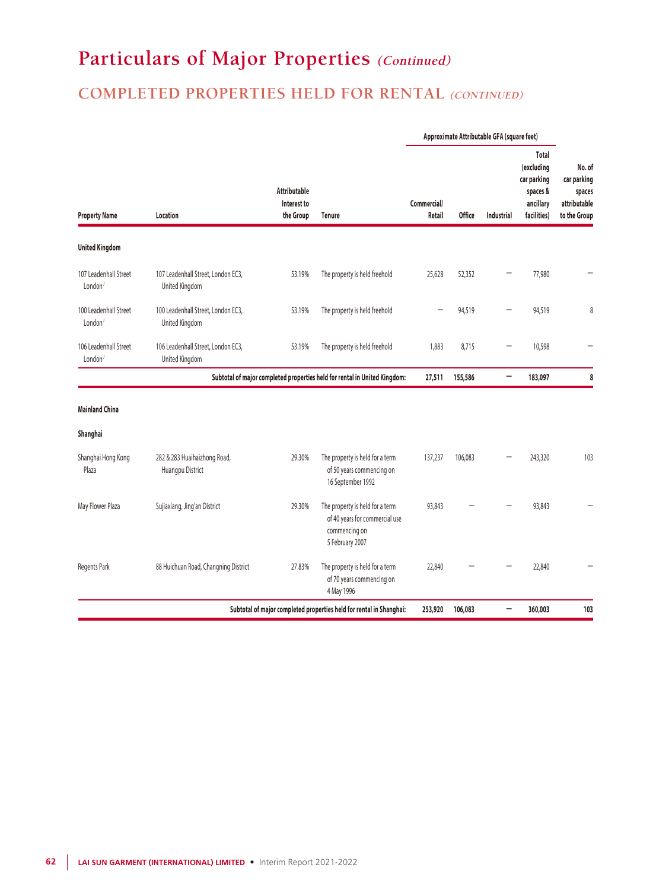# Particulars of Major Properties *(Continued)*

## COMPLETED PROPERTIES HELD FOR RENTAL *(CONTINUED)*

| Property Name | Location | Attributable Interest to the Group | Tenure | Approximate Attributable GFA (square feet) | | | | No. of car parking spaces attributable to the Group |
|---|---|---|---|---|---|---|---|---|
| | | | | Commercial/ Retail | Office | Industrial | Total (excluding car parking spaces & ancillary facilities) | |
| **United Kingdom** | | | | | | | | |
| 107 Leadenhall Street London[1] | 107 Leadenhall Street, London EC3, United Kingdom | 53.19% | The property is held freehold | 25,628 | 52,352 | – | 77,980 | – |
| 100 Leadenhall Street London[1] | 100 Leadenhall Street, London EC3, United Kingdom | 53.19% | The property is held freehold | – | 94,519 | – | 94,519 | 8 |
| 106 Leadenhall Street London[1] | 106 Leadenhall Street, London EC3, United Kingdom | 53.19% | The property is held freehold | 1,883 | 8,715 | – | 10,598 | – |
| | | | **Subtotal of major completed properties held for rental in United Kingdom:** | **27,511** | **155,586** | **–** | **183,097** | **8** |
| **Mainland China** | | | | | | | | |
| **Shanghai** | | | | | | | | |
| Shanghai Hong Kong Plaza | 282 & 283 Huaihaizhong Road, Huangpu District | 29.30% | The property is held for a term of 50 years commencing on 16 September 1992 | 137,237 | 106,083 | – | 243,320 | 103 |
| May Flower Plaza | Sujiaxiang, Jing'an District | 29.30% | The property is held for a term of 40 years for commercial use commencing on 5 February 2007 | 93,843 | – | – | 93,843 | – |
| Regents Park | 88 Huichuan Road, Changning District | 27.83% | The property is held for a term of 70 years commencing on 4 May 1996 | 22,840 | – | – | 22,840 | – |
| | | | **Subtotal of major completed properties held for rental in Shanghai:** | **253,920** | **106,083** | **–** | **360,003** | **103** |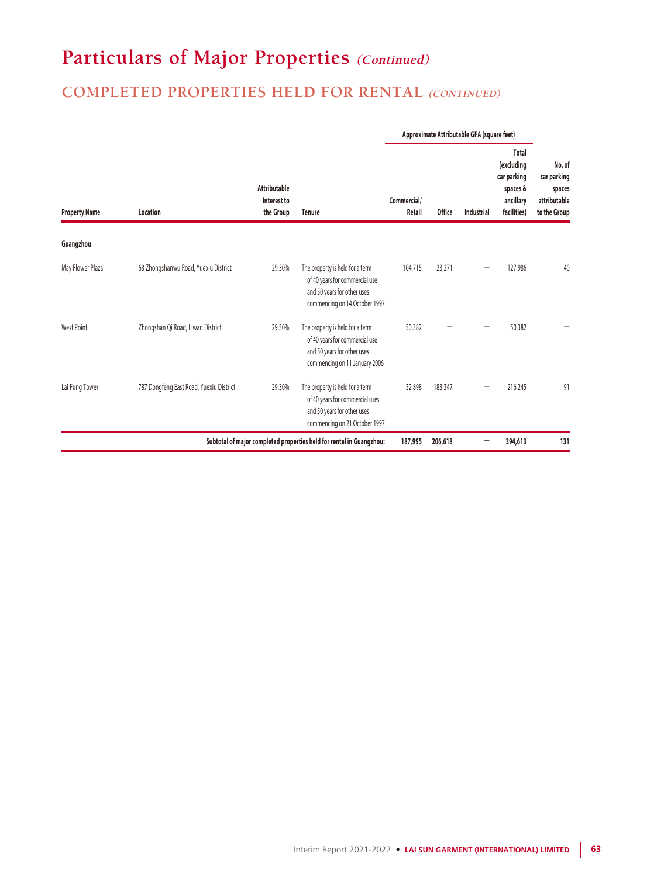# Particulars of Major Properties *(Continued)*

## COMPLETED PROPERTIES HELD FOR RENTAL *(CONTINUED)*

| Property Name | Location | Attributable Interest to the Group | Tenure | Approximate Attributable GFA (square feet) | | | | No. of car parking spaces attributable to the Group |
|---|---|---|---|---|---|---|---|---|
| | | | | Commercial/ Retail | Office | Industrial | Total (excluding car parking spaces & ancillary facilities) | |
| **Guangzhou** | | | | | | | | |
| May Flower Plaza | 68 Zhongshanwu Road, Yuexiu District | 29.30% | The property is held for a term of 40 years for commercial use and 50 years for other uses commencing on 14 October 1997 | 104,715 | 23,271 | – | 127,986 | 40 |
| West Point | Zhongshan Qi Road, Liwan District | 29.30% | The property is held for a term of 40 years for commercial use and 50 years for other uses commencing on 11 January 2006 | 50,382 | – | – | 50,382 | – |
| Lai Fung Tower | 787 Dongfeng East Road, Yuexiu District | 29.30% | The property is held for a term of 40 years for commercial uses and 50 years for other uses commencing on 21 October 1997 | 32,898 | 183,347 | – | 216,245 | 91 |
| | | | **Subtotal of major completed properties held for rental in Guangzhou:** | **187,995** | **206,618** | **–** | **394,613** | **131** |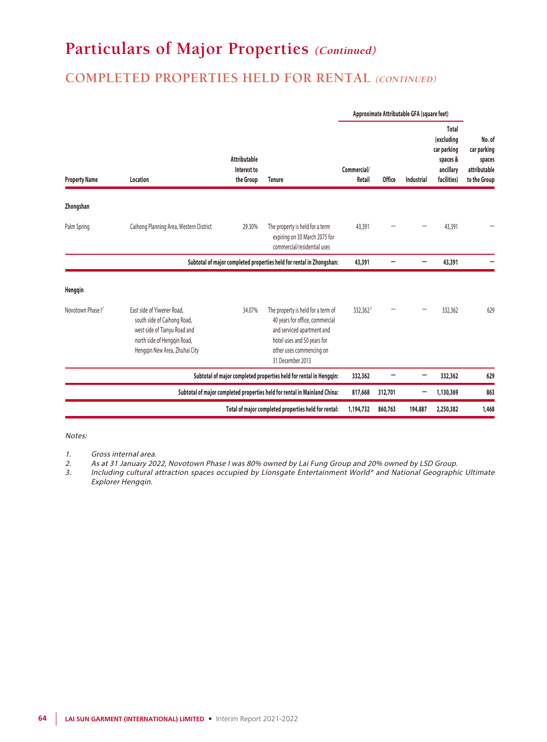# Particulars of Major Properties *(Continued)*

## COMPLETED PROPERTIES HELD FOR RENTAL *(CONTINUED)*

| Property Name | Location | Attributable Interest to the Group | Tenure | Approximate Attributable GFA (square feet) | | | | No. of car parking spaces attributable to the Group |
|---|---|---|---|---|---|---|---|---|
| | | | | Commercial/ Retail | Office | Industrial | Total (excluding car parking spaces & ancillary facilities) | |
| **Zhongshan** | | | | | | | | |
| Palm Spring | Caihong Planning Area, Western District | 29.30% | The property is held for a term expiring on 30 March 2075 for commercial/residential uses | 43,391 | – | – | 43,391 | – |
| | | | **Subtotal of major completed properties held for rental in Zhongshan:** | **43,391** | **–** | **–** | **43,391** | **–** |
| **Hengqin** | | | | | | | | |
| Novotown Phase I[2] | East side of Yiwener Road, south side of Caihong Road, west side of Tianyu Road and north side of Hengqin Road, Hengqin New Area, Zhuhai City | 34.07% | The property is held for a term of 40 years for office, commercial and serviced apartment and hotel uses and 50 years for other uses commencing on 31 December 2013 | 332,362[3] | – | – | 332,362 | 629 |
| | | | **Subtotal of major completed properties held for rental in Hengqin:** | **332,362** | **–** | **–** | **332,362** | **629** |
| | | | **Subtotal of major completed properties held for rental in Mainland China:** | **817,668** | **312,701** | **–** | **1,130,369** | **863** |
| | | | **Total of major completed properties held for rental:** | **1,194,732** | **860,763** | **194,887** | **2,250,382** | **1,468** |

*Notes:*

1. *Gross internal area.*
2. *As at 31 January 2022, Novotown Phase I was 80% owned by Lai Fung Group and 20% owned by LSD Group.*
3. *Including cultural attraction spaces occupied by Lionsgate Entertainment World® and National Geographic Ultimate Explorer Hengqin.*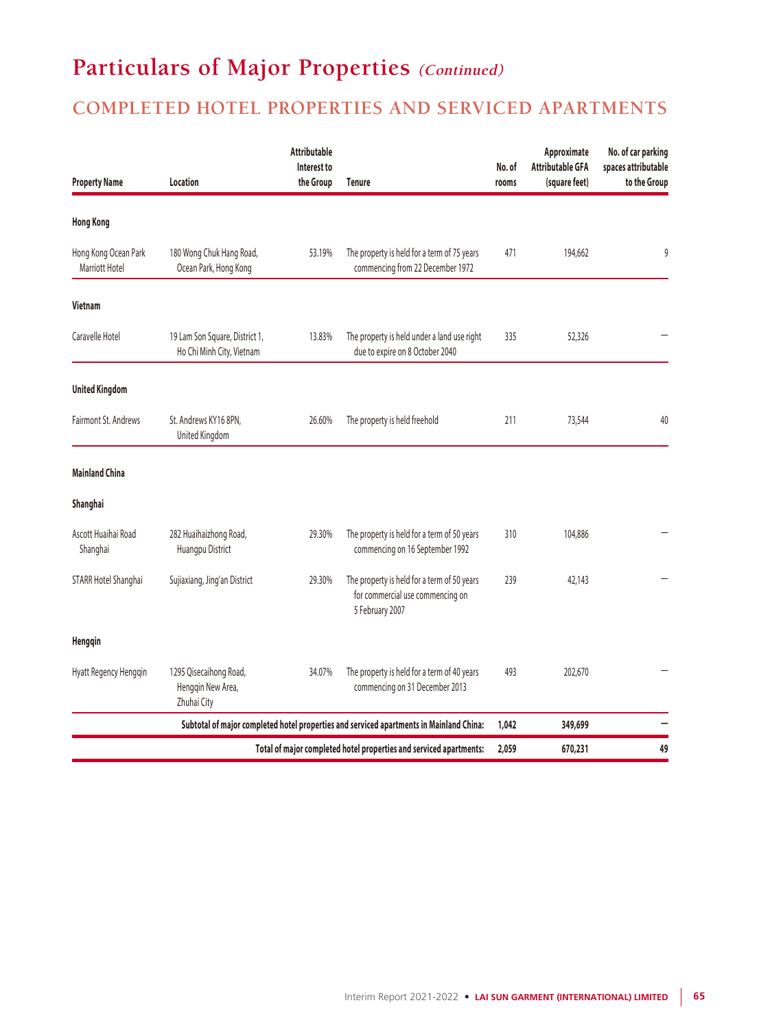# Particulars of Major Properties *(Continued)*

## COMPLETED HOTEL PROPERTIES AND SERVICED APARTMENTS

| Property Name | Location | Attributable Interest to the Group | Tenure | No. of rooms | Approximate Attributable GFA (square feet) | No. of car parking spaces attributable to the Group |
|---|---|---|---|---|---|---|
| **Hong Kong** | | | | | | |
| Hong Kong Ocean Park Marriott Hotel | 180 Wong Chuk Hang Road, Ocean Park, Hong Kong | 53.19% | The property is held for a term of 75 years commencing from 22 December 1972 | 471 | 194,662 | 9 |
| **Vietnam** | | | | | | |
| Caravelle Hotel | 19 Lam Son Square, District 1, Ho Chi Minh City, Vietnam | 13.83% | The property is held under a land use right due to expire on 8 October 2040 | 335 | 52,326 | – |
| **United Kingdom** | | | | | | |
| Fairmont St. Andrews | St. Andrews KY16 8PN, United Kingdom | 26.60% | The property is held freehold | 211 | 73,544 | 40 |
| **Mainland China** | | | | | | |
| **Shanghai** | | | | | | |
| Ascott Huaihai Road Shanghai | 282 Huaihaizhong Road, Huangpu District | 29.30% | The property is held for a term of 50 years commencing on 16 September 1992 | 310 | 104,886 | – |
| STARR Hotel Shanghai | Sujiaxiang, Jing'an District | 29.30% | The property is held for a term of 50 years for commercial use commencing on 5 February 2007 | 239 | 42,143 | – |
| **Hengqin** | | | | | | |
| Hyatt Regency Hengqin | 1295 Qisecaihong Road, Hengqin New Area, Zhuhai City | 34.07% | The property is held for a term of 40 years commencing on 31 December 2013 | 493 | 202,670 | – |
| | | | **Subtotal of major completed hotel properties and serviced apartments in Mainland China:** | **1,042** | **349,699** | **–** |
| | | | **Total of major completed hotel properties and serviced apartments:** | **2,059** | **670,231** | **49** |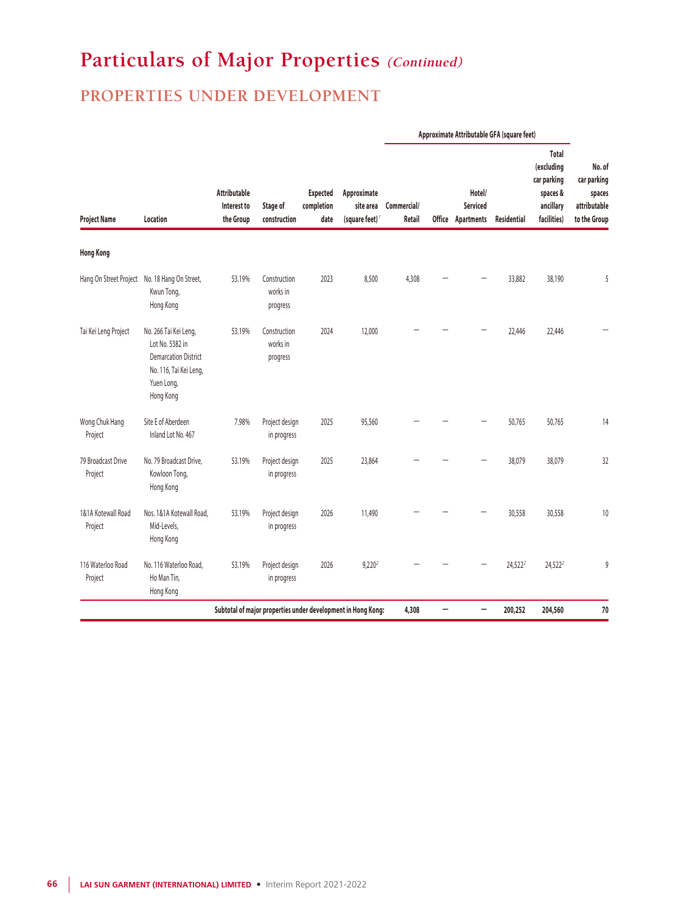# Particulars of Major Properties *(Continued)*

## PROPERTIES UNDER DEVELOPMENT

| Project Name | Location | Attributable Interest to the Group | Stage of construction | Expected completion date | Approximate site area (square feet)[1] | Approximate Attributable GFA (square feet) | | | | | No. of car parking spaces attributable to the Group |
|---|---|---|---|---|---|---|---|---|---|---|---|
| | | | | | | Commercial/ Retail | Office | Hotel/ Serviced Apartments | Residential | Total (excluding car parking spaces & ancillary facilities) | |
| **Hong Kong** | | | | | | | | | | | |
| Hang On Street Project | No. 18 Hang On Street, Kwun Tong, Hong Kong | 53.19% | Construction works in progress | 2023 | 8,500 | 4,308 | – | – | 33,882 | 38,190 | 5 |
| Tai Kei Leng Project | No. 266 Tai Kei Leng, Lot No. 5382 in Demarcation District No. 116, Tai Kei Leng, Yuen Long, Hong Kong | 53.19% | Construction works in progress | 2024 | 12,000 | – | – | – | 22,446 | 22,446 | – |
| Wong Chuk Hang Project | Site E of Aberdeen Inland Lot No. 467 | 7.98% | Project design in progress | 2025 | 95,560 | – | – | – | 50,765 | 50,765 | 14 |
| 79 Broadcast Drive Project | No. 79 Broadcast Drive, Kowloon Tong, Hong Kong | 53.19% | Project design in progress | 2025 | 23,864 | – | – | – | 38,079 | 38,079 | 32 |
| 1&1A Kotewall Road Project | Nos. 1&1A Kotewall Road, Mid-Levels, Hong Kong | 53.19% | Project design in progress | 2026 | 11,490 | – | – | – | 30,558 | 30,558 | 10 |
| 116 Waterloo Road Project | No. 116 Waterloo Road, Ho Man Tin, Hong Kong | 53.19% | Project design in progress | 2026 | 9,220[2] | – | – | – | 24,522[2] | 24,522[2] | 9 |
| | | **Subtotal of major properties under development in Hong Kong:** | | | | **4,308** | **–** | **–** | **200,252** | **204,560** | **70** |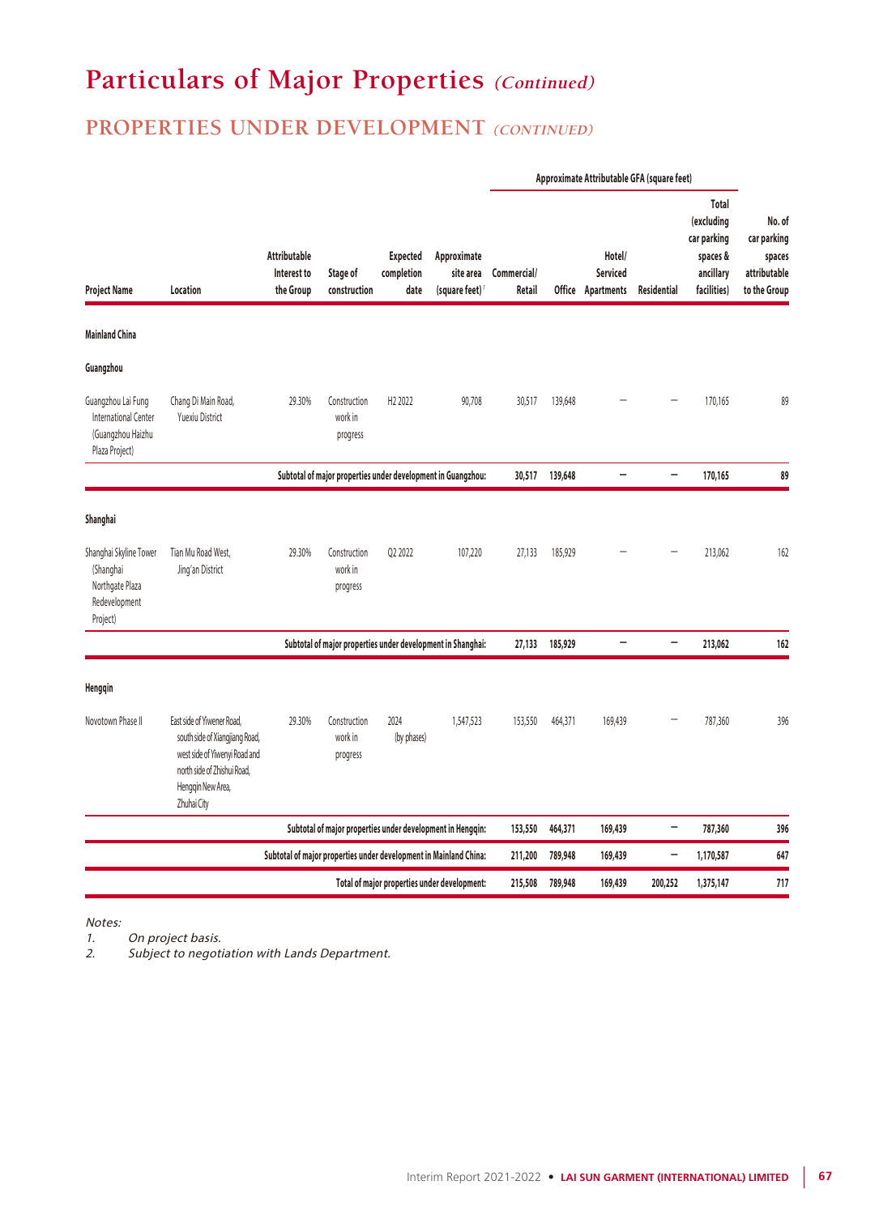# Particulars of Major Properties *(Continued)*

## PROPERTIES UNDER DEVELOPMENT *(CONTINUED)*

| Project Name | Location | Attributable Interest to the Group | Stage of construction | Expected completion date | Approximate site area (square feet)[1] | Approximate Attributable GFA (square feet) | | | | | No. of car parking spaces attributable to the Group |
|---|---|---|---|---|---|---|---|---|---|---|---|
| | | | | | | Commercial/ Retail | Office | Hotel/ Serviced Apartments | Residential | Total (excluding car parking spaces & ancillary facilities) | |
| **Mainland China** | | | | | | | | | | | |
| **Guangzhou** | | | | | | | | | | | |
| Guangzhou Lai Fung International Center (Guangzhou Haizhu Plaza Project) | Chang Di Main Road, Yuexiu District | 29.30% | Construction work in progress | H2 2022 | 90,708 | 30,517 | 139,648 | – | – | 170,165 | 89 |
| | | **Subtotal of major properties under development in Guangzhou:** | | | | **30,517** | **139,648** | **–** | **–** | **170,165** | **89** |
| **Shanghai** | | | | | | | | | | | |
| Shanghai Skyline Tower (Shanghai Northgate Plaza Redevelopment Project) | Tian Mu Road West, Jing'an District | 29.30% | Construction work in progress | Q2 2022 | 107,220 | 27,133 | 185,929 | – | – | 213,062 | 162 |
| | | **Subtotal of major properties under development in Shanghai:** | | | | **27,133** | **185,929** | **–** | **–** | **213,062** | **162** |
| **Hengqin** | | | | | | | | | | | |
| Novotown Phase II | East side of Yiwener Road, south side of Xiangjiang Road, west side of Yiwenyi Road and north side of Zhishui Road, Hengqin New Area, Zhuhai City | 29.30% | Construction work in progress | 2024 (by phases) | 1,547,523 | 153,550 | 464,371 | 169,439 | – | 787,360 | 396 |
| | | **Subtotal of major properties under development in Hengqin:** | | | | **153,550** | **464,371** | **169,439** | **–** | **787,360** | **396** |
| | | **Subtotal of major properties under development in Mainland China:** | | | | **211,200** | **789,948** | **169,439** | **–** | **1,170,587** | **647** |
| | | **Total of major properties under development:** | | | | **215,508** | **789,948** | **169,439** | **200,252** | **1,375,147** | **717** |

*Notes:*

1. *On project basis.*
2. *Subject to negotiation with Lands Department.*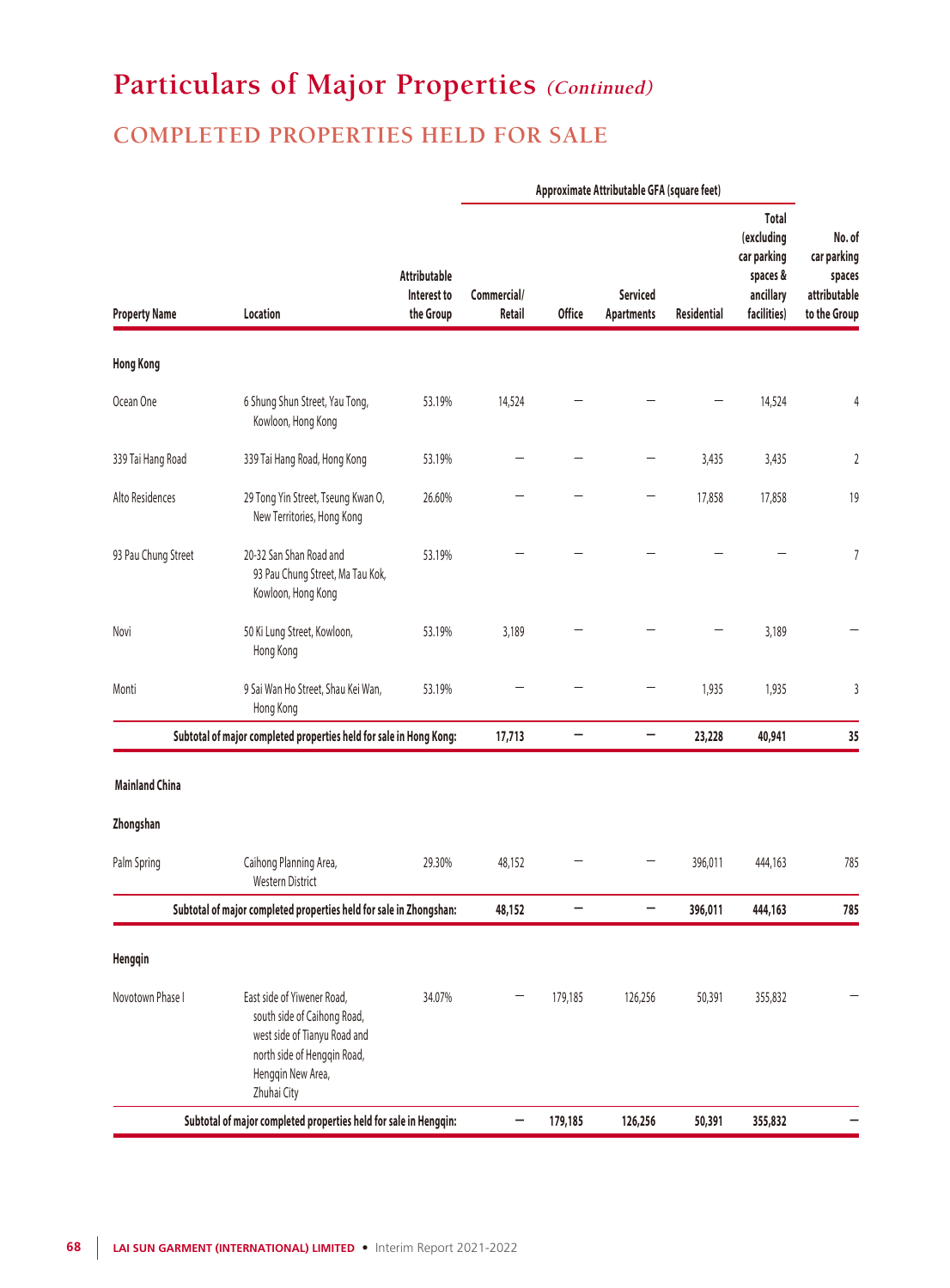# Particulars of Major Properties *(Continued)*

## COMPLETED PROPERTIES HELD FOR SALE

| Property Name | Location | Attributable Interest to the Group | Approximate Attributable GFA (square feet) | | | | | No. of car parking spaces attributable to the Group |
|---|---|---|---|---|---|---|---|---|
| | | | Commercial/ Retail | Office | Serviced Apartments | Residential | Total (excluding car parking spaces & ancillary facilities) | |
| **Hong Kong** | | | | | | | | |
| Ocean One | 6 Shung Shun Street, Yau Tong, Kowloon, Hong Kong | 53.19% | 14,524 | – | – | – | 14,524 | 4 |
| 339 Tai Hang Road | 339 Tai Hang Road, Hong Kong | 53.19% | – | – | – | 3,435 | 3,435 | 2 |
| Alto Residences | 29 Tong Yin Street, Tseung Kwan O, New Territories, Hong Kong | 26.60% | – | – | – | 17,858 | 17,858 | 19 |
| 93 Pau Chung Street | 20-32 San Shan Road and 93 Pau Chung Street, Ma Tau Kok, Kowloon, Hong Kong | 53.19% | – | – | – | – | – | 7 |
| Novi | 50 Ki Lung Street, Kowloon, Hong Kong | 53.19% | 3,189 | – | – | – | 3,189 | – |
| Monti | 9 Sai Wan Ho Street, Shau Kei Wan, Hong Kong | 53.19% | – | – | – | 1,935 | 1,935 | 3 |
| | **Subtotal of major completed properties held for sale in Hong Kong:** | | **17,713** | **–** | **–** | **23,228** | **40,941** | **35** |
| **Mainland China** | | | | | | | | |
| **Zhongshan** | | | | | | | | |
| Palm Spring | Caihong Planning Area, Western District | 29.30% | 48,152 | – | – | 396,011 | 444,163 | 785 |
| | **Subtotal of major completed properties held for sale in Zhongshan:** | | **48,152** | **–** | **–** | **396,011** | **444,163** | **785** |
| **Hengqin** | | | | | | | | |
| Novotown Phase I | East side of Yiwener Road, south side of Caihong Road, west side of Tianyu Road and north side of Hengqin Road, Hengqin New Area, Zhuhai City | 34.07% | – | 179,185 | 126,256 | 50,391 | 355,832 | – |
| | **Subtotal of major completed properties held for sale in Hengqin:** | | **–** | **179,185** | **126,256** | **50,391** | **355,832** | **–** |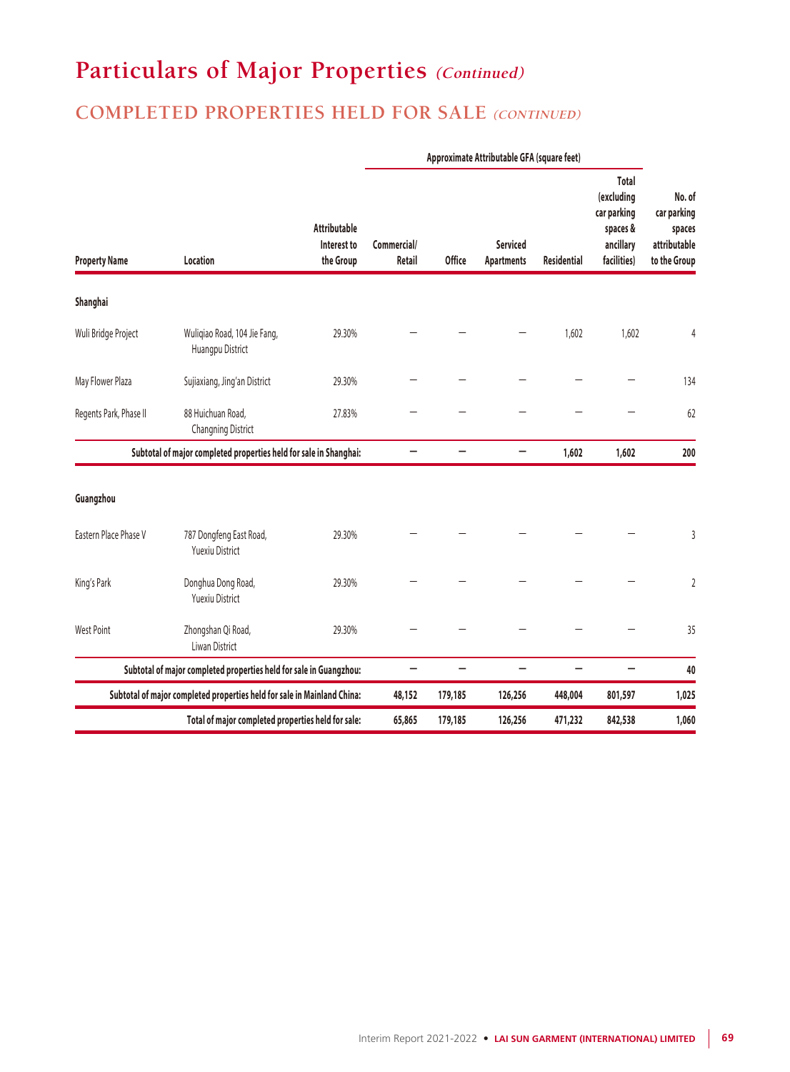# Particulars of Major Properties *(Continued)*

## COMPLETED PROPERTIES HELD FOR SALE *(CONTINUED)*

| Property Name | Location | Attributable Interest to the Group | Approximate Attributable GFA (square feet) | | | | | No. of car parking spaces attributable to the Group |
|---|---|---|---|---|---|---|---|---|
| | | | Commercial/ Retail | Office | Serviced Apartments | Residential | Total (excluding car parking spaces & ancillary facilities) | |
| **Shanghai** | | | | | | | | |
| Wuli Bridge Project | Wuliqiao Road, 104 Jie Fang, Huangpu District | 29.30% | – | – | – | 1,602 | 1,602 | 4 |
| May Flower Plaza | Sujiaxiang, Jing'an District | 29.30% | – | – | – | – | – | 134 |
| Regents Park, Phase II | 88 Huichuan Road, Changning District | 27.83% | – | – | – | – | – | 62 |
| | **Subtotal of major completed properties held for sale in Shanghai:** | | **–** | **–** | **–** | **1,602** | **1,602** | **200** |
| **Guangzhou** | | | | | | | | |
| Eastern Place Phase V | 787 Dongfeng East Road, Yuexiu District | 29.30% | – | – | – | – | – | 3 |
| King's Park | Donghua Dong Road, Yuexiu District | 29.30% | – | – | – | – | – | 2 |
| West Point | Zhongshan Qi Road, Liwan District | 29.30% | – | – | – | – | – | 35 |
| | **Subtotal of major completed properties held for sale in Guangzhou:** | | **–** | **–** | **–** | **–** | **–** | **40** |
| | **Subtotal of major completed properties held for sale in Mainland China:** | | **48,152** | **179,185** | **126,256** | **448,004** | **801,597** | **1,025** |
| | **Total of major completed properties held for sale:** | | **65,865** | **179,185** | **126,256** | **471,232** | **842,538** | **1,060** |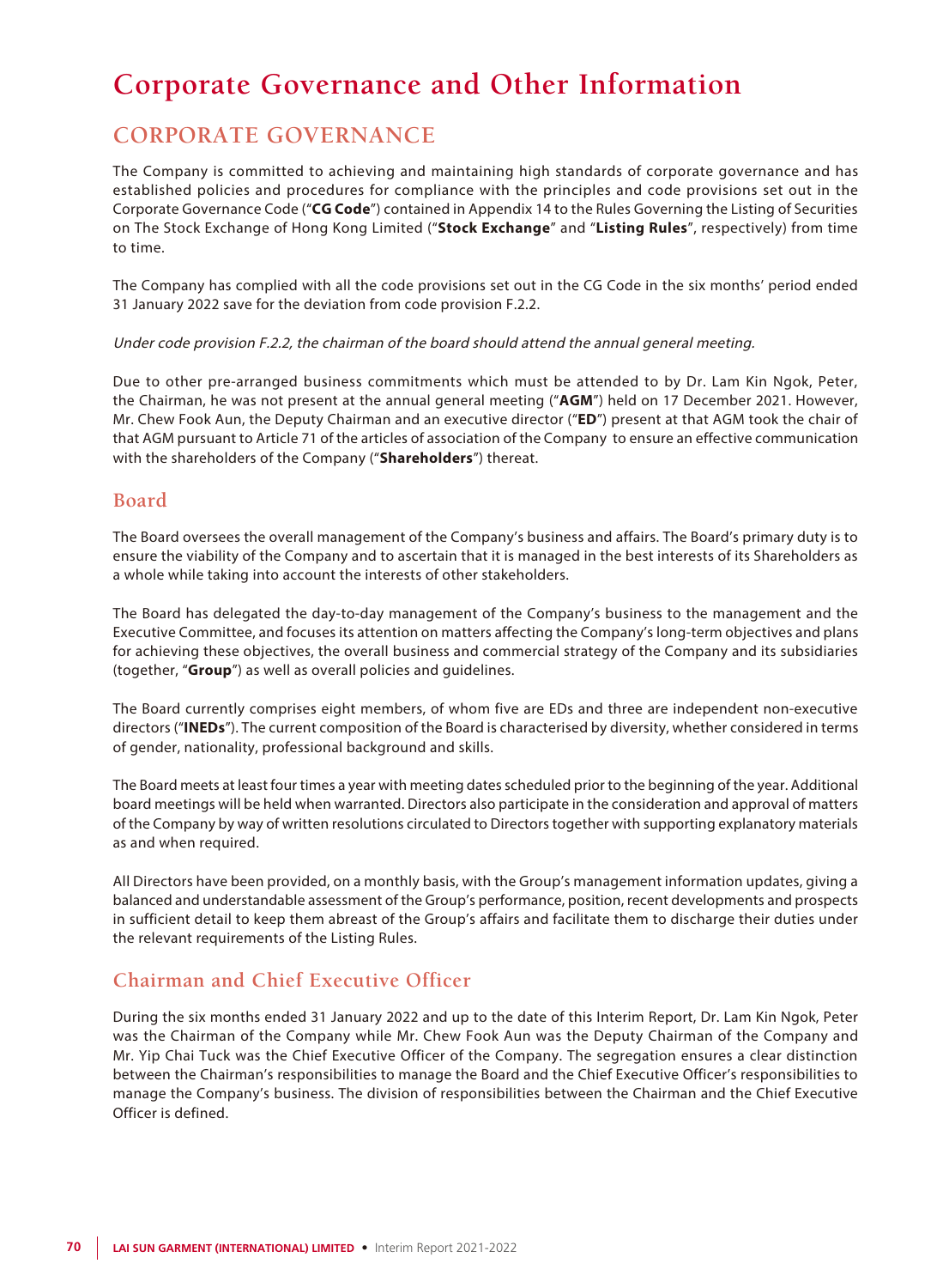# Corporate Governance and Other Information

## CORPORATE GOVERNANCE

The Company is committed to achieving and maintaining high standards of corporate governance and has established policies and procedures for compliance with the principles and code provisions set out in the Corporate Governance Code ("**CG Code**") contained in Appendix 14 to the Rules Governing the Listing of Securities on The Stock Exchange of Hong Kong Limited ("**Stock Exchange**" and "**Listing Rules**", respectively) from time to time.

The Company has complied with all the code provisions set out in the CG Code in the six months' period ended 31 January 2022 save for the deviation from code provision F.2.2.

*Under code provision F.2.2, the chairman of the board should attend the annual general meeting.*

Due to other pre-arranged business commitments which must be attended to by Dr. Lam Kin Ngok, Peter, the Chairman, he was not present at the annual general meeting ("**AGM**") held on 17 December 2021. However, Mr. Chew Fook Aun, the Deputy Chairman and an executive director ("**ED**") present at that AGM took the chair of that AGM pursuant to Article 71 of the articles of association of the Company to ensure an effective communication with the shareholders of the Company ("**Shareholders**") thereat.

### Board

The Board oversees the overall management of the Company's business and affairs. The Board's primary duty is to ensure the viability of the Company and to ascertain that it is managed in the best interests of its Shareholders as a whole while taking into account the interests of other stakeholders.

The Board has delegated the day-to-day management of the Company's business to the management and the Executive Committee, and focuses its attention on matters affecting the Company's long-term objectives and plans for achieving these objectives, the overall business and commercial strategy of the Company and its subsidiaries (together, "**Group**") as well as overall policies and guidelines.

The Board currently comprises eight members, of whom five are EDs and three are independent non-executive directors ("**INEDs**"). The current composition of the Board is characterised by diversity, whether considered in terms of gender, nationality, professional background and skills.

The Board meets at least four times a year with meeting dates scheduled prior to the beginning of the year. Additional board meetings will be held when warranted. Directors also participate in the consideration and approval of matters of the Company by way of written resolutions circulated to Directors together with supporting explanatory materials as and when required.

All Directors have been provided, on a monthly basis, with the Group's management information updates, giving a balanced and understandable assessment of the Group's performance, position, recent developments and prospects in sufficient detail to keep them abreast of the Group's affairs and facilitate them to discharge their duties under the relevant requirements of the Listing Rules.

### Chairman and Chief Executive Officer

During the six months ended 31 January 2022 and up to the date of this Interim Report, Dr. Lam Kin Ngok, Peter was the Chairman of the Company while Mr. Chew Fook Aun was the Deputy Chairman of the Company and Mr. Yip Chai Tuck was the Chief Executive Officer of the Company. The segregation ensures a clear distinction between the Chairman's responsibilities to manage the Board and the Chief Executive Officer's responsibilities to manage the Company's business. The division of responsibilities between the Chairman and the Chief Executive Officer is defined.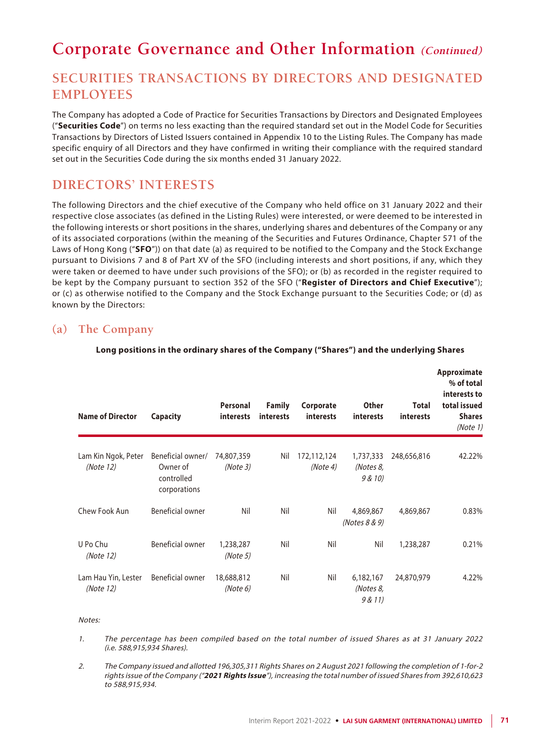# Corporate Governance and Other Information *(Continued)*

## SECURITIES TRANSACTIONS BY DIRECTORS AND DESIGNATED EMPLOYEES

The Company has adopted a Code of Practice for Securities Transactions by Directors and Designated Employees ("**Securities Code**") on terms no less exacting than the required standard set out in the Model Code for Securities Transactions by Directors of Listed Issuers contained in Appendix 10 to the Listing Rules. The Company has made specific enquiry of all Directors and they have confirmed in writing their compliance with the required standard set out in the Securities Code during the six months ended 31 January 2022.

## DIRECTORS' INTERESTS

The following Directors and the chief executive of the Company who held office on 31 January 2022 and their respective close associates (as defined in the Listing Rules) were interested, or were deemed to be interested in the following interests or short positions in the shares, underlying shares and debentures of the Company or any of its associated corporations (within the meaning of the Securities and Futures Ordinance, Chapter 571 of the Laws of Hong Kong ("**SFO**")) on that date (a) as required to be notified to the Company and the Stock Exchange pursuant to Divisions 7 and 8 of Part XV of the SFO (including interests and short positions, if any, which they were taken or deemed to have under such provisions of the SFO); or (b) as recorded in the register required to be kept by the Company pursuant to section 352 of the SFO ("**Register of Directors and Chief Executive**"); or (c) as otherwise notified to the Company and the Stock Exchange pursuant to the Securities Code; or (d) as known by the Directors:

### (a) The Company

**Long positions in the ordinary shares of the Company ("Shares") and the underlying Shares**

| Name of Director | Capacity | Personal interests | Family interests | Corporate interests | Other interests | Total interests | Approximate % of total interests to total issued Shares *(Note 1)* |
|---|---|---|---|---|---|---|---|
| Lam Kin Ngok, Peter *(Note 12)* | Beneficial owner/ Owner of controlled corporations | 74,807,359 *(Note 3)* | Nil | 172,112,124 *(Note 4)* | 1,737,333 *(Notes 8, 9 & 10)* | 248,656,816 | 42.22% |
| Chew Fook Aun | Beneficial owner | Nil | Nil | Nil | 4,869,867 *(Notes 8 & 9)* | 4,869,867 | 0.83% |
| U Po Chu *(Note 12)* | Beneficial owner | 1,238,287 *(Note 5)* | Nil | Nil | Nil | 1,238,287 | 0.21% |
| Lam Hau Yin, Lester *(Note 12)* | Beneficial owner | 18,688,812 *(Note 6)* | Nil | Nil | 6,182,167 *(Notes 8, 9 & 11)* | 24,870,979 | 4.22% |

*Notes:*

1. *The percentage has been compiled based on the total number of issued Shares as at 31 January 2022 (i.e. 588,915,934 Shares).*

2. *The Company issued and allotted 196,305,311 Rights Shares on 2 August 2021 following the completion of 1-for-2 rights issue of the Company ("**2021 Rights Issue**"), increasing the total number of issued Shares from 392,610,623 to 588,915,934.*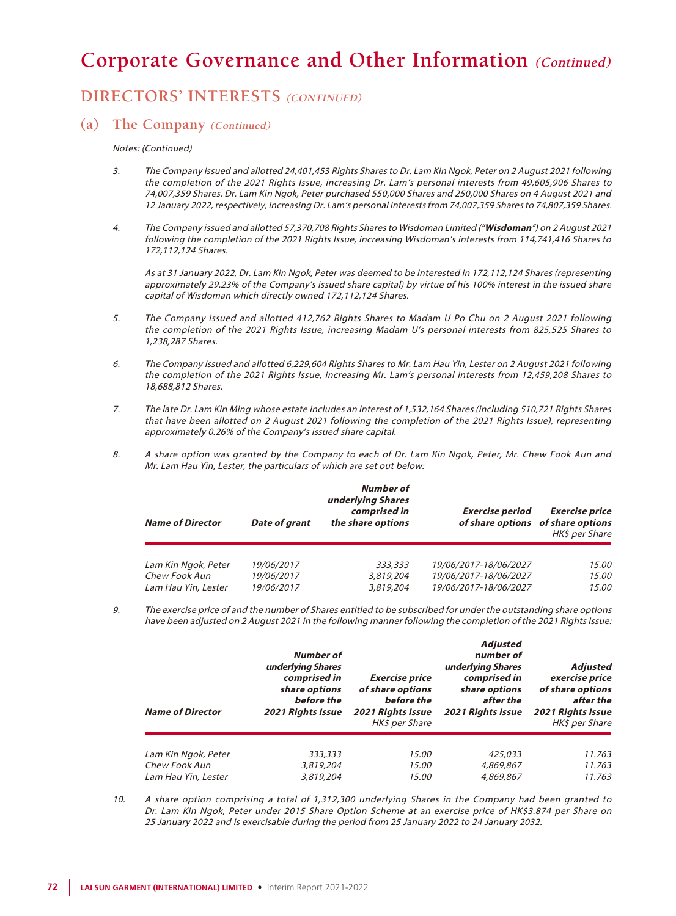# Corporate Governance and Other Information *(Continued)*

## DIRECTORS' INTERESTS *(CONTINUED)*

### (a) The Company *(Continued)*

*Notes: (Continued)*

3. *The Company issued and allotted 24,401,453 Rights Shares to Dr. Lam Kin Ngok, Peter on 2 August 2021 following the completion of the 2021 Rights Issue, increasing Dr. Lam's personal interests from 49,605,906 Shares to 74,007,359 Shares. Dr. Lam Kin Ngok, Peter purchased 550,000 Shares and 250,000 Shares on 4 August 2021 and 12 January 2022, respectively, increasing Dr. Lam's personal interests from 74,007,359 Shares to 74,807,359 Shares.*

4. *The Company issued and allotted 57,370,708 Rights Shares to Wisdoman Limited ("**Wisdoman**") on 2 August 2021 following the completion of the 2021 Rights Issue, increasing Wisdoman's interests from 114,741,416 Shares to 172,112,124 Shares.*

   *As at 31 January 2022, Dr. Lam Kin Ngok, Peter was deemed to be interested in 172,112,124 Shares (representing approximately 29.23% of the Company's issued share capital) by virtue of his 100% interest in the issued share capital of Wisdoman which directly owned 172,112,124 Shares.*

5. *The Company issued and allotted 412,762 Rights Shares to Madam U Po Chu on 2 August 2021 following the completion of the 2021 Rights Issue, increasing Madam U's personal interests from 825,525 Shares to 1,238,287 Shares.*

6. *The Company issued and allotted 6,229,604 Rights Shares to Mr. Lam Hau Yin, Lester on 2 August 2021 following the completion of the 2021 Rights Issue, increasing Mr. Lam's personal interests from 12,459,208 Shares to 18,688,812 Shares.*

7. *The late Dr. Lam Kin Ming whose estate includes an interest of 1,532,164 Shares (including 510,721 Rights Shares that have been allotted on 2 August 2021 following the completion of the 2021 Rights Issue), representing approximately 0.26% of the Company's issued share capital.*

8. *A share option was granted by the Company to each of Dr. Lam Kin Ngok, Peter, Mr. Chew Fook Aun and Mr. Lam Hau Yin, Lester, the particulars of which are set out below:*

| *Name of Director* | *Date of grant* | *Number of underlying Shares comprised in the share options* | *Exercise period of share options* | *Exercise price of share options* HK$ per Share |
|---|---|---|---|---|
| *Lam Kin Ngok, Peter* | *19/06/2017* | *333,333* | *19/06/2017-18/06/2027* | *15.00* |
| *Chew Fook Aun* | *19/06/2017* | *3,819,204* | *19/06/2017-18/06/2027* | *15.00* |
| *Lam Hau Yin, Lester* | *19/06/2017* | *3,819,204* | *19/06/2017-18/06/2027* | *15.00* |

9. *The exercise price of and the number of Shares entitled to be subscribed for under the outstanding share options have been adjusted on 2 August 2021 in the following manner following the completion of the 2021 Rights Issue:*

| *Name of Director* | *Number of underlying Shares comprised in share options before the 2021 Rights Issue* | *Exercise price of share options before the 2021 Rights Issue* HK$ per Share | *Adjusted number of underlying Shares comprised in share options after the 2021 Rights Issue* | *Adjusted exercise price of share options after the 2021 Rights Issue* HK$ per Share |
|---|---|---|---|---|
| *Lam Kin Ngok, Peter* | *333,333* | *15.00* | *425,033* | *11.763* |
| *Chew Fook Aun* | *3,819,204* | *15.00* | *4,869,867* | *11.763* |
| *Lam Hau Yin, Lester* | *3,819,204* | *15.00* | *4,869,867* | *11.763* |

10. *A share option comprising a total of 1,312,300 underlying Shares in the Company had been granted to Dr. Lam Kin Ngok, Peter under 2015 Share Option Scheme at an exercise price of HK$3.874 per Share on 25 January 2022 and is exercisable during the period from 25 January 2022 to 24 January 2032.*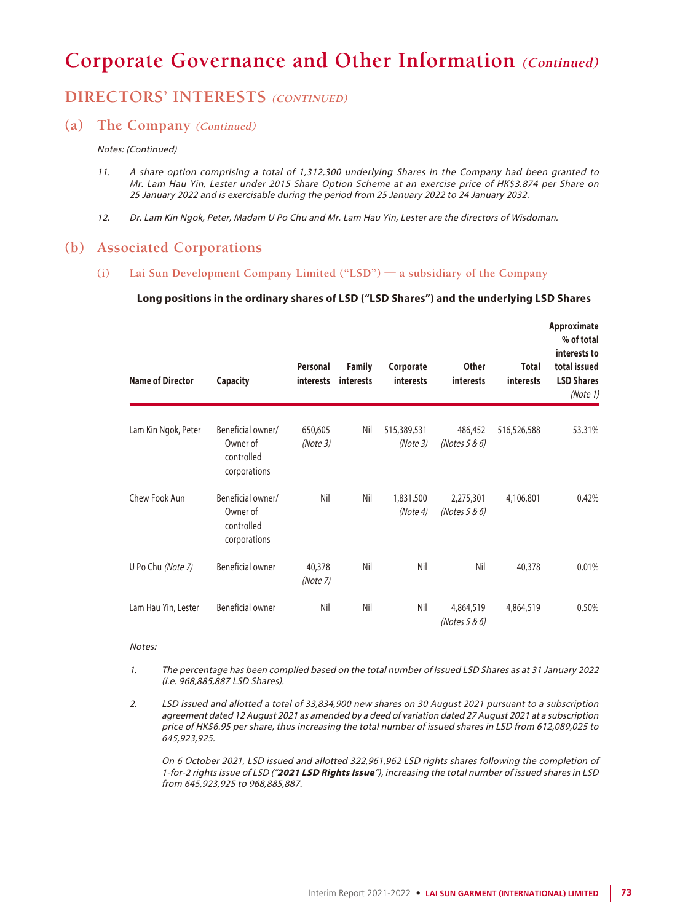# Corporate Governance and Other Information *(Continued)*

## DIRECTORS' INTERESTS *(CONTINUED)*

### (a) The Company *(Continued)*

*Notes: (Continued)*

11. *A share option comprising a total of 1,312,300 underlying Shares in the Company had been granted to Mr. Lam Hau Yin, Lester under 2015 Share Option Scheme at an exercise price of HK$3.874 per Share on 25 January 2022 and is exercisable during the period from 25 January 2022 to 24 January 2032.*

12. *Dr. Lam Kin Ngok, Peter, Madam U Po Chu and Mr. Lam Hau Yin, Lester are the directors of Wisdoman.*

### (b) Associated Corporations

#### (i) Lai Sun Development Company Limited ("LSD") — a subsidiary of the Company

**Long positions in the ordinary shares of LSD ("LSD Shares") and the underlying LSD Shares**

| Name of Director | Capacity | Personal interests | Family interests | Corporate interests | Other interests | Total interests | Approximate % of total interests to total issued LSD Shares *(Note 1)* |
|---|---|---|---|---|---|---|---|
| Lam Kin Ngok, Peter | Beneficial owner/ Owner of controlled corporations | 650,605 *(Note 3)* | Nil | 515,389,531 *(Note 3)* | 486,452 *(Notes 5 & 6)* | 516,526,588 | 53.31% |
| Chew Fook Aun | Beneficial owner/ Owner of controlled corporations | Nil | Nil | 1,831,500 *(Note 4)* | 2,275,301 *(Notes 5 & 6)* | 4,106,801 | 0.42% |
| U Po Chu *(Note 7)* | Beneficial owner | 40,378 *(Note 7)* | Nil | Nil | Nil | 40,378 | 0.01% |
| Lam Hau Yin, Lester | Beneficial owner | Nil | Nil | Nil | 4,864,519 *(Notes 5 & 6)* | 4,864,519 | 0.50% |

*Notes:*

1. *The percentage has been compiled based on the total number of issued LSD Shares as at 31 January 2022 (i.e. 968,885,887 LSD Shares).*

2. *LSD issued and allotted a total of 33,834,900 new shares on 30 August 2021 pursuant to a subscription agreement dated 12 August 2021 as amended by a deed of variation dated 27 August 2021 at a subscription price of HK$6.95 per share, thus increasing the total number of issued shares in LSD from 612,089,025 to 645,923,925.*

   *On 6 October 2021, LSD issued and allotted 322,961,962 LSD rights shares following the completion of 1-for-2 rights issue of LSD ("**2021 LSD Rights Issue**"), increasing the total number of issued shares in LSD from 645,923,925 to 968,885,887.*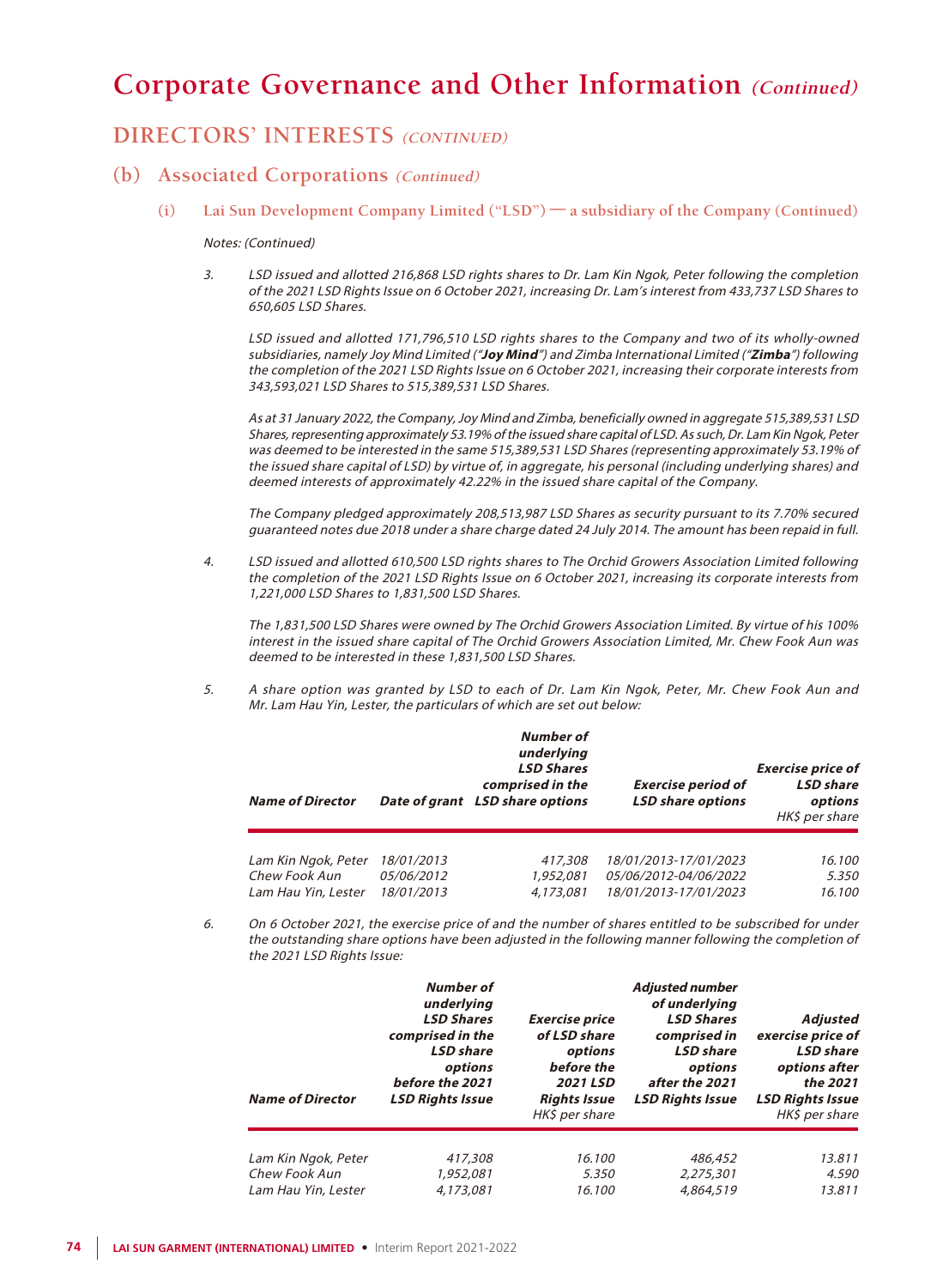# Corporate Governance and Other Information *(Continued)*

## DIRECTORS' INTERESTS *(CONTINUED)*

### (b) Associated Corporations *(Continued)*

#### (i) Lai Sun Development Company Limited ("LSD") — a subsidiary of the Company (Continued)

*Notes: (Continued)*

3. *LSD issued and allotted 216,868 LSD rights shares to Dr. Lam Kin Ngok, Peter following the completion of the 2021 LSD Rights Issue on 6 October 2021, increasing Dr. Lam's interest from 433,737 LSD Shares to 650,605 LSD Shares.*

   *LSD issued and allotted 171,796,510 LSD rights shares to the Company and two of its wholly-owned subsidiaries, namely Joy Mind Limited ("**Joy Mind**") and Zimba International Limited ("**Zimba**") following the completion of the 2021 LSD Rights Issue on 6 October 2021, increasing their corporate interests from 343,593,021 LSD Shares to 515,389,531 LSD Shares.*

   *As at 31 January 2022, the Company, Joy Mind and Zimba, beneficially owned in aggregate 515,389,531 LSD Shares, representing approximately 53.19% of the issued share capital of LSD. As such, Dr. Lam Kin Ngok, Peter was deemed to be interested in the same 515,389,531 LSD Shares (representing approximately 53.19% of the issued share capital of LSD) by virtue of, in aggregate, his personal (including underlying shares) and deemed interests of approximately 42.22% in the issued share capital of the Company.*

   *The Company pledged approximately 208,513,987 LSD Shares as security pursuant to its 7.70% secured guaranteed notes due 2018 under a share charge dated 24 July 2014. The amount has been repaid in full.*

4. *LSD issued and allotted 610,500 LSD rights shares to The Orchid Growers Association Limited following the completion of the 2021 LSD Rights Issue on 6 October 2021, increasing its corporate interests from 1,221,000 LSD Shares to 1,831,500 LSD Shares.*

   *The 1,831,500 LSD Shares were owned by The Orchid Growers Association Limited. By virtue of his 100% interest in the issued share capital of The Orchid Growers Association Limited, Mr. Chew Fook Aun was deemed to be interested in these 1,831,500 LSD Shares.*

5. *A share option was granted by LSD to each of Dr. Lam Kin Ngok, Peter, Mr. Chew Fook Aun and Mr. Lam Hau Yin, Lester, the particulars of which are set out below:*

| ***Name of Director*** | ***Date of grant*** | ***Number of underlying LSD Shares comprised in the LSD share options*** | ***Exercise period of LSD share options*** | ***Exercise price of LSD share options*** *HK$ per share* |
|---|---|---|---|---|
| *Lam Kin Ngok, Peter* | *18/01/2013* | *417,308* | *18/01/2013-17/01/2023* | *16.100* |
| *Chew Fook Aun* | *05/06/2012* | *1,952,081* | *05/06/2012-04/06/2022* | *5.350* |
| *Lam Hau Yin, Lester* | *18/01/2013* | *4,173,081* | *18/01/2013-17/01/2023* | *16.100* |

6. *On 6 October 2021, the exercise price of and the number of shares entitled to be subscribed for under the outstanding share options have been adjusted in the following manner following the completion of the 2021 LSD Rights Issue:*

| ***Name of Director*** | ***Number of underlying LSD Shares comprised in the LSD share options before the 2021 LSD Rights Issue*** | ***Exercise price of LSD share options before the 2021 LSD Rights Issue*** *HK$ per share* | ***Adjusted number of underlying LSD Shares comprised in LSD share options after the 2021 LSD Rights Issue*** | ***Adjusted exercise price of LSD share options after the 2021 LSD Rights Issue*** *HK$ per share* |
|---|---|---|---|---|
| *Lam Kin Ngok, Peter* | *417,308* | *16.100* | *486,452* | *13.811* |
| *Chew Fook Aun* | *1,952,081* | *5.350* | *2,275,301* | *4.590* |
| *Lam Hau Yin, Lester* | *4,173,081* | *16.100* | *4,864,519* | *13.811* |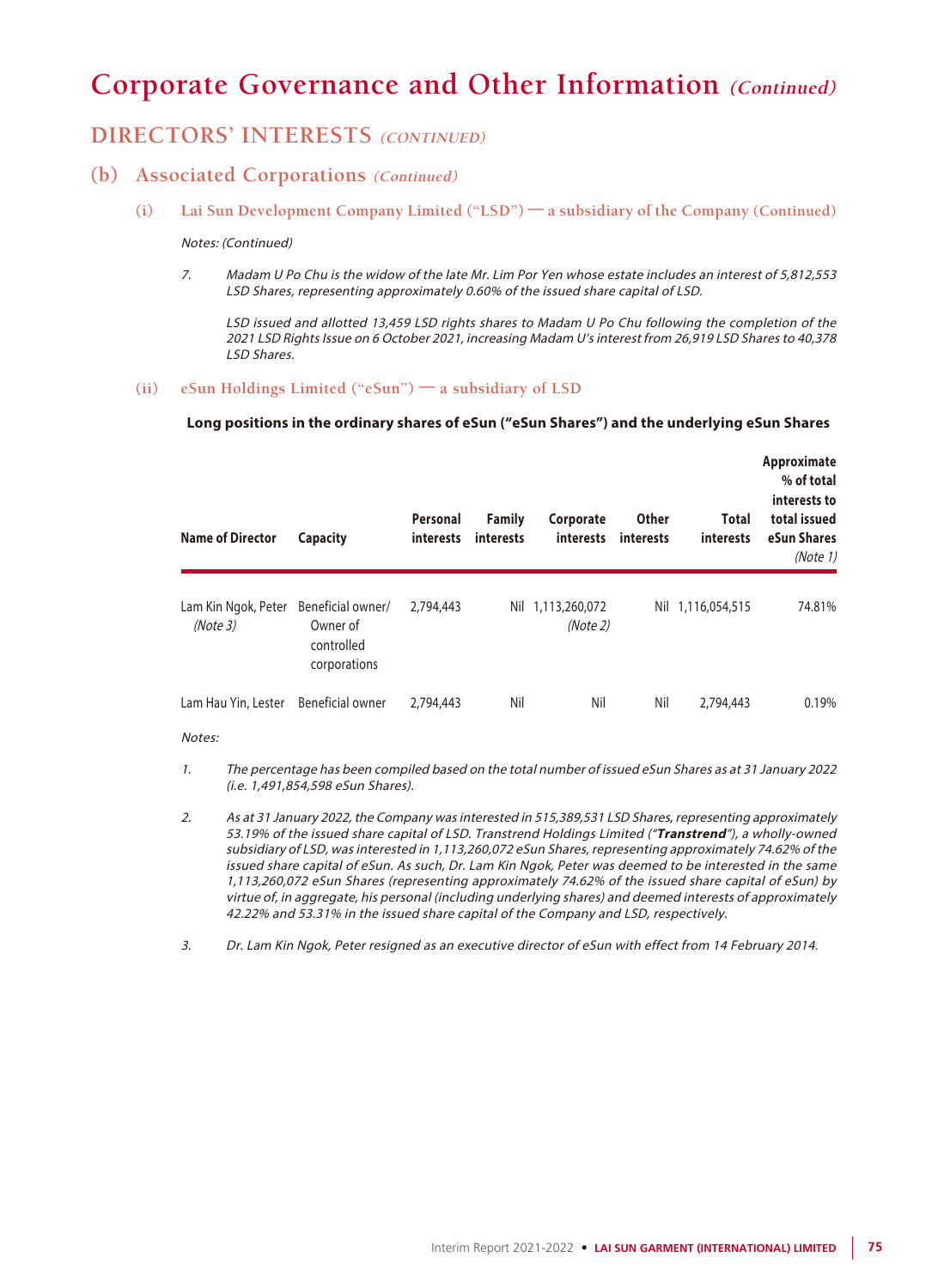# Corporate Governance and Other Information *(Continued)*

## DIRECTORS' INTERESTS *(CONTINUED)*

### (b) Associated Corporations *(Continued)*

#### (i) Lai Sun Development Company Limited ("LSD") — a subsidiary of the Company (Continued)

*Notes: (Continued)*

7. *Madam U Po Chu is the widow of the late Mr. Lim Por Yen whose estate includes an interest of 5,812,553 LSD Shares, representing approximately 0.60% of the issued share capital of LSD.*

   *LSD issued and allotted 13,459 LSD rights shares to Madam U Po Chu following the completion of the 2021 LSD Rights Issue on 6 October 2021, increasing Madam U's interest from 26,919 LSD Shares to 40,378 LSD Shares.*

#### (ii) eSun Holdings Limited ("eSun") — a subsidiary of LSD

**Long positions in the ordinary shares of eSun ("eSun Shares") and the underlying eSun Shares**

| Name of Director | Capacity | Personal interests | Family interests | Corporate interests | Other interests | Total interests | Approximate % of total interests to total issued eSun Shares *(Note 1)* |
|---|---|---|---|---|---|---|---|
| Lam Kin Ngok, Peter *(Note 3)* | Beneficial owner/ Owner of controlled corporations | 2,794,443 | Nil | 1,113,260,072 *(Note 2)* | Nil | 1,116,054,515 | 74.81% |
| Lam Hau Yin, Lester | Beneficial owner | 2,794,443 | Nil | Nil | Nil | 2,794,443 | 0.19% |

*Notes:*

1. *The percentage has been compiled based on the total number of issued eSun Shares as at 31 January 2022 (i.e. 1,491,854,598 eSun Shares).*

2. *As at 31 January 2022, the Company was interested in 515,389,531 LSD Shares, representing approximately 53.19% of the issued share capital of LSD. Transtrend Holdings Limited ("**Transtrend**"), a wholly-owned subsidiary of LSD, was interested in 1,113,260,072 eSun Shares, representing approximately 74.62% of the issued share capital of eSun. As such, Dr. Lam Kin Ngok, Peter was deemed to be interested in the same 1,113,260,072 eSun Shares (representing approximately 74.62% of the issued share capital of eSun) by virtue of, in aggregate, his personal (including underlying shares) and deemed interests of approximately 42.22% and 53.31% in the issued share capital of the Company and LSD, respectively.*

3. *Dr. Lam Kin Ngok, Peter resigned as an executive director of eSun with effect from 14 February 2014.*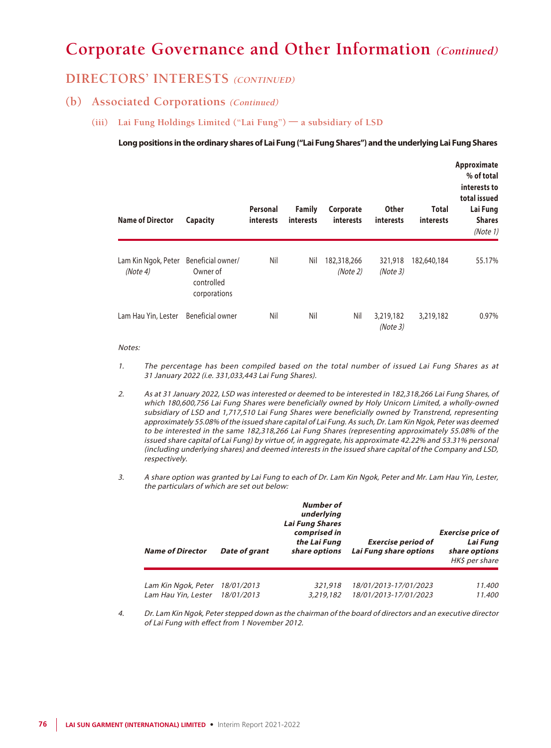# Corporate Governance and Other Information *(Continued)*

## DIRECTORS' INTERESTS *(CONTINUED)*

### (b) Associated Corporations *(Continued)*

#### (iii) Lai Fung Holdings Limited ("Lai Fung") — a subsidiary of LSD

**Long positions in the ordinary shares of Lai Fung ("Lai Fung Shares") and the underlying Lai Fung Shares**

| Name of Director | Capacity | Personal interests | Family interests | Corporate interests | Other interests | Total interests | Approximate % of total interests to total issued Lai Fung Shares *(Note 1)* |
|---|---|---|---|---|---|---|---|
| Lam Kin Ngok, Peter *(Note 4)* | Beneficial owner/ Owner of controlled corporations | Nil | Nil | 182,318,266 *(Note 2)* | 321,918 *(Note 3)* | 182,640,184 | 55.17% |
| Lam Hau Yin, Lester | Beneficial owner | Nil | Nil | Nil | 3,219,182 *(Note 3)* | 3,219,182 | 0.97% |

*Notes:*

1. *The percentage has been compiled based on the total number of issued Lai Fung Shares as at 31 January 2022 (i.e. 331,033,443 Lai Fung Shares).*

2. *As at 31 January 2022, LSD was interested or deemed to be interested in 182,318,266 Lai Fung Shares, of which 180,600,756 Lai Fung Shares were beneficially owned by Holy Unicorn Limited, a wholly-owned subsidiary of LSD and 1,717,510 Lai Fung Shares were beneficially owned by Transtrend, representing approximately 55.08% of the issued share capital of Lai Fung. As such, Dr. Lam Kin Ngok, Peter was deemed to be interested in the same 182,318,266 Lai Fung Shares (representing approximately 55.08% of the issued share capital of Lai Fung) by virtue of, in aggregate, his approximate 42.22% and 53.31% personal (including underlying shares) and deemed interests in the issued share capital of the Company and LSD, respectively.*

3. *A share option was granted by Lai Fung to each of Dr. Lam Kin Ngok, Peter and Mr. Lam Hau Yin, Lester, the particulars of which are set out below:*

| *Name of Director* | *Date of grant* | *Number of underlying Lai Fung Shares comprised in the Lai Fung share options* | *Exercise period of Lai Fung share options* | *Exercise price of Lai Fung share options HK$ per share* |
|---|---|---|---|---|
| *Lam Kin Ngok, Peter* | *18/01/2013* | *321,918* | *18/01/2013-17/01/2023* | *11.400* |
| *Lam Hau Yin, Lester* | *18/01/2013* | *3,219,182* | *18/01/2013-17/01/2023* | *11.400* |

4. *Dr. Lam Kin Ngok, Peter stepped down as the chairman of the board of directors and an executive director of Lai Fung with effect from 1 November 2012.*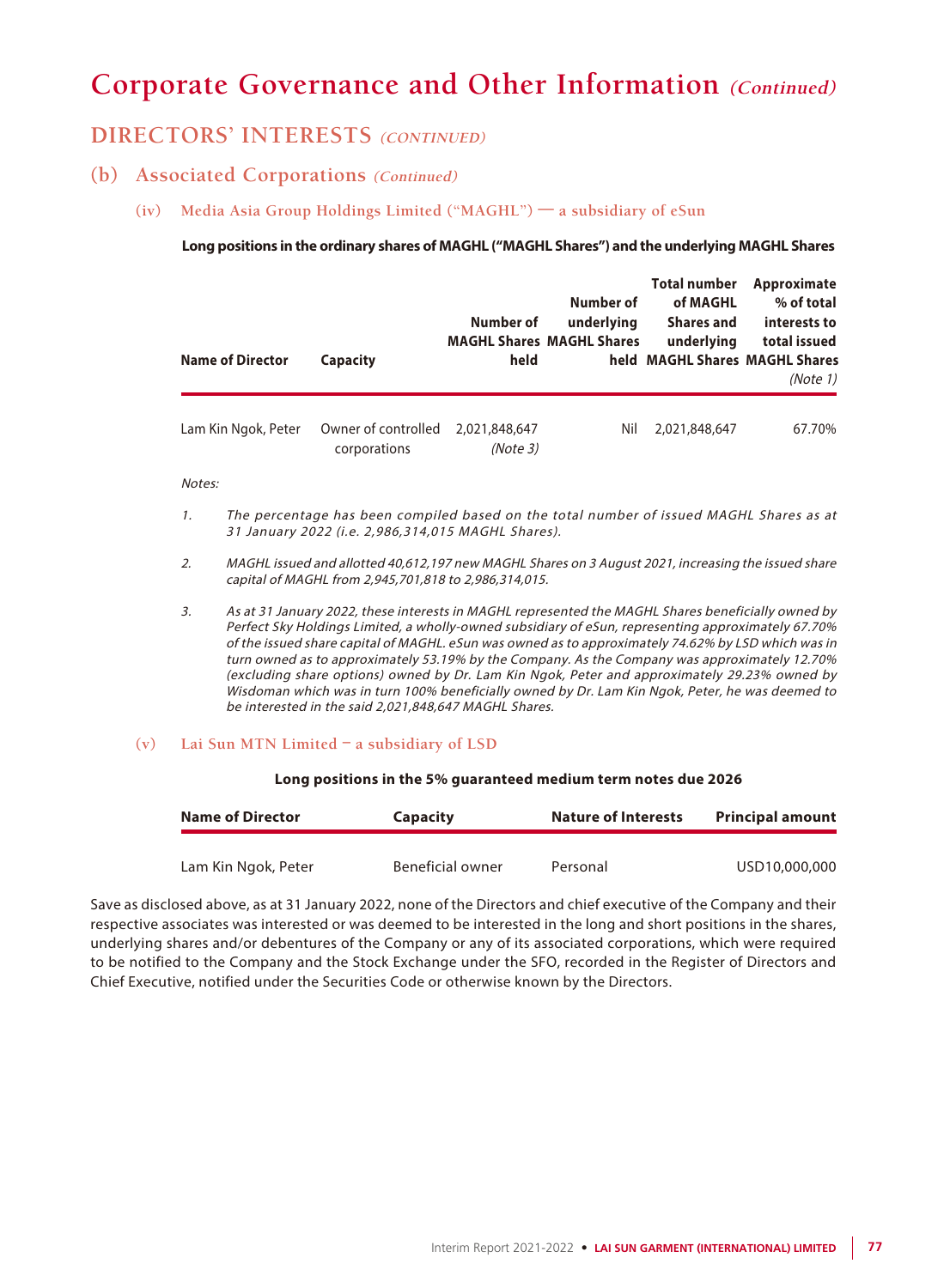# Corporate Governance and Other Information *(Continued)*

## DIRECTORS' INTERESTS *(CONTINUED)*

### (b) Associated Corporations *(Continued)*

#### (iv) Media Asia Group Holdings Limited ("MAGHL") — a subsidiary of eSun

**Long positions in the ordinary shares of MAGHL ("MAGHL Shares") and the underlying MAGHL Shares**

| Name of Director | Capacity | Number of MAGHL Shares held | Number of underlying MAGHL Shares held | Total number of MAGHL Shares and underlying MAGHL Shares | Approximate % of total interests to total issued MAGHL Shares *(Note 1)* |
|---|---|---|---|---|---|
| Lam Kin Ngok, Peter | Owner of controlled corporations | 2,021,848,647 *(Note 3)* | Nil | 2,021,848,647 | 67.70% |

*Notes:*

1. *The percentage has been compiled based on the total number of issued MAGHL Shares as at 31 January 2022 (i.e. 2,986,314,015 MAGHL Shares).*

2. *MAGHL issued and allotted 40,612,197 new MAGHL Shares on 3 August 2021, increasing the issued share capital of MAGHL from 2,945,701,818 to 2,986,314,015.*

3. *As at 31 January 2022, these interests in MAGHL represented the MAGHL Shares beneficially owned by Perfect Sky Holdings Limited, a wholly-owned subsidiary of eSun, representing approximately 67.70% of the issued share capital of MAGHL. eSun was owned as to approximately 74.62% by LSD which was in turn owned as to approximately 53.19% by the Company. As the Company was approximately 12.70% (excluding share options) owned by Dr. Lam Kin Ngok, Peter and approximately 29.23% owned by Wisdoman which was in turn 100% beneficially owned by Dr. Lam Kin Ngok, Peter, he was deemed to be interested in the said 2,021,848,647 MAGHL Shares.*

#### (v) Lai Sun MTN Limited – a subsidiary of LSD

**Long positions in the 5% guaranteed medium term notes due 2026**

| Name of Director | Capacity | Nature of Interests | Principal amount |
|---|---|---|---|
| Lam Kin Ngok, Peter | Beneficial owner | Personal | USD10,000,000 |

Save as disclosed above, as at 31 January 2022, none of the Directors and chief executive of the Company and their respective associates was interested or was deemed to be interested in the long and short positions in the shares, underlying shares and/or debentures of the Company or any of its associated corporations, which were required to be notified to the Company and the Stock Exchange under the SFO, recorded in the Register of Directors and Chief Executive, notified under the Securities Code or otherwise known by the Directors.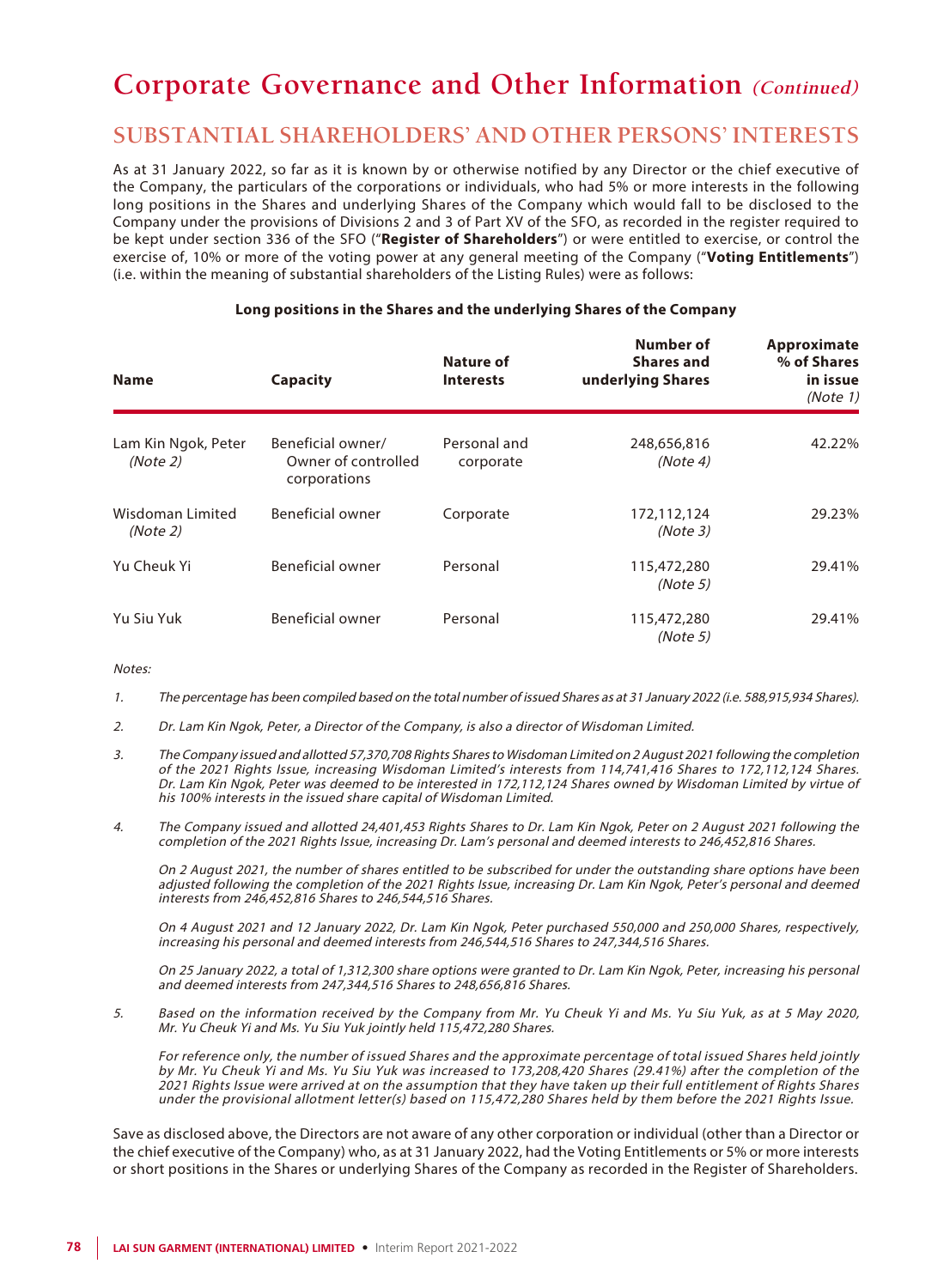# Corporate Governance and Other Information *(Continued)*

## SUBSTANTIAL SHAREHOLDERS' AND OTHER PERSONS' INTERESTS

As at 31 January 2022, so far as it is known by or otherwise notified by any Director or the chief executive of the Company, the particulars of the corporations or individuals, who had 5% or more interests in the following long positions in the Shares and underlying Shares of the Company which would fall to be disclosed to the Company under the provisions of Divisions 2 and 3 of Part XV of the SFO, as recorded in the register required to be kept under section 336 of the SFO ("**Register of Shareholders**") or were entitled to exercise, or control the exercise of, 10% or more of the voting power at any general meeting of the Company ("**Voting Entitlements**") (i.e. within the meaning of substantial shareholders of the Listing Rules) were as follows:

**Long positions in the Shares and the underlying Shares of the Company**

| Name | Capacity | Nature of Interests | Number of Shares and underlying Shares | Approximate % of Shares in issue *(Note 1)* |
|---|---|---|---|---|
| Lam Kin Ngok, Peter *(Note 2)* | Beneficial owner/ Owner of controlled corporations | Personal and corporate | 248,656,816 *(Note 4)* | 42.22% |
| Wisdoman Limited *(Note 2)* | Beneficial owner | Corporate | 172,112,124 *(Note 3)* | 29.23% |
| Yu Cheuk Yi | Beneficial owner | Personal | 115,472,280 *(Note 5)* | 29.41% |
| Yu Siu Yuk | Beneficial owner | Personal | 115,472,280 *(Note 5)* | 29.41% |

*Notes:*

1. *The percentage has been compiled based on the total number of issued Shares as at 31 January 2022 (i.e. 588,915,934 Shares).*

2. *Dr. Lam Kin Ngok, Peter, a Director of the Company, is also a director of Wisdoman Limited.*

3. *The Company issued and allotted 57,370,708 Rights Shares to Wisdoman Limited on 2 August 2021 following the completion of the 2021 Rights Issue, increasing Wisdoman Limited's interests from 114,741,416 Shares to 172,112,124 Shares. Dr. Lam Kin Ngok, Peter was deemed to be interested in 172,112,124 Shares owned by Wisdoman Limited by virtue of his 100% interests in the issued share capital of Wisdoman Limited.*

4. *The Company issued and allotted 24,401,453 Rights Shares to Dr. Lam Kin Ngok, Peter on 2 August 2021 following the completion of the 2021 Rights Issue, increasing Dr. Lam's personal and deemed interests to 246,452,816 Shares.*

   *On 2 August 2021, the number of shares entitled to be subscribed for under the outstanding share options have been adjusted following the completion of the 2021 Rights Issue, increasing Dr. Lam Kin Ngok, Peter's personal and deemed interests from 246,452,816 Shares to 246,544,516 Shares.*

   *On 4 August 2021 and 12 January 2022, Dr. Lam Kin Ngok, Peter purchased 550,000 and 250,000 Shares, respectively, increasing his personal and deemed interests from 246,544,516 Shares to 247,344,516 Shares.*

   *On 25 January 2022, a total of 1,312,300 share options were granted to Dr. Lam Kin Ngok, Peter, increasing his personal and deemed interests from 247,344,516 Shares to 248,656,816 Shares.*

5. *Based on the information received by the Company from Mr. Yu Cheuk Yi and Ms. Yu Siu Yuk, as at 5 May 2020, Mr. Yu Cheuk Yi and Ms. Yu Siu Yuk jointly held 115,472,280 Shares.*

   *For reference only, the number of issued Shares and the approximate percentage of total issued Shares held jointly by Mr. Yu Cheuk Yi and Ms. Yu Siu Yuk was increased to 173,208,420 Shares (29.41%) after the completion of the 2021 Rights Issue were arrived at on the assumption that they have taken up their full entitlement of Rights Shares under the provisional allotment letter(s) based on 115,472,280 Shares held by them before the 2021 Rights Issue.*

Save as disclosed above, the Directors are not aware of any other corporation or individual (other than a Director or the chief executive of the Company) who, as at 31 January 2022, had the Voting Entitlements or 5% or more interests or short positions in the Shares or underlying Shares of the Company as recorded in the Register of Shareholders.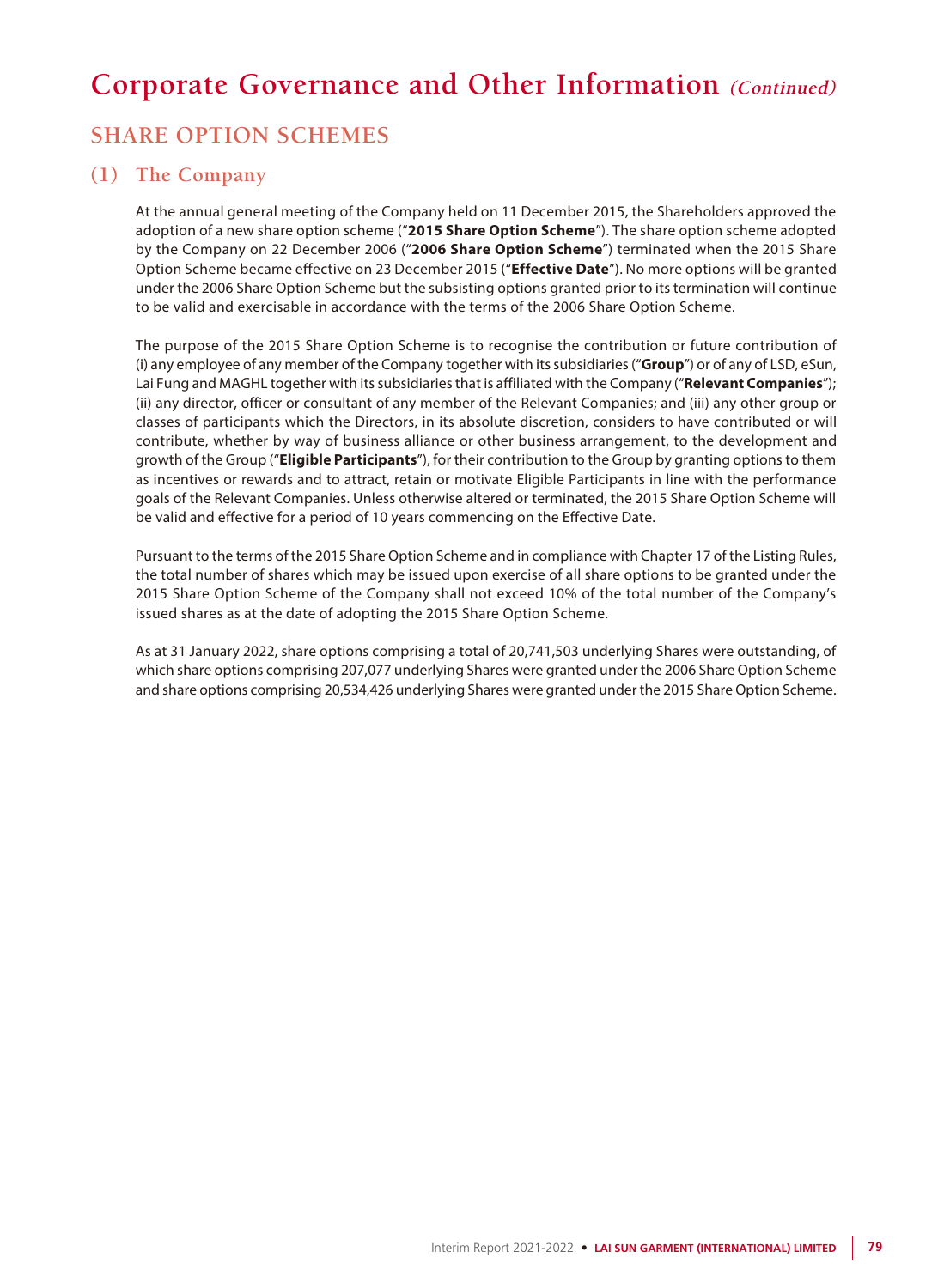# Corporate Governance and Other Information *(Continued)*

## SHARE OPTION SCHEMES

### (1) The Company

At the annual general meeting of the Company held on 11 December 2015, the Shareholders approved the adoption of a new share option scheme ("**2015 Share Option Scheme**"). The share option scheme adopted by the Company on 22 December 2006 ("**2006 Share Option Scheme**") terminated when the 2015 Share Option Scheme became effective on 23 December 2015 ("**Effective Date**"). No more options will be granted under the 2006 Share Option Scheme but the subsisting options granted prior to its termination will continue to be valid and exercisable in accordance with the terms of the 2006 Share Option Scheme.

The purpose of the 2015 Share Option Scheme is to recognise the contribution or future contribution of (i) any employee of any member of the Company together with its subsidiaries ("**Group**") or of any of LSD, eSun, Lai Fung and MAGHL together with its subsidiaries that is affiliated with the Company ("**Relevant Companies**"); (ii) any director, officer or consultant of any member of the Relevant Companies; and (iii) any other group or classes of participants which the Directors, in its absolute discretion, considers to have contributed or will contribute, whether by way of business alliance or other business arrangement, to the development and growth of the Group ("**Eligible Participants**"), for their contribution to the Group by granting options to them as incentives or rewards and to attract, retain or motivate Eligible Participants in line with the performance goals of the Relevant Companies. Unless otherwise altered or terminated, the 2015 Share Option Scheme will be valid and effective for a period of 10 years commencing on the Effective Date.

Pursuant to the terms of the 2015 Share Option Scheme and in compliance with Chapter 17 of the Listing Rules, the total number of shares which may be issued upon exercise of all share options to be granted under the 2015 Share Option Scheme of the Company shall not exceed 10% of the total number of the Company's issued shares as at the date of adopting the 2015 Share Option Scheme.

As at 31 January 2022, share options comprising a total of 20,741,503 underlying Shares were outstanding, of which share options comprising 207,077 underlying Shares were granted under the 2006 Share Option Scheme and share options comprising 20,534,426 underlying Shares were granted under the 2015 Share Option Scheme.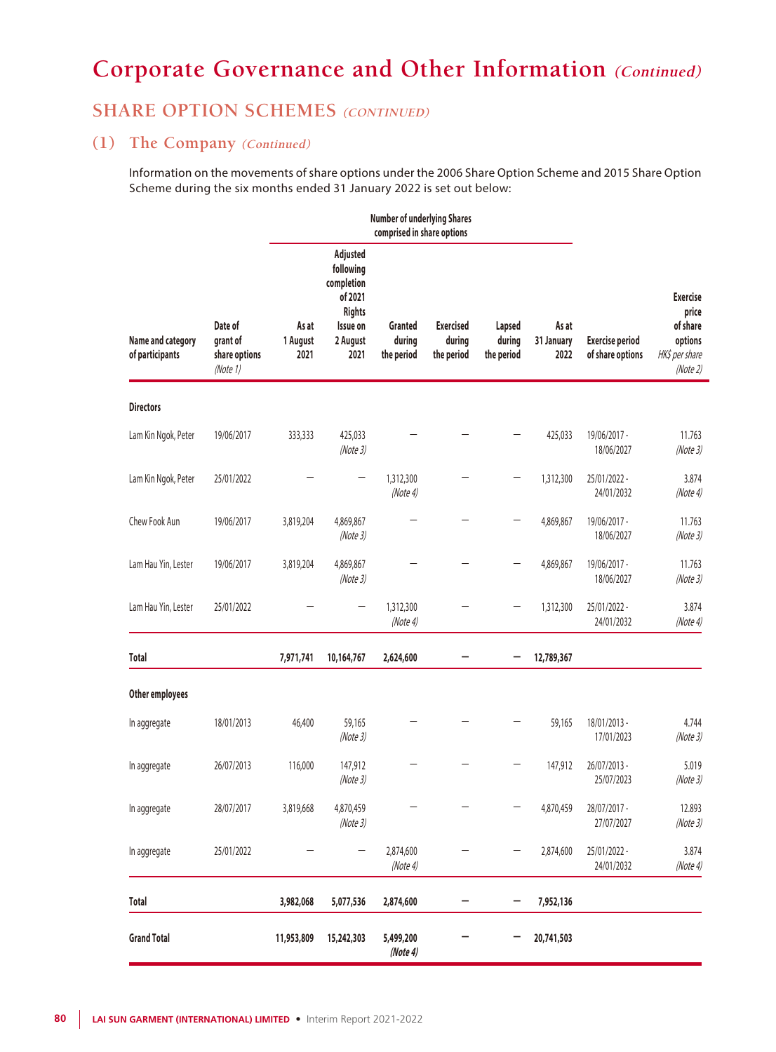# Corporate Governance and Other Information *(Continued)*

## SHARE OPTION SCHEMES *(CONTINUED)*

### (1) The Company *(Continued)*

Information on the movements of share options under the 2006 Share Option Scheme and 2015 Share Option Scheme during the six months ended 31 January 2022 is set out below:

| | | Number of underlying Shares comprised in share options | | | | | | | |
|---|---|---|---|---|---|---|---|---|---|
| **Name and category of participants** | **Date of grant of share options** *(Note 1)* | **As at 1 August 2021** | **Adjusted following completion of 2021 Rights Issue on 2 August 2021** | **Granted during the period** | **Exercised during the period** | **Lapsed during the period** | **As at 31 January 2022** | **Exercise period of share options** | **Exercise price of share options** *HK$ per share* *(Note 2)* |
| **Directors** | | | | | | | | | |
| Lam Kin Ngok, Peter | 19/06/2017 | 333,333 | 425,033 *(Note 3)* | – | – | – | 425,033 | 19/06/2017 - 18/06/2027 | 11.763 *(Note 3)* |
| Lam Kin Ngok, Peter | 25/01/2022 | – | – | 1,312,300 *(Note 4)* | – | – | 1,312,300 | 25/01/2022 - 24/01/2032 | 3.874 *(Note 4)* |
| Chew Fook Aun | 19/06/2017 | 3,819,204 | 4,869,867 *(Note 3)* | – | – | – | 4,869,867 | 19/06/2017 - 18/06/2027 | 11.763 *(Note 3)* |
| Lam Hau Yin, Lester | 19/06/2017 | 3,819,204 | 4,869,867 *(Note 3)* | – | – | – | 4,869,867 | 19/06/2017 - 18/06/2027 | 11.763 *(Note 3)* |
| Lam Hau Yin, Lester | 25/01/2022 | – | – | 1,312,300 *(Note 4)* | – | – | 1,312,300 | 25/01/2022 - 24/01/2032 | 3.874 *(Note 4)* |
| **Total** | | **7,971,741** | **10,164,767** | **2,624,600** | **–** | **–** | **12,789,367** | | |
| **Other employees** | | | | | | | | | |
| In aggregate | 18/01/2013 | 46,400 | 59,165 *(Note 3)* | – | – | – | 59,165 | 18/01/2013 - 17/01/2023 | 4.744 *(Note 3)* |
| In aggregate | 26/07/2013 | 116,000 | 147,912 *(Note 3)* | – | – | – | 147,912 | 26/07/2013 - 25/07/2023 | 5.019 *(Note 3)* |
| In aggregate | 28/07/2017 | 3,819,668 | 4,870,459 *(Note 3)* | – | – | – | 4,870,459 | 28/07/2017 - 27/07/2027 | 12.893 *(Note 3)* |
| In aggregate | 25/01/2022 | – | – | 2,874,600 *(Note 4)* | – | – | 2,874,600 | 25/01/2022 - 24/01/2032 | 3.874 *(Note 4)* |
| **Total** | | **3,982,068** | **5,077,536** | **2,874,600** | **–** | **–** | **7,952,136** | | |
| **Grand Total** | | **11,953,809** | **15,242,303** | **5,499,200** ***(Note 4)*** | **–** | **–** | **20,741,503** | | |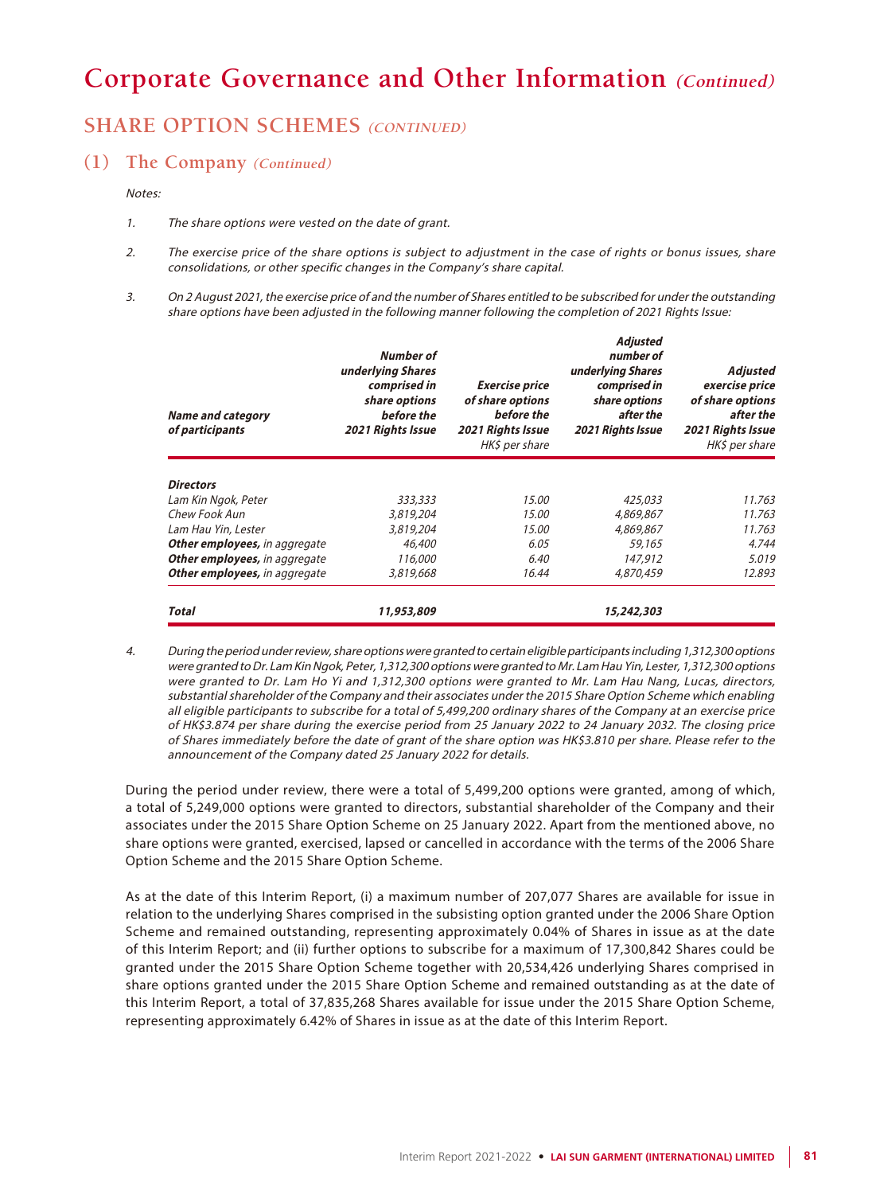# Corporate Governance and Other Information *(Continued)*

## SHARE OPTION SCHEMES *(CONTINUED)*

### (1) The Company *(Continued)*

*Notes:*

1. *The share options were vested on the date of grant.*

2. *The exercise price of the share options is subject to adjustment in the case of rights or bonus issues, share consolidations, or other specific changes in the Company's share capital.*

3. *On 2 August 2021, the exercise price of and the number of Shares entitled to be subscribed for under the outstanding share options have been adjusted in the following manner following the completion of 2021 Rights Issue:*

| *Name and category of participants* | *Number of underlying Shares comprised in share options before the 2021 Rights Issue* | *Exercise price of share options before the 2021 Rights Issue* HK$ per share | *Adjusted number of underlying Shares comprised in share options after the 2021 Rights Issue* | *Adjusted exercise price of share options after the 2021 Rights Issue* HK$ per share |
|---|---|---|---|---|
| ***Directors*** | | | | |
| *Lam Kin Ngok, Peter* | *333,333* | *15.00* | *425,033* | *11.763* |
| *Chew Fook Aun* | *3,819,204* | *15.00* | *4,869,867* | *11.763* |
| *Lam Hau Yin, Lester* | *3,819,204* | *15.00* | *4,869,867* | *11.763* |
| ***Other employees,** in aggregate* | *46,400* | *6.05* | *59,165* | *4.744* |
| ***Other employees,** in aggregate* | *116,000* | *6.40* | *147,912* | *5.019* |
| ***Other employees,** in aggregate* | *3,819,668* | *16.44* | *4,870,459* | *12.893* |
| ***Total*** | ***11,953,809*** | | ***15,242,303*** | |

4. *During the period under review, share options were granted to certain eligible participants including 1,312,300 options were granted to Dr. Lam Kin Ngok, Peter, 1,312,300 options were granted to Mr. Lam Hau Yin, Lester, 1,312,300 options were granted to Dr. Lam Ho Yi and 1,312,300 options were granted to Mr. Lam Hau Nang, Lucas, directors, substantial shareholder of the Company and their associates under the 2015 Share Option Scheme which enabling all eligible participants to subscribe for a total of 5,499,200 ordinary shares of the Company at an exercise price of HK$3.874 per share during the exercise period from 25 January 2022 to 24 January 2032. The closing price of Shares immediately before the date of grant of the share option was HK$3.810 per share. Please refer to the announcement of the Company dated 25 January 2022 for details.*

During the period under review, there were a total of 5,499,200 options were granted, among of which, a total of 5,249,000 options were granted to directors, substantial shareholder of the Company and their associates under the 2015 Share Option Scheme on 25 January 2022. Apart from the mentioned above, no share options were granted, exercised, lapsed or cancelled in accordance with the terms of the 2006 Share Option Scheme and the 2015 Share Option Scheme.

As at the date of this Interim Report, (i) a maximum number of 207,077 Shares are available for issue in relation to the underlying Shares comprised in the subsisting option granted under the 2006 Share Option Scheme and remained outstanding, representing approximately 0.04% of Shares in issue as at the date of this Interim Report; and (ii) further options to subscribe for a maximum of 17,300,842 Shares could be granted under the 2015 Share Option Scheme together with 20,534,426 underlying Shares comprised in share options granted under the 2015 Share Option Scheme and remained outstanding as at the date of this Interim Report, a total of 37,835,268 Shares available for issue under the 2015 Share Option Scheme, representing approximately 6.42% of Shares in issue as at the date of this Interim Report.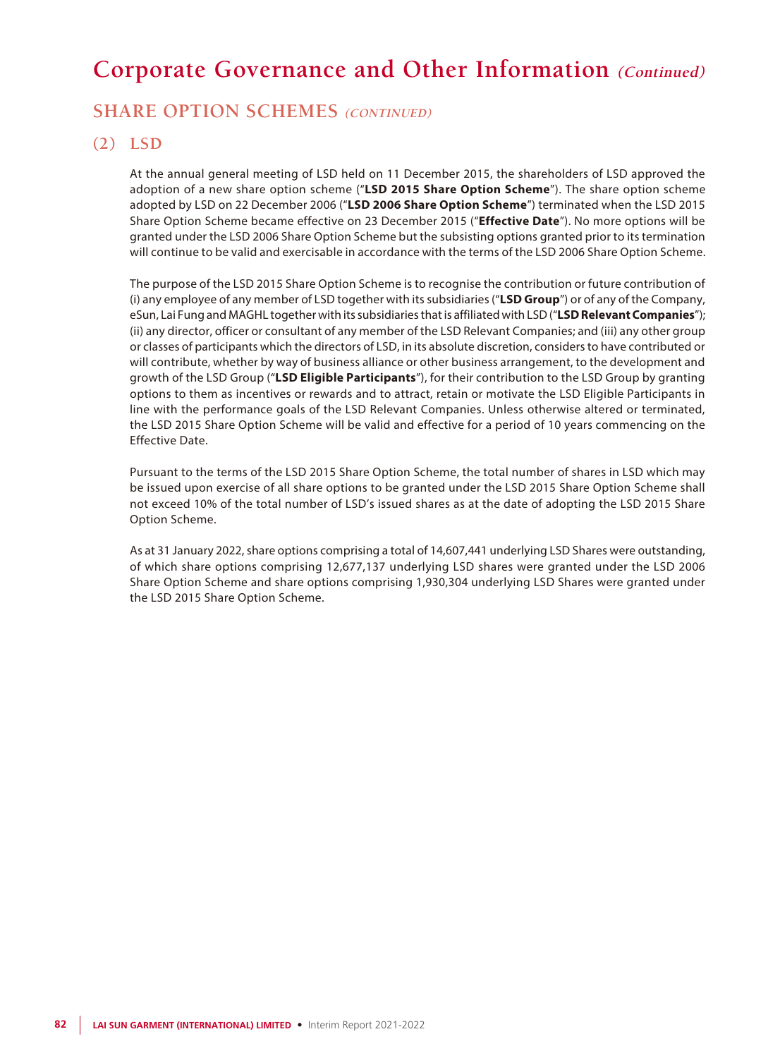# Corporate Governance and Other Information *(Continued)*

## SHARE OPTION SCHEMES *(CONTINUED)*

### (2) LSD

At the annual general meeting of LSD held on 11 December 2015, the shareholders of LSD approved the adoption of a new share option scheme ("**LSD 2015 Share Option Scheme**"). The share option scheme adopted by LSD on 22 December 2006 ("**LSD 2006 Share Option Scheme**") terminated when the LSD 2015 Share Option Scheme became effective on 23 December 2015 ("**Effective Date**"). No more options will be granted under the LSD 2006 Share Option Scheme but the subsisting options granted prior to its termination will continue to be valid and exercisable in accordance with the terms of the LSD 2006 Share Option Scheme.

The purpose of the LSD 2015 Share Option Scheme is to recognise the contribution or future contribution of (i) any employee of any member of LSD together with its subsidiaries ("**LSD Group**") or of any of the Company, eSun, Lai Fung and MAGHL together with its subsidiaries that is affiliated with LSD ("**LSD Relevant Companies**"); (ii) any director, officer or consultant of any member of the LSD Relevant Companies; and (iii) any other group or classes of participants which the directors of LSD, in its absolute discretion, considers to have contributed or will contribute, whether by way of business alliance or other business arrangement, to the development and growth of the LSD Group ("**LSD Eligible Participants**"), for their contribution to the LSD Group by granting options to them as incentives or rewards and to attract, retain or motivate the LSD Eligible Participants in line with the performance goals of the LSD Relevant Companies. Unless otherwise altered or terminated, the LSD 2015 Share Option Scheme will be valid and effective for a period of 10 years commencing on the Effective Date.

Pursuant to the terms of the LSD 2015 Share Option Scheme, the total number of shares in LSD which may be issued upon exercise of all share options to be granted under the LSD 2015 Share Option Scheme shall not exceed 10% of the total number of LSD's issued shares as at the date of adopting the LSD 2015 Share Option Scheme.

As at 31 January 2022, share options comprising a total of 14,607,441 underlying LSD Shares were outstanding, of which share options comprising 12,677,137 underlying LSD shares were granted under the LSD 2006 Share Option Scheme and share options comprising 1,930,304 underlying LSD Shares were granted under the LSD 2015 Share Option Scheme.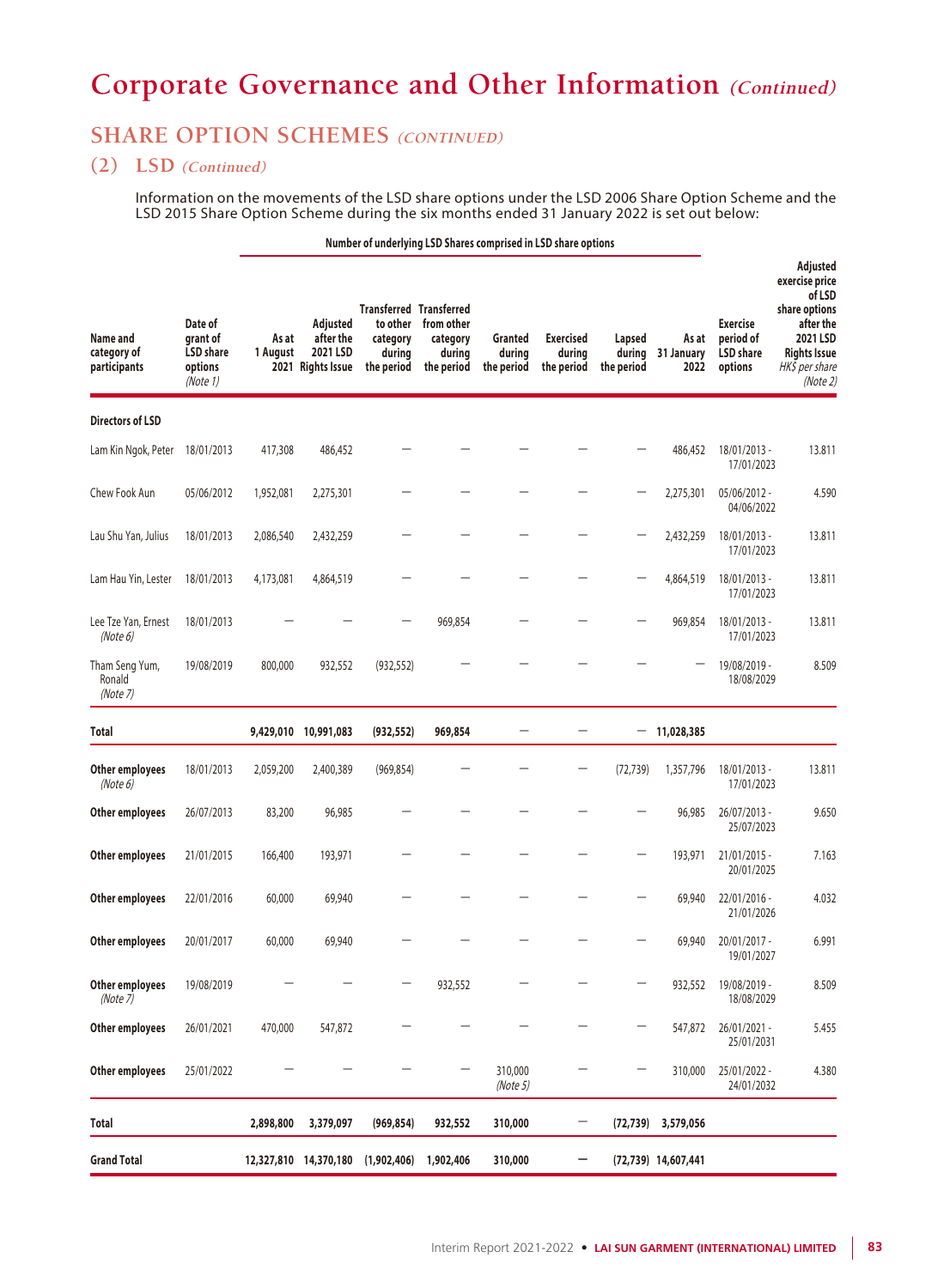# Corporate Governance and Other Information *(Continued)*

## SHARE OPTION SCHEMES *(CONTINUED)*

### (2) LSD *(Continued)*

Information on the movements of the LSD share options under the LSD 2006 Share Option Scheme and the LSD 2015 Share Option Scheme during the six months ended 31 January 2022 is set out below:

| Name and category of participants | Date of grant of LSD share options *(Note 1)* | Number of underlying LSD Shares comprised in LSD share options | | | | | | | | Exercise period of LSD share options | Adjusted exercise price of LSD share options after the 2021 LSD Rights Issue *HK$ per share* *(Note 2)* |
|---|---|---|---|---|---|---|---|---|---|---|---|
| | | As at 1 August 2021 | Adjusted after the 2021 LSD Rights Issue | Transferred to other category during the period | Transferred from other category during the period | Granted during the period | Exercised during the period | Lapsed during the period | As at 31 January 2022 | | |
| **Directors of LSD** | | | | | | | | | | | |
| Lam Kin Ngok, Peter | 18/01/2013 | 417,308 | 486,452 | — | — | — | — | — | 486,452 | 18/01/2013 - 17/01/2023 | 13.811 |
| Chew Fook Aun | 05/06/2012 | 1,952,081 | 2,275,301 | — | — | — | — | — | 2,275,301 | 05/06/2012 - 04/06/2022 | 4.590 |
| Lau Shu Yan, Julius | 18/01/2013 | 2,086,540 | 2,432,259 | — | — | — | — | — | 2,432,259 | 18/01/2013 - 17/01/2023 | 13.811 |
| Lam Hau Yin, Lester | 18/01/2013 | 4,173,081 | 4,864,519 | — | — | — | — | — | 4,864,519 | 18/01/2013 - 17/01/2023 | 13.811 |
| Lee Tze Yan, Ernest *(Note 6)* | 18/01/2013 | — | — | — | 969,854 | — | — | — | 969,854 | 18/01/2013 - 17/01/2023 | 13.811 |
| Tham Seng Yum, Ronald *(Note 7)* | 19/08/2019 | 800,000 | 932,552 | (932,552) | — | — | — | — | — | 19/08/2019 - 18/08/2029 | 8.509 |
| **Total** | | **9,429,010** | **10,991,083** | **(932,552)** | **969,854** | — | — | — | **11,028,385** | | |
| **Other employees** *(Note 6)* | 18/01/2013 | 2,059,200 | 2,400,389 | (969,854) | — | — | — | (72,739) | 1,357,796 | 18/01/2013 - 17/01/2023 | 13.811 |
| **Other employees** | 26/07/2013 | 83,200 | 96,985 | — | — | — | — | — | 96,985 | 26/07/2013 - 25/07/2023 | 9.650 |
| **Other employees** | 21/01/2015 | 166,400 | 193,971 | — | — | — | — | — | 193,971 | 21/01/2015 - 20/01/2025 | 7.163 |
| **Other employees** | 22/01/2016 | 60,000 | 69,940 | — | — | — | — | — | 69,940 | 22/01/2016 - 21/01/2026 | 4.032 |
| **Other employees** | 20/01/2017 | 60,000 | 69,940 | — | — | — | — | — | 69,940 | 20/01/2017 - 19/01/2027 | 6.991 |
| **Other employees** *(Note 7)* | 19/08/2019 | — | — | — | 932,552 | — | — | — | 932,552 | 19/08/2019 - 18/08/2029 | 8.509 |
| **Other employees** | 26/01/2021 | 470,000 | 547,872 | — | — | — | — | — | 547,872 | 26/01/2021 - 25/01/2031 | 5.455 |
| **Other employees** | 25/01/2022 | — | — | — | — | 310,000 *(Note 5)* | — | — | 310,000 | 25/01/2022 - 24/01/2032 | 4.380 |
| **Total** | | **2,898,800** | **3,379,097** | **(969,854)** | **932,552** | **310,000** | — | **(72,739)** | **3,579,056** | | |
| **Grand Total** | | **12,327,810** | **14,370,180** | **(1,902,406)** | **1,902,406** | **310,000** | — | **(72,739)** | **14,607,441** | | |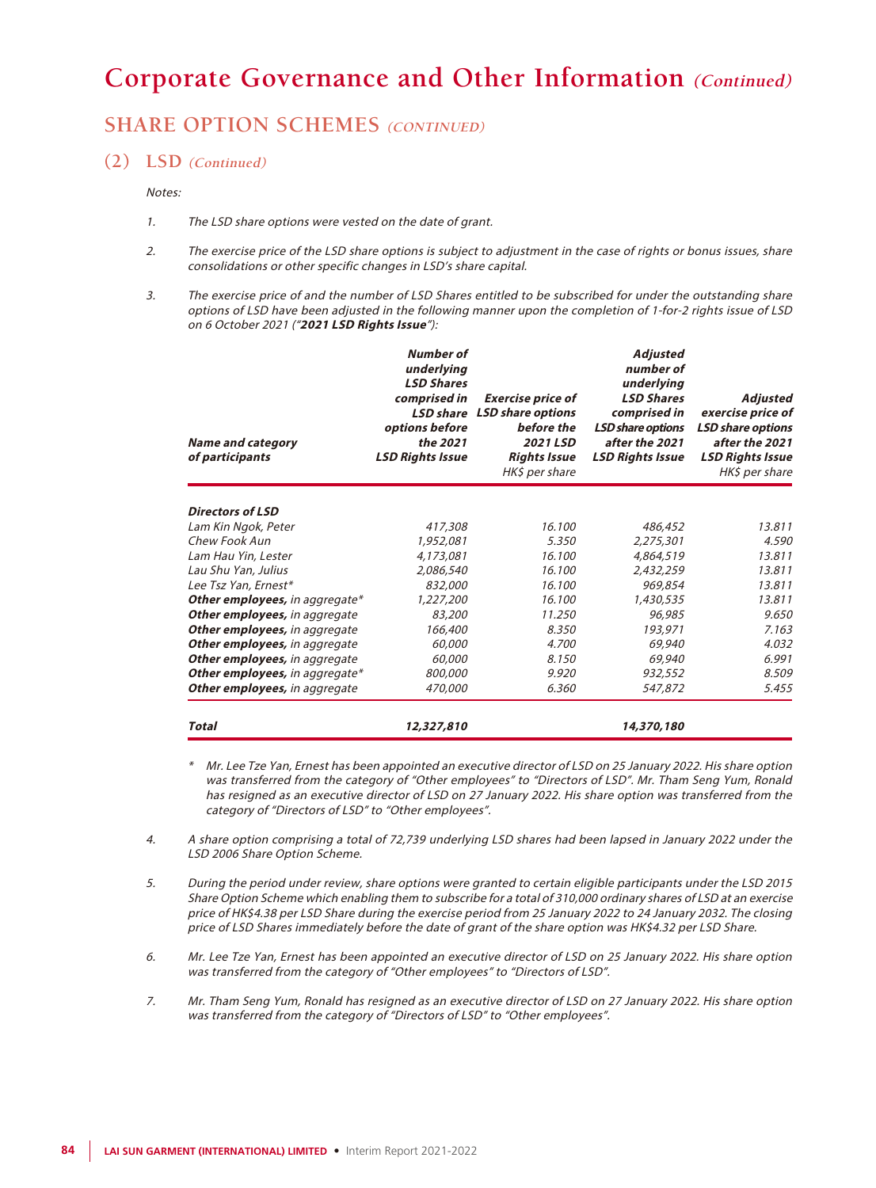# Corporate Governance and Other Information *(Continued)*

## SHARE OPTION SCHEMES *(CONTINUED)*

### (2) LSD *(Continued)*

*Notes:*

1. *The LSD share options were vested on the date of grant.*

2. *The exercise price of the LSD share options is subject to adjustment in the case of rights or bonus issues, share consolidations or other specific changes in LSD's share capital.*

3. *The exercise price of and the number of LSD Shares entitled to be subscribed for under the outstanding share options of LSD have been adjusted in the following manner upon the completion of 1-for-2 rights issue of LSD on 6 October 2021 ("**2021 LSD Rights Issue**"):*

| *Name and category of participants* | *Number of underlying LSD Shares comprised in LSD share options before the 2021 LSD Rights Issue* | *Exercise price of LSD share options before the 2021 LSD Rights Issue* HK$ per share | *Adjusted number of underlying LSD Shares comprised in LSD share options after the 2021 LSD Rights Issue* | *Adjusted exercise price of LSD share options after the 2021 LSD Rights Issue* HK$ per share |
|---|---|---|---|---|
| ***Directors of LSD*** | | | | |
| *Lam Kin Ngok, Peter* | *417,308* | *16.100* | *486,452* | *13.811* |
| *Chew Fook Aun* | *1,952,081* | *5.350* | *2,275,301* | *4.590* |
| *Lam Hau Yin, Lester* | *4,173,081* | *16.100* | *4,864,519* | *13.811* |
| *Lau Shu Yan, Julius* | *2,086,540* | *16.100* | *2,432,259* | *13.811* |
| *Lee Tsz Yan, Ernest** | *832,000* | *16.100* | *969,854* | *13.811* |
| ***Other employees,** in aggregate** | *1,227,200* | *16.100* | *1,430,535* | *13.811* |
| ***Other employees,** in aggregate* | *83,200* | *11.250* | *96,985* | *9.650* |
| ***Other employees,** in aggregate* | *166,400* | *8.350* | *193,971* | *7.163* |
| ***Other employees,** in aggregate* | *60,000* | *4.700* | *69,940* | *4.032* |
| ***Other employees,** in aggregate* | *60,000* | *8.150* | *69,940* | *6.991* |
| ***Other employees,** in aggregate** | *800,000* | *9.920* | *932,552* | *8.509* |
| ***Other employees,** in aggregate* | *470,000* | *6.360* | *547,872* | *5.455* |
| ***Total*** | ***12,327,810*** | | ***14,370,180*** | |

\* *Mr. Lee Tze Yan, Ernest has been appointed an executive director of LSD on 25 January 2022. His share option was transferred from the category of "Other employees" to "Directors of LSD". Mr. Tham Seng Yum, Ronald has resigned as an executive director of LSD on 27 January 2022. His share option was transferred from the category of "Directors of LSD" to "Other employees".*

4. *A share option comprising a total of 72,739 underlying LSD shares had been lapsed in January 2022 under the LSD 2006 Share Option Scheme.*

5. *During the period under review, share options were granted to certain eligible participants under the LSD 2015 Share Option Scheme which enabling them to subscribe for a total of 310,000 ordinary shares of LSD at an exercise price of HK$4.38 per LSD Share during the exercise period from 25 January 2022 to 24 January 2032. The closing price of LSD Shares immediately before the date of grant of the share option was HK$4.32 per LSD Share.*

6. *Mr. Lee Tze Yan, Ernest has been appointed an executive director of LSD on 25 January 2022. His share option was transferred from the category of "Other employees" to "Directors of LSD".*

7. *Mr. Tham Seng Yum, Ronald has resigned as an executive director of LSD on 27 January 2022. His share option was transferred from the category of "Directors of LSD" to "Other employees".*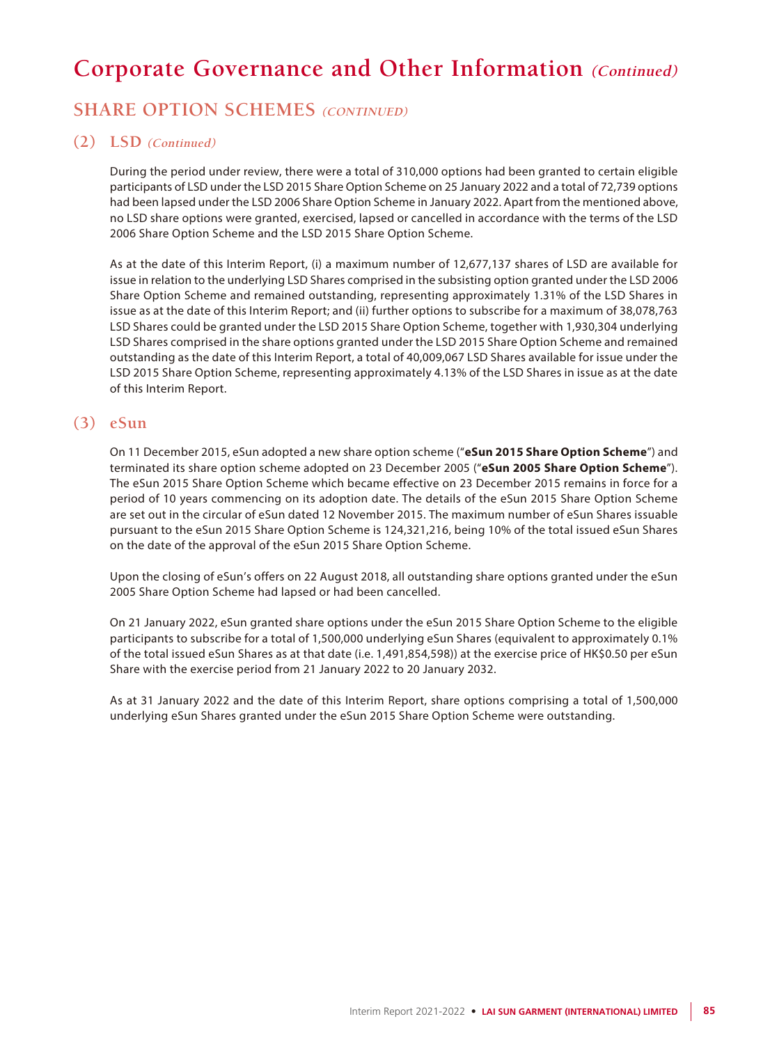# Corporate Governance and Other Information *(Continued)*

## SHARE OPTION SCHEMES *(CONTINUED)*

### (2) LSD *(Continued)*

During the period under review, there were a total of 310,000 options had been granted to certain eligible participants of LSD under the LSD 2015 Share Option Scheme on 25 January 2022 and a total of 72,739 options had been lapsed under the LSD 2006 Share Option Scheme in January 2022. Apart from the mentioned above, no LSD share options were granted, exercised, lapsed or cancelled in accordance with the terms of the LSD 2006 Share Option Scheme and the LSD 2015 Share Option Scheme.

As at the date of this Interim Report, (i) a maximum number of 12,677,137 shares of LSD are available for issue in relation to the underlying LSD Shares comprised in the subsisting option granted under the LSD 2006 Share Option Scheme and remained outstanding, representing approximately 1.31% of the LSD Shares in issue as at the date of this Interim Report; and (ii) further options to subscribe for a maximum of 38,078,763 LSD Shares could be granted under the LSD 2015 Share Option Scheme, together with 1,930,304 underlying LSD Shares comprised in the share options granted under the LSD 2015 Share Option Scheme and remained outstanding as the date of this Interim Report, a total of 40,009,067 LSD Shares available for issue under the LSD 2015 Share Option Scheme, representing approximately 4.13% of the LSD Shares in issue as at the date of this Interim Report.

### (3) eSun

On 11 December 2015, eSun adopted a new share option scheme ("**eSun 2015 Share Option Scheme**") and terminated its share option scheme adopted on 23 December 2005 ("**eSun 2005 Share Option Scheme**"). The eSun 2015 Share Option Scheme which became effective on 23 December 2015 remains in force for a period of 10 years commencing on its adoption date. The details of the eSun 2015 Share Option Scheme are set out in the circular of eSun dated 12 November 2015. The maximum number of eSun Shares issuable pursuant to the eSun 2015 Share Option Scheme is 124,321,216, being 10% of the total issued eSun Shares on the date of the approval of the eSun 2015 Share Option Scheme.

Upon the closing of eSun's offers on 22 August 2018, all outstanding share options granted under the eSun 2005 Share Option Scheme had lapsed or had been cancelled.

On 21 January 2022, eSun granted share options under the eSun 2015 Share Option Scheme to the eligible participants to subscribe for a total of 1,500,000 underlying eSun Shares (equivalent to approximately 0.1% of the total issued eSun Shares as at that date (i.e. 1,491,854,598)) at the exercise price of HK$0.50 per eSun Share with the exercise period from 21 January 2022 to 20 January 2032.

As at 31 January 2022 and the date of this Interim Report, share options comprising a total of 1,500,000 underlying eSun Shares granted under the eSun 2015 Share Option Scheme were outstanding.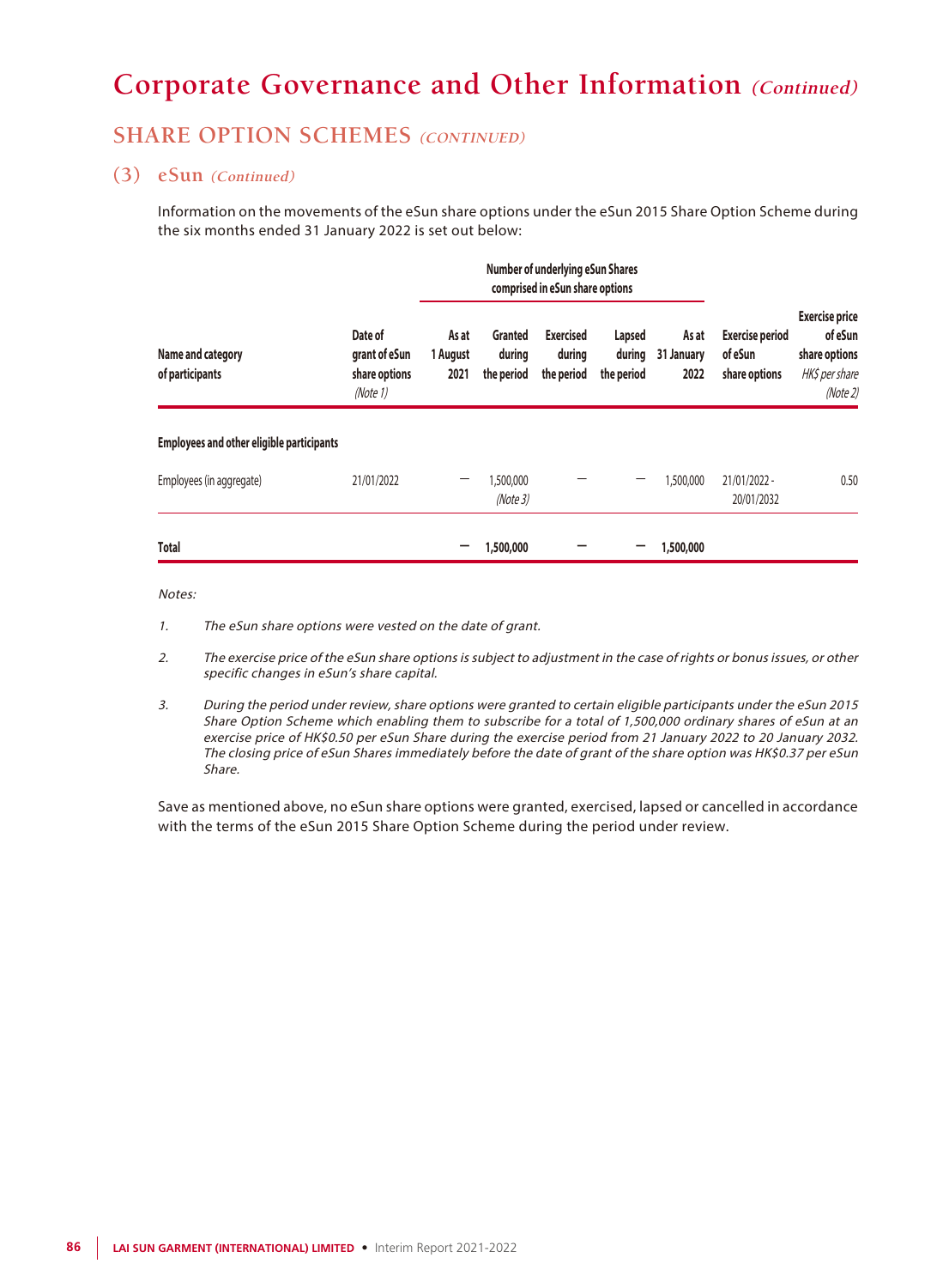# Corporate Governance and Other Information *(Continued)*

## SHARE OPTION SCHEMES *(CONTINUED)*

### (3) eSun *(Continued)*

Information on the movements of the eSun share options under the eSun 2015 Share Option Scheme during the six months ended 31 January 2022 is set out below:

| Name and category of participants | Date of grant of eSun share options *(Note 1)* | Number of underlying eSun Shares comprised in eSun share options | | | | | Exercise period of eSun share options | Exercise price of eSun share options *HK$ per share* *(Note 2)* |
|---|---|---|---|---|---|---|---|---|
| | | As at 1 August 2021 | Granted during the period | Exercised during the period | Lapsed during the period | As at 31 January 2022 | | |
| **Employees and other eligible participants** | | | | | | | | |
| Employees (in aggregate) | 21/01/2022 | – | 1,500,000 *(Note 3)* | – | – | 1,500,000 | 21/01/2022 - 20/01/2032 | 0.50 |
| **Total** | | **–** | **1,500,000** | **–** | **–** | **1,500,000** | | |

*Notes:*

1. *The eSun share options were vested on the date of grant.*
2. *The exercise price of the eSun share options is subject to adjustment in the case of rights or bonus issues, or other specific changes in eSun's share capital.*
3. *During the period under review, share options were granted to certain eligible participants under the eSun 2015 Share Option Scheme which enabling them to subscribe for a total of 1,500,000 ordinary shares of eSun at an exercise price of HK$0.50 per eSun Share during the exercise period from 21 January 2022 to 20 January 2032. The closing price of eSun Shares immediately before the date of grant of the share option was HK$0.37 per eSun Share.*

Save as mentioned above, no eSun share options were granted, exercised, lapsed or cancelled in accordance with the terms of the eSun 2015 Share Option Scheme during the period under review.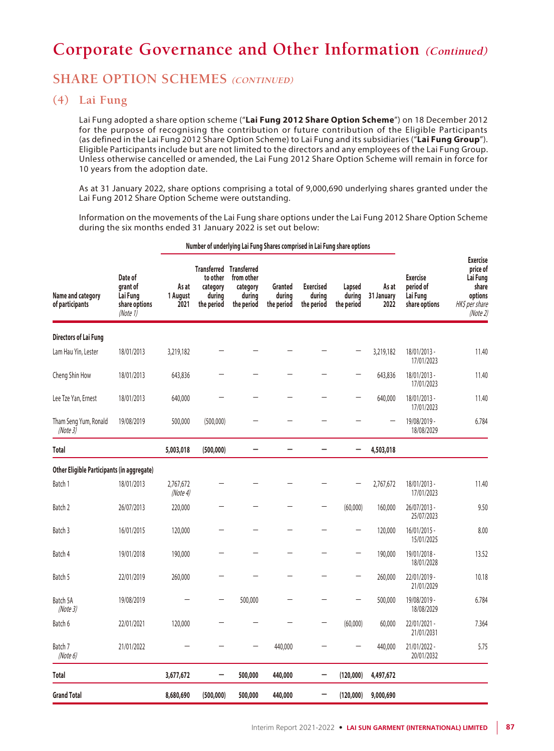# Corporate Governance and Other Information *(Continued)*

## SHARE OPTION SCHEMES *(CONTINUED)*

### (4) Lai Fung

Lai Fung adopted a share option scheme ("**Lai Fung 2012 Share Option Scheme**") on 18 December 2012 for the purpose of recognising the contribution or future contribution of the Eligible Participants (as defined in the Lai Fung 2012 Share Option Scheme) to Lai Fung and its subsidiaries ("**Lai Fung Group**"). Eligible Participants include but are not limited to the directors and any employees of the Lai Fung Group. Unless otherwise cancelled or amended, the Lai Fung 2012 Share Option Scheme will remain in force for 10 years from the adoption date.

As at 31 January 2022, share options comprising a total of 9,000,690 underlying shares granted under the Lai Fung 2012 Share Option Scheme were outstanding.

Information on the movements of the Lai Fung share options under the Lai Fung 2012 Share Option Scheme during the six months ended 31 January 2022 is set out below:

| | | Number of underlying Lai Fung Shares comprised in Lai Fung share options | | | | | | | | |
|---|---|---|---|---|---|---|---|---|---|---|
| Name and category of participants | Date of grant of Lai Fung share options *(Note 1)* | As at 1 August 2021 | Transferred to other category during the period | Transferred from other category during the period | Granted during the period | Exercised during the period | Lapsed during the period | As at 31 January 2022 | Exercise period of Lai Fung share options | Exercise price of Lai Fung share options *HK$ per share* *(Note 2)* |
| **Directors of Lai Fung** | | | | | | | | | | |
| Lam Hau Yin, Lester | 18/01/2013 | 3,219,182 | – | – | – | – | – | 3,219,182 | 18/01/2013 - 17/01/2023 | 11.40 |
| Cheng Shin How | 18/01/2013 | 643,836 | – | – | – | – | – | 643,836 | 18/01/2013 - 17/01/2023 | 11.40 |
| Lee Tze Yan, Ernest | 18/01/2013 | 640,000 | – | – | – | – | – | 640,000 | 18/01/2013 - 17/01/2023 | 11.40 |
| Tham Seng Yum, Ronald *(Note 3)* | 19/08/2019 | 500,000 | (500,000) | – | – | – | – | – | 19/08/2019 - 18/08/2029 | 6.784 |
| **Total** | | **5,003,018** | **(500,000)** | **–** | **–** | **–** | **–** | **4,503,018** | | |
| **Other Eligible Participants (in aggregate)** | | | | | | | | | | |
| Batch 1 | 18/01/2013 | 2,767,672 *(Note 4)* | – | – | – | – | – | 2,767,672 | 18/01/2013 - 17/01/2023 | 11.40 |
| Batch 2 | 26/07/2013 | 220,000 | – | – | – | – | (60,000) | 160,000 | 26/07/2013 - 25/07/2023 | 9.50 |
| Batch 3 | 16/01/2015 | 120,000 | – | – | – | – | – | 120,000 | 16/01/2015 - 15/01/2025 | 8.00 |
| Batch 4 | 19/01/2018 | 190,000 | – | – | – | – | – | 190,000 | 19/01/2018 - 18/01/2028 | 13.52 |
| Batch 5 | 22/01/2019 | 260,000 | – | – | – | – | – | 260,000 | 22/01/2019 - 21/01/2029 | 10.18 |
| Batch 5A *(Note 3)* | 19/08/2019 | – | – | 500,000 | – | – | – | 500,000 | 19/08/2019 - 18/08/2029 | 6.784 |
| Batch 6 | 22/01/2021 | 120,000 | – | – | – | – | (60,000) | 60,000 | 22/01/2021 - 21/01/2031 | 7.364 |
| Batch 7 *(Note 6)* | 21/01/2022 | – | – | – | 440,000 | – | – | 440,000 | 21/01/2022 - 20/01/2032 | 5.75 |
| **Total** | | **3,677,672** | **–** | **500,000** | **440,000** | **–** | **(120,000)** | **4,497,672** | | |
| **Grand Total** | | **8,680,690** | **(500,000)** | **500,000** | **440,000** | **–** | **(120,000)** | **9,000,690** | | |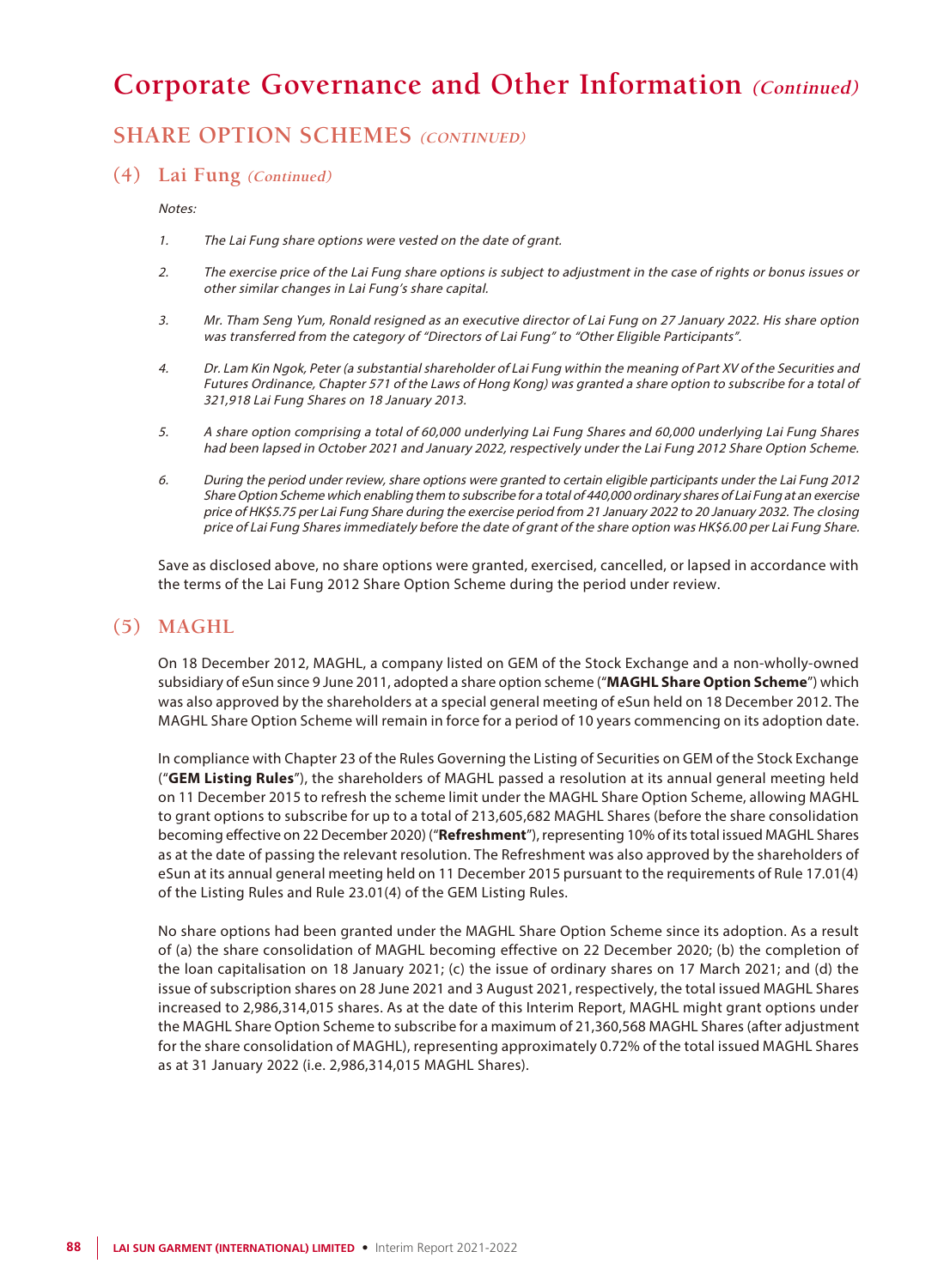# Corporate Governance and Other Information *(Continued)*

## SHARE OPTION SCHEMES *(CONTINUED)*

### (4) Lai Fung *(Continued)*

*Notes:*

1. *The Lai Fung share options were vested on the date of grant.*

2. *The exercise price of the Lai Fung share options is subject to adjustment in the case of rights or bonus issues or other similar changes in Lai Fung's share capital.*

3. *Mr. Tham Seng Yum, Ronald resigned as an executive director of Lai Fung on 27 January 2022. His share option was transferred from the category of "Directors of Lai Fung" to "Other Eligible Participants".*

4. *Dr. Lam Kin Ngok, Peter (a substantial shareholder of Lai Fung within the meaning of Part XV of the Securities and Futures Ordinance, Chapter 571 of the Laws of Hong Kong) was granted a share option to subscribe for a total of 321,918 Lai Fung Shares on 18 January 2013.*

5. *A share option comprising a total of 60,000 underlying Lai Fung Shares and 60,000 underlying Lai Fung Shares had been lapsed in October 2021 and January 2022, respectively under the Lai Fung 2012 Share Option Scheme.*

6. *During the period under review, share options were granted to certain eligible participants under the Lai Fung 2012 Share Option Scheme which enabling them to subscribe for a total of 440,000 ordinary shares of Lai Fung at an exercise price of HK$5.75 per Lai Fung Share during the exercise period from 21 January 2022 to 20 January 2032. The closing price of Lai Fung Shares immediately before the date of grant of the share option was HK$6.00 per Lai Fung Share.*

Save as disclosed above, no share options were granted, exercised, cancelled, or lapsed in accordance with the terms of the Lai Fung 2012 Share Option Scheme during the period under review.

### (5) MAGHL

On 18 December 2012, MAGHL, a company listed on GEM of the Stock Exchange and a non-wholly-owned subsidiary of eSun since 9 June 2011, adopted a share option scheme ("**MAGHL Share Option Scheme**") which was also approved by the shareholders at a special general meeting of eSun held on 18 December 2012. The MAGHL Share Option Scheme will remain in force for a period of 10 years commencing on its adoption date.

In compliance with Chapter 23 of the Rules Governing the Listing of Securities on GEM of the Stock Exchange ("**GEM Listing Rules**"), the shareholders of MAGHL passed a resolution at its annual general meeting held on 11 December 2015 to refresh the scheme limit under the MAGHL Share Option Scheme, allowing MAGHL to grant options to subscribe for up to a total of 213,605,682 MAGHL Shares (before the share consolidation becoming effective on 22 December 2020) ("**Refreshment**"), representing 10% of its total issued MAGHL Shares as at the date of passing the relevant resolution. The Refreshment was also approved by the shareholders of eSun at its annual general meeting held on 11 December 2015 pursuant to the requirements of Rule 17.01(4) of the Listing Rules and Rule 23.01(4) of the GEM Listing Rules.

No share options had been granted under the MAGHL Share Option Scheme since its adoption. As a result of (a) the share consolidation of MAGHL becoming effective on 22 December 2020; (b) the completion of the loan capitalisation on 18 January 2021; (c) the issue of ordinary shares on 17 March 2021; and (d) the issue of subscription shares on 28 June 2021 and 3 August 2021, respectively, the total issued MAGHL Shares increased to 2,986,314,015 shares. As at the date of this Interim Report, MAGHL might grant options under the MAGHL Share Option Scheme to subscribe for a maximum of 21,360,568 MAGHL Shares (after adjustment for the share consolidation of MAGHL), representing approximately 0.72% of the total issued MAGHL Shares as at 31 January 2022 (i.e. 2,986,314,015 MAGHL Shares).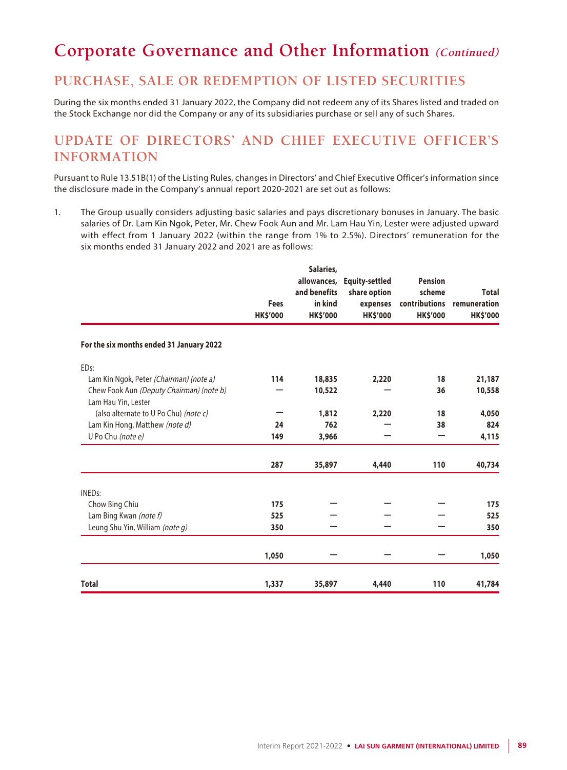# Corporate Governance and Other Information *(Continued)*

## PURCHASE, SALE OR REDEMPTION OF LISTED SECURITIES

During the six months ended 31 January 2022, the Company did not redeem any of its Shares listed and traded on the Stock Exchange nor did the Company or any of its subsidiaries purchase or sell any of such Shares.

## UPDATE OF DIRECTORS' AND CHIEF EXECUTIVE OFFICER'S INFORMATION

Pursuant to Rule 13.51B(1) of the Listing Rules, changes in Directors' and Chief Executive Officer's information since the disclosure made in the Company's annual report 2020-2021 are set out as follows:

1. The Group usually considers adjusting basic salaries and pays discretionary bonuses in January. The basic salaries of Dr. Lam Kin Ngok, Peter, Mr. Chew Fook Aun and Mr. Lam Hau Yin, Lester were adjusted upward with effect from 1 January 2022 (within the range from 1% to 2.5%). Directors' remuneration for the six months ended 31 January 2022 and 2021 are as follows:

| | Fees HK$'000 | Salaries, allowances, and benefits in kind HK$'000 | Equity-settled share option expenses HK$'000 | Pension scheme contributions HK$'000 | Total remuneration HK$'000 |
|---|---|---|---|---|---|
| **For the six months ended 31 January 2022** | | | | | |
| EDs: | | | | | |
| Lam Kin Ngok, Peter *(Chairman) (note a)* | **114** | **18,835** | **2,220** | **18** | **21,187** |
| Chew Fook Aun *(Deputy Chairman) (note b)* | **—** | **10,522** | **—** | **36** | **10,558** |
| Lam Hau Yin, Lester (also alternate to U Po Chu) *(note c)* | **—** | **1,812** | **2,220** | **18** | **4,050** |
| Lam Kin Hong, Matthew *(note d)* | **24** | **762** | **—** | **38** | **824** |
| U Po Chu *(note e)* | **149** | **3,966** | **—** | **—** | **4,115** |
| | **287** | **35,897** | **4,440** | **110** | **40,734** |
| INEDs: | | | | | |
| Chow Bing Chiu | **175** | **—** | **—** | **—** | **175** |
| Lam Bing Kwan *(note f)* | **525** | **—** | **—** | **—** | **525** |
| Leung Shu Yin, William *(note g)* | **350** | **—** | **—** | **—** | **350** |
| | **1,050** | **—** | **—** | **—** | **1,050** |
| **Total** | **1,337** | **35,897** | **4,440** | **110** | **41,784** |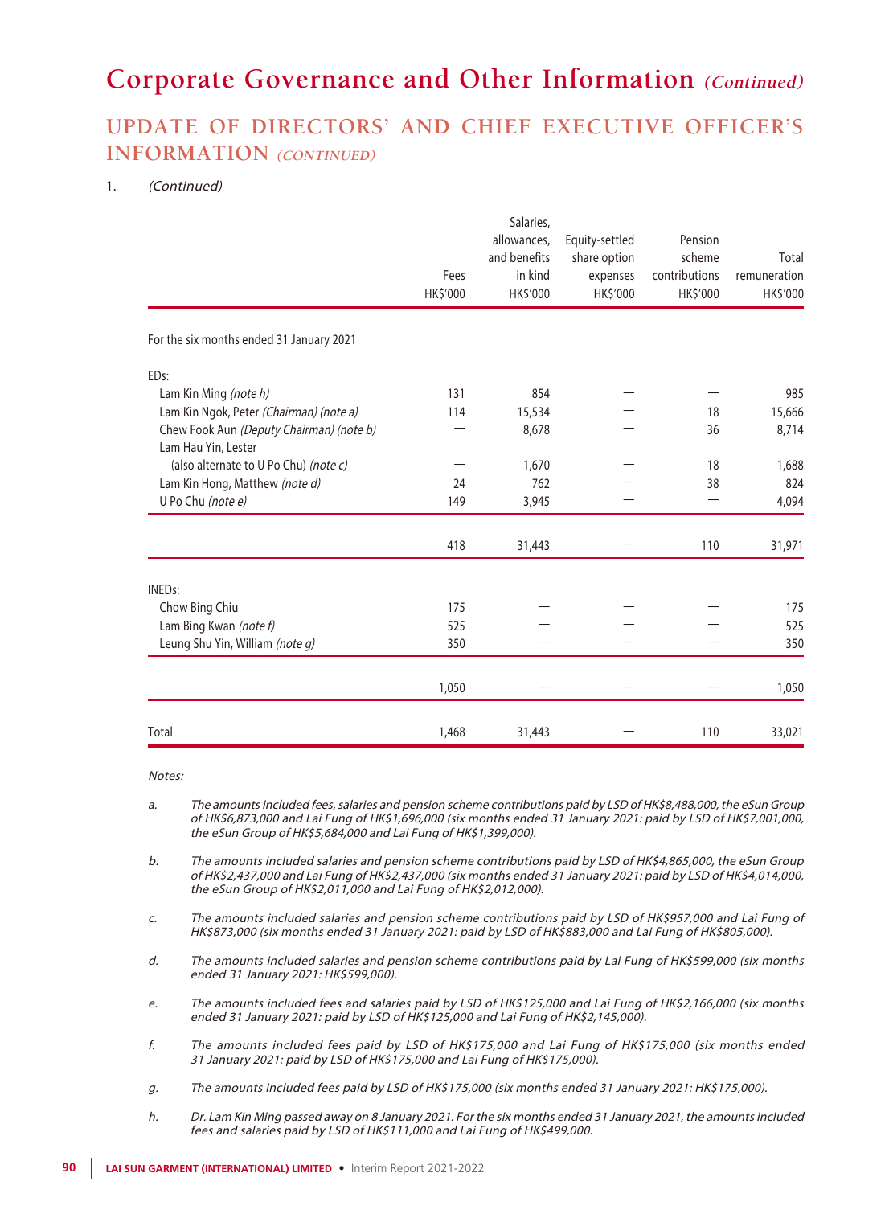# Corporate Governance and Other Information *(Continued)*

## UPDATE OF DIRECTORS' AND CHIEF EXECUTIVE OFFICER'S INFORMATION *(CONTINUED)*

1. *(Continued)*

| | Fees HK$'000 | Salaries, allowances, and benefits in kind HK$'000 | Equity-settled share option expenses HK$'000 | Pension scheme contributions HK$'000 | Total remuneration HK$'000 |
|---|---|---|---|---|---|
| For the six months ended 31 January 2021 | | | | | |
| EDs: | | | | | |
| Lam Kin Ming *(note h)* | 131 | 854 | — | — | 985 |
| Lam Kin Ngok, Peter *(Chairman) (note a)* | 114 | 15,534 | — | 18 | 15,666 |
| Chew Fook Aun *(Deputy Chairman) (note b)* | — | 8,678 | — | 36 | 8,714 |
| Lam Hau Yin, Lester (also alternate to U Po Chu) *(note c)* | — | 1,670 | — | 18 | 1,688 |
| Lam Kin Hong, Matthew *(note d)* | 24 | 762 | — | 38 | 824 |
| U Po Chu *(note e)* | 149 | 3,945 | — | — | 4,094 |
| | 418 | 31,443 | — | 110 | 31,971 |
| INEDs: | | | | | |
| Chow Bing Chiu | 175 | — | — | — | 175 |
| Lam Bing Kwan *(note f)* | 525 | — | — | — | 525 |
| Leung Shu Yin, William *(note g)* | 350 | — | — | — | 350 |
| | 1,050 | — | — | — | 1,050 |
| Total | 1,468 | 31,443 | — | 110 | 33,021 |

*Notes:*

a. *The amounts included fees, salaries and pension scheme contributions paid by LSD of HK$8,488,000, the eSun Group of HK$6,873,000 and Lai Fung of HK$1,696,000 (six months ended 31 January 2021: paid by LSD of HK$7,001,000, the eSun Group of HK$5,684,000 and Lai Fung of HK$1,399,000).*

b. *The amounts included salaries and pension scheme contributions paid by LSD of HK$4,865,000, the eSun Group of HK$2,437,000 and Lai Fung of HK$2,437,000 (six months ended 31 January 2021: paid by LSD of HK$4,014,000, the eSun Group of HK$2,011,000 and Lai Fung of HK$2,012,000).*

c. *The amounts included salaries and pension scheme contributions paid by LSD of HK$957,000 and Lai Fung of HK$873,000 (six months ended 31 January 2021: paid by LSD of HK$883,000 and Lai Fung of HK$805,000).*

d. *The amounts included salaries and pension scheme contributions paid by Lai Fung of HK$599,000 (six months ended 31 January 2021: HK$599,000).*

e. *The amounts included fees and salaries paid by LSD of HK$125,000 and Lai Fung of HK$2,166,000 (six months ended 31 January 2021: paid by LSD of HK$125,000 and Lai Fung of HK$2,145,000).*

f. *The amounts included fees paid by LSD of HK$175,000 and Lai Fung of HK$175,000 (six months ended 31 January 2021: paid by LSD of HK$175,000 and Lai Fung of HK$175,000).*

g. *The amounts included fees paid by LSD of HK$175,000 (six months ended 31 January 2021: HK$175,000).*

h. *Dr. Lam Kin Ming passed away on 8 January 2021. For the six months ended 31 January 2021, the amounts included fees and salaries paid by LSD of HK$111,000 and Lai Fung of HK$499,000.*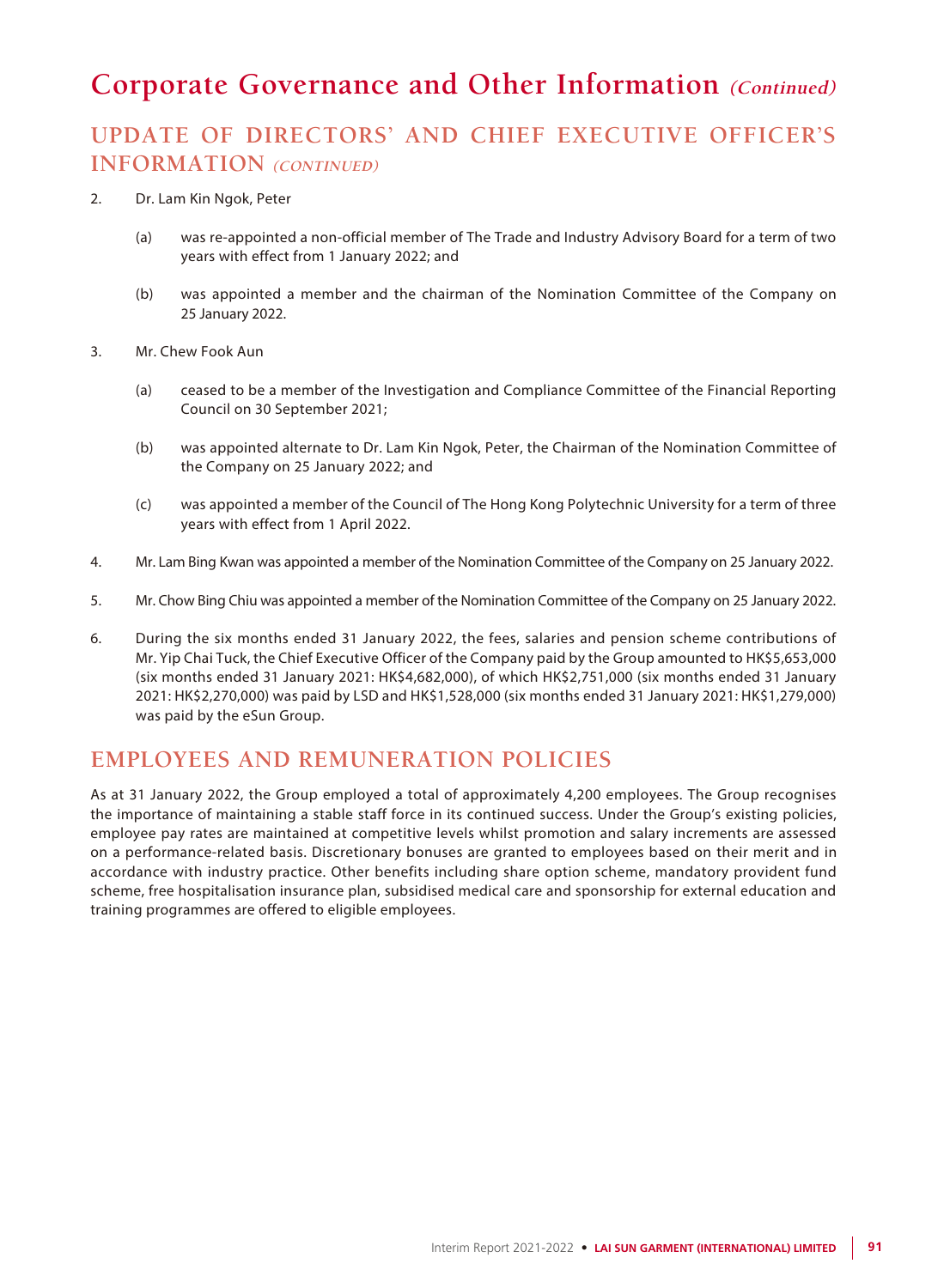# Corporate Governance and Other Information *(Continued)*

## UPDATE OF DIRECTORS' AND CHIEF EXECUTIVE OFFICER'S INFORMATION *(CONTINUED)*

2. Dr. Lam Kin Ngok, Peter

   (a) was re-appointed a non-official member of The Trade and Industry Advisory Board for a term of two years with effect from 1 January 2022; and

   (b) was appointed a member and the chairman of the Nomination Committee of the Company on 25 January 2022.

3. Mr. Chew Fook Aun

   (a) ceased to be a member of the Investigation and Compliance Committee of the Financial Reporting Council on 30 September 2021;

   (b) was appointed alternate to Dr. Lam Kin Ngok, Peter, the Chairman of the Nomination Committee of the Company on 25 January 2022; and

   (c) was appointed a member of the Council of The Hong Kong Polytechnic University for a term of three years with effect from 1 April 2022.

4. Mr. Lam Bing Kwan was appointed a member of the Nomination Committee of the Company on 25 January 2022.

5. Mr. Chow Bing Chiu was appointed a member of the Nomination Committee of the Company on 25 January 2022.

6. During the six months ended 31 January 2022, the fees, salaries and pension scheme contributions of Mr. Yip Chai Tuck, the Chief Executive Officer of the Company paid by the Group amounted to HK$5,653,000 (six months ended 31 January 2021: HK$4,682,000), of which HK$2,751,000 (six months ended 31 January 2021: HK$2,270,000) was paid by LSD and HK$1,528,000 (six months ended 31 January 2021: HK$1,279,000) was paid by the eSun Group.

## EMPLOYEES AND REMUNERATION POLICIES

As at 31 January 2022, the Group employed a total of approximately 4,200 employees. The Group recognises the importance of maintaining a stable staff force in its continued success. Under the Group's existing policies, employee pay rates are maintained at competitive levels whilst promotion and salary increments are assessed on a performance-related basis. Discretionary bonuses are granted to employees based on their merit and in accordance with industry practice. Other benefits including share option scheme, mandatory provident fund scheme, free hospitalisation insurance plan, subsidised medical care and sponsorship for external education and training programmes are offered to eligible employees.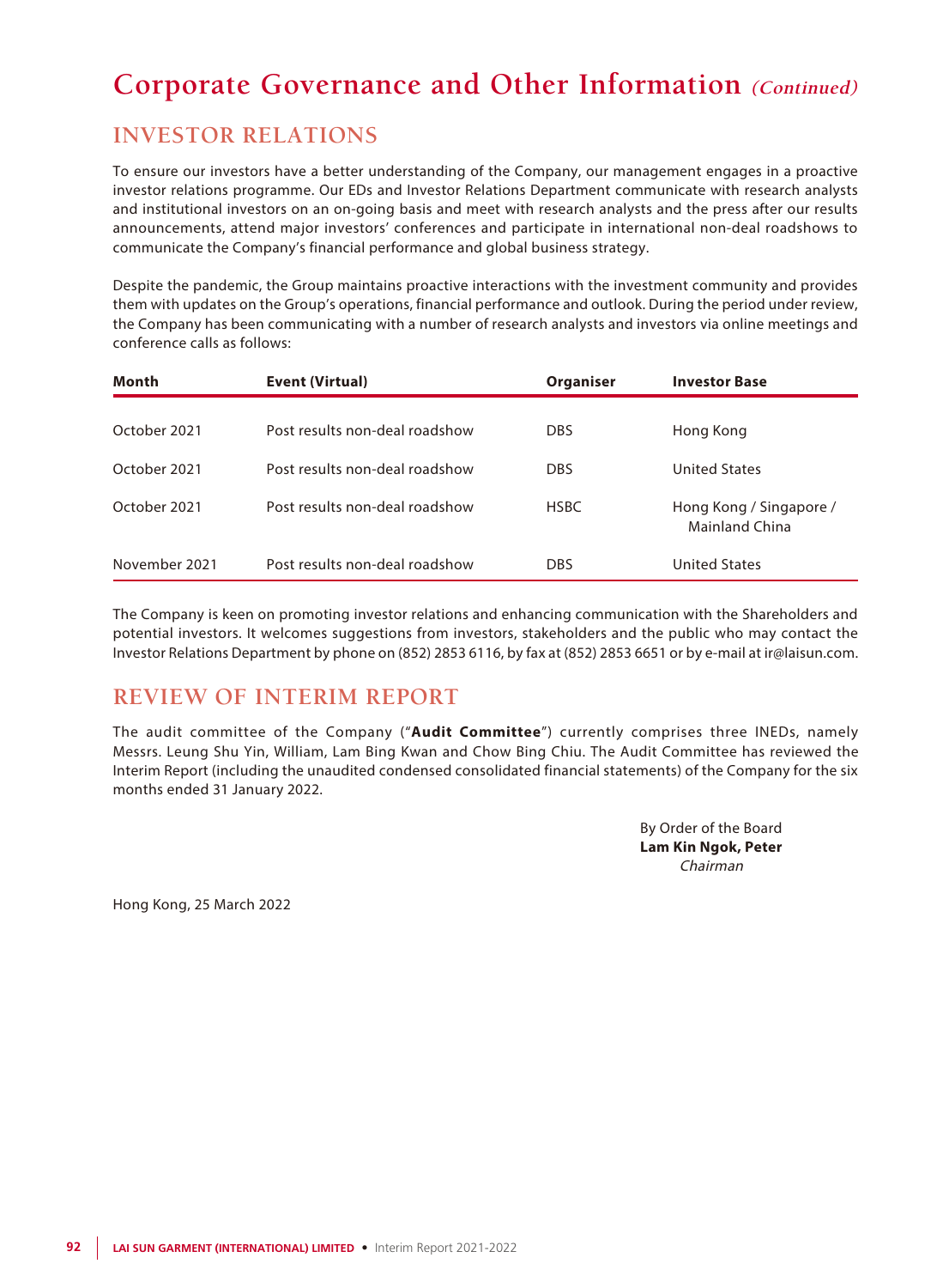# Corporate Governance and Other Information *(Continued)*

## INVESTOR RELATIONS

To ensure our investors have a better understanding of the Company, our management engages in a proactive investor relations programme. Our EDs and Investor Relations Department communicate with research analysts and institutional investors on an on-going basis and meet with research analysts and the press after our results announcements, attend major investors' conferences and participate in international non-deal roadshows to communicate the Company's financial performance and global business strategy.

Despite the pandemic, the Group maintains proactive interactions with the investment community and provides them with updates on the Group's operations, financial performance and outlook. During the period under review, the Company has been communicating with a number of research analysts and investors via online meetings and conference calls as follows:

| Month | Event (Virtual) | Organiser | Investor Base |
|---|---|---|---|
| October 2021 | Post results non-deal roadshow | DBS | Hong Kong |
| October 2021 | Post results non-deal roadshow | DBS | United States |
| October 2021 | Post results non-deal roadshow | HSBC | Hong Kong / Singapore / Mainland China |
| November 2021 | Post results non-deal roadshow | DBS | United States |

The Company is keen on promoting investor relations and enhancing communication with the Shareholders and potential investors. It welcomes suggestions from investors, stakeholders and the public who may contact the Investor Relations Department by phone on (852) 2853 6116, by fax at (852) 2853 6651 or by e-mail at ir@laisun.com.

## REVIEW OF INTERIM REPORT

The audit committee of the Company ("**Audit Committee**") currently comprises three INEDs, namely Messrs. Leung Shu Yin, William, Lam Bing Kwan and Chow Bing Chiu. The Audit Committee has reviewed the Interim Report (including the unaudited condensed consolidated financial statements) of the Company for the six months ended 31 January 2022.

By Order of the Board
**Lam Kin Ngok, Peter**
*Chairman*

Hong Kong, 25 March 2022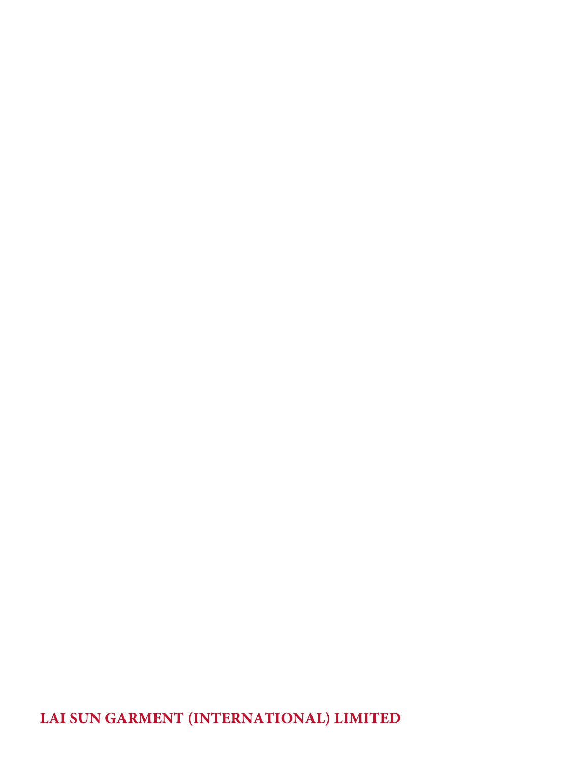LAI SUN GARMENT (INTERNATIONAL) LIMITED